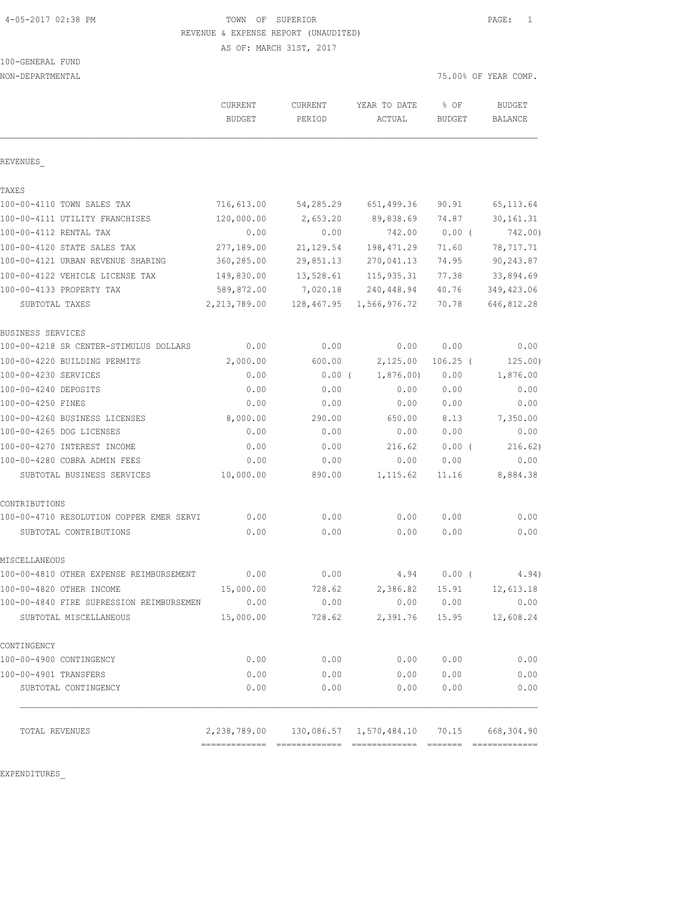TOWN OF SUPERIOR
REVENUE & EXPENSE REPORT (UNAUDITED)
AS OF: MARCH 31ST, 2017

100-GENERAL FUND
NON-DEPARTMENTAL

75.00% OF YEAR COMP.

| | CURRENT BUDGET | CURRENT PERIOD | YEAR TO DATE ACTUAL | % OF BUDGET | BUDGET BALANCE |
|---|---|---|---|---|---|
| REVENUES_ | | | | | |
| TAXES | | | | | |
| 100-00-4110 TOWN SALES TAX | 716,613.00 | 54,285.29 | 651,499.36 | 90.91 | 65,113.64 |
| 100-00-4111 UTILITY FRANCHISES | 120,000.00 | 2,653.20 | 89,838.69 | 74.87 | 30,161.31 |
| 100-00-4112 RENTAL TAX | 0.00 | 0.00 | 742.00 | 0.00 ( | 742.00) |
| 100-00-4120 STATE SALES TAX | 277,189.00 | 21,129.54 | 198,471.29 | 71.60 | 78,717.71 |
| 100-00-4121 URBAN REVENUE SHARING | 360,285.00 | 29,851.13 | 270,041.13 | 74.95 | 90,243.87 |
| 100-00-4122 VEHICLE LICENSE TAX | 149,830.00 | 13,528.61 | 115,935.31 | 77.38 | 33,894.69 |
| 100-00-4133 PROPERTY TAX | 589,872.00 | 7,020.18 | 240,448.94 | 40.76 | 349,423.06 |
| SUBTOTAL TAXES | 2,213,789.00 | 128,467.95 | 1,566,976.72 | 70.78 | 646,812.28 |
| BUSINESS SERVICES | | | | | |
| 100-00-4218 SR CENTER-STIMULUS DOLLARS | 0.00 | 0.00 | 0.00 | 0.00 | 0.00 |
| 100-00-4220 BUILDING PERMITS | 2,000.00 | 600.00 | 2,125.00 | 106.25 ( | 125.00) |
| 100-00-4230 SERVICES | 0.00 | 0.00 ( | 1,876.00) | 0.00 | 1,876.00 |
| 100-00-4240 DEPOSITS | 0.00 | 0.00 | 0.00 | 0.00 | 0.00 |
| 100-00-4250 FINES | 0.00 | 0.00 | 0.00 | 0.00 | 0.00 |
| 100-00-4260 BUSINESS LICENSES | 8,000.00 | 290.00 | 650.00 | 8.13 | 7,350.00 |
| 100-00-4265 DOG LICENSES | 0.00 | 0.00 | 0.00 | 0.00 | 0.00 |
| 100-00-4270 INTEREST INCOME | 0.00 | 0.00 | 216.62 | 0.00 ( | 216.62) |
| 100-00-4280 COBRA ADMIN FEES | 0.00 | 0.00 | 0.00 | 0.00 | 0.00 |
| SUBTOTAL BUSINESS SERVICES | 10,000.00 | 890.00 | 1,115.62 | 11.16 | 8,884.38 |
| CONTRIBUTIONS | | | | | |
| 100-00-4710 RESOLUTION COPPER EMER SERVI | 0.00 | 0.00 | 0.00 | 0.00 | 0.00 |
| SUBTOTAL CONTRIBUTIONS | 0.00 | 0.00 | 0.00 | 0.00 | 0.00 |
| MISCELLANEOUS | | | | | |
| 100-00-4810 OTHER EXPENSE REIMBURSEMENT | 0.00 | 0.00 | 4.94 | 0.00 ( | 4.94) |
| 100-00-4820 OTHER INCOME | 15,000.00 | 728.62 | 2,386.82 | 15.91 | 12,613.18 |
| 100-00-4840 FIRE SUPRESSION REIMBURSEMEN | 0.00 | 0.00 | 0.00 | 0.00 | 0.00 |
| SUBTOTAL MISCELLANEOUS | 15,000.00 | 728.62 | 2,391.76 | 15.95 | 12,608.24 |
| CONTINGENCY | | | | | |
| 100-00-4900 CONTINGENCY | 0.00 | 0.00 | 0.00 | 0.00 | 0.00 |
| 100-00-4901 TRANSFERS | 0.00 | 0.00 | 0.00 | 0.00 | 0.00 |
| SUBTOTAL CONTINGENCY | 0.00 | 0.00 | 0.00 | 0.00 | 0.00 |
| TOTAL REVENUES | 2,238,789.00 | 130,086.57 | 1,570,484.10 | 70.15 | 668,304.90 |

EXPENDITURES_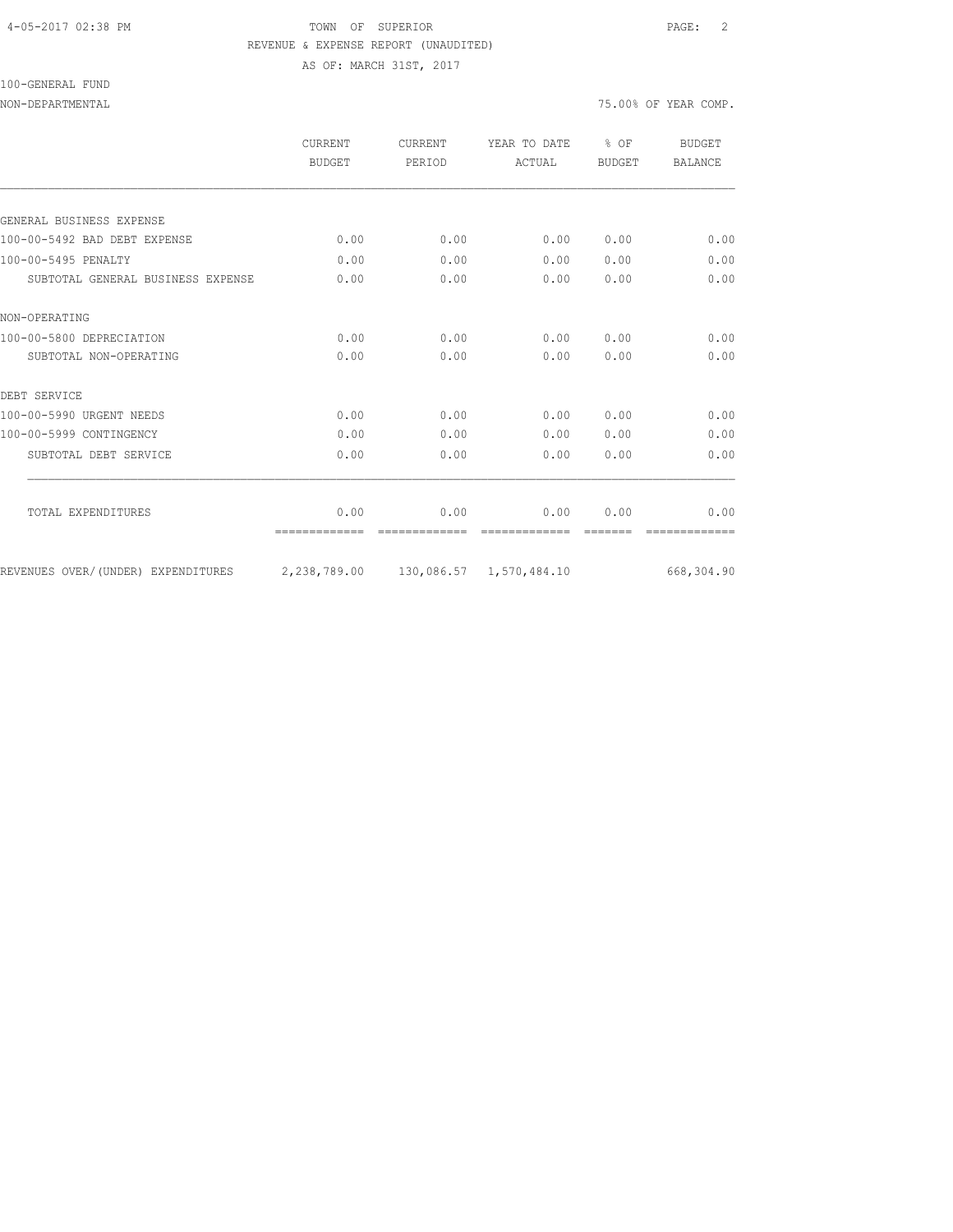TOWN OF SUPERIOR

REVENUE & EXPENSE REPORT (UNAUDITED)

AS OF: MARCH 31ST, 2017

100-GENERAL FUND

NON-DEPARTMENTAL — 75.00% OF YEAR COMP.

| | CURRENT BUDGET | CURRENT PERIOD | YEAR TO DATE ACTUAL | % OF BUDGET | BUDGET BALANCE |
|---|---|---|---|---|---|
| GENERAL BUSINESS EXPENSE | | | | | |
| 100-00-5492 BAD DEBT EXPENSE | 0.00 | 0.00 | 0.00 | 0.00 | 0.00 |
| 100-00-5495 PENALTY | 0.00 | 0.00 | 0.00 | 0.00 | 0.00 |
| SUBTOTAL GENERAL BUSINESS EXPENSE | 0.00 | 0.00 | 0.00 | 0.00 | 0.00 |
| NON-OPERATING | | | | | |
| 100-00-5800 DEPRECIATION | 0.00 | 0.00 | 0.00 | 0.00 | 0.00 |
| SUBTOTAL NON-OPERATING | 0.00 | 0.00 | 0.00 | 0.00 | 0.00 |
| DEBT SERVICE | | | | | |
| 100-00-5990 URGENT NEEDS | 0.00 | 0.00 | 0.00 | 0.00 | 0.00 |
| 100-00-5999 CONTINGENCY | 0.00 | 0.00 | 0.00 | 0.00 | 0.00 |
| SUBTOTAL DEBT SERVICE | 0.00 | 0.00 | 0.00 | 0.00 | 0.00 |
| TOTAL EXPENDITURES | 0.00 | 0.00 | 0.00 | 0.00 | 0.00 |
| REVENUES OVER/(UNDER) EXPENDITURES | 2,238,789.00 | 130,086.57 | 1,570,484.10 | | 668,304.90 |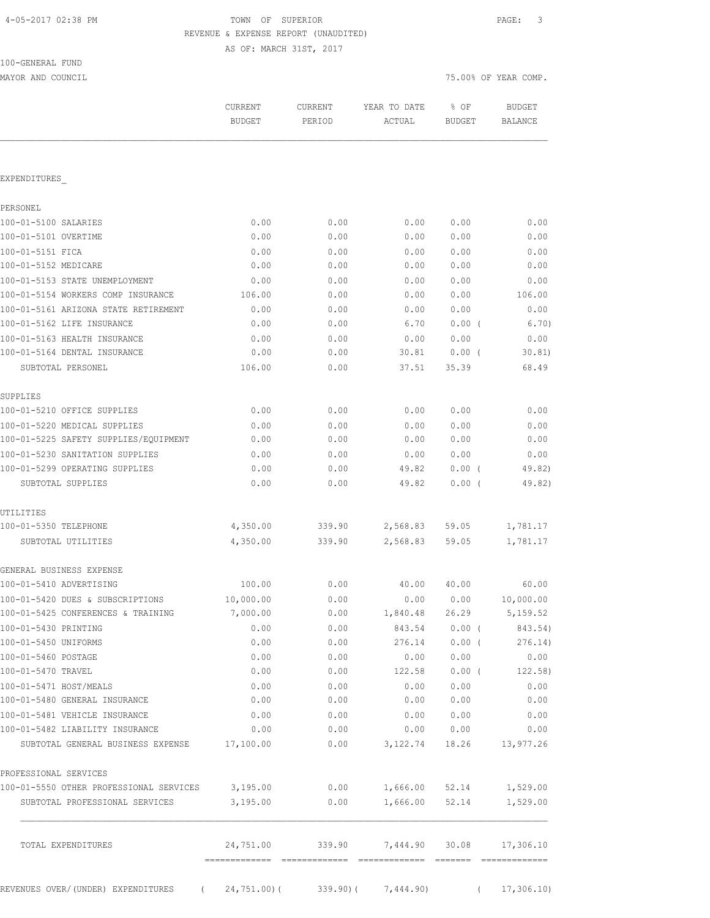4-05-2017 02:38 PM

TOWN OF SUPERIOR

REVENUE & EXPENSE REPORT (UNAUDITED)

AS OF: MARCH 31ST, 2017

100-GENERAL FUND

MAYOR AND COUNCIL

75.00% OF YEAR COMP.

| | CURRENT BUDGET | CURRENT PERIOD | YEAR TO DATE ACTUAL | % OF BUDGET | BUDGET BALANCE |
|---|---|---|---|---|---|
| **EXPENDITURES** | | | | | |
| **PERSONEL** | | | | | |
| 100-01-5100 SALARIES | 0.00 | 0.00 | 0.00 | 0.00 | 0.00 |
| 100-01-5101 OVERTIME | 0.00 | 0.00 | 0.00 | 0.00 | 0.00 |
| 100-01-5151 FICA | 0.00 | 0.00 | 0.00 | 0.00 | 0.00 |
| 100-01-5152 MEDICARE | 0.00 | 0.00 | 0.00 | 0.00 | 0.00 |
| 100-01-5153 STATE UNEMPLOYMENT | 0.00 | 0.00 | 0.00 | 0.00 | 0.00 |
| 100-01-5154 WORKERS COMP INSURANCE | 106.00 | 0.00 | 0.00 | 0.00 | 106.00 |
| 100-01-5161 ARIZONA STATE RETIREMENT | 0.00 | 0.00 | 0.00 | 0.00 | 0.00 |
| 100-01-5162 LIFE INSURANCE | 0.00 | 0.00 | 6.70 | 0.00 ( | 6.70) |
| 100-01-5163 HEALTH INSURANCE | 0.00 | 0.00 | 0.00 | 0.00 | 0.00 |
| 100-01-5164 DENTAL INSURANCE | 0.00 | 0.00 | 30.81 | 0.00 ( | 30.81) |
| SUBTOTAL PERSONEL | 106.00 | 0.00 | 37.51 | 35.39 | 68.49 |
| **SUPPLIES** | | | | | |
| 100-01-5210 OFFICE SUPPLIES | 0.00 | 0.00 | 0.00 | 0.00 | 0.00 |
| 100-01-5220 MEDICAL SUPPLIES | 0.00 | 0.00 | 0.00 | 0.00 | 0.00 |
| 100-01-5225 SAFETY SUPPLIES/EQUIPMENT | 0.00 | 0.00 | 0.00 | 0.00 | 0.00 |
| 100-01-5230 SANITATION SUPPLIES | 0.00 | 0.00 | 0.00 | 0.00 | 0.00 |
| 100-01-5299 OPERATING SUPPLIES | 0.00 | 0.00 | 49.82 | 0.00 ( | 49.82) |
| SUBTOTAL SUPPLIES | 0.00 | 0.00 | 49.82 | 0.00 ( | 49.82) |
| **UTILITIES** | | | | | |
| 100-01-5350 TELEPHONE | 4,350.00 | 339.90 | 2,568.83 | 59.05 | 1,781.17 |
| SUBTOTAL UTILITIES | 4,350.00 | 339.90 | 2,568.83 | 59.05 | 1,781.17 |
| **GENERAL BUSINESS EXPENSE** | | | | | |
| 100-01-5410 ADVERTISING | 100.00 | 0.00 | 40.00 | 40.00 | 60.00 |
| 100-01-5420 DUES & SUBSCRIPTIONS | 10,000.00 | 0.00 | 0.00 | 0.00 | 10,000.00 |
| 100-01-5425 CONFERENCES & TRAINING | 7,000.00 | 0.00 | 1,840.48 | 26.29 | 5,159.52 |
| 100-01-5430 PRINTING | 0.00 | 0.00 | 843.54 | 0.00 ( | 843.54) |
| 100-01-5450 UNIFORMS | 0.00 | 0.00 | 276.14 | 0.00 ( | 276.14) |
| 100-01-5460 POSTAGE | 0.00 | 0.00 | 0.00 | 0.00 | 0.00 |
| 100-01-5470 TRAVEL | 0.00 | 0.00 | 122.58 | 0.00 ( | 122.58) |
| 100-01-5471 HOST/MEALS | 0.00 | 0.00 | 0.00 | 0.00 | 0.00 |
| 100-01-5480 GENERAL INSURANCE | 0.00 | 0.00 | 0.00 | 0.00 | 0.00 |
| 100-01-5481 VEHICLE INSURANCE | 0.00 | 0.00 | 0.00 | 0.00 | 0.00 |
| 100-01-5482 LIABILITY INSURANCE | 0.00 | 0.00 | 0.00 | 0.00 | 0.00 |
| SUBTOTAL GENERAL BUSINESS EXPENSE | 17,100.00 | 0.00 | 3,122.74 | 18.26 | 13,977.26 |
| **PROFESSIONAL SERVICES** | | | | | |
| 100-01-5550 OTHER PROFESSIONAL SERVICES | 3,195.00 | 0.00 | 1,666.00 | 52.14 | 1,529.00 |
| SUBTOTAL PROFESSIONAL SERVICES | 3,195.00 | 0.00 | 1,666.00 | 52.14 | 1,529.00 |
| TOTAL EXPENDITURES | 24,751.00 | 339.90 | 7,444.90 | 30.08 | 17,306.10 |
| REVENUES OVER/(UNDER) EXPENDITURES | ( 24,751.00)( | 339.90)( | 7,444.90) | ( | 17,306.10) |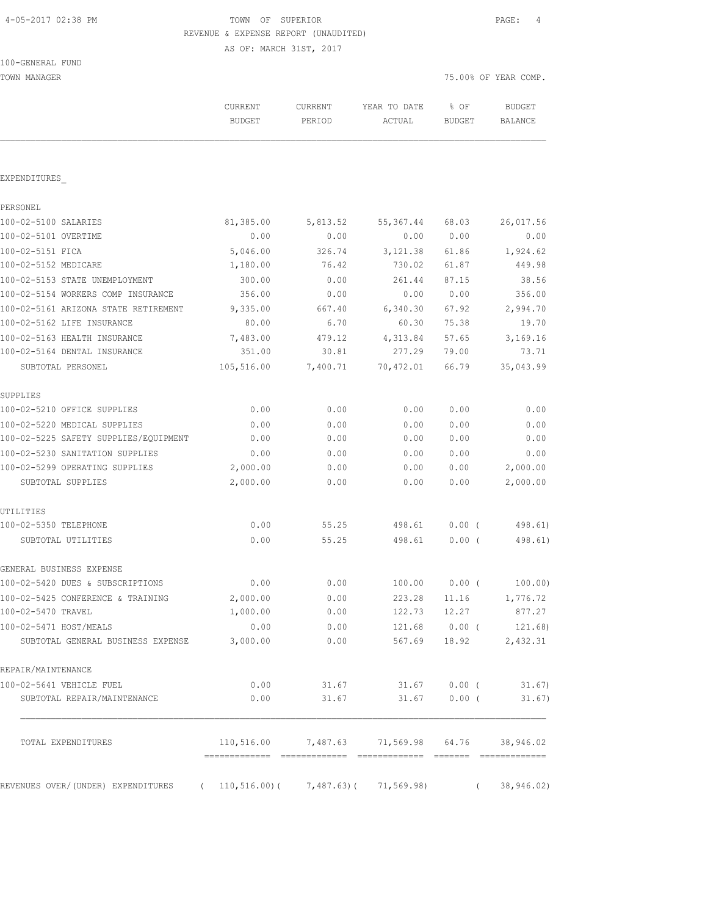TOWN OF SUPERIOR
REVENUE & EXPENSE REPORT (UNAUDITED)
AS OF: MARCH 31ST, 2017

4-05-2017 02:38 PM

100-GENERAL FUND
TOWN MANAGER

75.00% OF YEAR COMP.

| | CURRENT BUDGET | CURRENT PERIOD | YEAR TO DATE ACTUAL | % OF BUDGET | BUDGET BALANCE |
|---|---|---|---|---|---|
| EXPENDITURES_ | | | | | |
| PERSONEL | | | | | |
| 100-02-5100 SALARIES | 81,385.00 | 5,813.52 | 55,367.44 | 68.03 | 26,017.56 |
| 100-02-5101 OVERTIME | 0.00 | 0.00 | 0.00 | 0.00 | 0.00 |
| 100-02-5151 FICA | 5,046.00 | 326.74 | 3,121.38 | 61.86 | 1,924.62 |
| 100-02-5152 MEDICARE | 1,180.00 | 76.42 | 730.02 | 61.87 | 449.98 |
| 100-02-5153 STATE UNEMPLOYMENT | 300.00 | 0.00 | 261.44 | 87.15 | 38.56 |
| 100-02-5154 WORKERS COMP INSURANCE | 356.00 | 0.00 | 0.00 | 0.00 | 356.00 |
| 100-02-5161 ARIZONA STATE RETIREMENT | 9,335.00 | 667.40 | 6,340.30 | 67.92 | 2,994.70 |
| 100-02-5162 LIFE INSURANCE | 80.00 | 6.70 | 60.30 | 75.38 | 19.70 |
| 100-02-5163 HEALTH INSURANCE | 7,483.00 | 479.12 | 4,313.84 | 57.65 | 3,169.16 |
| 100-02-5164 DENTAL INSURANCE | 351.00 | 30.81 | 277.29 | 79.00 | 73.71 |
| SUBTOTAL PERSONEL | 105,516.00 | 7,400.71 | 70,472.01 | 66.79 | 35,043.99 |
| SUPPLIES | | | | | |
| 100-02-5210 OFFICE SUPPLIES | 0.00 | 0.00 | 0.00 | 0.00 | 0.00 |
| 100-02-5220 MEDICAL SUPPLIES | 0.00 | 0.00 | 0.00 | 0.00 | 0.00 |
| 100-02-5225 SAFETY SUPPLIES/EQUIPMENT | 0.00 | 0.00 | 0.00 | 0.00 | 0.00 |
| 100-02-5230 SANITATION SUPPLIES | 0.00 | 0.00 | 0.00 | 0.00 | 0.00 |
| 100-02-5299 OPERATING SUPPLIES | 2,000.00 | 0.00 | 0.00 | 0.00 | 2,000.00 |
| SUBTOTAL SUPPLIES | 2,000.00 | 0.00 | 0.00 | 0.00 | 2,000.00 |
| UTILITIES | | | | | |
| 100-02-5350 TELEPHONE | 0.00 | 55.25 | 498.61 | 0.00 ( | 498.61) |
| SUBTOTAL UTILITIES | 0.00 | 55.25 | 498.61 | 0.00 ( | 498.61) |
| GENERAL BUSINESS EXPENSE | | | | | |
| 100-02-5420 DUES & SUBSCRIPTIONS | 0.00 | 0.00 | 100.00 | 0.00 ( | 100.00) |
| 100-02-5425 CONFERENCE & TRAINING | 2,000.00 | 0.00 | 223.28 | 11.16 | 1,776.72 |
| 100-02-5470 TRAVEL | 1,000.00 | 0.00 | 122.73 | 12.27 | 877.27 |
| 100-02-5471 HOST/MEALS | 0.00 | 0.00 | 121.68 | 0.00 ( | 121.68) |
| SUBTOTAL GENERAL BUSINESS EXPENSE | 3,000.00 | 0.00 | 567.69 | 18.92 | 2,432.31 |
| REPAIR/MAINTENANCE | | | | | |
| 100-02-5641 VEHICLE FUEL | 0.00 | 31.67 | 31.67 | 0.00 ( | 31.67) |
| SUBTOTAL REPAIR/MAINTENANCE | 0.00 | 31.67 | 31.67 | 0.00 ( | 31.67) |
| TOTAL EXPENDITURES | 110,516.00 | 7,487.63 | 71,569.98 | 64.76 | 38,946.02 |
| REVENUES OVER/(UNDER) EXPENDITURES | ( 110,516.00)( | 7,487.63)( | 71,569.98) | ( | 38,946.02) |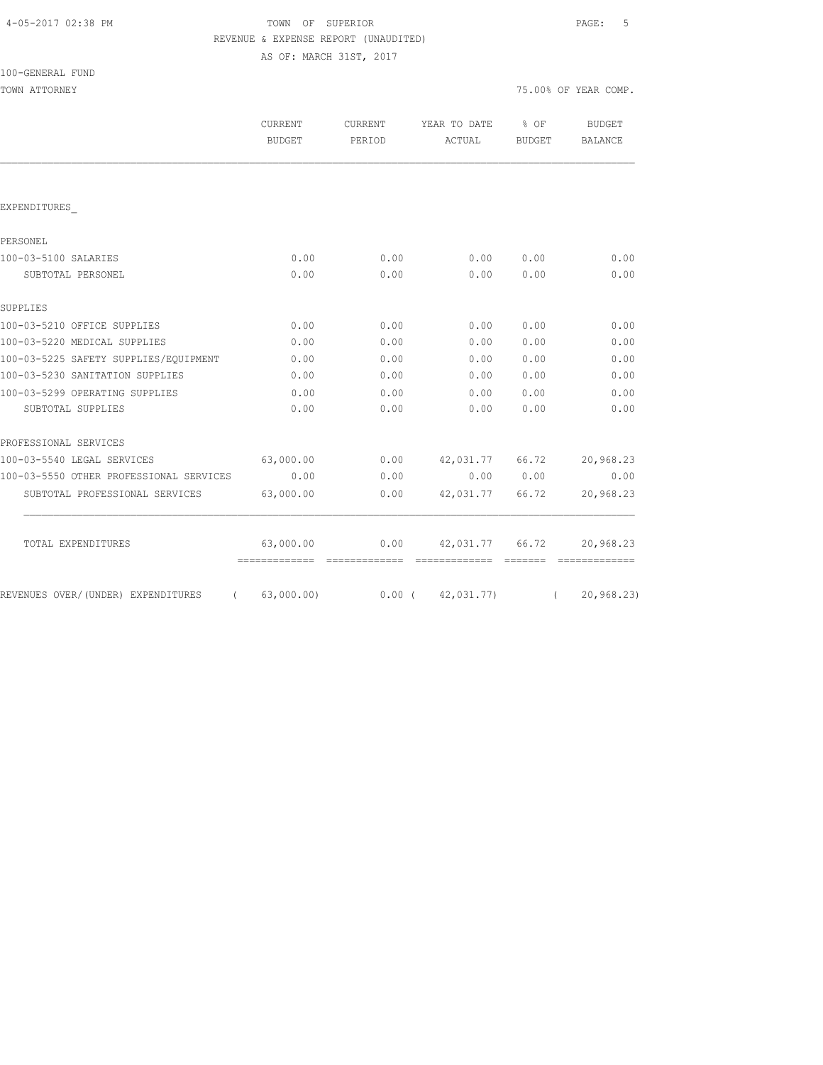TOWN OF SUPERIOR

REVENUE & EXPENSE REPORT (UNAUDITED)

AS OF: MARCH 31ST, 2017

100-GENERAL FUND

TOWN ATTORNEY

75.00% OF YEAR COMP.

| | CURRENT BUDGET | CURRENT PERIOD | YEAR TO DATE ACTUAL | % OF BUDGET | BUDGET BALANCE |
|---|---|---|---|---|---|
| EXPENDITURES_ | | | | | |
| PERSONEL | | | | | |
| 100-03-5100 SALARIES | 0.00 | 0.00 | 0.00 | 0.00 | 0.00 |
| SUBTOTAL PERSONEL | 0.00 | 0.00 | 0.00 | 0.00 | 0.00 |
| SUPPLIES | | | | | |
| 100-03-5210 OFFICE SUPPLIES | 0.00 | 0.00 | 0.00 | 0.00 | 0.00 |
| 100-03-5220 MEDICAL SUPPLIES | 0.00 | 0.00 | 0.00 | 0.00 | 0.00 |
| 100-03-5225 SAFETY SUPPLIES/EQUIPMENT | 0.00 | 0.00 | 0.00 | 0.00 | 0.00 |
| 100-03-5230 SANITATION SUPPLIES | 0.00 | 0.00 | 0.00 | 0.00 | 0.00 |
| 100-03-5299 OPERATING SUPPLIES | 0.00 | 0.00 | 0.00 | 0.00 | 0.00 |
| SUBTOTAL SUPPLIES | 0.00 | 0.00 | 0.00 | 0.00 | 0.00 |
| PROFESSIONAL SERVICES | | | | | |
| 100-03-5540 LEGAL SERVICES | 63,000.00 | 0.00 | 42,031.77 | 66.72 | 20,968.23 |
| 100-03-5550 OTHER PROFESSIONAL SERVICES | 0.00 | 0.00 | 0.00 | 0.00 | 0.00 |
| SUBTOTAL PROFESSIONAL SERVICES | 63,000.00 | 0.00 | 42,031.77 | 66.72 | 20,968.23 |
| TOTAL EXPENDITURES | 63,000.00 | 0.00 | 42,031.77 | 66.72 | 20,968.23 |
| REVENUES OVER/(UNDER) EXPENDITURES | ( 63,000.00) | 0.00 | ( 42,031.77) | | ( 20,968.23) |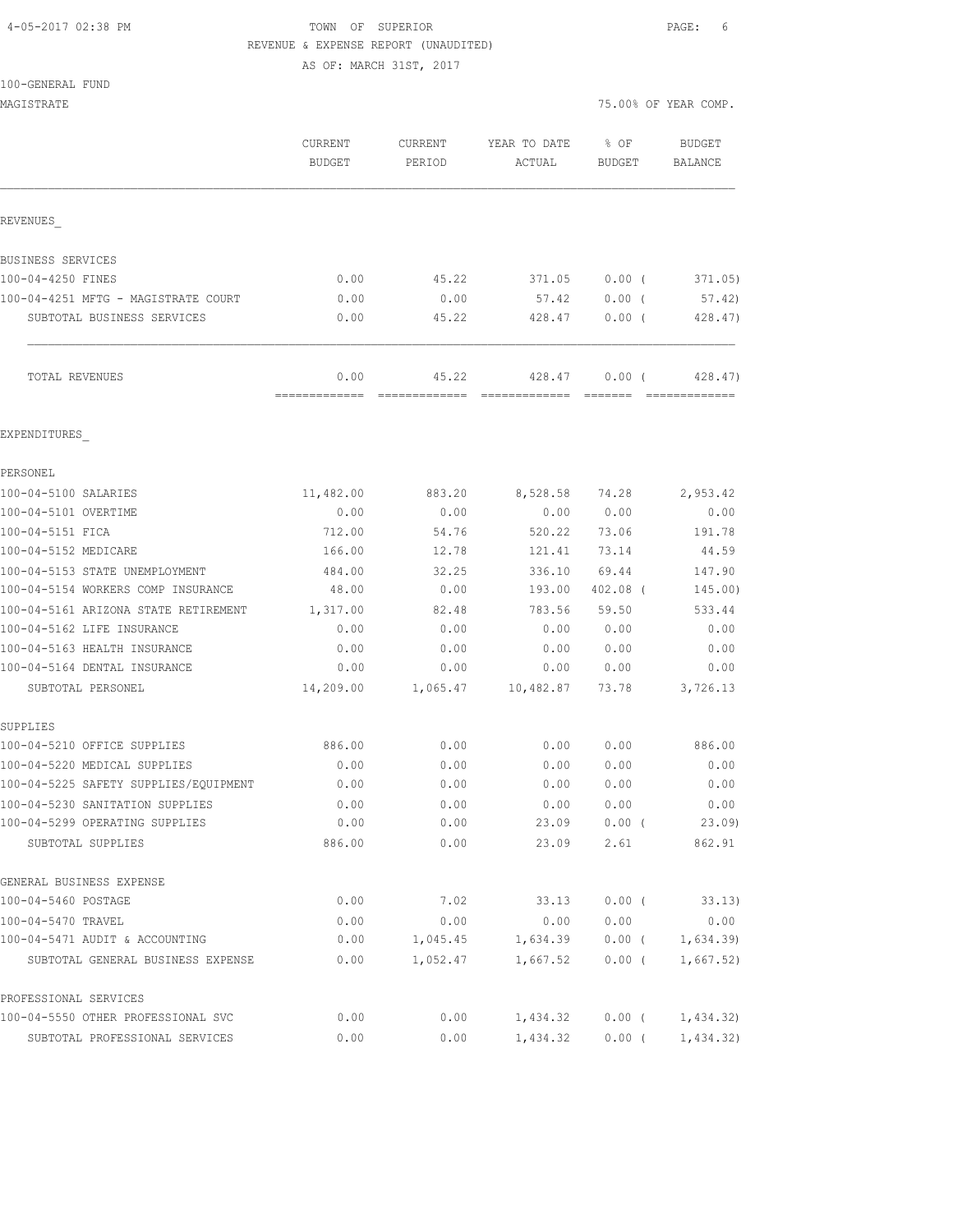4-05-2017 02:38 PM

TOWN OF SUPERIOR
REVENUE & EXPENSE REPORT (UNAUDITED)
AS OF: MARCH 31ST, 2017

100-GENERAL FUND
MAGISTRATE

75.00% OF YEAR COMP.

| | CURRENT BUDGET | CURRENT PERIOD | YEAR TO DATE ACTUAL | % OF BUDGET | BUDGET BALANCE |
|---|---|---|---|---|---|
| REVENUES_ | | | | | |
| BUSINESS SERVICES | | | | | |
| 100-04-4250 FINES | 0.00 | 45.22 | 371.05 | 0.00 ( | 371.05) |
| 100-04-4251 MFTG - MAGISTRATE COURT | 0.00 | 0.00 | 57.42 | 0.00 ( | 57.42) |
| SUBTOTAL BUSINESS SERVICES | 0.00 | 45.22 | 428.47 | 0.00 ( | 428.47) |
| TOTAL REVENUES | 0.00 | 45.22 | 428.47 | 0.00 ( | 428.47) |
| EXPENDITURES_ | | | | | |
| PERSONEL | | | | | |
| 100-04-5100 SALARIES | 11,482.00 | 883.20 | 8,528.58 | 74.28 | 2,953.42 |
| 100-04-5101 OVERTIME | 0.00 | 0.00 | 0.00 | 0.00 | 0.00 |
| 100-04-5151 FICA | 712.00 | 54.76 | 520.22 | 73.06 | 191.78 |
| 100-04-5152 MEDICARE | 166.00 | 12.78 | 121.41 | 73.14 | 44.59 |
| 100-04-5153 STATE UNEMPLOYMENT | 484.00 | 32.25 | 336.10 | 69.44 | 147.90 |
| 100-04-5154 WORKERS COMP INSURANCE | 48.00 | 0.00 | 193.00 | 402.08 ( | 145.00) |
| 100-04-5161 ARIZONA STATE RETIREMENT | 1,317.00 | 82.48 | 783.56 | 59.50 | 533.44 |
| 100-04-5162 LIFE INSURANCE | 0.00 | 0.00 | 0.00 | 0.00 | 0.00 |
| 100-04-5163 HEALTH INSURANCE | 0.00 | 0.00 | 0.00 | 0.00 | 0.00 |
| 100-04-5164 DENTAL INSURANCE | 0.00 | 0.00 | 0.00 | 0.00 | 0.00 |
| SUBTOTAL PERSONEL | 14,209.00 | 1,065.47 | 10,482.87 | 73.78 | 3,726.13 |
| SUPPLIES | | | | | |
| 100-04-5210 OFFICE SUPPLIES | 886.00 | 0.00 | 0.00 | 0.00 | 886.00 |
| 100-04-5220 MEDICAL SUPPLIES | 0.00 | 0.00 | 0.00 | 0.00 | 0.00 |
| 100-04-5225 SAFETY SUPPLIES/EQUIPMENT | 0.00 | 0.00 | 0.00 | 0.00 | 0.00 |
| 100-04-5230 SANITATION SUPPLIES | 0.00 | 0.00 | 0.00 | 0.00 | 0.00 |
| 100-04-5299 OPERATING SUPPLIES | 0.00 | 0.00 | 23.09 | 0.00 ( | 23.09) |
| SUBTOTAL SUPPLIES | 886.00 | 0.00 | 23.09 | 2.61 | 862.91 |
| GENERAL BUSINESS EXPENSE | | | | | |
| 100-04-5460 POSTAGE | 0.00 | 7.02 | 33.13 | 0.00 ( | 33.13) |
| 100-04-5470 TRAVEL | 0.00 | 0.00 | 0.00 | 0.00 | 0.00 |
| 100-04-5471 AUDIT & ACCOUNTING | 0.00 | 1,045.45 | 1,634.39 | 0.00 ( | 1,634.39) |
| SUBTOTAL GENERAL BUSINESS EXPENSE | 0.00 | 1,052.47 | 1,667.52 | 0.00 ( | 1,667.52) |
| PROFESSIONAL SERVICES | | | | | |
| 100-04-5550 OTHER PROFESSIONAL SVC | 0.00 | 0.00 | 1,434.32 | 0.00 ( | 1,434.32) |
| SUBTOTAL PROFESSIONAL SERVICES | 0.00 | 0.00 | 1,434.32 | 0.00 ( | 1,434.32) |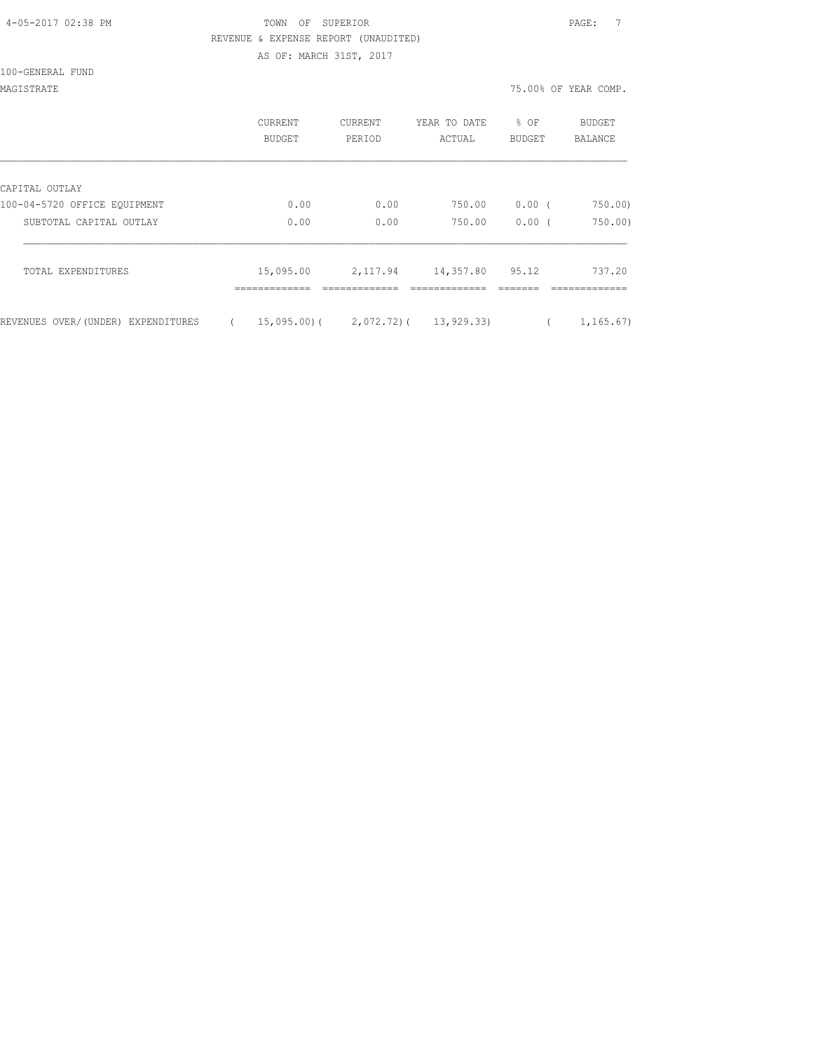TOWN OF SUPERIOR
REVENUE & EXPENSE REPORT (UNAUDITED)
AS OF: MARCH 31ST, 2017

100-GENERAL FUND

MAGISTRATE — 75.00% OF YEAR COMP.

| | CURRENT BUDGET | CURRENT PERIOD | YEAR TO DATE ACTUAL | % OF BUDGET | BUDGET BALANCE |
|---|---|---|---|---|---|
| CAPITAL OUTLAY | | | | | |
| 100-04-5720 OFFICE EQUIPMENT | 0.00 | 0.00 | 750.00 | 0.00 | ( 750.00) |
| SUBTOTAL CAPITAL OUTLAY | 0.00 | 0.00 | 750.00 | 0.00 | ( 750.00) |
| TOTAL EXPENDITURES | 15,095.00 | 2,117.94 | 14,357.80 | 95.12 | 737.20 |
| REVENUES OVER/(UNDER) EXPENDITURES | ( 15,095.00) | ( 2,072.72) | ( 13,929.33) | | ( 1,165.67) |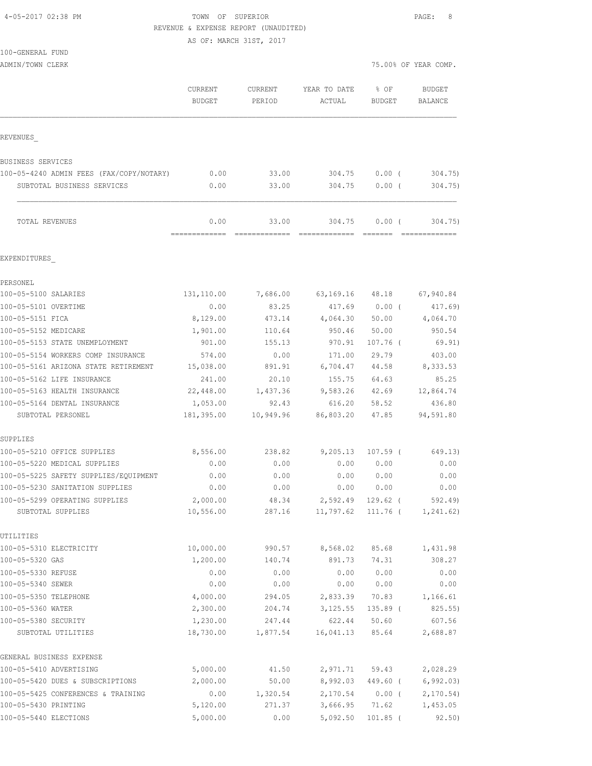4-05-2017 02:38 PM

TOWN OF SUPERIOR
REVENUE & EXPENSE REPORT (UNAUDITED)
AS OF: MARCH 31ST, 2017

100-GENERAL FUND
ADMIN/TOWN CLERK

75.00% OF YEAR COMP.

| | CURRENT BUDGET | CURRENT PERIOD | YEAR TO DATE ACTUAL | % OF BUDGET | BUDGET BALANCE |
|---|---|---|---|---|---|
| **REVENUES_** | | | | | |
| BUSINESS SERVICES | | | | | |
| 100-05-4240 ADMIN FEES (FAX/COPY/NOTARY) | 0.00 | 33.00 | 304.75 | 0.00 ( | 304.75) |
| SUBTOTAL BUSINESS SERVICES | 0.00 | 33.00 | 304.75 | 0.00 ( | 304.75) |
| TOTAL REVENUES | 0.00 | 33.00 | 304.75 | 0.00 ( | 304.75) |
| **EXPENDITURES_** | | | | | |
| PERSONEL | | | | | |
| 100-05-5100 SALARIES | 131,110.00 | 7,686.00 | 63,169.16 | 48.18 | 67,940.84 |
| 100-05-5101 OVERTIME | 0.00 | 83.25 | 417.69 | 0.00 ( | 417.69) |
| 100-05-5151 FICA | 8,129.00 | 473.14 | 4,064.30 | 50.00 | 4,064.70 |
| 100-05-5152 MEDICARE | 1,901.00 | 110.64 | 950.46 | 50.00 | 950.54 |
| 100-05-5153 STATE UNEMPLOYMENT | 901.00 | 155.13 | 970.91 | 107.76 ( | 69.91) |
| 100-05-5154 WORKERS COMP INSURANCE | 574.00 | 0.00 | 171.00 | 29.79 | 403.00 |
| 100-05-5161 ARIZONA STATE RETIREMENT | 15,038.00 | 891.91 | 6,704.47 | 44.58 | 8,333.53 |
| 100-05-5162 LIFE INSURANCE | 241.00 | 20.10 | 155.75 | 64.63 | 85.25 |
| 100-05-5163 HEALTH INSURANCE | 22,448.00 | 1,437.36 | 9,583.26 | 42.69 | 12,864.74 |
| 100-05-5164 DENTAL INSURANCE | 1,053.00 | 92.43 | 616.20 | 58.52 | 436.80 |
| SUBTOTAL PERSONEL | 181,395.00 | 10,949.96 | 86,803.20 | 47.85 | 94,591.80 |
| SUPPLIES | | | | | |
| 100-05-5210 OFFICE SUPPLIES | 8,556.00 | 238.82 | 9,205.13 | 107.59 ( | 649.13) |
| 100-05-5220 MEDICAL SUPPLIES | 0.00 | 0.00 | 0.00 | 0.00 | 0.00 |
| 100-05-5225 SAFETY SUPPLIES/EQUIPMENT | 0.00 | 0.00 | 0.00 | 0.00 | 0.00 |
| 100-05-5230 SANITATION SUPPLIES | 0.00 | 0.00 | 0.00 | 0.00 | 0.00 |
| 100-05-5299 OPERATING SUPPLIES | 2,000.00 | 48.34 | 2,592.49 | 129.62 ( | 592.49) |
| SUBTOTAL SUPPLIES | 10,556.00 | 287.16 | 11,797.62 | 111.76 ( | 1,241.62) |
| UTILITIES | | | | | |
| 100-05-5310 ELECTRICITY | 10,000.00 | 990.57 | 8,568.02 | 85.68 | 1,431.98 |
| 100-05-5320 GAS | 1,200.00 | 140.74 | 891.73 | 74.31 | 308.27 |
| 100-05-5330 REFUSE | 0.00 | 0.00 | 0.00 | 0.00 | 0.00 |
| 100-05-5340 SEWER | 0.00 | 0.00 | 0.00 | 0.00 | 0.00 |
| 100-05-5350 TELEPHONE | 4,000.00 | 294.05 | 2,833.39 | 70.83 | 1,166.61 |
| 100-05-5360 WATER | 2,300.00 | 204.74 | 3,125.55 | 135.89 ( | 825.55) |
| 100-05-5380 SECURITY | 1,230.00 | 247.44 | 622.44 | 50.60 | 607.56 |
| SUBTOTAL UTILITIES | 18,730.00 | 1,877.54 | 16,041.13 | 85.64 | 2,688.87 |
| GENERAL BUSINESS EXPENSE | | | | | |
| 100-05-5410 ADVERTISING | 5,000.00 | 41.50 | 2,971.71 | 59.43 | 2,028.29 |
| 100-05-5420 DUES & SUBSCRIPTIONS | 2,000.00 | 50.00 | 8,992.03 | 449.60 ( | 6,992.03) |
| 100-05-5425 CONFERENCES & TRAINING | 0.00 | 1,320.54 | 2,170.54 | 0.00 ( | 2,170.54) |
| 100-05-5430 PRINTING | 5,120.00 | 271.37 | 3,666.95 | 71.62 | 1,453.05 |
| 100-05-5440 ELECTIONS | 5,000.00 | 0.00 | 5,092.50 | 101.85 ( | 92.50) |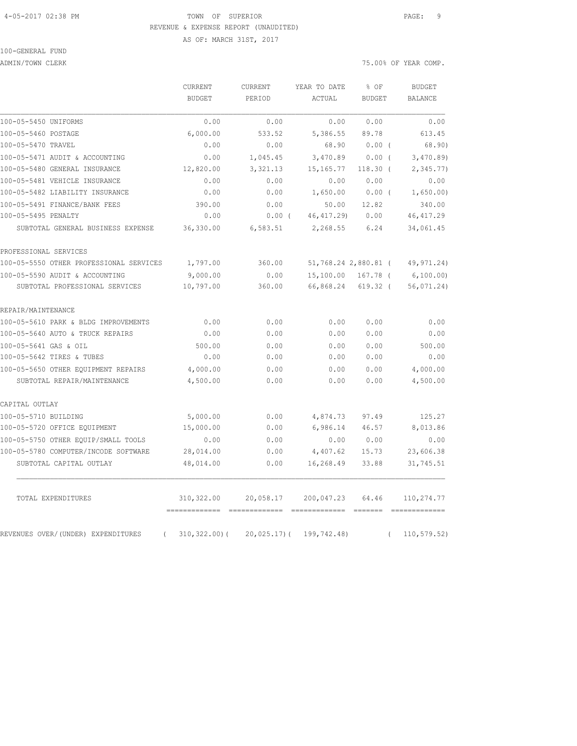4-05-2017 02:38 PM TOWN OF SUPERIOR

REVENUE & EXPENSE REPORT (UNAUDITED)

AS OF: MARCH 31ST, 2017

100-GENERAL FUND

ADMIN/TOWN CLERK 75.00% OF YEAR COMP.

| | CURRENT BUDGET | CURRENT PERIOD | YEAR TO DATE ACTUAL | % OF BUDGET | BUDGET BALANCE |
|---|---|---|---|---|---|
| 100-05-5450 UNIFORMS | 0.00 | 0.00 | 0.00 | 0.00 | 0.00 |
| 100-05-5460 POSTAGE | 6,000.00 | 533.52 | 5,386.55 | 89.78 | 613.45 |
| 100-05-5470 TRAVEL | 0.00 | 0.00 | 68.90 | 0.00 ( | 68.90) |
| 100-05-5471 AUDIT & ACCOUNTING | 0.00 | 1,045.45 | 3,470.89 | 0.00 ( | 3,470.89) |
| 100-05-5480 GENERAL INSURANCE | 12,820.00 | 3,321.13 | 15,165.77 | 118.30 ( | 2,345.77) |
| 100-05-5481 VEHICLE INSURANCE | 0.00 | 0.00 | 0.00 | 0.00 | 0.00 |
| 100-05-5482 LIABILITY INSURANCE | 0.00 | 0.00 | 1,650.00 | 0.00 ( | 1,650.00) |
| 100-05-5491 FINANCE/BANK FEES | 390.00 | 0.00 | 50.00 | 12.82 | 340.00 |
| 100-05-5495 PENALTY | 0.00 | 0.00 ( | 46,417.29) | 0.00 | 46,417.29 |
| SUBTOTAL GENERAL BUSINESS EXPENSE | 36,330.00 | 6,583.51 | 2,268.55 | 6.24 | 34,061.45 |
| PROFESSIONAL SERVICES | | | | | |
| 100-05-5550 OTHER PROFESSIONAL SERVICES | 1,797.00 | 360.00 | 51,768.24 | 2,880.81 ( | 49,971.24) |
| 100-05-5590 AUDIT & ACCOUNTING | 9,000.00 | 0.00 | 15,100.00 | 167.78 ( | 6,100.00) |
| SUBTOTAL PROFESSIONAL SERVICES | 10,797.00 | 360.00 | 66,868.24 | 619.32 ( | 56,071.24) |
| REPAIR/MAINTENANCE | | | | | |
| 100-05-5610 PARK & BLDG IMPROVEMENTS | 0.00 | 0.00 | 0.00 | 0.00 | 0.00 |
| 100-05-5640 AUTO & TRUCK REPAIRS | 0.00 | 0.00 | 0.00 | 0.00 | 0.00 |
| 100-05-5641 GAS & OIL | 500.00 | 0.00 | 0.00 | 0.00 | 500.00 |
| 100-05-5642 TIRES & TUBES | 0.00 | 0.00 | 0.00 | 0.00 | 0.00 |
| 100-05-5650 OTHER EQUIPMENT REPAIRS | 4,000.00 | 0.00 | 0.00 | 0.00 | 4,000.00 |
| SUBTOTAL REPAIR/MAINTENANCE | 4,500.00 | 0.00 | 0.00 | 0.00 | 4,500.00 |
| CAPITAL OUTLAY | | | | | |
| 100-05-5710 BUILDING | 5,000.00 | 0.00 | 4,874.73 | 97.49 | 125.27 |
| 100-05-5720 OFFICE EQUIPMENT | 15,000.00 | 0.00 | 6,986.14 | 46.57 | 8,013.86 |
| 100-05-5750 OTHER EQUIP/SMALL TOOLS | 0.00 | 0.00 | 0.00 | 0.00 | 0.00 |
| 100-05-5780 COMPUTER/INCODE SOFTWARE | 28,014.00 | 0.00 | 4,407.62 | 15.73 | 23,606.38 |
| SUBTOTAL CAPITAL OUTLAY | 48,014.00 | 0.00 | 16,268.49 | 33.88 | 31,745.51 |
| TOTAL EXPENDITURES | 310,322.00 | 20,058.17 | 200,047.23 | 64.46 | 110,274.77 |
| REVENUES OVER/(UNDER) EXPENDITURES | ( 310,322.00)( | 20,025.17)( | 199,742.48) | | ( 110,579.52) |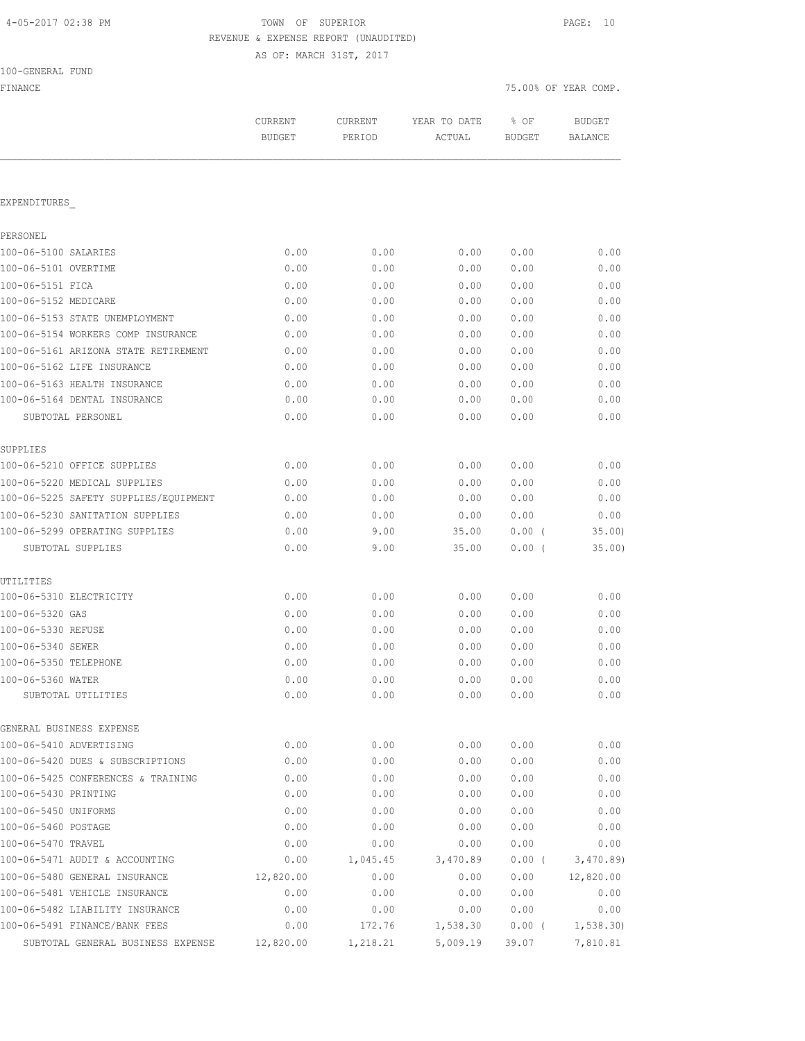4-05-2017 02:38 PM

TOWN OF SUPERIOR

REVENUE & EXPENSE REPORT (UNAUDITED)

AS OF: MARCH 31ST, 2017

100-GENERAL FUND

FINANCE — 75.00% OF YEAR COMP.

| | CURRENT BUDGET | CURRENT PERIOD | YEAR TO DATE ACTUAL | % OF BUDGET | BUDGET BALANCE |
|---|---|---|---|---|---|
| EXPENDITURES_ | | | | | |
| PERSONEL | | | | | |
| 100-06-5100 SALARIES | 0.00 | 0.00 | 0.00 | 0.00 | 0.00 |
| 100-06-5101 OVERTIME | 0.00 | 0.00 | 0.00 | 0.00 | 0.00 |
| 100-06-5151 FICA | 0.00 | 0.00 | 0.00 | 0.00 | 0.00 |
| 100-06-5152 MEDICARE | 0.00 | 0.00 | 0.00 | 0.00 | 0.00 |
| 100-06-5153 STATE UNEMPLOYMENT | 0.00 | 0.00 | 0.00 | 0.00 | 0.00 |
| 100-06-5154 WORKERS COMP INSURANCE | 0.00 | 0.00 | 0.00 | 0.00 | 0.00 |
| 100-06-5161 ARIZONA STATE RETIREMENT | 0.00 | 0.00 | 0.00 | 0.00 | 0.00 |
| 100-06-5162 LIFE INSURANCE | 0.00 | 0.00 | 0.00 | 0.00 | 0.00 |
| 100-06-5163 HEALTH INSURANCE | 0.00 | 0.00 | 0.00 | 0.00 | 0.00 |
| 100-06-5164 DENTAL INSURANCE | 0.00 | 0.00 | 0.00 | 0.00 | 0.00 |
| SUBTOTAL PERSONEL | 0.00 | 0.00 | 0.00 | 0.00 | 0.00 |
| SUPPLIES | | | | | |
| 100-06-5210 OFFICE SUPPLIES | 0.00 | 0.00 | 0.00 | 0.00 | 0.00 |
| 100-06-5220 MEDICAL SUPPLIES | 0.00 | 0.00 | 0.00 | 0.00 | 0.00 |
| 100-06-5225 SAFETY SUPPLIES/EQUIPMENT | 0.00 | 0.00 | 0.00 | 0.00 | 0.00 |
| 100-06-5230 SANITATION SUPPLIES | 0.00 | 0.00 | 0.00 | 0.00 | 0.00 |
| 100-06-5299 OPERATING SUPPLIES | 0.00 | 9.00 | 35.00 | 0.00 ( | 35.00) |
| SUBTOTAL SUPPLIES | 0.00 | 9.00 | 35.00 | 0.00 ( | 35.00) |
| UTILITIES | | | | | |
| 100-06-5310 ELECTRICITY | 0.00 | 0.00 | 0.00 | 0.00 | 0.00 |
| 100-06-5320 GAS | 0.00 | 0.00 | 0.00 | 0.00 | 0.00 |
| 100-06-5330 REFUSE | 0.00 | 0.00 | 0.00 | 0.00 | 0.00 |
| 100-06-5340 SEWER | 0.00 | 0.00 | 0.00 | 0.00 | 0.00 |
| 100-06-5350 TELEPHONE | 0.00 | 0.00 | 0.00 | 0.00 | 0.00 |
| 100-06-5360 WATER | 0.00 | 0.00 | 0.00 | 0.00 | 0.00 |
| SUBTOTAL UTILITIES | 0.00 | 0.00 | 0.00 | 0.00 | 0.00 |
| GENERAL BUSINESS EXPENSE | | | | | |
| 100-06-5410 ADVERTISING | 0.00 | 0.00 | 0.00 | 0.00 | 0.00 |
| 100-06-5420 DUES & SUBSCRIPTIONS | 0.00 | 0.00 | 0.00 | 0.00 | 0.00 |
| 100-06-5425 CONFERENCES & TRAINING | 0.00 | 0.00 | 0.00 | 0.00 | 0.00 |
| 100-06-5430 PRINTING | 0.00 | 0.00 | 0.00 | 0.00 | 0.00 |
| 100-06-5450 UNIFORMS | 0.00 | 0.00 | 0.00 | 0.00 | 0.00 |
| 100-06-5460 POSTAGE | 0.00 | 0.00 | 0.00 | 0.00 | 0.00 |
| 100-06-5470 TRAVEL | 0.00 | 0.00 | 0.00 | 0.00 | 0.00 |
| 100-06-5471 AUDIT & ACCOUNTING | 0.00 | 1,045.45 | 3,470.89 | 0.00 ( | 3,470.89) |
| 100-06-5480 GENERAL INSURANCE | 12,820.00 | 0.00 | 0.00 | 0.00 | 12,820.00 |
| 100-06-5481 VEHICLE INSURANCE | 0.00 | 0.00 | 0.00 | 0.00 | 0.00 |
| 100-06-5482 LIABILITY INSURANCE | 0.00 | 0.00 | 0.00 | 0.00 | 0.00 |
| 100-06-5491 FINANCE/BANK FEES | 0.00 | 172.76 | 1,538.30 | 0.00 ( | 1,538.30) |
| SUBTOTAL GENERAL BUSINESS EXPENSE | 12,820.00 | 1,218.21 | 5,009.19 | 39.07 | 7,810.81 |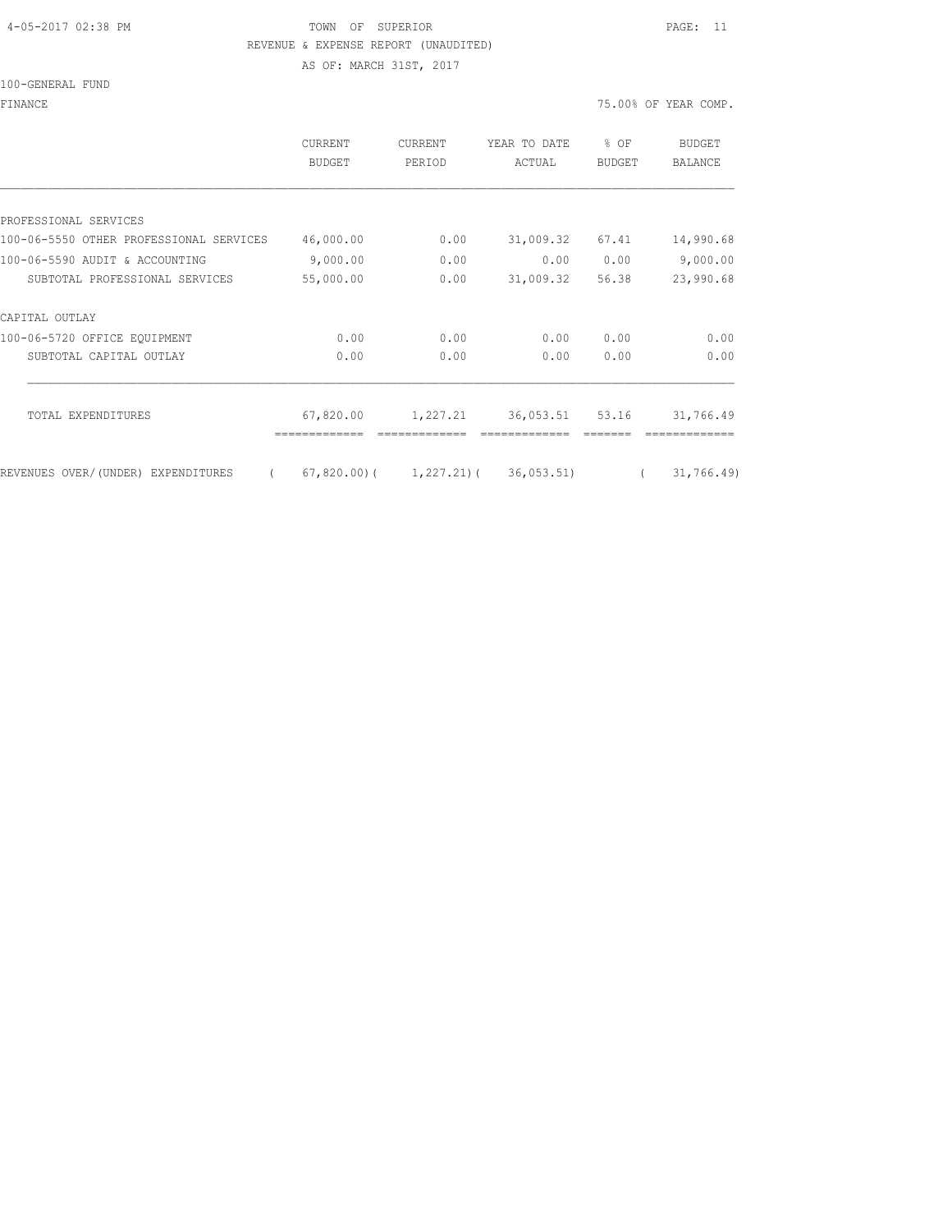4-05-2017 02:38 PM

TOWN OF SUPERIOR

REVENUE & EXPENSE REPORT (UNAUDITED)

AS OF: MARCH 31ST, 2017

100-GENERAL FUND

FINANCE

75.00% OF YEAR COMP.

| | CURRENT BUDGET | CURRENT PERIOD | YEAR TO DATE ACTUAL | % OF BUDGET | BUDGET BALANCE |
|---|---|---|---|---|---|
| PROFESSIONAL SERVICES | | | | | |
| 100-06-5550 OTHER PROFESSIONAL SERVICES | 46,000.00 | 0.00 | 31,009.32 | 67.41 | 14,990.68 |
| 100-06-5590 AUDIT & ACCOUNTING | 9,000.00 | 0.00 | 0.00 | 0.00 | 9,000.00 |
| SUBTOTAL PROFESSIONAL SERVICES | 55,000.00 | 0.00 | 31,009.32 | 56.38 | 23,990.68 |
| CAPITAL OUTLAY | | | | | |
| 100-06-5720 OFFICE EQUIPMENT | 0.00 | 0.00 | 0.00 | 0.00 | 0.00 |
| SUBTOTAL CAPITAL OUTLAY | 0.00 | 0.00 | 0.00 | 0.00 | 0.00 |
| TOTAL EXPENDITURES | 67,820.00 | 1,227.21 | 36,053.51 | 53.16 | 31,766.49 |
| REVENUES OVER/(UNDER) EXPENDITURES | ( 67,820.00) | ( 1,227.21) | ( 36,053.51) | | ( 31,766.49) |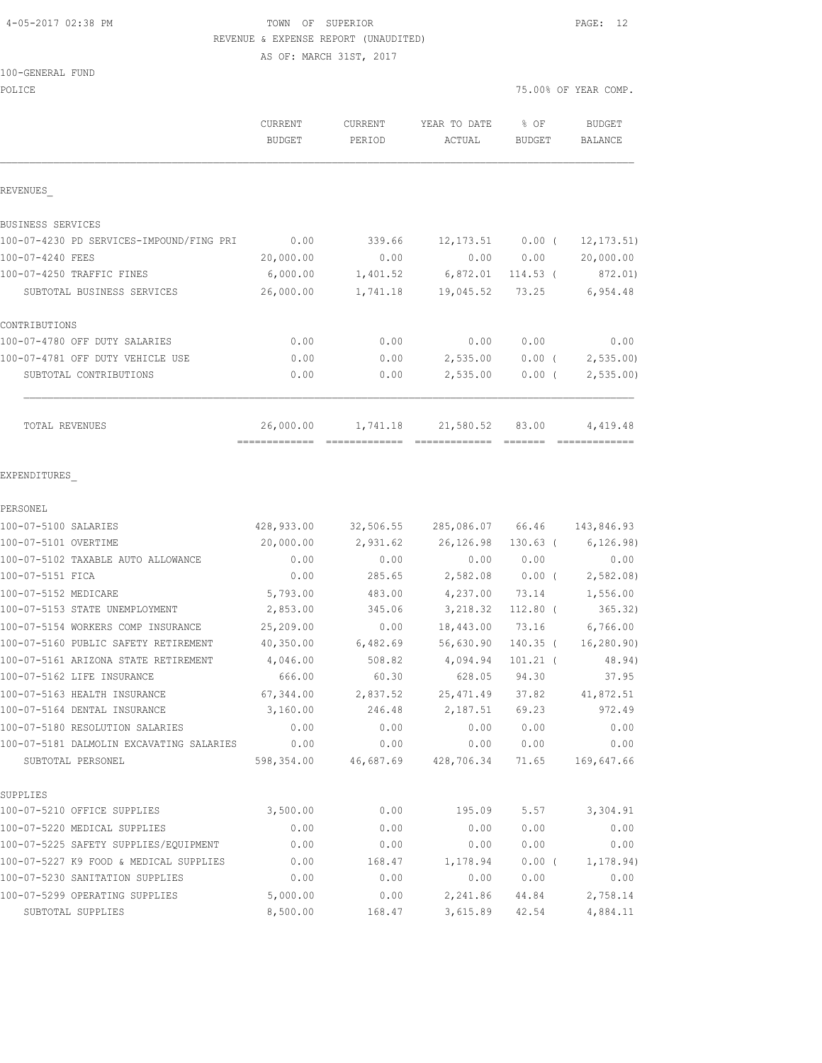TOWN OF SUPERIOR
REVENUE & EXPENSE REPORT (UNAUDITED)
AS OF: MARCH 31ST, 2017

4-05-2017 02:38 PM

100-GENERAL FUND
POLICE

75.00% OF YEAR COMP.

| | CURRENT BUDGET | CURRENT PERIOD | YEAR TO DATE ACTUAL | % OF BUDGET | BUDGET BALANCE |
|---|---|---|---|---|---|
| **REVENUES** | | | | | |
| BUSINESS SERVICES | | | | | |
| 100-07-4230 PD SERVICES-IMPOUND/FING PRI | 0.00 | 339.66 | 12,173.51 | 0.00 ( | 12,173.51) |
| 100-07-4240 FEES | 20,000.00 | 0.00 | 0.00 | 0.00 | 20,000.00 |
| 100-07-4250 TRAFFIC FINES | 6,000.00 | 1,401.52 | 6,872.01 | 114.53 ( | 872.01) |
| SUBTOTAL BUSINESS SERVICES | 26,000.00 | 1,741.18 | 19,045.52 | 73.25 | 6,954.48 |
| CONTRIBUTIONS | | | | | |
| 100-07-4780 OFF DUTY SALARIES | 0.00 | 0.00 | 0.00 | 0.00 | 0.00 |
| 100-07-4781 OFF DUTY VEHICLE USE | 0.00 | 0.00 | 2,535.00 | 0.00 ( | 2,535.00) |
| SUBTOTAL CONTRIBUTIONS | 0.00 | 0.00 | 2,535.00 | 0.00 ( | 2,535.00) |
| TOTAL REVENUES | 26,000.00 | 1,741.18 | 21,580.52 | 83.00 | 4,419.48 |
| **EXPENDITURES** | | | | | |
| PERSONEL | | | | | |
| 100-07-5100 SALARIES | 428,933.00 | 32,506.55 | 285,086.07 | 66.46 | 143,846.93 |
| 100-07-5101 OVERTIME | 20,000.00 | 2,931.62 | 26,126.98 | 130.63 ( | 6,126.98) |
| 100-07-5102 TAXABLE AUTO ALLOWANCE | 0.00 | 0.00 | 0.00 | 0.00 | 0.00 |
| 100-07-5151 FICA | 0.00 | 285.65 | 2,582.08 | 0.00 ( | 2,582.08) |
| 100-07-5152 MEDICARE | 5,793.00 | 483.00 | 4,237.00 | 73.14 | 1,556.00 |
| 100-07-5153 STATE UNEMPLOYMENT | 2,853.00 | 345.06 | 3,218.32 | 112.80 ( | 365.32) |
| 100-07-5154 WORKERS COMP INSURANCE | 25,209.00 | 0.00 | 18,443.00 | 73.16 | 6,766.00 |
| 100-07-5160 PUBLIC SAFETY RETIREMENT | 40,350.00 | 6,482.69 | 56,630.90 | 140.35 ( | 16,280.90) |
| 100-07-5161 ARIZONA STATE RETIREMENT | 4,046.00 | 508.82 | 4,094.94 | 101.21 ( | 48.94) |
| 100-07-5162 LIFE INSURANCE | 666.00 | 60.30 | 628.05 | 94.30 | 37.95 |
| 100-07-5163 HEALTH INSURANCE | 67,344.00 | 2,837.52 | 25,471.49 | 37.82 | 41,872.51 |
| 100-07-5164 DENTAL INSURANCE | 3,160.00 | 246.48 | 2,187.51 | 69.23 | 972.49 |
| 100-07-5180 RESOLUTION SALARIES | 0.00 | 0.00 | 0.00 | 0.00 | 0.00 |
| 100-07-5181 DALMOLIN EXCAVATING SALARIES | 0.00 | 0.00 | 0.00 | 0.00 | 0.00 |
| SUBTOTAL PERSONEL | 598,354.00 | 46,687.69 | 428,706.34 | 71.65 | 169,647.66 |
| SUPPLIES | | | | | |
| 100-07-5210 OFFICE SUPPLIES | 3,500.00 | 0.00 | 195.09 | 5.57 | 3,304.91 |
| 100-07-5220 MEDICAL SUPPLIES | 0.00 | 0.00 | 0.00 | 0.00 | 0.00 |
| 100-07-5225 SAFETY SUPPLIES/EQUIPMENT | 0.00 | 0.00 | 0.00 | 0.00 | 0.00 |
| 100-07-5227 K9 FOOD & MEDICAL SUPPLIES | 0.00 | 168.47 | 1,178.94 | 0.00 ( | 1,178.94) |
| 100-07-5230 SANITATION SUPPLIES | 0.00 | 0.00 | 0.00 | 0.00 | 0.00 |
| 100-07-5299 OPERATING SUPPLIES | 5,000.00 | 0.00 | 2,241.86 | 44.84 | 2,758.14 |
| SUBTOTAL SUPPLIES | 8,500.00 | 168.47 | 3,615.89 | 42.54 | 4,884.11 |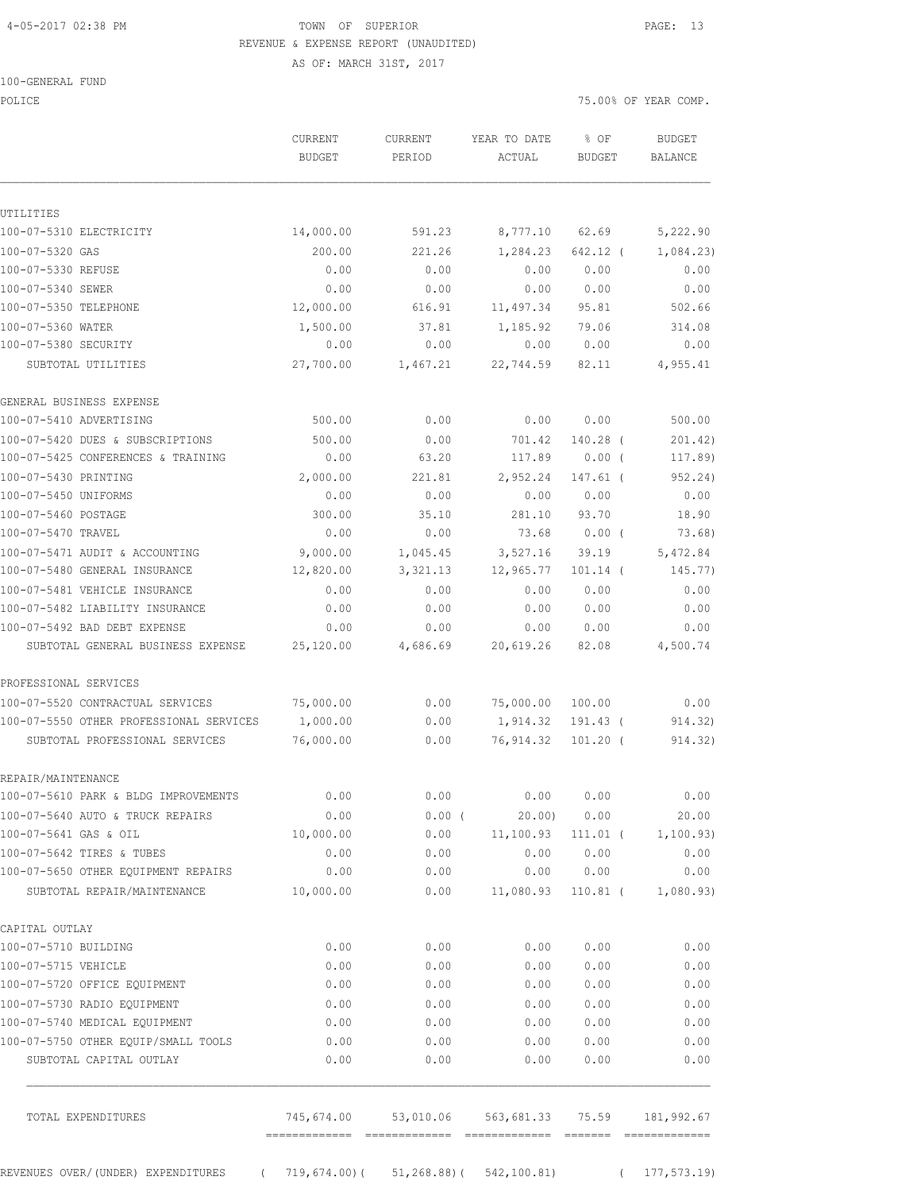TOWN OF SUPERIOR
REVENUE & EXPENSE REPORT (UNAUDITED)
AS OF: MARCH 31ST, 2017

100-GENERAL FUND
POLICE

75.00% OF YEAR COMP.

| | CURRENT BUDGET | CURRENT PERIOD | YEAR TO DATE ACTUAL | % OF BUDGET | BUDGET BALANCE |
|---|---|---|---|---|---|
| UTILITIES | | | | | |
| 100-07-5310 ELECTRICITY | 14,000.00 | 591.23 | 8,777.10 | 62.69 | 5,222.90 |
| 100-07-5320 GAS | 200.00 | 221.26 | 1,284.23 | 642.12 | ( 1,084.23) |
| 100-07-5330 REFUSE | 0.00 | 0.00 | 0.00 | 0.00 | 0.00 |
| 100-07-5340 SEWER | 0.00 | 0.00 | 0.00 | 0.00 | 0.00 |
| 100-07-5350 TELEPHONE | 12,000.00 | 616.91 | 11,497.34 | 95.81 | 502.66 |
| 100-07-5360 WATER | 1,500.00 | 37.81 | 1,185.92 | 79.06 | 314.08 |
| 100-07-5380 SECURITY | 0.00 | 0.00 | 0.00 | 0.00 | 0.00 |
| SUBTOTAL UTILITIES | 27,700.00 | 1,467.21 | 22,744.59 | 82.11 | 4,955.41 |
| GENERAL BUSINESS EXPENSE | | | | | |
| 100-07-5410 ADVERTISING | 500.00 | 0.00 | 0.00 | 0.00 | 500.00 |
| 100-07-5420 DUES & SUBSCRIPTIONS | 500.00 | 0.00 | 701.42 | 140.28 | ( 201.42) |
| 100-07-5425 CONFERENCES & TRAINING | 0.00 | 63.20 | 117.89 | 0.00 | ( 117.89) |
| 100-07-5430 PRINTING | 2,000.00 | 221.81 | 2,952.24 | 147.61 | ( 952.24) |
| 100-07-5450 UNIFORMS | 0.00 | 0.00 | 0.00 | 0.00 | 0.00 |
| 100-07-5460 POSTAGE | 300.00 | 35.10 | 281.10 | 93.70 | 18.90 |
| 100-07-5470 TRAVEL | 0.00 | 0.00 | 73.68 | 0.00 | ( 73.68) |
| 100-07-5471 AUDIT & ACCOUNTING | 9,000.00 | 1,045.45 | 3,527.16 | 39.19 | 5,472.84 |
| 100-07-5480 GENERAL INSURANCE | 12,820.00 | 3,321.13 | 12,965.77 | 101.14 | ( 145.77) |
| 100-07-5481 VEHICLE INSURANCE | 0.00 | 0.00 | 0.00 | 0.00 | 0.00 |
| 100-07-5482 LIABILITY INSURANCE | 0.00 | 0.00 | 0.00 | 0.00 | 0.00 |
| 100-07-5492 BAD DEBT EXPENSE | 0.00 | 0.00 | 0.00 | 0.00 | 0.00 |
| SUBTOTAL GENERAL BUSINESS EXPENSE | 25,120.00 | 4,686.69 | 20,619.26 | 82.08 | 4,500.74 |
| PROFESSIONAL SERVICES | | | | | |
| 100-07-5520 CONTRACTUAL SERVICES | 75,000.00 | 0.00 | 75,000.00 | 100.00 | 0.00 |
| 100-07-5550 OTHER PROFESSIONAL SERVICES | 1,000.00 | 0.00 | 1,914.32 | 191.43 | ( 914.32) |
| SUBTOTAL PROFESSIONAL SERVICES | 76,000.00 | 0.00 | 76,914.32 | 101.20 | ( 914.32) |
| REPAIR/MAINTENANCE | | | | | |
| 100-07-5610 PARK & BLDG IMPROVEMENTS | 0.00 | 0.00 | 0.00 | 0.00 | 0.00 |
| 100-07-5640 AUTO & TRUCK REPAIRS | 0.00 | 0.00 | ( 20.00) | 0.00 | 20.00 |
| 100-07-5641 GAS & OIL | 10,000.00 | 0.00 | 11,100.93 | 111.01 | ( 1,100.93) |
| 100-07-5642 TIRES & TUBES | 0.00 | 0.00 | 0.00 | 0.00 | 0.00 |
| 100-07-5650 OTHER EQUIPMENT REPAIRS | 0.00 | 0.00 | 0.00 | 0.00 | 0.00 |
| SUBTOTAL REPAIR/MAINTENANCE | 10,000.00 | 0.00 | 11,080.93 | 110.81 | ( 1,080.93) |
| CAPITAL OUTLAY | | | | | |
| 100-07-5710 BUILDING | 0.00 | 0.00 | 0.00 | 0.00 | 0.00 |
| 100-07-5715 VEHICLE | 0.00 | 0.00 | 0.00 | 0.00 | 0.00 |
| 100-07-5720 OFFICE EQUIPMENT | 0.00 | 0.00 | 0.00 | 0.00 | 0.00 |
| 100-07-5730 RADIO EQUIPMENT | 0.00 | 0.00 | 0.00 | 0.00 | 0.00 |
| 100-07-5740 MEDICAL EQUIPMENT | 0.00 | 0.00 | 0.00 | 0.00 | 0.00 |
| 100-07-5750 OTHER EQUIP/SMALL TOOLS | 0.00 | 0.00 | 0.00 | 0.00 | 0.00 |
| SUBTOTAL CAPITAL OUTLAY | 0.00 | 0.00 | 0.00 | 0.00 | 0.00 |
| TOTAL EXPENDITURES | 745,674.00 | 53,010.06 | 563,681.33 | 75.59 | 181,992.67 |
| REVENUES OVER/(UNDER) EXPENDITURES | ( 719,674.00) | ( 51,268.88) | ( 542,100.81) | | ( 177,573.19) |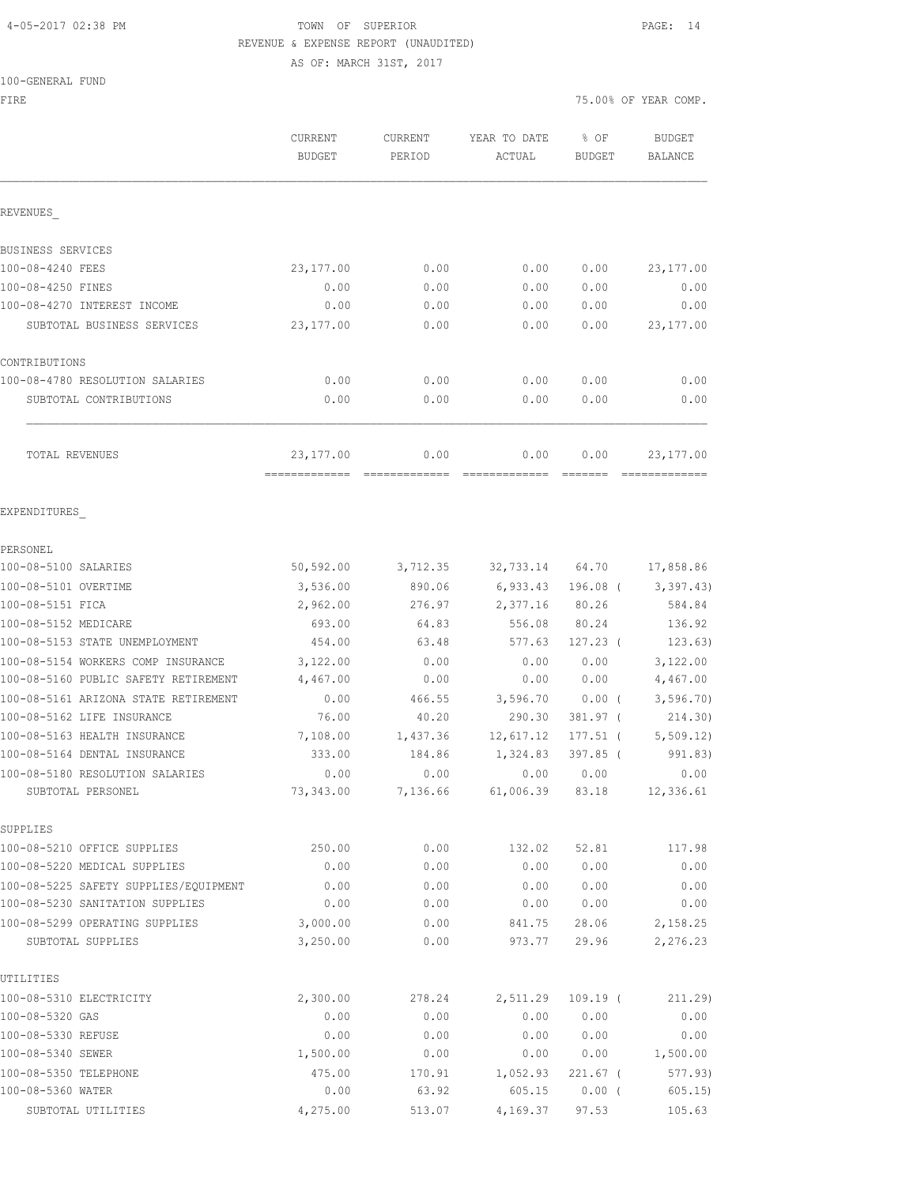4-05-2017 02:38 PM TOWN OF SUPERIOR

REVENUE & EXPENSE REPORT (UNAUDITED)

AS OF: MARCH 31ST, 2017

100-GENERAL FUND

FIRE — 75.00% OF YEAR COMP.

| | CURRENT BUDGET | CURRENT PERIOD | YEAR TO DATE ACTUAL | % OF BUDGET | BUDGET BALANCE |
|---|---|---|---|---|---|
| REVENUES_ | | | | | |
| BUSINESS SERVICES | | | | | |
| 100-08-4240 FEES | 23,177.00 | 0.00 | 0.00 | 0.00 | 23,177.00 |
| 100-08-4250 FINES | 0.00 | 0.00 | 0.00 | 0.00 | 0.00 |
| 100-08-4270 INTEREST INCOME | 0.00 | 0.00 | 0.00 | 0.00 | 0.00 |
| SUBTOTAL BUSINESS SERVICES | 23,177.00 | 0.00 | 0.00 | 0.00 | 23,177.00 |
| CONTRIBUTIONS | | | | | |
| 100-08-4780 RESOLUTION SALARIES | 0.00 | 0.00 | 0.00 | 0.00 | 0.00 |
| SUBTOTAL CONTRIBUTIONS | 0.00 | 0.00 | 0.00 | 0.00 | 0.00 |
| TOTAL REVENUES | 23,177.00 | 0.00 | 0.00 | 0.00 | 23,177.00 |
| EXPENDITURES_ | | | | | |
| PERSONEL | | | | | |
| 100-08-5100 SALARIES | 50,592.00 | 3,712.35 | 32,733.14 | 64.70 | 17,858.86 |
| 100-08-5101 OVERTIME | 3,536.00 | 890.06 | 6,933.43 | 196.08 ( | 3,397.43) |
| 100-08-5151 FICA | 2,962.00 | 276.97 | 2,377.16 | 80.26 | 584.84 |
| 100-08-5152 MEDICARE | 693.00 | 64.83 | 556.08 | 80.24 | 136.92 |
| 100-08-5153 STATE UNEMPLOYMENT | 454.00 | 63.48 | 577.63 | 127.23 ( | 123.63) |
| 100-08-5154 WORKERS COMP INSURANCE | 3,122.00 | 0.00 | 0.00 | 0.00 | 3,122.00 |
| 100-08-5160 PUBLIC SAFETY RETIREMENT | 4,467.00 | 0.00 | 0.00 | 0.00 | 4,467.00 |
| 100-08-5161 ARIZONA STATE RETIREMENT | 0.00 | 466.55 | 3,596.70 | 0.00 ( | 3,596.70) |
| 100-08-5162 LIFE INSURANCE | 76.00 | 40.20 | 290.30 | 381.97 ( | 214.30) |
| 100-08-5163 HEALTH INSURANCE | 7,108.00 | 1,437.36 | 12,617.12 | 177.51 ( | 5,509.12) |
| 100-08-5164 DENTAL INSURANCE | 333.00 | 184.86 | 1,324.83 | 397.85 ( | 991.83) |
| 100-08-5180 RESOLUTION SALARIES | 0.00 | 0.00 | 0.00 | 0.00 | 0.00 |
| SUBTOTAL PERSONEL | 73,343.00 | 7,136.66 | 61,006.39 | 83.18 | 12,336.61 |
| SUPPLIES | | | | | |
| 100-08-5210 OFFICE SUPPLIES | 250.00 | 0.00 | 132.02 | 52.81 | 117.98 |
| 100-08-5220 MEDICAL SUPPLIES | 0.00 | 0.00 | 0.00 | 0.00 | 0.00 |
| 100-08-5225 SAFETY SUPPLIES/EQUIPMENT | 0.00 | 0.00 | 0.00 | 0.00 | 0.00 |
| 100-08-5230 SANITATION SUPPLIES | 0.00 | 0.00 | 0.00 | 0.00 | 0.00 |
| 100-08-5299 OPERATING SUPPLIES | 3,000.00 | 0.00 | 841.75 | 28.06 | 2,158.25 |
| SUBTOTAL SUPPLIES | 3,250.00 | 0.00 | 973.77 | 29.96 | 2,276.23 |
| UTILITIES | | | | | |
| 100-08-5310 ELECTRICITY | 2,300.00 | 278.24 | 2,511.29 | 109.19 ( | 211.29) |
| 100-08-5320 GAS | 0.00 | 0.00 | 0.00 | 0.00 | 0.00 |
| 100-08-5330 REFUSE | 0.00 | 0.00 | 0.00 | 0.00 | 0.00 |
| 100-08-5340 SEWER | 1,500.00 | 0.00 | 0.00 | 0.00 | 1,500.00 |
| 100-08-5350 TELEPHONE | 475.00 | 170.91 | 1,052.93 | 221.67 ( | 577.93) |
| 100-08-5360 WATER | 0.00 | 63.92 | 605.15 | 0.00 ( | 605.15) |
| SUBTOTAL UTILITIES | 4,275.00 | 513.07 | 4,169.37 | 97.53 | 105.63 |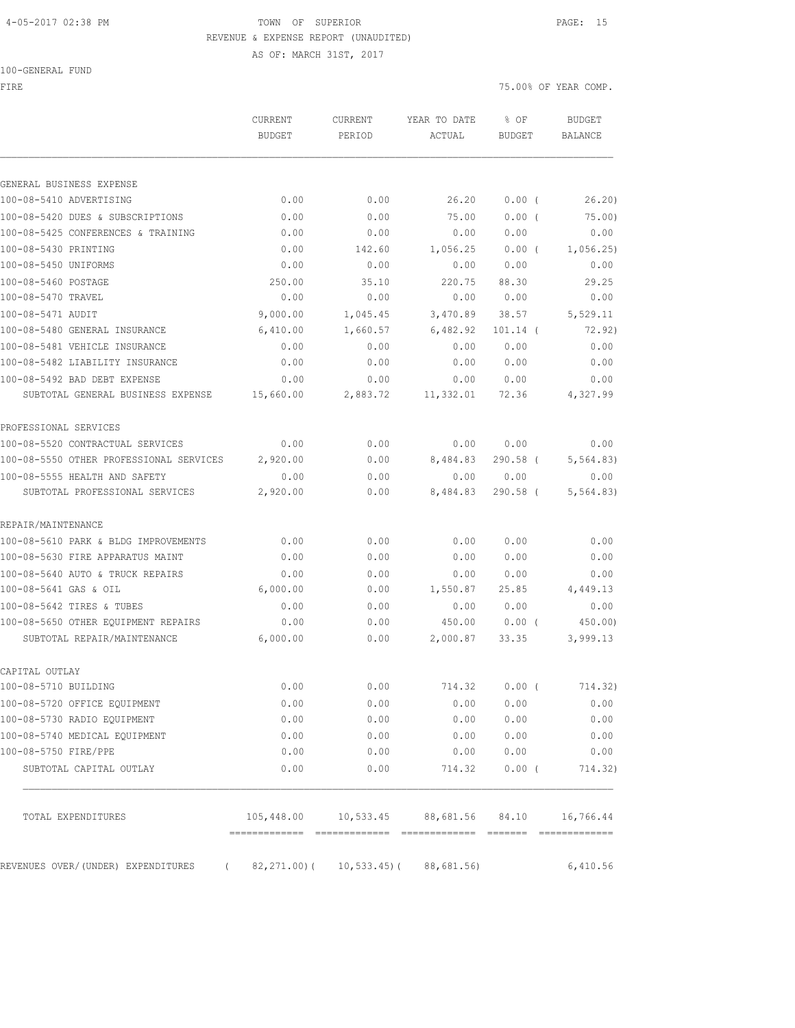TOWN OF SUPERIOR
REVENUE & EXPENSE REPORT (UNAUDITED)
AS OF: MARCH 31ST, 2017

100-GENERAL FUND
FIRE

75.00% OF YEAR COMP.

| | CURRENT BUDGET | CURRENT PERIOD | YEAR TO DATE ACTUAL | % OF BUDGET | BUDGET BALANCE |
|---|---|---|---|---|---|
| **GENERAL BUSINESS EXPENSE** | | | | | |
| 100-08-5410 ADVERTISING | 0.00 | 0.00 | 26.20 | 0.00 ( | 26.20) |
| 100-08-5420 DUES & SUBSCRIPTIONS | 0.00 | 0.00 | 75.00 | 0.00 ( | 75.00) |
| 100-08-5425 CONFERENCES & TRAINING | 0.00 | 0.00 | 0.00 | 0.00 | 0.00 |
| 100-08-5430 PRINTING | 0.00 | 142.60 | 1,056.25 | 0.00 ( | 1,056.25) |
| 100-08-5450 UNIFORMS | 0.00 | 0.00 | 0.00 | 0.00 | 0.00 |
| 100-08-5460 POSTAGE | 250.00 | 35.10 | 220.75 | 88.30 | 29.25 |
| 100-08-5470 TRAVEL | 0.00 | 0.00 | 0.00 | 0.00 | 0.00 |
| 100-08-5471 AUDIT | 9,000.00 | 1,045.45 | 3,470.89 | 38.57 | 5,529.11 |
| 100-08-5480 GENERAL INSURANCE | 6,410.00 | 1,660.57 | 6,482.92 | 101.14 ( | 72.92) |
| 100-08-5481 VEHICLE INSURANCE | 0.00 | 0.00 | 0.00 | 0.00 | 0.00 |
| 100-08-5482 LIABILITY INSURANCE | 0.00 | 0.00 | 0.00 | 0.00 | 0.00 |
| 100-08-5492 BAD DEBT EXPENSE | 0.00 | 0.00 | 0.00 | 0.00 | 0.00 |
| SUBTOTAL GENERAL BUSINESS EXPENSE | 15,660.00 | 2,883.72 | 11,332.01 | 72.36 | 4,327.99 |
| **PROFESSIONAL SERVICES** | | | | | |
| 100-08-5520 CONTRACTUAL SERVICES | 0.00 | 0.00 | 0.00 | 0.00 | 0.00 |
| 100-08-5550 OTHER PROFESSIONAL SERVICES | 2,920.00 | 0.00 | 8,484.83 | 290.58 ( | 5,564.83) |
| 100-08-5555 HEALTH AND SAFETY | 0.00 | 0.00 | 0.00 | 0.00 | 0.00 |
| SUBTOTAL PROFESSIONAL SERVICES | 2,920.00 | 0.00 | 8,484.83 | 290.58 ( | 5,564.83) |
| **REPAIR/MAINTENANCE** | | | | | |
| 100-08-5610 PARK & BLDG IMPROVEMENTS | 0.00 | 0.00 | 0.00 | 0.00 | 0.00 |
| 100-08-5630 FIRE APPARATUS MAINT | 0.00 | 0.00 | 0.00 | 0.00 | 0.00 |
| 100-08-5640 AUTO & TRUCK REPAIRS | 0.00 | 0.00 | 0.00 | 0.00 | 0.00 |
| 100-08-5641 GAS & OIL | 6,000.00 | 0.00 | 1,550.87 | 25.85 | 4,449.13 |
| 100-08-5642 TIRES & TUBES | 0.00 | 0.00 | 0.00 | 0.00 | 0.00 |
| 100-08-5650 OTHER EQUIPMENT REPAIRS | 0.00 | 0.00 | 450.00 | 0.00 ( | 450.00) |
| SUBTOTAL REPAIR/MAINTENANCE | 6,000.00 | 0.00 | 2,000.87 | 33.35 | 3,999.13 |
| **CAPITAL OUTLAY** | | | | | |
| 100-08-5710 BUILDING | 0.00 | 0.00 | 714.32 | 0.00 ( | 714.32) |
| 100-08-5720 OFFICE EQUIPMENT | 0.00 | 0.00 | 0.00 | 0.00 | 0.00 |
| 100-08-5730 RADIO EQUIPMENT | 0.00 | 0.00 | 0.00 | 0.00 | 0.00 |
| 100-08-5740 MEDICAL EQUIPMENT | 0.00 | 0.00 | 0.00 | 0.00 | 0.00 |
| 100-08-5750 FIRE/PPE | 0.00 | 0.00 | 0.00 | 0.00 | 0.00 |
| SUBTOTAL CAPITAL OUTLAY | 0.00 | 0.00 | 714.32 | 0.00 ( | 714.32) |
| TOTAL EXPENDITURES | 105,448.00 | 10,533.45 | 88,681.56 | 84.10 | 16,766.44 |
| REVENUES OVER/(UNDER) EXPENDITURES | ( 82,271.00)( | 10,533.45)( | 88,681.56) | | 6,410.56 |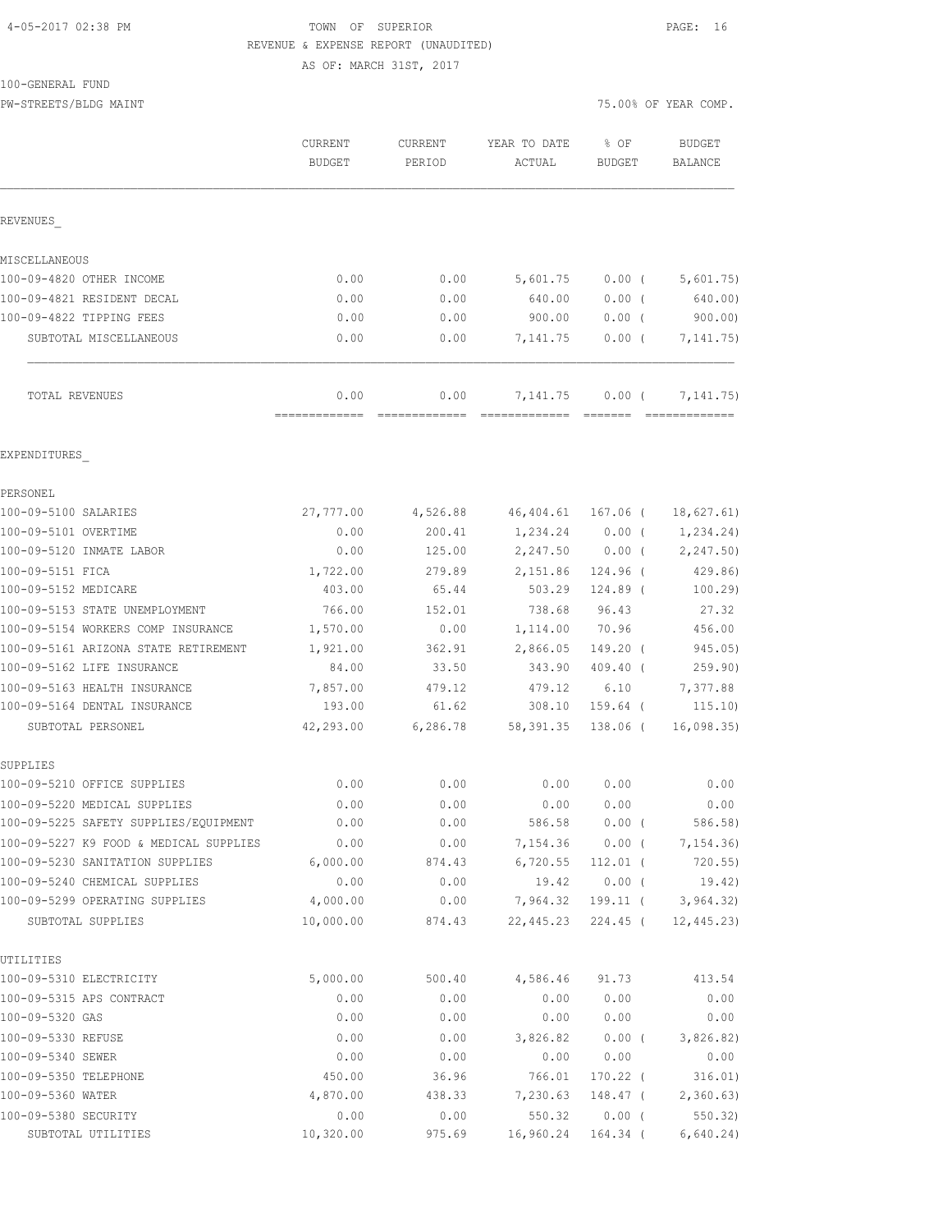TOWN OF SUPERIOR
REVENUE & EXPENSE REPORT (UNAUDITED)
AS OF: MARCH 31ST, 2017

100-GENERAL FUND
PW-STREETS/BLDG MAINT

75.00% OF YEAR COMP.

| | CURRENT BUDGET | CURRENT PERIOD | YEAR TO DATE ACTUAL | % OF BUDGET | BUDGET BALANCE |
|---|---|---|---|---|---|
| REVENUES_ | | | | | |
| MISCELLANEOUS | | | | | |
| 100-09-4820 OTHER INCOME | 0.00 | 0.00 | 5,601.75 | 0.00 ( | 5,601.75) |
| 100-09-4821 RESIDENT DECAL | 0.00 | 0.00 | 640.00 | 0.00 ( | 640.00) |
| 100-09-4822 TIPPING FEES | 0.00 | 0.00 | 900.00 | 0.00 ( | 900.00) |
| SUBTOTAL MISCELLANEOUS | 0.00 | 0.00 | 7,141.75 | 0.00 ( | 7,141.75) |
| TOTAL REVENUES | 0.00 | 0.00 | 7,141.75 | 0.00 ( | 7,141.75) |
| EXPENDITURES_ | | | | | |
| PERSONEL | | | | | |
| 100-09-5100 SALARIES | 27,777.00 | 4,526.88 | 46,404.61 | 167.06 ( | 18,627.61) |
| 100-09-5101 OVERTIME | 0.00 | 200.41 | 1,234.24 | 0.00 ( | 1,234.24) |
| 100-09-5120 INMATE LABOR | 0.00 | 125.00 | 2,247.50 | 0.00 ( | 2,247.50) |
| 100-09-5151 FICA | 1,722.00 | 279.89 | 2,151.86 | 124.96 ( | 429.86) |
| 100-09-5152 MEDICARE | 403.00 | 65.44 | 503.29 | 124.89 ( | 100.29) |
| 100-09-5153 STATE UNEMPLOYMENT | 766.00 | 152.01 | 738.68 | 96.43 | 27.32 |
| 100-09-5154 WORKERS COMP INSURANCE | 1,570.00 | 0.00 | 1,114.00 | 70.96 | 456.00 |
| 100-09-5161 ARIZONA STATE RETIREMENT | 1,921.00 | 362.91 | 2,866.05 | 149.20 ( | 945.05) |
| 100-09-5162 LIFE INSURANCE | 84.00 | 33.50 | 343.90 | 409.40 ( | 259.90) |
| 100-09-5163 HEALTH INSURANCE | 7,857.00 | 479.12 | 479.12 | 6.10 | 7,377.88 |
| 100-09-5164 DENTAL INSURANCE | 193.00 | 61.62 | 308.10 | 159.64 ( | 115.10) |
| SUBTOTAL PERSONEL | 42,293.00 | 6,286.78 | 58,391.35 | 138.06 ( | 16,098.35) |
| SUPPLIES | | | | | |
| 100-09-5210 OFFICE SUPPLIES | 0.00 | 0.00 | 0.00 | 0.00 | 0.00 |
| 100-09-5220 MEDICAL SUPPLIES | 0.00 | 0.00 | 0.00 | 0.00 | 0.00 |
| 100-09-5225 SAFETY SUPPLIES/EQUIPMENT | 0.00 | 0.00 | 586.58 | 0.00 ( | 586.58) |
| 100-09-5227 K9 FOOD & MEDICAL SUPPLIES | 0.00 | 0.00 | 7,154.36 | 0.00 ( | 7,154.36) |
| 100-09-5230 SANITATION SUPPLIES | 6,000.00 | 874.43 | 6,720.55 | 112.01 ( | 720.55) |
| 100-09-5240 CHEMICAL SUPPLIES | 0.00 | 0.00 | 19.42 | 0.00 ( | 19.42) |
| 100-09-5299 OPERATING SUPPLIES | 4,000.00 | 0.00 | 7,964.32 | 199.11 ( | 3,964.32) |
| SUBTOTAL SUPPLIES | 10,000.00 | 874.43 | 22,445.23 | 224.45 ( | 12,445.23) |
| UTILITIES | | | | | |
| 100-09-5310 ELECTRICITY | 5,000.00 | 500.40 | 4,586.46 | 91.73 | 413.54 |
| 100-09-5315 APS CONTRACT | 0.00 | 0.00 | 0.00 | 0.00 | 0.00 |
| 100-09-5320 GAS | 0.00 | 0.00 | 0.00 | 0.00 | 0.00 |
| 100-09-5330 REFUSE | 0.00 | 0.00 | 3,826.82 | 0.00 ( | 3,826.82) |
| 100-09-5340 SEWER | 0.00 | 0.00 | 0.00 | 0.00 | 0.00 |
| 100-09-5350 TELEPHONE | 450.00 | 36.96 | 766.01 | 170.22 ( | 316.01) |
| 100-09-5360 WATER | 4,870.00 | 438.33 | 7,230.63 | 148.47 ( | 2,360.63) |
| 100-09-5380 SECURITY | 0.00 | 0.00 | 550.32 | 0.00 ( | 550.32) |
| SUBTOTAL UTILITIES | 10,320.00 | 975.69 | 16,960.24 | 164.34 ( | 6,640.24) |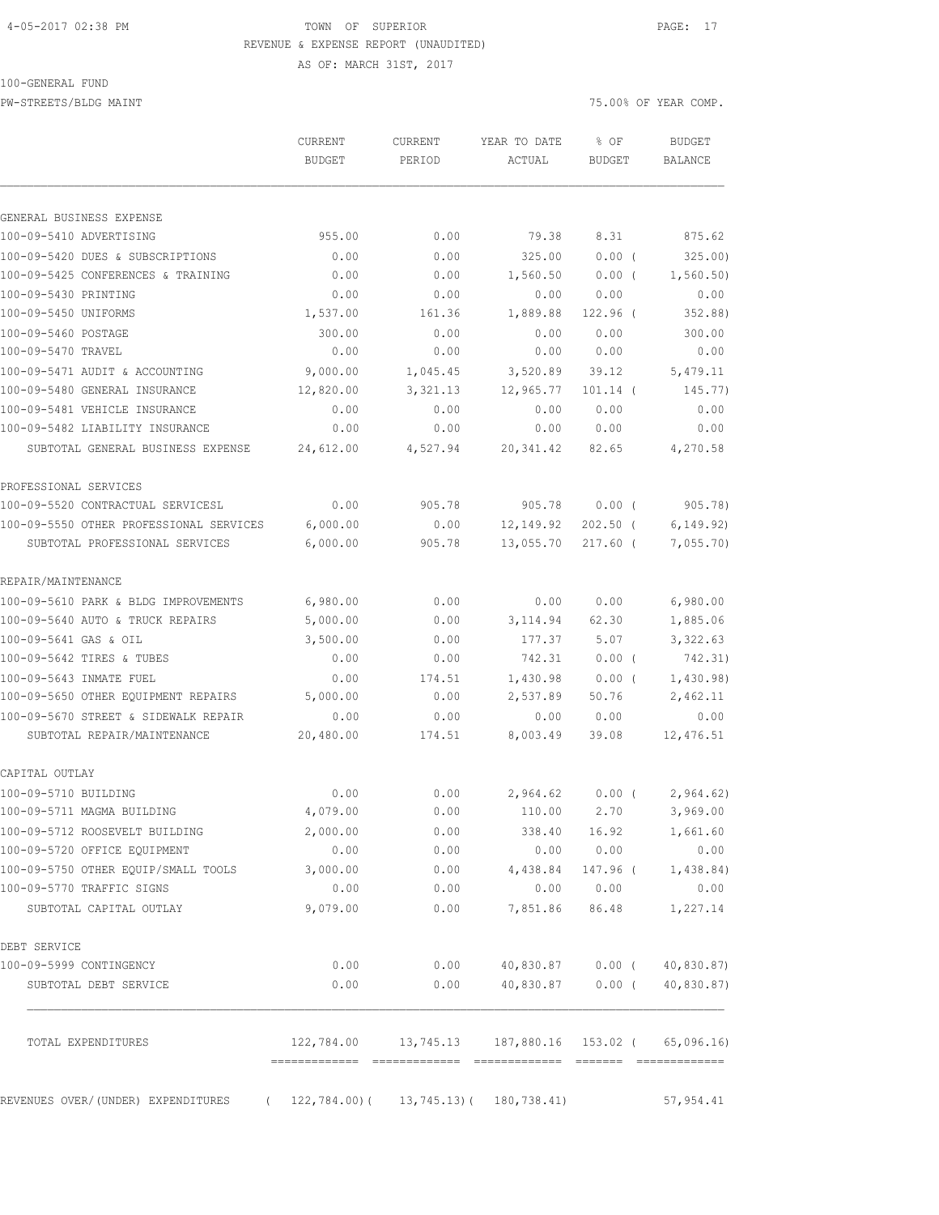4-05-2017 02:38 PM TOWN OF SUPERIOR

REVENUE & EXPENSE REPORT (UNAUDITED)

AS OF: MARCH 31ST, 2017

100-GENERAL FUND

PW-STREETS/BLDG MAINT 75.00% OF YEAR COMP.

| | CURRENT BUDGET | CURRENT PERIOD | YEAR TO DATE ACTUAL | % OF BUDGET | BUDGET BALANCE |
|---|---|---|---|---|---|
| GENERAL BUSINESS EXPENSE | | | | | |
| 100-09-5410 ADVERTISING | 955.00 | 0.00 | 79.38 | 8.31 | 875.62 |
| 100-09-5420 DUES & SUBSCRIPTIONS | 0.00 | 0.00 | 325.00 | 0.00 ( | 325.00) |
| 100-09-5425 CONFERENCES & TRAINING | 0.00 | 0.00 | 1,560.50 | 0.00 ( | 1,560.50) |
| 100-09-5430 PRINTING | 0.00 | 0.00 | 0.00 | 0.00 | 0.00 |
| 100-09-5450 UNIFORMS | 1,537.00 | 161.36 | 1,889.88 | 122.96 ( | 352.88) |
| 100-09-5460 POSTAGE | 300.00 | 0.00 | 0.00 | 0.00 | 300.00 |
| 100-09-5470 TRAVEL | 0.00 | 0.00 | 0.00 | 0.00 | 0.00 |
| 100-09-5471 AUDIT & ACCOUNTING | 9,000.00 | 1,045.45 | 3,520.89 | 39.12 | 5,479.11 |
| 100-09-5480 GENERAL INSURANCE | 12,820.00 | 3,321.13 | 12,965.77 | 101.14 ( | 145.77) |
| 100-09-5481 VEHICLE INSURANCE | 0.00 | 0.00 | 0.00 | 0.00 | 0.00 |
| 100-09-5482 LIABILITY INSURANCE | 0.00 | 0.00 | 0.00 | 0.00 | 0.00 |
| SUBTOTAL GENERAL BUSINESS EXPENSE | 24,612.00 | 4,527.94 | 20,341.42 | 82.65 | 4,270.58 |
| PROFESSIONAL SERVICES | | | | | |
| 100-09-5520 CONTRACTUAL SERVICESL | 0.00 | 905.78 | 905.78 | 0.00 ( | 905.78) |
| 100-09-5550 OTHER PROFESSIONAL SERVICES | 6,000.00 | 0.00 | 12,149.92 | 202.50 ( | 6,149.92) |
| SUBTOTAL PROFESSIONAL SERVICES | 6,000.00 | 905.78 | 13,055.70 | 217.60 ( | 7,055.70) |
| REPAIR/MAINTENANCE | | | | | |
| 100-09-5610 PARK & BLDG IMPROVEMENTS | 6,980.00 | 0.00 | 0.00 | 0.00 | 6,980.00 |
| 100-09-5640 AUTO & TRUCK REPAIRS | 5,000.00 | 0.00 | 3,114.94 | 62.30 | 1,885.06 |
| 100-09-5641 GAS & OIL | 3,500.00 | 0.00 | 177.37 | 5.07 | 3,322.63 |
| 100-09-5642 TIRES & TUBES | 0.00 | 0.00 | 742.31 | 0.00 ( | 742.31) |
| 100-09-5643 INMATE FUEL | 0.00 | 174.51 | 1,430.98 | 0.00 ( | 1,430.98) |
| 100-09-5650 OTHER EQUIPMENT REPAIRS | 5,000.00 | 0.00 | 2,537.89 | 50.76 | 2,462.11 |
| 100-09-5670 STREET & SIDEWALK REPAIR | 0.00 | 0.00 | 0.00 | 0.00 | 0.00 |
| SUBTOTAL REPAIR/MAINTENANCE | 20,480.00 | 174.51 | 8,003.49 | 39.08 | 12,476.51 |
| CAPITAL OUTLAY | | | | | |
| 100-09-5710 BUILDING | 0.00 | 0.00 | 2,964.62 | 0.00 ( | 2,964.62) |
| 100-09-5711 MAGMA BUILDING | 4,079.00 | 0.00 | 110.00 | 2.70 | 3,969.00 |
| 100-09-5712 ROOSEVELT BUILDING | 2,000.00 | 0.00 | 338.40 | 16.92 | 1,661.60 |
| 100-09-5720 OFFICE EQUIPMENT | 0.00 | 0.00 | 0.00 | 0.00 | 0.00 |
| 100-09-5750 OTHER EQUIP/SMALL TOOLS | 3,000.00 | 0.00 | 4,438.84 | 147.96 ( | 1,438.84) |
| 100-09-5770 TRAFFIC SIGNS | 0.00 | 0.00 | 0.00 | 0.00 | 0.00 |
| SUBTOTAL CAPITAL OUTLAY | 9,079.00 | 0.00 | 7,851.86 | 86.48 | 1,227.14 |
| DEBT SERVICE | | | | | |
| 100-09-5999 CONTINGENCY | 0.00 | 0.00 | 40,830.87 | 0.00 ( | 40,830.87) |
| SUBTOTAL DEBT SERVICE | 0.00 | 0.00 | 40,830.87 | 0.00 ( | 40,830.87) |
| TOTAL EXPENDITURES | 122,784.00 | 13,745.13 | 187,880.16 | 153.02 ( | 65,096.16) |
| REVENUES OVER/(UNDER) EXPENDITURES | ( 122,784.00)( | 13,745.13)( | 180,738.41) | | 57,954.41 |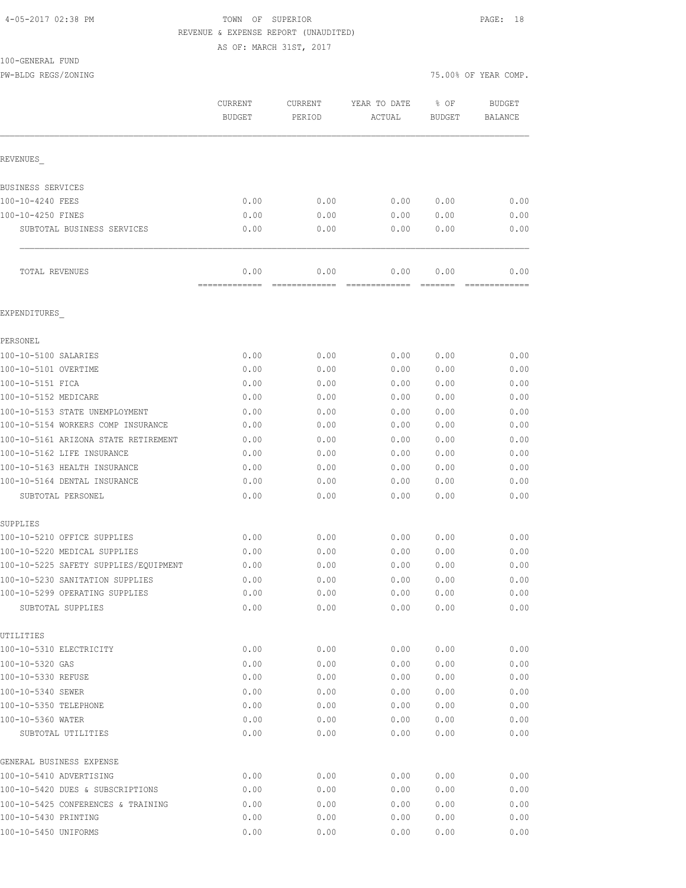4-05-2017 02:38 PM

TOWN OF SUPERIOR
REVENUE & EXPENSE REPORT (UNAUDITED)
AS OF: MARCH 31ST, 2017

100-GENERAL FUND
PW-BLDG REGS/ZONING

75.00% OF YEAR COMP.

| | CURRENT BUDGET | CURRENT PERIOD | YEAR TO DATE ACTUAL | % OF BUDGET | BUDGET BALANCE |
|---|---|---|---|---|---|
| **REVENUES** | | | | | |
| BUSINESS SERVICES | | | | | |
| 100-10-4240 FEES | 0.00 | 0.00 | 0.00 | 0.00 | 0.00 |
| 100-10-4250 FINES | 0.00 | 0.00 | 0.00 | 0.00 | 0.00 |
| SUBTOTAL BUSINESS SERVICES | 0.00 | 0.00 | 0.00 | 0.00 | 0.00 |
| TOTAL REVENUES | 0.00 | 0.00 | 0.00 | 0.00 | 0.00 |
| **EXPENDITURES** | | | | | |
| PERSONEL | | | | | |
| 100-10-5100 SALARIES | 0.00 | 0.00 | 0.00 | 0.00 | 0.00 |
| 100-10-5101 OVERTIME | 0.00 | 0.00 | 0.00 | 0.00 | 0.00 |
| 100-10-5151 FICA | 0.00 | 0.00 | 0.00 | 0.00 | 0.00 |
| 100-10-5152 MEDICARE | 0.00 | 0.00 | 0.00 | 0.00 | 0.00 |
| 100-10-5153 STATE UNEMPLOYMENT | 0.00 | 0.00 | 0.00 | 0.00 | 0.00 |
| 100-10-5154 WORKERS COMP INSURANCE | 0.00 | 0.00 | 0.00 | 0.00 | 0.00 |
| 100-10-5161 ARIZONA STATE RETIREMENT | 0.00 | 0.00 | 0.00 | 0.00 | 0.00 |
| 100-10-5162 LIFE INSURANCE | 0.00 | 0.00 | 0.00 | 0.00 | 0.00 |
| 100-10-5163 HEALTH INSURANCE | 0.00 | 0.00 | 0.00 | 0.00 | 0.00 |
| 100-10-5164 DENTAL INSURANCE | 0.00 | 0.00 | 0.00 | 0.00 | 0.00 |
| SUBTOTAL PERSONEL | 0.00 | 0.00 | 0.00 | 0.00 | 0.00 |
| SUPPLIES | | | | | |
| 100-10-5210 OFFICE SUPPLIES | 0.00 | 0.00 | 0.00 | 0.00 | 0.00 |
| 100-10-5220 MEDICAL SUPPLIES | 0.00 | 0.00 | 0.00 | 0.00 | 0.00 |
| 100-10-5225 SAFETY SUPPLIES/EQUIPMENT | 0.00 | 0.00 | 0.00 | 0.00 | 0.00 |
| 100-10-5230 SANITATION SUPPLIES | 0.00 | 0.00 | 0.00 | 0.00 | 0.00 |
| 100-10-5299 OPERATING SUPPLIES | 0.00 | 0.00 | 0.00 | 0.00 | 0.00 |
| SUBTOTAL SUPPLIES | 0.00 | 0.00 | 0.00 | 0.00 | 0.00 |
| UTILITIES | | | | | |
| 100-10-5310 ELECTRICITY | 0.00 | 0.00 | 0.00 | 0.00 | 0.00 |
| 100-10-5320 GAS | 0.00 | 0.00 | 0.00 | 0.00 | 0.00 |
| 100-10-5330 REFUSE | 0.00 | 0.00 | 0.00 | 0.00 | 0.00 |
| 100-10-5340 SEWER | 0.00 | 0.00 | 0.00 | 0.00 | 0.00 |
| 100-10-5350 TELEPHONE | 0.00 | 0.00 | 0.00 | 0.00 | 0.00 |
| 100-10-5360 WATER | 0.00 | 0.00 | 0.00 | 0.00 | 0.00 |
| SUBTOTAL UTILITIES | 0.00 | 0.00 | 0.00 | 0.00 | 0.00 |
| GENERAL BUSINESS EXPENSE | | | | | |
| 100-10-5410 ADVERTISING | 0.00 | 0.00 | 0.00 | 0.00 | 0.00 |
| 100-10-5420 DUES & SUBSCRIPTIONS | 0.00 | 0.00 | 0.00 | 0.00 | 0.00 |
| 100-10-5425 CONFERENCES & TRAINING | 0.00 | 0.00 | 0.00 | 0.00 | 0.00 |
| 100-10-5430 PRINTING | 0.00 | 0.00 | 0.00 | 0.00 | 0.00 |
| 100-10-5450 UNIFORMS | 0.00 | 0.00 | 0.00 | 0.00 | 0.00 |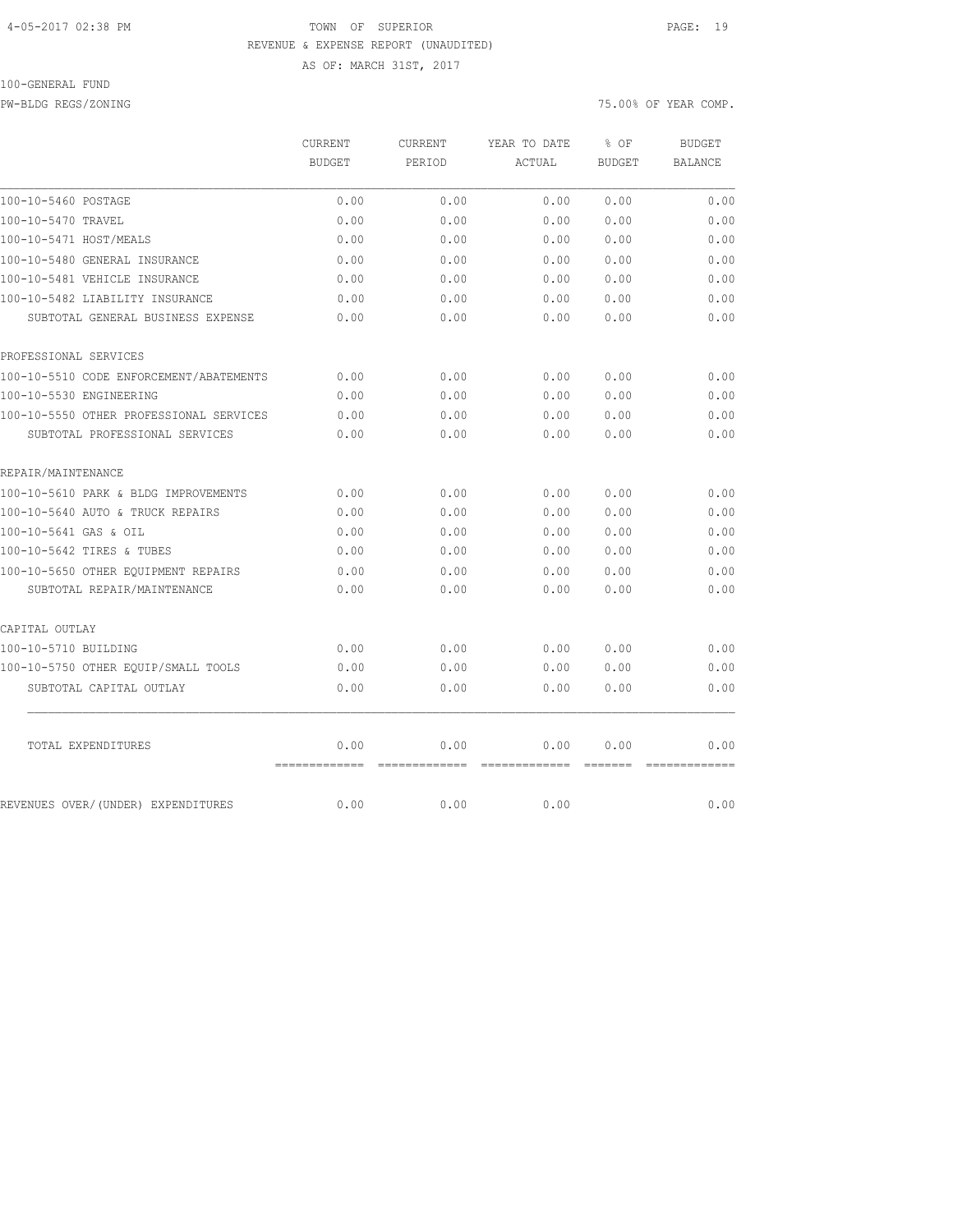4-05-2017 02:38 PM TOWN OF SUPERIOR

REVENUE & EXPENSE REPORT (UNAUDITED)

AS OF: MARCH 31ST, 2017

100-GENERAL FUND

PW-BLDG REGS/ZONING 75.00% OF YEAR COMP.

| | CURRENT BUDGET | CURRENT PERIOD | YEAR TO DATE ACTUAL | % OF BUDGET | BUDGET BALANCE |
|---|---|---|---|---|---|
| 100-10-5460 POSTAGE | 0.00 | 0.00 | 0.00 | 0.00 | 0.00 |
| 100-10-5470 TRAVEL | 0.00 | 0.00 | 0.00 | 0.00 | 0.00 |
| 100-10-5471 HOST/MEALS | 0.00 | 0.00 | 0.00 | 0.00 | 0.00 |
| 100-10-5480 GENERAL INSURANCE | 0.00 | 0.00 | 0.00 | 0.00 | 0.00 |
| 100-10-5481 VEHICLE INSURANCE | 0.00 | 0.00 | 0.00 | 0.00 | 0.00 |
| 100-10-5482 LIABILITY INSURANCE | 0.00 | 0.00 | 0.00 | 0.00 | 0.00 |
| SUBTOTAL GENERAL BUSINESS EXPENSE | 0.00 | 0.00 | 0.00 | 0.00 | 0.00 |
| PROFESSIONAL SERVICES | | | | | |
| 100-10-5510 CODE ENFORCEMENT/ABATEMENTS | 0.00 | 0.00 | 0.00 | 0.00 | 0.00 |
| 100-10-5530 ENGINEERING | 0.00 | 0.00 | 0.00 | 0.00 | 0.00 |
| 100-10-5550 OTHER PROFESSIONAL SERVICES | 0.00 | 0.00 | 0.00 | 0.00 | 0.00 |
| SUBTOTAL PROFESSIONAL SERVICES | 0.00 | 0.00 | 0.00 | 0.00 | 0.00 |
| REPAIR/MAINTENANCE | | | | | |
| 100-10-5610 PARK & BLDG IMPROVEMENTS | 0.00 | 0.00 | 0.00 | 0.00 | 0.00 |
| 100-10-5640 AUTO & TRUCK REPAIRS | 0.00 | 0.00 | 0.00 | 0.00 | 0.00 |
| 100-10-5641 GAS & OIL | 0.00 | 0.00 | 0.00 | 0.00 | 0.00 |
| 100-10-5642 TIRES & TUBES | 0.00 | 0.00 | 0.00 | 0.00 | 0.00 |
| 100-10-5650 OTHER EQUIPMENT REPAIRS | 0.00 | 0.00 | 0.00 | 0.00 | 0.00 |
| SUBTOTAL REPAIR/MAINTENANCE | 0.00 | 0.00 | 0.00 | 0.00 | 0.00 |
| CAPITAL OUTLAY | | | | | |
| 100-10-5710 BUILDING | 0.00 | 0.00 | 0.00 | 0.00 | 0.00 |
| 100-10-5750 OTHER EQUIP/SMALL TOOLS | 0.00 | 0.00 | 0.00 | 0.00 | 0.00 |
| SUBTOTAL CAPITAL OUTLAY | 0.00 | 0.00 | 0.00 | 0.00 | 0.00 |
| TOTAL EXPENDITURES | 0.00 | 0.00 | 0.00 | 0.00 | 0.00 |
| REVENUES OVER/(UNDER) EXPENDITURES | 0.00 | 0.00 | 0.00 | | 0.00 |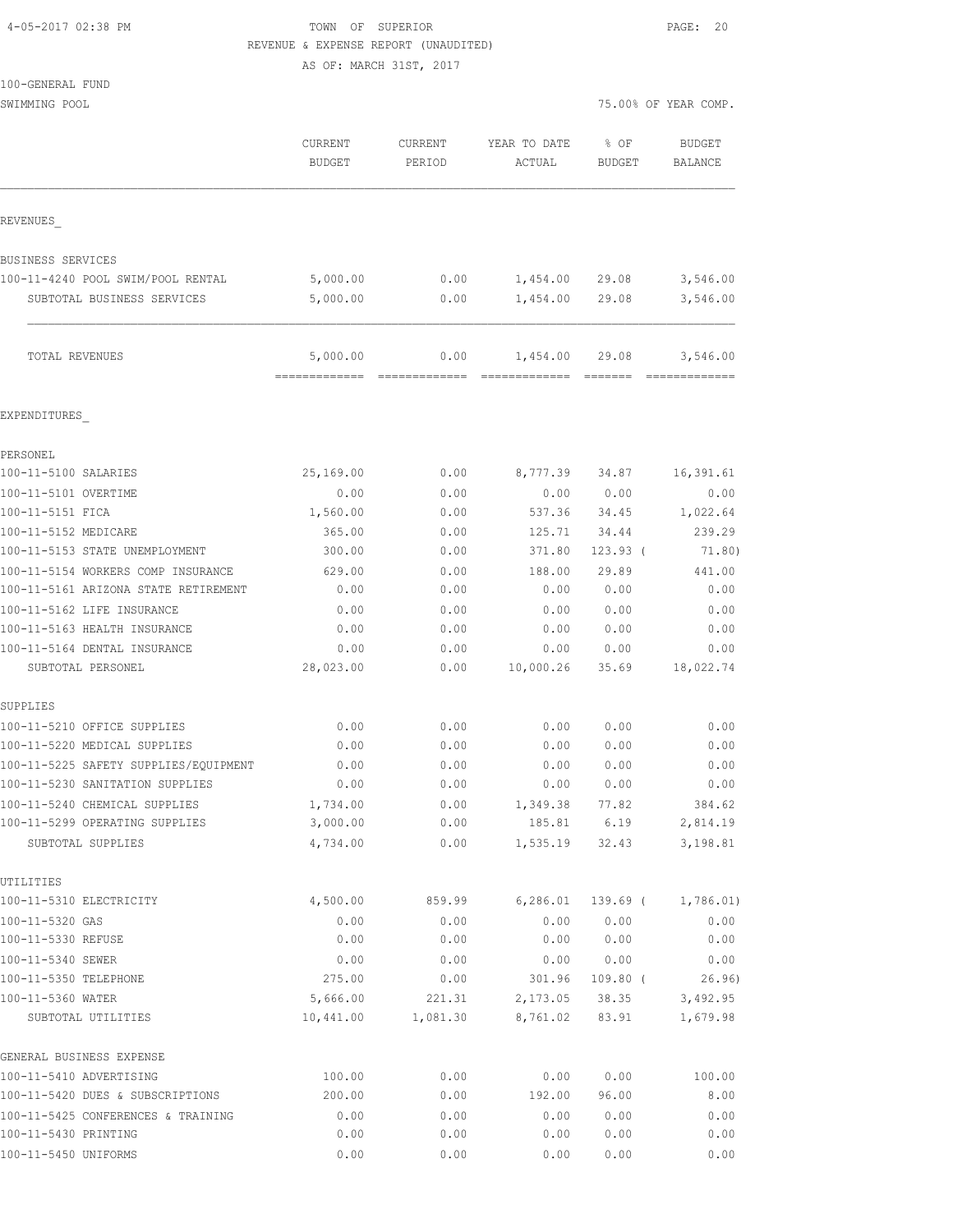4-05-2017 02:38 PM

TOWN OF SUPERIOR
REVENUE & EXPENSE REPORT (UNAUDITED)
AS OF: MARCH 31ST, 2017

100-GENERAL FUND
SWIMMING POOL

75.00% OF YEAR COMP.

| | CURRENT BUDGET | CURRENT PERIOD | YEAR TO DATE ACTUAL | % OF BUDGET | BUDGET BALANCE |
|---|---|---|---|---|---|
| REVENUES_ | | | | | |
| BUSINESS SERVICES | | | | | |
| 100-11-4240 POOL SWIM/POOL RENTAL | 5,000.00 | 0.00 | 1,454.00 | 29.08 | 3,546.00 |
| SUBTOTAL BUSINESS SERVICES | 5,000.00 | 0.00 | 1,454.00 | 29.08 | 3,546.00 |
| TOTAL REVENUES | 5,000.00 | 0.00 | 1,454.00 | 29.08 | 3,546.00 |
| EXPENDITURES_ | | | | | |
| PERSONEL | | | | | |
| 100-11-5100 SALARIES | 25,169.00 | 0.00 | 8,777.39 | 34.87 | 16,391.61 |
| 100-11-5101 OVERTIME | 0.00 | 0.00 | 0.00 | 0.00 | 0.00 |
| 100-11-5151 FICA | 1,560.00 | 0.00 | 537.36 | 34.45 | 1,022.64 |
| 100-11-5152 MEDICARE | 365.00 | 0.00 | 125.71 | 34.44 | 239.29 |
| 100-11-5153 STATE UNEMPLOYMENT | 300.00 | 0.00 | 371.80 | 123.93 ( | 71.80) |
| 100-11-5154 WORKERS COMP INSURANCE | 629.00 | 0.00 | 188.00 | 29.89 | 441.00 |
| 100-11-5161 ARIZONA STATE RETIREMENT | 0.00 | 0.00 | 0.00 | 0.00 | 0.00 |
| 100-11-5162 LIFE INSURANCE | 0.00 | 0.00 | 0.00 | 0.00 | 0.00 |
| 100-11-5163 HEALTH INSURANCE | 0.00 | 0.00 | 0.00 | 0.00 | 0.00 |
| 100-11-5164 DENTAL INSURANCE | 0.00 | 0.00 | 0.00 | 0.00 | 0.00 |
| SUBTOTAL PERSONEL | 28,023.00 | 0.00 | 10,000.26 | 35.69 | 18,022.74 |
| SUPPLIES | | | | | |
| 100-11-5210 OFFICE SUPPLIES | 0.00 | 0.00 | 0.00 | 0.00 | 0.00 |
| 100-11-5220 MEDICAL SUPPLIES | 0.00 | 0.00 | 0.00 | 0.00 | 0.00 |
| 100-11-5225 SAFETY SUPPLIES/EQUIPMENT | 0.00 | 0.00 | 0.00 | 0.00 | 0.00 |
| 100-11-5230 SANITATION SUPPLIES | 0.00 | 0.00 | 0.00 | 0.00 | 0.00 |
| 100-11-5240 CHEMICAL SUPPLIES | 1,734.00 | 0.00 | 1,349.38 | 77.82 | 384.62 |
| 100-11-5299 OPERATING SUPPLIES | 3,000.00 | 0.00 | 185.81 | 6.19 | 2,814.19 |
| SUBTOTAL SUPPLIES | 4,734.00 | 0.00 | 1,535.19 | 32.43 | 3,198.81 |
| UTILITIES | | | | | |
| 100-11-5310 ELECTRICITY | 4,500.00 | 859.99 | 6,286.01 | 139.69 ( | 1,786.01) |
| 100-11-5320 GAS | 0.00 | 0.00 | 0.00 | 0.00 | 0.00 |
| 100-11-5330 REFUSE | 0.00 | 0.00 | 0.00 | 0.00 | 0.00 |
| 100-11-5340 SEWER | 0.00 | 0.00 | 0.00 | 0.00 | 0.00 |
| 100-11-5350 TELEPHONE | 275.00 | 0.00 | 301.96 | 109.80 ( | 26.96) |
| 100-11-5360 WATER | 5,666.00 | 221.31 | 2,173.05 | 38.35 | 3,492.95 |
| SUBTOTAL UTILITIES | 10,441.00 | 1,081.30 | 8,761.02 | 83.91 | 1,679.98 |
| GENERAL BUSINESS EXPENSE | | | | | |
| 100-11-5410 ADVERTISING | 100.00 | 0.00 | 0.00 | 0.00 | 100.00 |
| 100-11-5420 DUES & SUBSCRIPTIONS | 200.00 | 0.00 | 192.00 | 96.00 | 8.00 |
| 100-11-5425 CONFERENCES & TRAINING | 0.00 | 0.00 | 0.00 | 0.00 | 0.00 |
| 100-11-5430 PRINTING | 0.00 | 0.00 | 0.00 | 0.00 | 0.00 |
| 100-11-5450 UNIFORMS | 0.00 | 0.00 | 0.00 | 0.00 | 0.00 |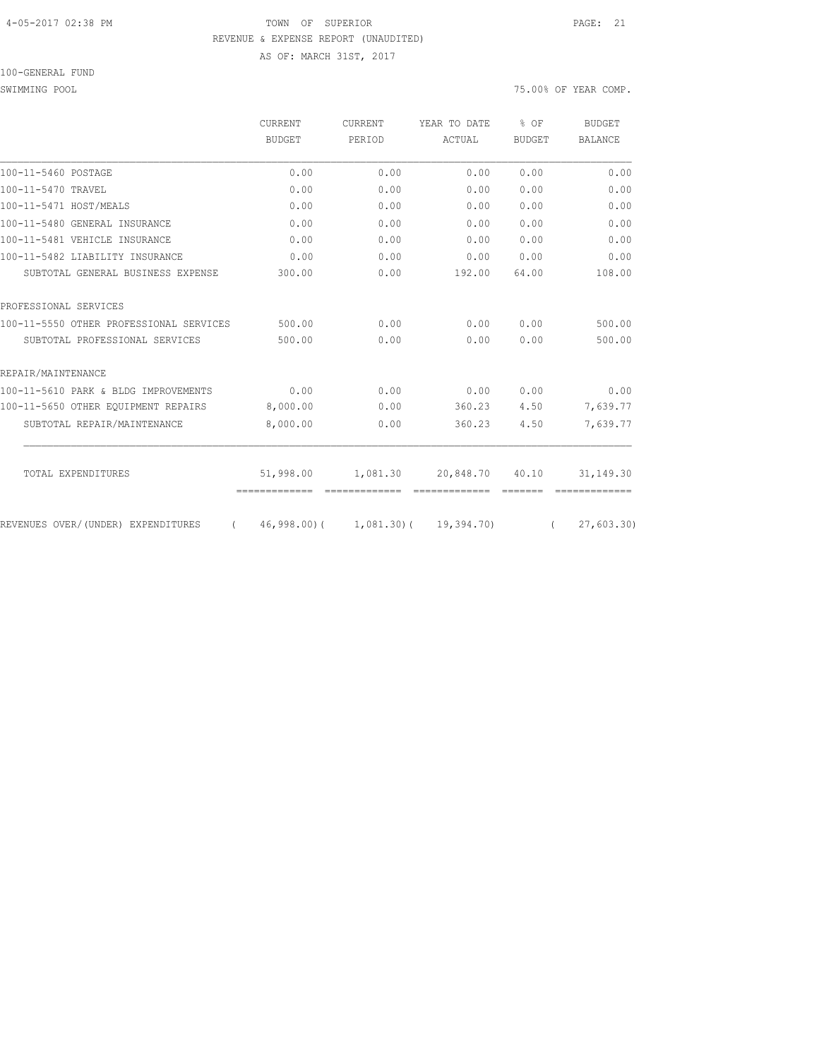TOWN OF SUPERIOR

REVENUE & EXPENSE REPORT (UNAUDITED)

AS OF: MARCH 31ST, 2017

100-GENERAL FUND

SWIMMING POOL

75.00% OF YEAR COMP.

| | CURRENT BUDGET | CURRENT PERIOD | YEAR TO DATE ACTUAL | % OF BUDGET | BUDGET BALANCE |
|---|---|---|---|---|---|
| 100-11-5460 POSTAGE | 0.00 | 0.00 | 0.00 | 0.00 | 0.00 |
| 100-11-5470 TRAVEL | 0.00 | 0.00 | 0.00 | 0.00 | 0.00 |
| 100-11-5471 HOST/MEALS | 0.00 | 0.00 | 0.00 | 0.00 | 0.00 |
| 100-11-5480 GENERAL INSURANCE | 0.00 | 0.00 | 0.00 | 0.00 | 0.00 |
| 100-11-5481 VEHICLE INSURANCE | 0.00 | 0.00 | 0.00 | 0.00 | 0.00 |
| 100-11-5482 LIABILITY INSURANCE | 0.00 | 0.00 | 0.00 | 0.00 | 0.00 |
| SUBTOTAL GENERAL BUSINESS EXPENSE | 300.00 | 0.00 | 192.00 | 64.00 | 108.00 |
| PROFESSIONAL SERVICES | | | | | |
| 100-11-5550 OTHER PROFESSIONAL SERVICES | 500.00 | 0.00 | 0.00 | 0.00 | 500.00 |
| SUBTOTAL PROFESSIONAL SERVICES | 500.00 | 0.00 | 0.00 | 0.00 | 500.00 |
| REPAIR/MAINTENANCE | | | | | |
| 100-11-5610 PARK & BLDG IMPROVEMENTS | 0.00 | 0.00 | 0.00 | 0.00 | 0.00 |
| 100-11-5650 OTHER EQUIPMENT REPAIRS | 8,000.00 | 0.00 | 360.23 | 4.50 | 7,639.77 |
| SUBTOTAL REPAIR/MAINTENANCE | 8,000.00 | 0.00 | 360.23 | 4.50 | 7,639.77 |
| TOTAL EXPENDITURES | 51,998.00 | 1,081.30 | 20,848.70 | 40.10 | 31,149.30 |
| REVENUES OVER/(UNDER) EXPENDITURES | ( 46,998.00) | ( 1,081.30) | ( 19,394.70) | | ( 27,603.30) |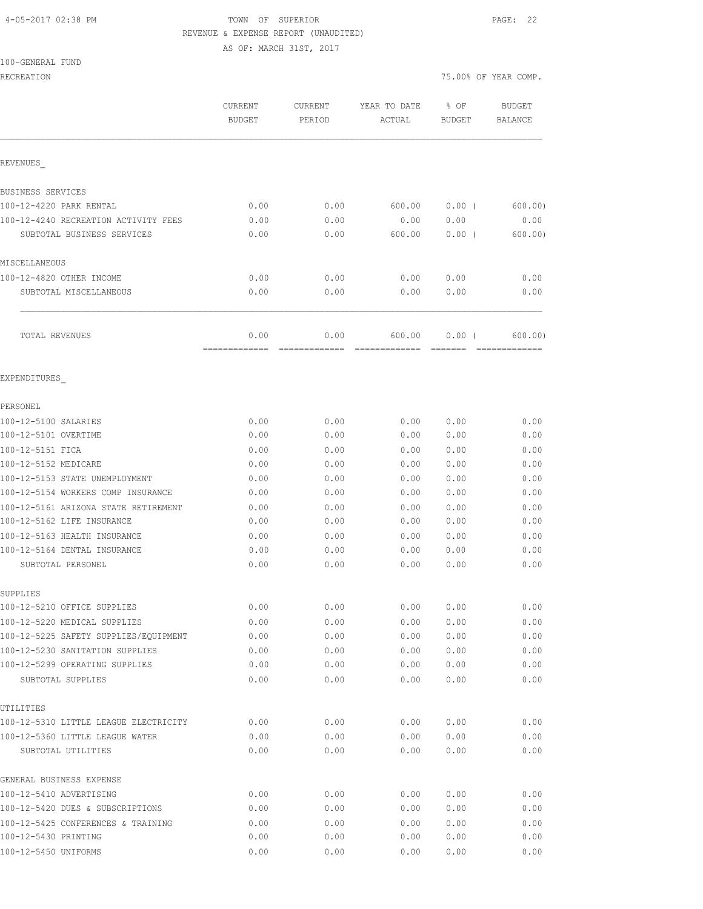TOWN OF SUPERIOR
REVENUE & EXPENSE REPORT (UNAUDITED)
AS OF: MARCH 31ST, 2017

100-GENERAL FUND
RECREATION

75.00% OF YEAR COMP.

| | CURRENT BUDGET | CURRENT PERIOD | YEAR TO DATE ACTUAL | % OF BUDGET | BUDGET BALANCE |
|---|---|---|---|---|---|
| **REVENUES** | | | | | |
| BUSINESS SERVICES | | | | | |
| 100-12-4220 PARK RENTAL | 0.00 | 0.00 | 600.00 | 0.00 ( | 600.00) |
| 100-12-4240 RECREATION ACTIVITY FEES | 0.00 | 0.00 | 0.00 | 0.00 | 0.00 |
| SUBTOTAL BUSINESS SERVICES | 0.00 | 0.00 | 600.00 | 0.00 ( | 600.00) |
| MISCELLANEOUS | | | | | |
| 100-12-4820 OTHER INCOME | 0.00 | 0.00 | 0.00 | 0.00 | 0.00 |
| SUBTOTAL MISCELLANEOUS | 0.00 | 0.00 | 0.00 | 0.00 | 0.00 |
| TOTAL REVENUES | 0.00 | 0.00 | 600.00 | 0.00 ( | 600.00) |
| **EXPENDITURES** | | | | | |
| PERSONEL | | | | | |
| 100-12-5100 SALARIES | 0.00 | 0.00 | 0.00 | 0.00 | 0.00 |
| 100-12-5101 OVERTIME | 0.00 | 0.00 | 0.00 | 0.00 | 0.00 |
| 100-12-5151 FICA | 0.00 | 0.00 | 0.00 | 0.00 | 0.00 |
| 100-12-5152 MEDICARE | 0.00 | 0.00 | 0.00 | 0.00 | 0.00 |
| 100-12-5153 STATE UNEMPLOYMENT | 0.00 | 0.00 | 0.00 | 0.00 | 0.00 |
| 100-12-5154 WORKERS COMP INSURANCE | 0.00 | 0.00 | 0.00 | 0.00 | 0.00 |
| 100-12-5161 ARIZONA STATE RETIREMENT | 0.00 | 0.00 | 0.00 | 0.00 | 0.00 |
| 100-12-5162 LIFE INSURANCE | 0.00 | 0.00 | 0.00 | 0.00 | 0.00 |
| 100-12-5163 HEALTH INSURANCE | 0.00 | 0.00 | 0.00 | 0.00 | 0.00 |
| 100-12-5164 DENTAL INSURANCE | 0.00 | 0.00 | 0.00 | 0.00 | 0.00 |
| SUBTOTAL PERSONEL | 0.00 | 0.00 | 0.00 | 0.00 | 0.00 |
| SUPPLIES | | | | | |
| 100-12-5210 OFFICE SUPPLIES | 0.00 | 0.00 | 0.00 | 0.00 | 0.00 |
| 100-12-5220 MEDICAL SUPPLIES | 0.00 | 0.00 | 0.00 | 0.00 | 0.00 |
| 100-12-5225 SAFETY SUPPLIES/EQUIPMENT | 0.00 | 0.00 | 0.00 | 0.00 | 0.00 |
| 100-12-5230 SANITATION SUPPLIES | 0.00 | 0.00 | 0.00 | 0.00 | 0.00 |
| 100-12-5299 OPERATING SUPPLIES | 0.00 | 0.00 | 0.00 | 0.00 | 0.00 |
| SUBTOTAL SUPPLIES | 0.00 | 0.00 | 0.00 | 0.00 | 0.00 |
| UTILITIES | | | | | |
| 100-12-5310 LITTLE LEAGUE ELECTRICITY | 0.00 | 0.00 | 0.00 | 0.00 | 0.00 |
| 100-12-5360 LITTLE LEAGUE WATER | 0.00 | 0.00 | 0.00 | 0.00 | 0.00 |
| SUBTOTAL UTILITIES | 0.00 | 0.00 | 0.00 | 0.00 | 0.00 |
| GENERAL BUSINESS EXPENSE | | | | | |
| 100-12-5410 ADVERTISING | 0.00 | 0.00 | 0.00 | 0.00 | 0.00 |
| 100-12-5420 DUES & SUBSCRIPTIONS | 0.00 | 0.00 | 0.00 | 0.00 | 0.00 |
| 100-12-5425 CONFERENCES & TRAINING | 0.00 | 0.00 | 0.00 | 0.00 | 0.00 |
| 100-12-5430 PRINTING | 0.00 | 0.00 | 0.00 | 0.00 | 0.00 |
| 100-12-5450 UNIFORMS | 0.00 | 0.00 | 0.00 | 0.00 | 0.00 |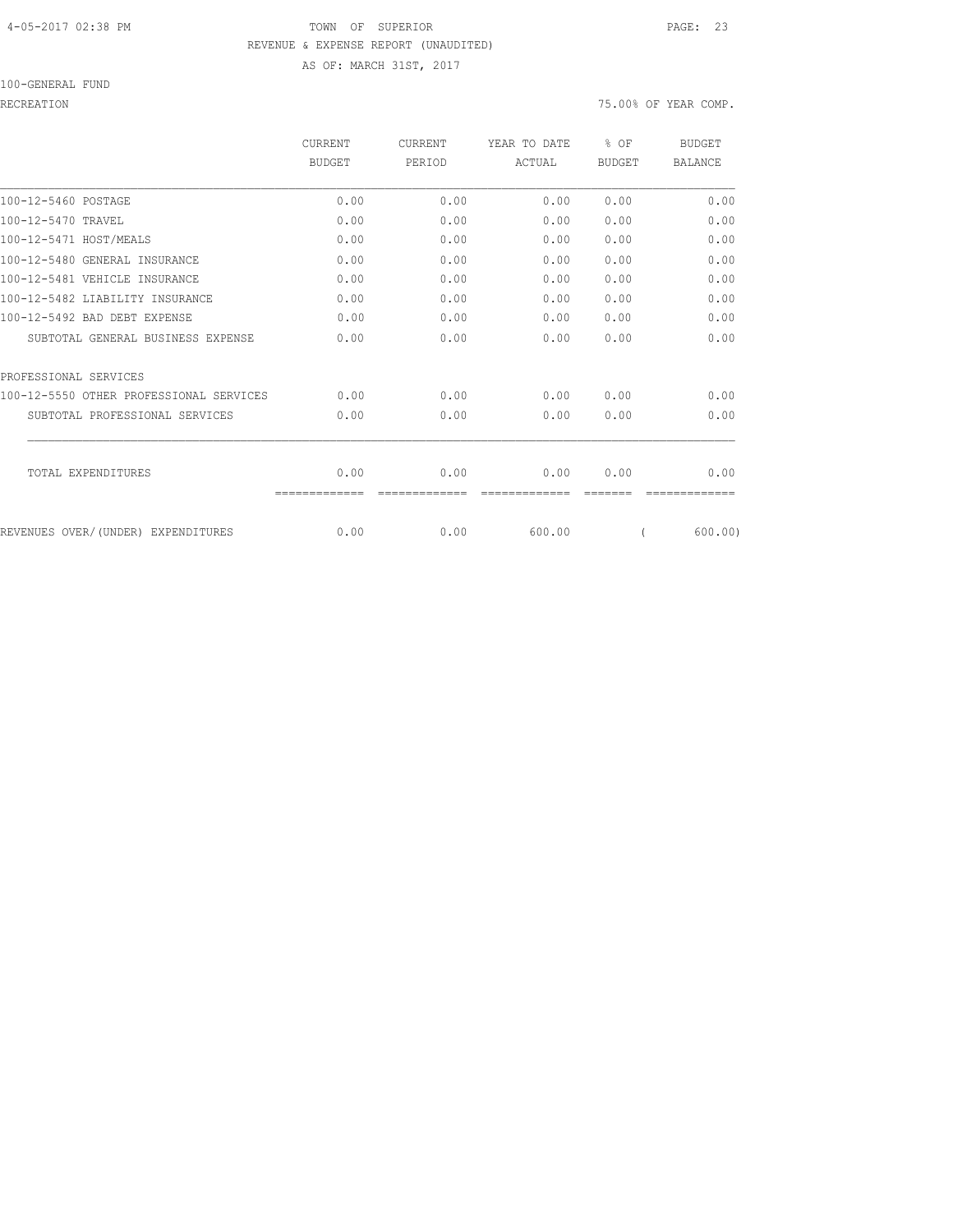4-05-2017 02:38 PM TOWN OF SUPERIOR

REVENUE & EXPENSE REPORT (UNAUDITED)

AS OF: MARCH 31ST, 2017

100-GENERAL FUND

RECREATION 75.00% OF YEAR COMP.

| | CURRENT BUDGET | CURRENT PERIOD | YEAR TO DATE ACTUAL | % OF BUDGET | BUDGET BALANCE |
|---|---|---|---|---|---|
| 100-12-5460 POSTAGE | 0.00 | 0.00 | 0.00 | 0.00 | 0.00 |
| 100-12-5470 TRAVEL | 0.00 | 0.00 | 0.00 | 0.00 | 0.00 |
| 100-12-5471 HOST/MEALS | 0.00 | 0.00 | 0.00 | 0.00 | 0.00 |
| 100-12-5480 GENERAL INSURANCE | 0.00 | 0.00 | 0.00 | 0.00 | 0.00 |
| 100-12-5481 VEHICLE INSURANCE | 0.00 | 0.00 | 0.00 | 0.00 | 0.00 |
| 100-12-5482 LIABILITY INSURANCE | 0.00 | 0.00 | 0.00 | 0.00 | 0.00 |
| 100-12-5492 BAD DEBT EXPENSE | 0.00 | 0.00 | 0.00 | 0.00 | 0.00 |
| SUBTOTAL GENERAL BUSINESS EXPENSE | 0.00 | 0.00 | 0.00 | 0.00 | 0.00 |
| PROFESSIONAL SERVICES | | | | | |
| 100-12-5550 OTHER PROFESSIONAL SERVICES | 0.00 | 0.00 | 0.00 | 0.00 | 0.00 |
| SUBTOTAL PROFESSIONAL SERVICES | 0.00 | 0.00 | 0.00 | 0.00 | 0.00 |
| TOTAL EXPENDITURES | 0.00 | 0.00 | 0.00 | 0.00 | 0.00 |
| REVENUES OVER/(UNDER) EXPENDITURES | 0.00 | 0.00 | 600.00 | | ( 600.00) |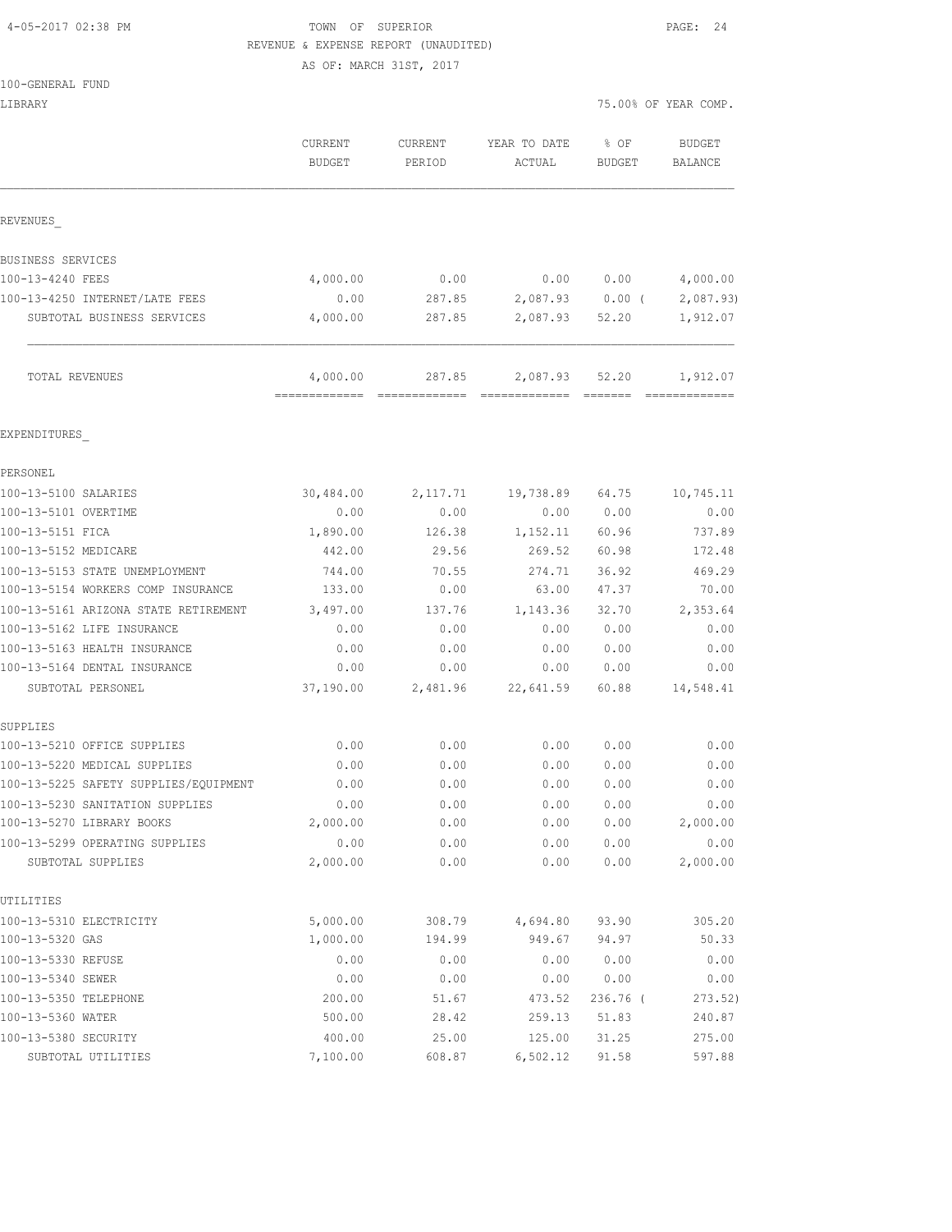TOWN OF SUPERIOR
REVENUE & EXPENSE REPORT (UNAUDITED)
AS OF: MARCH 31ST, 2017

4-05-2017 02:38 PM

100-GENERAL FUND
LIBRARY

75.00% OF YEAR COMP.

| | CURRENT BUDGET | CURRENT PERIOD | YEAR TO DATE ACTUAL | % OF BUDGET | BUDGET BALANCE |
|---|---|---|---|---|---|
| **REVENUES_** | | | | | |
| BUSINESS SERVICES | | | | | |
| 100-13-4240 FEES | 4,000.00 | 0.00 | 0.00 | 0.00 | 4,000.00 |
| 100-13-4250 INTERNET/LATE FEES | 0.00 | 287.85 | 2,087.93 | 0.00 ( | 2,087.93) |
| SUBTOTAL BUSINESS SERVICES | 4,000.00 | 287.85 | 2,087.93 | 52.20 | 1,912.07 |
| TOTAL REVENUES | 4,000.00 | 287.85 | 2,087.93 | 52.20 | 1,912.07 |
| **EXPENDITURES_** | | | | | |
| PERSONEL | | | | | |
| 100-13-5100 SALARIES | 30,484.00 | 2,117.71 | 19,738.89 | 64.75 | 10,745.11 |
| 100-13-5101 OVERTIME | 0.00 | 0.00 | 0.00 | 0.00 | 0.00 |
| 100-13-5151 FICA | 1,890.00 | 126.38 | 1,152.11 | 60.96 | 737.89 |
| 100-13-5152 MEDICARE | 442.00 | 29.56 | 269.52 | 60.98 | 172.48 |
| 100-13-5153 STATE UNEMPLOYMENT | 744.00 | 70.55 | 274.71 | 36.92 | 469.29 |
| 100-13-5154 WORKERS COMP INSURANCE | 133.00 | 0.00 | 63.00 | 47.37 | 70.00 |
| 100-13-5161 ARIZONA STATE RETIREMENT | 3,497.00 | 137.76 | 1,143.36 | 32.70 | 2,353.64 |
| 100-13-5162 LIFE INSURANCE | 0.00 | 0.00 | 0.00 | 0.00 | 0.00 |
| 100-13-5163 HEALTH INSURANCE | 0.00 | 0.00 | 0.00 | 0.00 | 0.00 |
| 100-13-5164 DENTAL INSURANCE | 0.00 | 0.00 | 0.00 | 0.00 | 0.00 |
| SUBTOTAL PERSONEL | 37,190.00 | 2,481.96 | 22,641.59 | 60.88 | 14,548.41 |
| SUPPLIES | | | | | |
| 100-13-5210 OFFICE SUPPLIES | 0.00 | 0.00 | 0.00 | 0.00 | 0.00 |
| 100-13-5220 MEDICAL SUPPLIES | 0.00 | 0.00 | 0.00 | 0.00 | 0.00 |
| 100-13-5225 SAFETY SUPPLIES/EQUIPMENT | 0.00 | 0.00 | 0.00 | 0.00 | 0.00 |
| 100-13-5230 SANITATION SUPPLIES | 0.00 | 0.00 | 0.00 | 0.00 | 0.00 |
| 100-13-5270 LIBRARY BOOKS | 2,000.00 | 0.00 | 0.00 | 0.00 | 2,000.00 |
| 100-13-5299 OPERATING SUPPLIES | 0.00 | 0.00 | 0.00 | 0.00 | 0.00 |
| SUBTOTAL SUPPLIES | 2,000.00 | 0.00 | 0.00 | 0.00 | 2,000.00 |
| UTILITIES | | | | | |
| 100-13-5310 ELECTRICITY | 5,000.00 | 308.79 | 4,694.80 | 93.90 | 305.20 |
| 100-13-5320 GAS | 1,000.00 | 194.99 | 949.67 | 94.97 | 50.33 |
| 100-13-5330 REFUSE | 0.00 | 0.00 | 0.00 | 0.00 | 0.00 |
| 100-13-5340 SEWER | 0.00 | 0.00 | 0.00 | 0.00 | 0.00 |
| 100-13-5350 TELEPHONE | 200.00 | 51.67 | 473.52 | 236.76 ( | 273.52) |
| 100-13-5360 WATER | 500.00 | 28.42 | 259.13 | 51.83 | 240.87 |
| 100-13-5380 SECURITY | 400.00 | 25.00 | 125.00 | 31.25 | 275.00 |
| SUBTOTAL UTILITIES | 7,100.00 | 608.87 | 6,502.12 | 91.58 | 597.88 |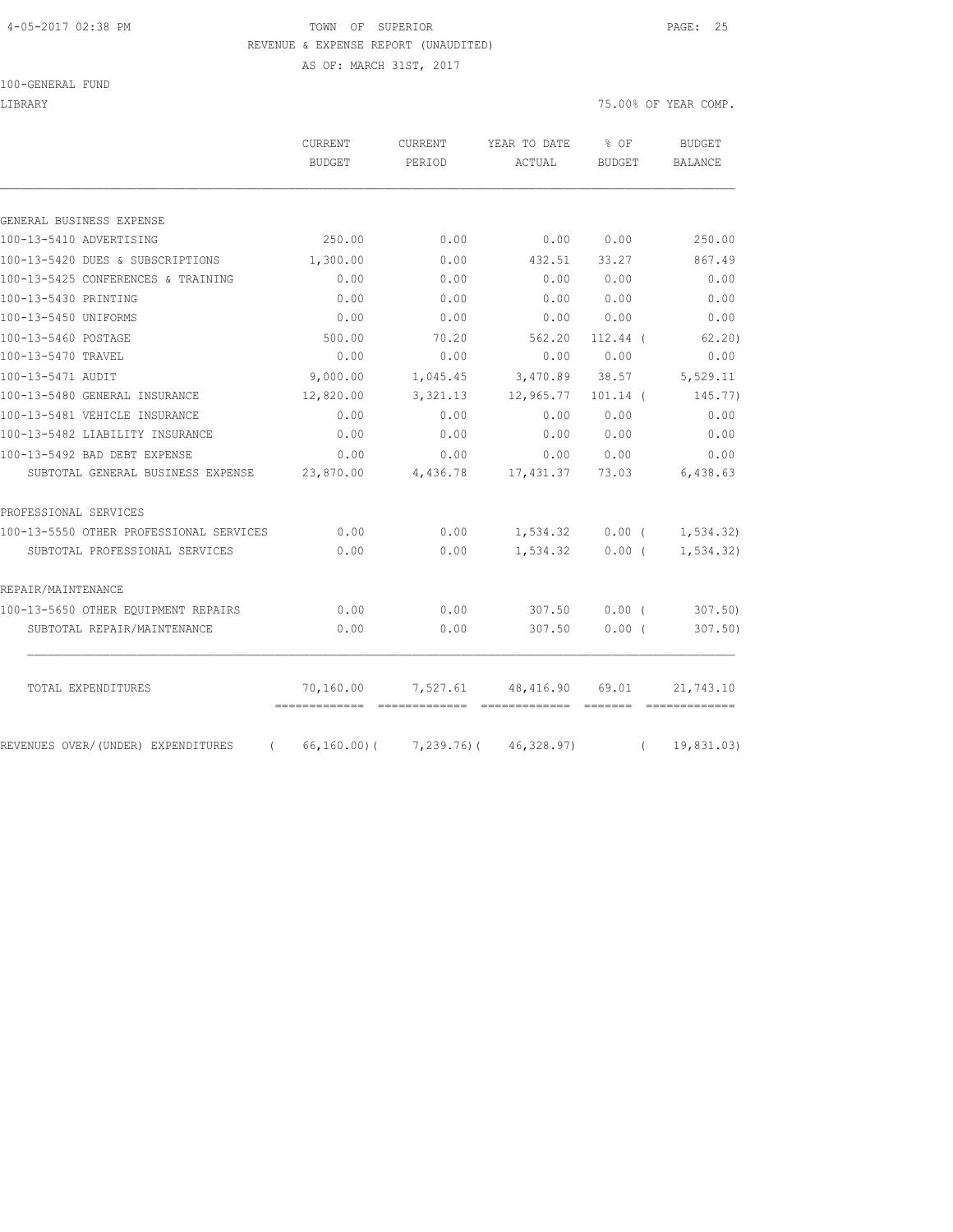4-05-2017 02:38 PM TOWN OF SUPERIOR

REVENUE & EXPENSE REPORT (UNAUDITED)

AS OF: MARCH 31ST, 2017

100-GENERAL FUND

LIBRARY 75.00% OF YEAR COMP.

| | CURRENT BUDGET | CURRENT PERIOD | YEAR TO DATE ACTUAL | % OF BUDGET | BUDGET BALANCE |
|---|---|---|---|---|---|
| GENERAL BUSINESS EXPENSE | | | | | |
| 100-13-5410 ADVERTISING | 250.00 | 0.00 | 0.00 | 0.00 | 250.00 |
| 100-13-5420 DUES & SUBSCRIPTIONS | 1,300.00 | 0.00 | 432.51 | 33.27 | 867.49 |
| 100-13-5425 CONFERENCES & TRAINING | 0.00 | 0.00 | 0.00 | 0.00 | 0.00 |
| 100-13-5430 PRINTING | 0.00 | 0.00 | 0.00 | 0.00 | 0.00 |
| 100-13-5450 UNIFORMS | 0.00 | 0.00 | 0.00 | 0.00 | 0.00 |
| 100-13-5460 POSTAGE | 500.00 | 70.20 | 562.20 | 112.44 ( | 62.20) |
| 100-13-5470 TRAVEL | 0.00 | 0.00 | 0.00 | 0.00 | 0.00 |
| 100-13-5471 AUDIT | 9,000.00 | 1,045.45 | 3,470.89 | 38.57 | 5,529.11 |
| 100-13-5480 GENERAL INSURANCE | 12,820.00 | 3,321.13 | 12,965.77 | 101.14 ( | 145.77) |
| 100-13-5481 VEHICLE INSURANCE | 0.00 | 0.00 | 0.00 | 0.00 | 0.00 |
| 100-13-5482 LIABILITY INSURANCE | 0.00 | 0.00 | 0.00 | 0.00 | 0.00 |
| 100-13-5492 BAD DEBT EXPENSE | 0.00 | 0.00 | 0.00 | 0.00 | 0.00 |
| SUBTOTAL GENERAL BUSINESS EXPENSE | 23,870.00 | 4,436.78 | 17,431.37 | 73.03 | 6,438.63 |
| PROFESSIONAL SERVICES | | | | | |
| 100-13-5550 OTHER PROFESSIONAL SERVICES | 0.00 | 0.00 | 1,534.32 | 0.00 ( | 1,534.32) |
| SUBTOTAL PROFESSIONAL SERVICES | 0.00 | 0.00 | 1,534.32 | 0.00 ( | 1,534.32) |
| REPAIR/MAINTENANCE | | | | | |
| 100-13-5650 OTHER EQUIPMENT REPAIRS | 0.00 | 0.00 | 307.50 | 0.00 ( | 307.50) |
| SUBTOTAL REPAIR/MAINTENANCE | 0.00 | 0.00 | 307.50 | 0.00 ( | 307.50) |
| TOTAL EXPENDITURES | 70,160.00 | 7,527.61 | 48,416.90 | 69.01 | 21,743.10 |
| REVENUES OVER/(UNDER) EXPENDITURES | ( 66,160.00)( | 7,239.76)( | 46,328.97) | ( | 19,831.03) |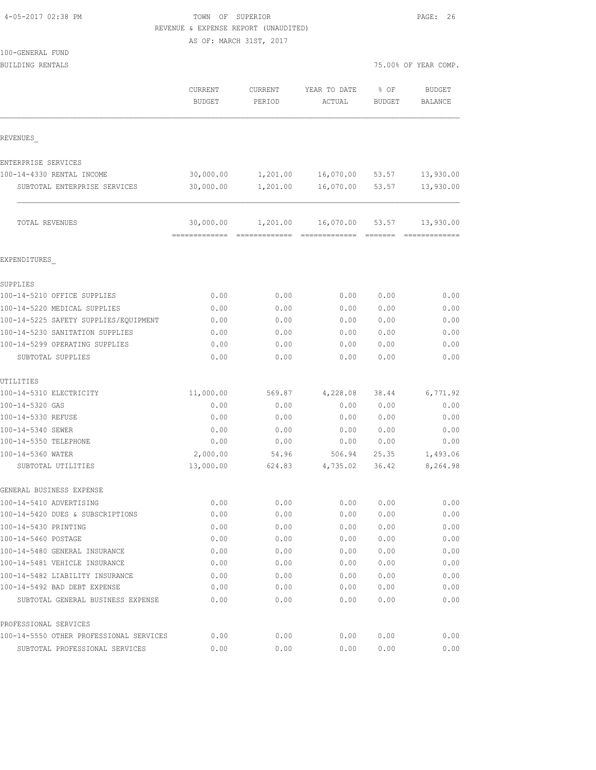4-05-2017 02:38 PM

TOWN OF SUPERIOR

REVENUE & EXPENSE REPORT (UNAUDITED)

AS OF: MARCH 31ST, 2017

100-GENERAL FUND

BUILDING RENTALS

75.00% OF YEAR COMP.

| | CURRENT BUDGET | CURRENT PERIOD | YEAR TO DATE ACTUAL | % OF BUDGET | BUDGET BALANCE |
|---|---|---|---|---|---|
| REVENUES_ | | | | | |
| ENTERPRISE SERVICES | | | | | |
| 100-14-4330 RENTAL INCOME | 30,000.00 | 1,201.00 | 16,070.00 | 53.57 | 13,930.00 |
| SUBTOTAL ENTERPRISE SERVICES | 30,000.00 | 1,201.00 | 16,070.00 | 53.57 | 13,930.00 |
| TOTAL REVENUES | 30,000.00 | 1,201.00 | 16,070.00 | 53.57 | 13,930.00 |
| EXPENDITURES_ | | | | | |
| SUPPLIES | | | | | |
| 100-14-5210 OFFICE SUPPLIES | 0.00 | 0.00 | 0.00 | 0.00 | 0.00 |
| 100-14-5220 MEDICAL SUPPLIES | 0.00 | 0.00 | 0.00 | 0.00 | 0.00 |
| 100-14-5225 SAFETY SUPPLIES/EQUIPMENT | 0.00 | 0.00 | 0.00 | 0.00 | 0.00 |
| 100-14-5230 SANITATION SUPPLIES | 0.00 | 0.00 | 0.00 | 0.00 | 0.00 |
| 100-14-5299 OPERATING SUPPLIES | 0.00 | 0.00 | 0.00 | 0.00 | 0.00 |
| SUBTOTAL SUPPLIES | 0.00 | 0.00 | 0.00 | 0.00 | 0.00 |
| UTILITIES | | | | | |
| 100-14-5310 ELECTRICITY | 11,000.00 | 569.87 | 4,228.08 | 38.44 | 6,771.92 |
| 100-14-5320 GAS | 0.00 | 0.00 | 0.00 | 0.00 | 0.00 |
| 100-14-5330 REFUSE | 0.00 | 0.00 | 0.00 | 0.00 | 0.00 |
| 100-14-5340 SEWER | 0.00 | 0.00 | 0.00 | 0.00 | 0.00 |
| 100-14-5350 TELEPHONE | 0.00 | 0.00 | 0.00 | 0.00 | 0.00 |
| 100-14-5360 WATER | 2,000.00 | 54.96 | 506.94 | 25.35 | 1,493.06 |
| SUBTOTAL UTILITIES | 13,000.00 | 624.83 | 4,735.02 | 36.42 | 8,264.98 |
| GENERAL BUSINESS EXPENSE | | | | | |
| 100-14-5410 ADVERTISING | 0.00 | 0.00 | 0.00 | 0.00 | 0.00 |
| 100-14-5420 DUES & SUBSCRIPTIONS | 0.00 | 0.00 | 0.00 | 0.00 | 0.00 |
| 100-14-5430 PRINTING | 0.00 | 0.00 | 0.00 | 0.00 | 0.00 |
| 100-14-5460 POSTAGE | 0.00 | 0.00 | 0.00 | 0.00 | 0.00 |
| 100-14-5480 GENERAL INSURANCE | 0.00 | 0.00 | 0.00 | 0.00 | 0.00 |
| 100-14-5481 VEHICLE INSURANCE | 0.00 | 0.00 | 0.00 | 0.00 | 0.00 |
| 100-14-5482 LIABILITY INSURANCE | 0.00 | 0.00 | 0.00 | 0.00 | 0.00 |
| 100-14-5492 BAD DEBT EXPENSE | 0.00 | 0.00 | 0.00 | 0.00 | 0.00 |
| SUBTOTAL GENERAL BUSINESS EXPENSE | 0.00 | 0.00 | 0.00 | 0.00 | 0.00 |
| PROFESSIONAL SERVICES | | | | | |
| 100-14-5550 OTHER PROFESSIONAL SERVICES | 0.00 | 0.00 | 0.00 | 0.00 | 0.00 |
| SUBTOTAL PROFESSIONAL SERVICES | 0.00 | 0.00 | 0.00 | 0.00 | 0.00 |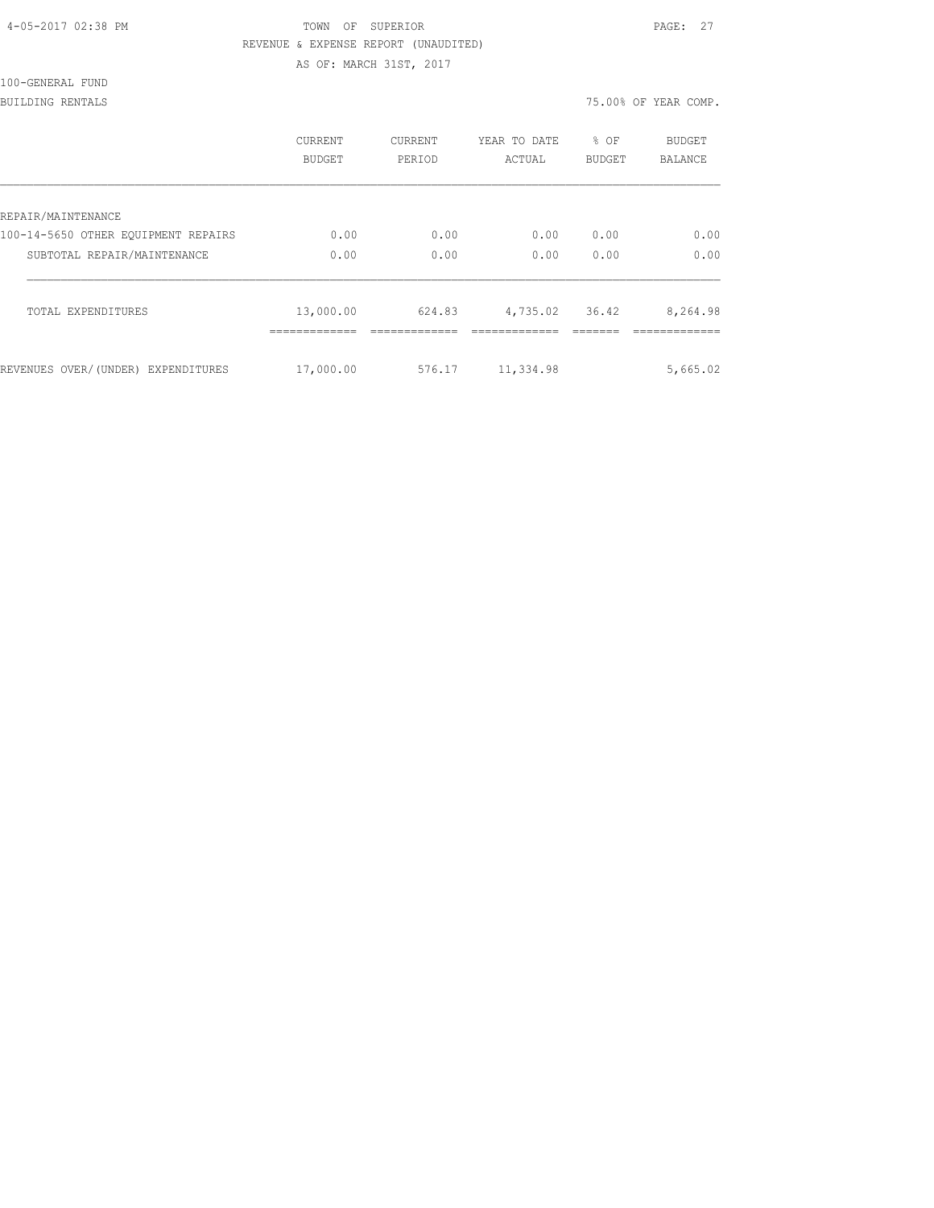TOWN OF SUPERIOR
REVENUE & EXPENSE REPORT (UNAUDITED)
AS OF: MARCH 31ST, 2017

100-GENERAL FUND

BUILDING RENTALS — 75.00% OF YEAR COMP.

| | CURRENT BUDGET | CURRENT PERIOD | YEAR TO DATE ACTUAL | % OF BUDGET | BUDGET BALANCE |
|---|---|---|---|---|---|
| REPAIR/MAINTENANCE | | | | | |
| 100-14-5650 OTHER EQUIPMENT REPAIRS | 0.00 | 0.00 | 0.00 | 0.00 | 0.00 |
| SUBTOTAL REPAIR/MAINTENANCE | 0.00 | 0.00 | 0.00 | 0.00 | 0.00 |
| TOTAL EXPENDITURES | 13,000.00 | 624.83 | 4,735.02 | 36.42 | 8,264.98 |
| REVENUES OVER/(UNDER) EXPENDITURES | 17,000.00 | 576.17 | 11,334.98 | | 5,665.02 |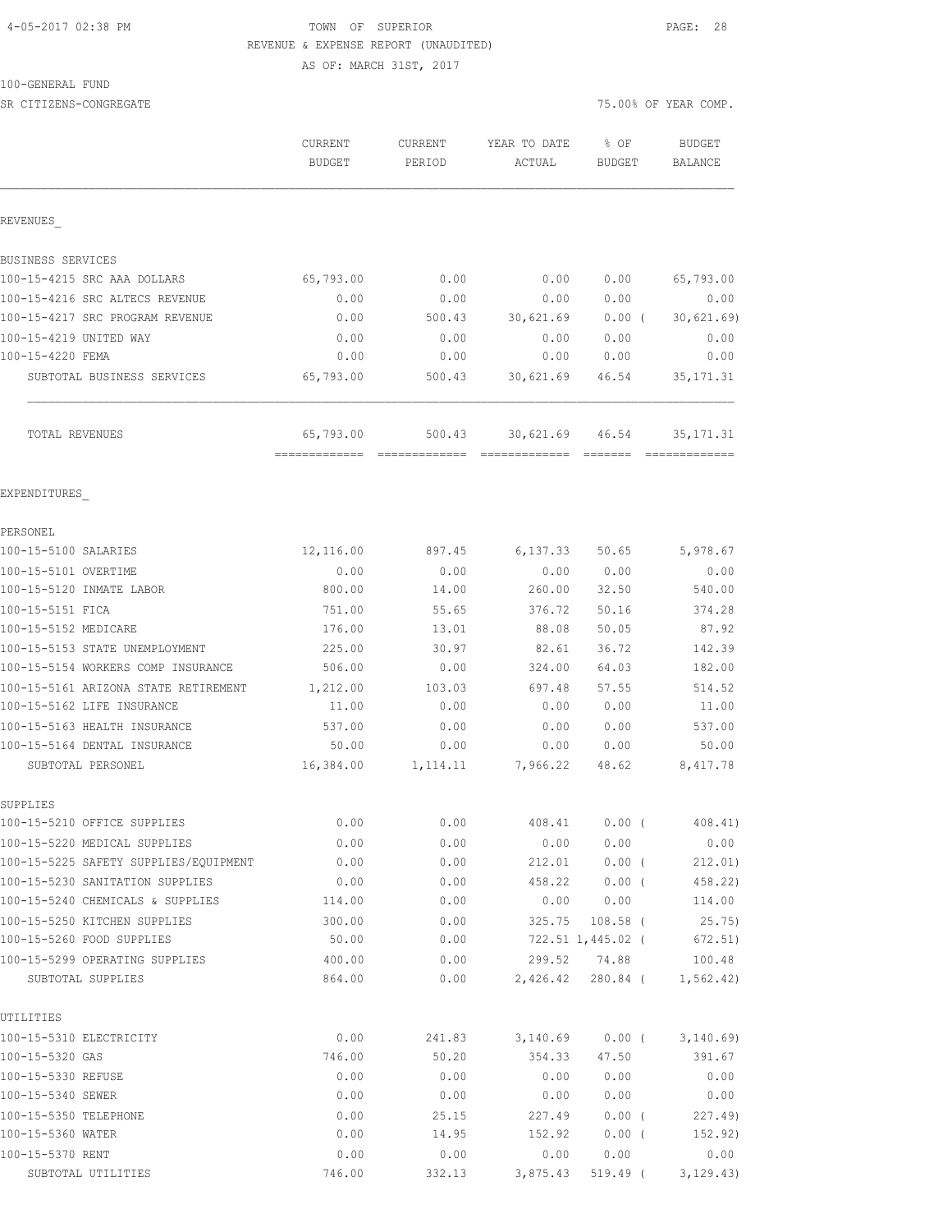TOWN OF SUPERIOR
REVENUE & EXPENSE REPORT (UNAUDITED)
AS OF: MARCH 31ST, 2017

100-GENERAL FUND
SR CITIZENS-CONGREGATE

75.00% OF YEAR COMP.

| | CURRENT BUDGET | CURRENT PERIOD | YEAR TO DATE ACTUAL | % OF BUDGET | BUDGET BALANCE |
|---|---|---|---|---|---|
| **REVENUES** | | | | | |
| BUSINESS SERVICES | | | | | |
| 100-15-4215 SRC AAA DOLLARS | 65,793.00 | 0.00 | 0.00 | 0.00 | 65,793.00 |
| 100-15-4216 SRC ALTECS REVENUE | 0.00 | 0.00 | 0.00 | 0.00 | 0.00 |
| 100-15-4217 SRC PROGRAM REVENUE | 0.00 | 500.43 | 30,621.69 | 0.00 ( | 30,621.69) |
| 100-15-4219 UNITED WAY | 0.00 | 0.00 | 0.00 | 0.00 | 0.00 |
| 100-15-4220 FEMA | 0.00 | 0.00 | 0.00 | 0.00 | 0.00 |
| SUBTOTAL BUSINESS SERVICES | 65,793.00 | 500.43 | 30,621.69 | 46.54 | 35,171.31 |
| TOTAL REVENUES | 65,793.00 | 500.43 | 30,621.69 | 46.54 | 35,171.31 |
| **EXPENDITURES** | | | | | |
| PERSONEL | | | | | |
| 100-15-5100 SALARIES | 12,116.00 | 897.45 | 6,137.33 | 50.65 | 5,978.67 |
| 100-15-5101 OVERTIME | 0.00 | 0.00 | 0.00 | 0.00 | 0.00 |
| 100-15-5120 INMATE LABOR | 800.00 | 14.00 | 260.00 | 32.50 | 540.00 |
| 100-15-5151 FICA | 751.00 | 55.65 | 376.72 | 50.16 | 374.28 |
| 100-15-5152 MEDICARE | 176.00 | 13.01 | 88.08 | 50.05 | 87.92 |
| 100-15-5153 STATE UNEMPLOYMENT | 225.00 | 30.97 | 82.61 | 36.72 | 142.39 |
| 100-15-5154 WORKERS COMP INSURANCE | 506.00 | 0.00 | 324.00 | 64.03 | 182.00 |
| 100-15-5161 ARIZONA STATE RETIREMENT | 1,212.00 | 103.03 | 697.48 | 57.55 | 514.52 |
| 100-15-5162 LIFE INSURANCE | 11.00 | 0.00 | 0.00 | 0.00 | 11.00 |
| 100-15-5163 HEALTH INSURANCE | 537.00 | 0.00 | 0.00 | 0.00 | 537.00 |
| 100-15-5164 DENTAL INSURANCE | 50.00 | 0.00 | 0.00 | 0.00 | 50.00 |
| SUBTOTAL PERSONEL | 16,384.00 | 1,114.11 | 7,966.22 | 48.62 | 8,417.78 |
| SUPPLIES | | | | | |
| 100-15-5210 OFFICE SUPPLIES | 0.00 | 0.00 | 408.41 | 0.00 ( | 408.41) |
| 100-15-5220 MEDICAL SUPPLIES | 0.00 | 0.00 | 0.00 | 0.00 | 0.00 |
| 100-15-5225 SAFETY SUPPLIES/EQUIPMENT | 0.00 | 0.00 | 212.01 | 0.00 ( | 212.01) |
| 100-15-5230 SANITATION SUPPLIES | 0.00 | 0.00 | 458.22 | 0.00 ( | 458.22) |
| 100-15-5240 CHEMICALS & SUPPLIES | 114.00 | 0.00 | 0.00 | 0.00 | 114.00 |
| 100-15-5250 KITCHEN SUPPLIES | 300.00 | 0.00 | 325.75 | 108.58 ( | 25.75) |
| 100-15-5260 FOOD SUPPLIES | 50.00 | 0.00 | 722.51 | 1,445.02 ( | 672.51) |
| 100-15-5299 OPERATING SUPPLIES | 400.00 | 0.00 | 299.52 | 74.88 | 100.48 |
| SUBTOTAL SUPPLIES | 864.00 | 0.00 | 2,426.42 | 280.84 ( | 1,562.42) |
| UTILITIES | | | | | |
| 100-15-5310 ELECTRICITY | 0.00 | 241.83 | 3,140.69 | 0.00 ( | 3,140.69) |
| 100-15-5320 GAS | 746.00 | 50.20 | 354.33 | 47.50 | 391.67 |
| 100-15-5330 REFUSE | 0.00 | 0.00 | 0.00 | 0.00 | 0.00 |
| 100-15-5340 SEWER | 0.00 | 0.00 | 0.00 | 0.00 | 0.00 |
| 100-15-5350 TELEPHONE | 0.00 | 25.15 | 227.49 | 0.00 ( | 227.49) |
| 100-15-5360 WATER | 0.00 | 14.95 | 152.92 | 0.00 ( | 152.92) |
| 100-15-5370 RENT | 0.00 | 0.00 | 0.00 | 0.00 | 0.00 |
| SUBTOTAL UTILITIES | 746.00 | 332.13 | 3,875.43 | 519.49 ( | 3,129.43) |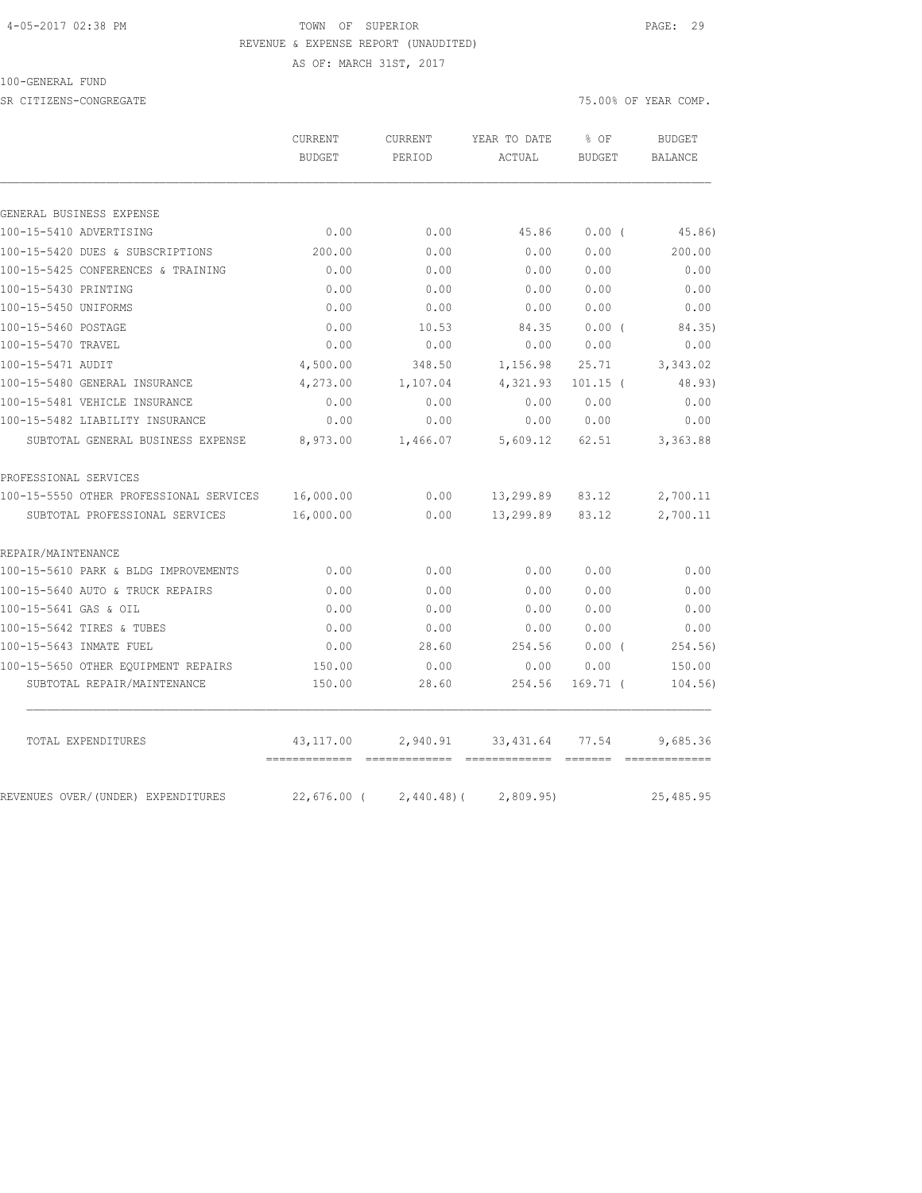4-05-2017 02:38 PM TOWN OF SUPERIOR

REVENUE & EXPENSE REPORT (UNAUDITED)

AS OF: MARCH 31ST, 2017

100-GENERAL FUND

SR CITIZENS-CONGREGATE 75.00% OF YEAR COMP.

| | CURRENT BUDGET | CURRENT PERIOD | YEAR TO DATE ACTUAL | % OF BUDGET | BUDGET BALANCE |
|---|---|---|---|---|---|
| GENERAL BUSINESS EXPENSE | | | | | |
| 100-15-5410 ADVERTISING | 0.00 | 0.00 | 45.86 | 0.00 ( | 45.86) |
| 100-15-5420 DUES & SUBSCRIPTIONS | 200.00 | 0.00 | 0.00 | 0.00 | 200.00 |
| 100-15-5425 CONFERENCES & TRAINING | 0.00 | 0.00 | 0.00 | 0.00 | 0.00 |
| 100-15-5430 PRINTING | 0.00 | 0.00 | 0.00 | 0.00 | 0.00 |
| 100-15-5450 UNIFORMS | 0.00 | 0.00 | 0.00 | 0.00 | 0.00 |
| 100-15-5460 POSTAGE | 0.00 | 10.53 | 84.35 | 0.00 ( | 84.35) |
| 100-15-5470 TRAVEL | 0.00 | 0.00 | 0.00 | 0.00 | 0.00 |
| 100-15-5471 AUDIT | 4,500.00 | 348.50 | 1,156.98 | 25.71 | 3,343.02 |
| 100-15-5480 GENERAL INSURANCE | 4,273.00 | 1,107.04 | 4,321.93 | 101.15 ( | 48.93) |
| 100-15-5481 VEHICLE INSURANCE | 0.00 | 0.00 | 0.00 | 0.00 | 0.00 |
| 100-15-5482 LIABILITY INSURANCE | 0.00 | 0.00 | 0.00 | 0.00 | 0.00 |
| SUBTOTAL GENERAL BUSINESS EXPENSE | 8,973.00 | 1,466.07 | 5,609.12 | 62.51 | 3,363.88 |
| PROFESSIONAL SERVICES | | | | | |
| 100-15-5550 OTHER PROFESSIONAL SERVICES | 16,000.00 | 0.00 | 13,299.89 | 83.12 | 2,700.11 |
| SUBTOTAL PROFESSIONAL SERVICES | 16,000.00 | 0.00 | 13,299.89 | 83.12 | 2,700.11 |
| REPAIR/MAINTENANCE | | | | | |
| 100-15-5610 PARK & BLDG IMPROVEMENTS | 0.00 | 0.00 | 0.00 | 0.00 | 0.00 |
| 100-15-5640 AUTO & TRUCK REPAIRS | 0.00 | 0.00 | 0.00 | 0.00 | 0.00 |
| 100-15-5641 GAS & OIL | 0.00 | 0.00 | 0.00 | 0.00 | 0.00 |
| 100-15-5642 TIRES & TUBES | 0.00 | 0.00 | 0.00 | 0.00 | 0.00 |
| 100-15-5643 INMATE FUEL | 0.00 | 28.60 | 254.56 | 0.00 ( | 254.56) |
| 100-15-5650 OTHER EQUIPMENT REPAIRS | 150.00 | 0.00 | 0.00 | 0.00 | 150.00 |
| SUBTOTAL REPAIR/MAINTENANCE | 150.00 | 28.60 | 254.56 | 169.71 ( | 104.56) |
| TOTAL EXPENDITURES | 43,117.00 | 2,940.91 | 33,431.64 | 77.54 | 9,685.36 |
| REVENUES OVER/(UNDER) EXPENDITURES | 22,676.00 ( | 2,440.48)( | 2,809.95) | | 25,485.95 |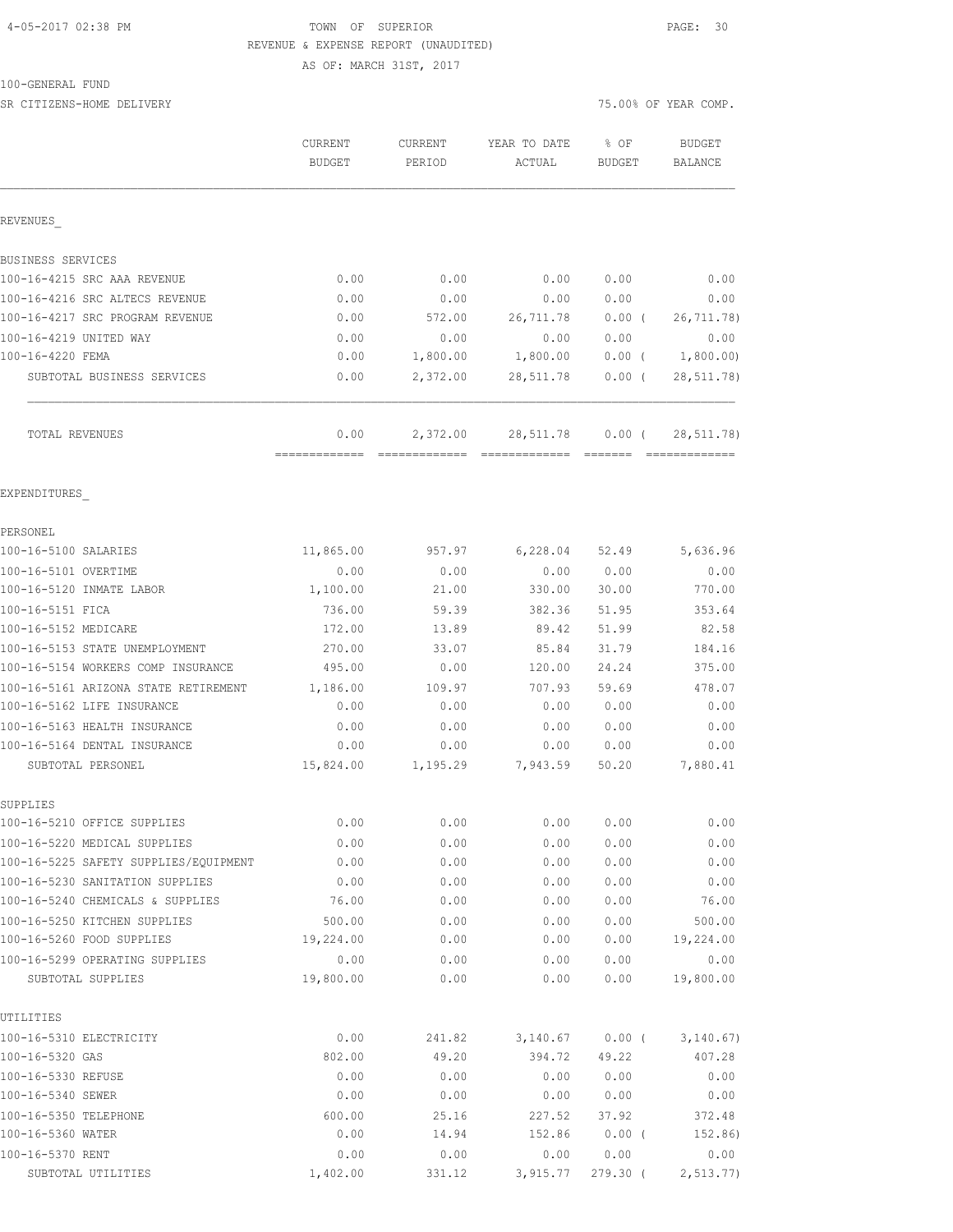TOWN OF SUPERIOR

REVENUE & EXPENSE REPORT (UNAUDITED)

AS OF: MARCH 31ST, 2017

100-GENERAL FUND

SR CITIZENS-HOME DELIVERY

75.00% OF YEAR COMP.

| | CURRENT BUDGET | CURRENT PERIOD | YEAR TO DATE ACTUAL | % OF BUDGET | BUDGET BALANCE |
|---|---|---|---|---|---|
| **REVENUES** | | | | | |
| BUSINESS SERVICES | | | | | |
| 100-16-4215 SRC AAA REVENUE | 0.00 | 0.00 | 0.00 | 0.00 | 0.00 |
| 100-16-4216 SRC ALTECS REVENUE | 0.00 | 0.00 | 0.00 | 0.00 | 0.00 |
| 100-16-4217 SRC PROGRAM REVENUE | 0.00 | 572.00 | 26,711.78 | 0.00 ( | 26,711.78) |
| 100-16-4219 UNITED WAY | 0.00 | 0.00 | 0.00 | 0.00 | 0.00 |
| 100-16-4220 FEMA | 0.00 | 1,800.00 | 1,800.00 | 0.00 ( | 1,800.00) |
| SUBTOTAL BUSINESS SERVICES | 0.00 | 2,372.00 | 28,511.78 | 0.00 ( | 28,511.78) |
| TOTAL REVENUES | 0.00 | 2,372.00 | 28,511.78 | 0.00 ( | 28,511.78) |
| **EXPENDITURES** | | | | | |
| PERSONEL | | | | | |
| 100-16-5100 SALARIES | 11,865.00 | 957.97 | 6,228.04 | 52.49 | 5,636.96 |
| 100-16-5101 OVERTIME | 0.00 | 0.00 | 0.00 | 0.00 | 0.00 |
| 100-16-5120 INMATE LABOR | 1,100.00 | 21.00 | 330.00 | 30.00 | 770.00 |
| 100-16-5151 FICA | 736.00 | 59.39 | 382.36 | 51.95 | 353.64 |
| 100-16-5152 MEDICARE | 172.00 | 13.89 | 89.42 | 51.99 | 82.58 |
| 100-16-5153 STATE UNEMPLOYMENT | 270.00 | 33.07 | 85.84 | 31.79 | 184.16 |
| 100-16-5154 WORKERS COMP INSURANCE | 495.00 | 0.00 | 120.00 | 24.24 | 375.00 |
| 100-16-5161 ARIZONA STATE RETIREMENT | 1,186.00 | 109.97 | 707.93 | 59.69 | 478.07 |
| 100-16-5162 LIFE INSURANCE | 0.00 | 0.00 | 0.00 | 0.00 | 0.00 |
| 100-16-5163 HEALTH INSURANCE | 0.00 | 0.00 | 0.00 | 0.00 | 0.00 |
| 100-16-5164 DENTAL INSURANCE | 0.00 | 0.00 | 0.00 | 0.00 | 0.00 |
| SUBTOTAL PERSONEL | 15,824.00 | 1,195.29 | 7,943.59 | 50.20 | 7,880.41 |
| SUPPLIES | | | | | |
| 100-16-5210 OFFICE SUPPLIES | 0.00 | 0.00 | 0.00 | 0.00 | 0.00 |
| 100-16-5220 MEDICAL SUPPLIES | 0.00 | 0.00 | 0.00 | 0.00 | 0.00 |
| 100-16-5225 SAFETY SUPPLIES/EQUIPMENT | 0.00 | 0.00 | 0.00 | 0.00 | 0.00 |
| 100-16-5230 SANITATION SUPPLIES | 0.00 | 0.00 | 0.00 | 0.00 | 0.00 |
| 100-16-5240 CHEMICALS & SUPPLIES | 76.00 | 0.00 | 0.00 | 0.00 | 76.00 |
| 100-16-5250 KITCHEN SUPPLIES | 500.00 | 0.00 | 0.00 | 0.00 | 500.00 |
| 100-16-5260 FOOD SUPPLIES | 19,224.00 | 0.00 | 0.00 | 0.00 | 19,224.00 |
| 100-16-5299 OPERATING SUPPLIES | 0.00 | 0.00 | 0.00 | 0.00 | 0.00 |
| SUBTOTAL SUPPLIES | 19,800.00 | 0.00 | 0.00 | 0.00 | 19,800.00 |
| UTILITIES | | | | | |
| 100-16-5310 ELECTRICITY | 0.00 | 241.82 | 3,140.67 | 0.00 ( | 3,140.67) |
| 100-16-5320 GAS | 802.00 | 49.20 | 394.72 | 49.22 | 407.28 |
| 100-16-5330 REFUSE | 0.00 | 0.00 | 0.00 | 0.00 | 0.00 |
| 100-16-5340 SEWER | 0.00 | 0.00 | 0.00 | 0.00 | 0.00 |
| 100-16-5350 TELEPHONE | 600.00 | 25.16 | 227.52 | 37.92 | 372.48 |
| 100-16-5360 WATER | 0.00 | 14.94 | 152.86 | 0.00 ( | 152.86) |
| 100-16-5370 RENT | 0.00 | 0.00 | 0.00 | 0.00 | 0.00 |
| SUBTOTAL UTILITIES | 1,402.00 | 331.12 | 3,915.77 | 279.30 ( | 2,513.77) |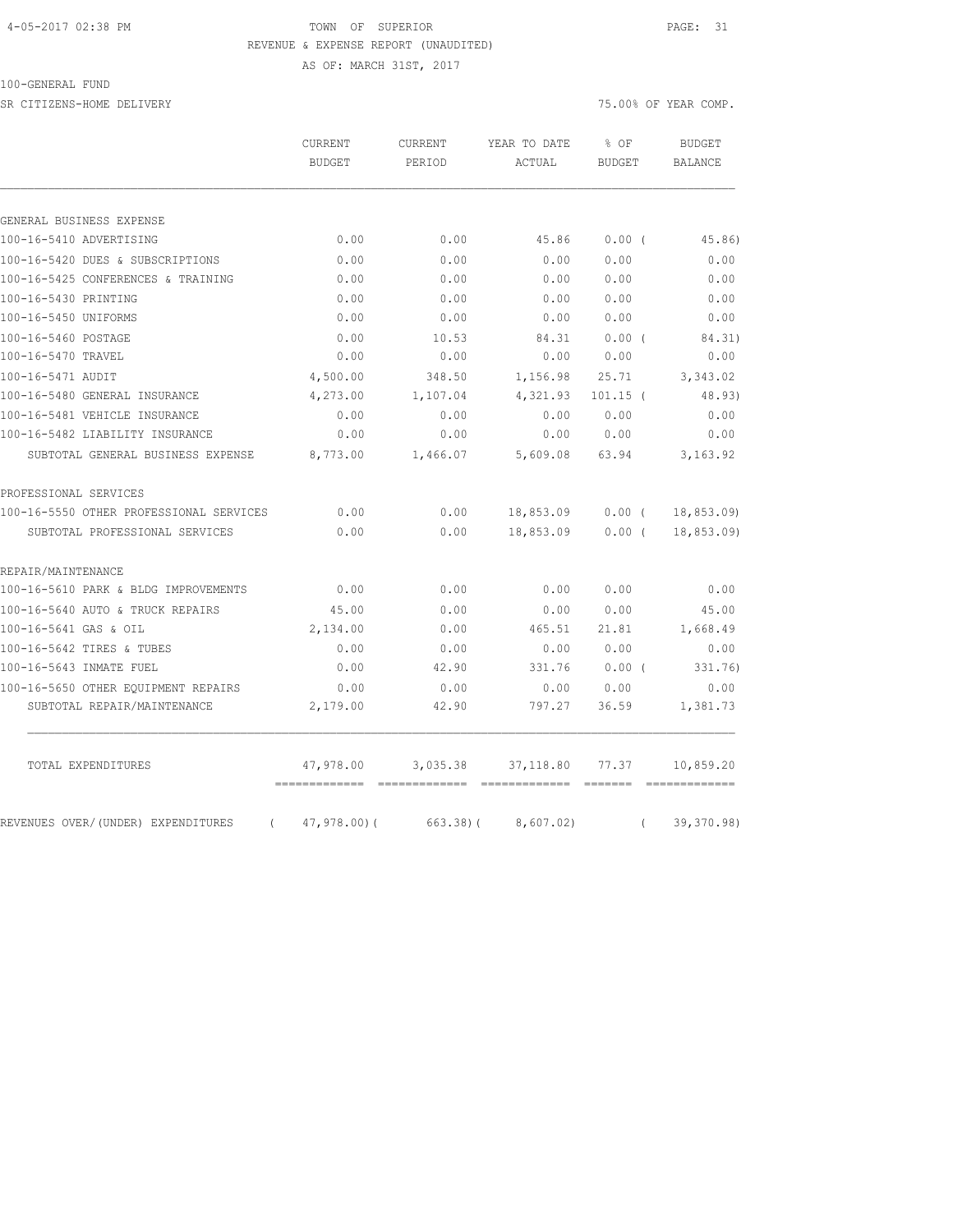4-05-2017 02:38 PM TOWN OF SUPERIOR

REVENUE & EXPENSE REPORT (UNAUDITED)

AS OF: MARCH 31ST, 2017

100-GENERAL FUND

SR CITIZENS-HOME DELIVERY 75.00% OF YEAR COMP.

| | CURRENT BUDGET | CURRENT PERIOD | YEAR TO DATE ACTUAL | % OF BUDGET | BUDGET BALANCE |
|---|---|---|---|---|---|
| GENERAL BUSINESS EXPENSE | | | | | |
| 100-16-5410 ADVERTISING | 0.00 | 0.00 | 45.86 | 0.00 ( | 45.86) |
| 100-16-5420 DUES & SUBSCRIPTIONS | 0.00 | 0.00 | 0.00 | 0.00 | 0.00 |
| 100-16-5425 CONFERENCES & TRAINING | 0.00 | 0.00 | 0.00 | 0.00 | 0.00 |
| 100-16-5430 PRINTING | 0.00 | 0.00 | 0.00 | 0.00 | 0.00 |
| 100-16-5450 UNIFORMS | 0.00 | 0.00 | 0.00 | 0.00 | 0.00 |
| 100-16-5460 POSTAGE | 0.00 | 10.53 | 84.31 | 0.00 ( | 84.31) |
| 100-16-5470 TRAVEL | 0.00 | 0.00 | 0.00 | 0.00 | 0.00 |
| 100-16-5471 AUDIT | 4,500.00 | 348.50 | 1,156.98 | 25.71 | 3,343.02 |
| 100-16-5480 GENERAL INSURANCE | 4,273.00 | 1,107.04 | 4,321.93 | 101.15 ( | 48.93) |
| 100-16-5481 VEHICLE INSURANCE | 0.00 | 0.00 | 0.00 | 0.00 | 0.00 |
| 100-16-5482 LIABILITY INSURANCE | 0.00 | 0.00 | 0.00 | 0.00 | 0.00 |
| SUBTOTAL GENERAL BUSINESS EXPENSE | 8,773.00 | 1,466.07 | 5,609.08 | 63.94 | 3,163.92 |
| PROFESSIONAL SERVICES | | | | | |
| 100-16-5550 OTHER PROFESSIONAL SERVICES | 0.00 | 0.00 | 18,853.09 | 0.00 ( | 18,853.09) |
| SUBTOTAL PROFESSIONAL SERVICES | 0.00 | 0.00 | 18,853.09 | 0.00 ( | 18,853.09) |
| REPAIR/MAINTENANCE | | | | | |
| 100-16-5610 PARK & BLDG IMPROVEMENTS | 0.00 | 0.00 | 0.00 | 0.00 | 0.00 |
| 100-16-5640 AUTO & TRUCK REPAIRS | 45.00 | 0.00 | 0.00 | 0.00 | 45.00 |
| 100-16-5641 GAS & OIL | 2,134.00 | 0.00 | 465.51 | 21.81 | 1,668.49 |
| 100-16-5642 TIRES & TUBES | 0.00 | 0.00 | 0.00 | 0.00 | 0.00 |
| 100-16-5643 INMATE FUEL | 0.00 | 42.90 | 331.76 | 0.00 ( | 331.76) |
| 100-16-5650 OTHER EQUIPMENT REPAIRS | 0.00 | 0.00 | 0.00 | 0.00 | 0.00 |
| SUBTOTAL REPAIR/MAINTENANCE | 2,179.00 | 42.90 | 797.27 | 36.59 | 1,381.73 |
| TOTAL EXPENDITURES | 47,978.00 | 3,035.38 | 37,118.80 | 77.37 | 10,859.20 |
| REVENUES OVER/(UNDER) EXPENDITURES | ( 47,978.00)( | 663.38)( | 8,607.02) | ( | 39,370.98) |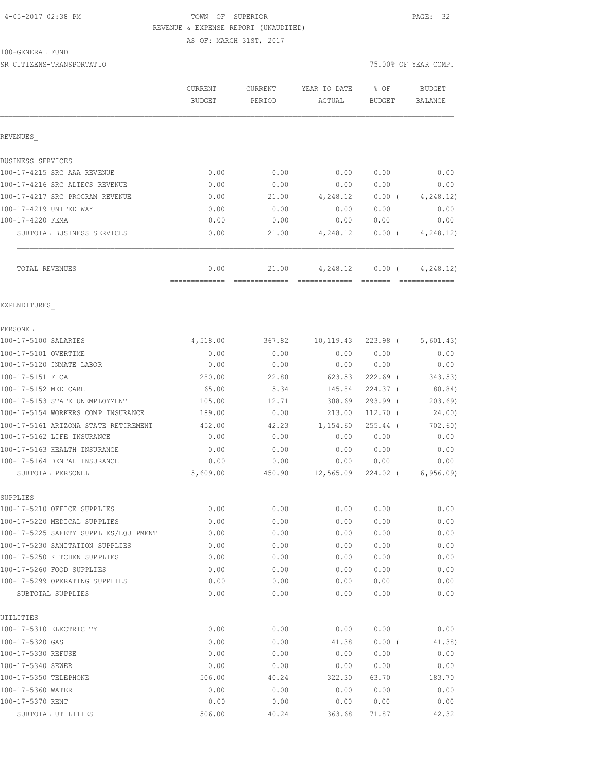TOWN OF SUPERIOR
REVENUE & EXPENSE REPORT (UNAUDITED)
AS OF: MARCH 31ST, 2017

100-GENERAL FUND
SR CITIZENS-TRANSPORTATIO — 75.00% OF YEAR COMP.

| | CURRENT BUDGET | CURRENT PERIOD | YEAR TO DATE ACTUAL | % OF BUDGET | BUDGET BALANCE |
|---|---|---|---|---|---|
| **REVENUES** | | | | | |
| BUSINESS SERVICES | | | | | |
| 100-17-4215 SRC AAA REVENUE | 0.00 | 0.00 | 0.00 | 0.00 | 0.00 |
| 100-17-4216 SRC ALTECS REVENUE | 0.00 | 0.00 | 0.00 | 0.00 | 0.00 |
| 100-17-4217 SRC PROGRAM REVENUE | 0.00 | 21.00 | 4,248.12 | 0.00 ( | 4,248.12) |
| 100-17-4219 UNITED WAY | 0.00 | 0.00 | 0.00 | 0.00 | 0.00 |
| 100-17-4220 FEMA | 0.00 | 0.00 | 0.00 | 0.00 | 0.00 |
| SUBTOTAL BUSINESS SERVICES | 0.00 | 21.00 | 4,248.12 | 0.00 ( | 4,248.12) |
| TOTAL REVENUES | 0.00 | 21.00 | 4,248.12 | 0.00 ( | 4,248.12) |
| **EXPENDITURES** | | | | | |
| PERSONEL | | | | | |
| 100-17-5100 SALARIES | 4,518.00 | 367.82 | 10,119.43 | 223.98 ( | 5,601.43) |
| 100-17-5101 OVERTIME | 0.00 | 0.00 | 0.00 | 0.00 | 0.00 |
| 100-17-5120 INMATE LABOR | 0.00 | 0.00 | 0.00 | 0.00 | 0.00 |
| 100-17-5151 FICA | 280.00 | 22.80 | 623.53 | 222.69 ( | 343.53) |
| 100-17-5152 MEDICARE | 65.00 | 5.34 | 145.84 | 224.37 ( | 80.84) |
| 100-17-5153 STATE UNEMPLOYMENT | 105.00 | 12.71 | 308.69 | 293.99 ( | 203.69) |
| 100-17-5154 WORKERS COMP INSURANCE | 189.00 | 0.00 | 213.00 | 112.70 ( | 24.00) |
| 100-17-5161 ARIZONA STATE RETIREMENT | 452.00 | 42.23 | 1,154.60 | 255.44 ( | 702.60) |
| 100-17-5162 LIFE INSURANCE | 0.00 | 0.00 | 0.00 | 0.00 | 0.00 |
| 100-17-5163 HEALTH INSURANCE | 0.00 | 0.00 | 0.00 | 0.00 | 0.00 |
| 100-17-5164 DENTAL INSURANCE | 0.00 | 0.00 | 0.00 | 0.00 | 0.00 |
| SUBTOTAL PERSONEL | 5,609.00 | 450.90 | 12,565.09 | 224.02 ( | 6,956.09) |
| SUPPLIES | | | | | |
| 100-17-5210 OFFICE SUPPLIES | 0.00 | 0.00 | 0.00 | 0.00 | 0.00 |
| 100-17-5220 MEDICAL SUPPLIES | 0.00 | 0.00 | 0.00 | 0.00 | 0.00 |
| 100-17-5225 SAFETY SUPPLIES/EQUIPMENT | 0.00 | 0.00 | 0.00 | 0.00 | 0.00 |
| 100-17-5230 SANITATION SUPPLIES | 0.00 | 0.00 | 0.00 | 0.00 | 0.00 |
| 100-17-5250 KITCHEN SUPPLIES | 0.00 | 0.00 | 0.00 | 0.00 | 0.00 |
| 100-17-5260 FOOD SUPPLIES | 0.00 | 0.00 | 0.00 | 0.00 | 0.00 |
| 100-17-5299 OPERATING SUPPLIES | 0.00 | 0.00 | 0.00 | 0.00 | 0.00 |
| SUBTOTAL SUPPLIES | 0.00 | 0.00 | 0.00 | 0.00 | 0.00 |
| UTILITIES | | | | | |
| 100-17-5310 ELECTRICITY | 0.00 | 0.00 | 0.00 | 0.00 | 0.00 |
| 100-17-5320 GAS | 0.00 | 0.00 | 41.38 | 0.00 ( | 41.38) |
| 100-17-5330 REFUSE | 0.00 | 0.00 | 0.00 | 0.00 | 0.00 |
| 100-17-5340 SEWER | 0.00 | 0.00 | 0.00 | 0.00 | 0.00 |
| 100-17-5350 TELEPHONE | 506.00 | 40.24 | 322.30 | 63.70 | 183.70 |
| 100-17-5360 WATER | 0.00 | 0.00 | 0.00 | 0.00 | 0.00 |
| 100-17-5370 RENT | 0.00 | 0.00 | 0.00 | 0.00 | 0.00 |
| SUBTOTAL UTILITIES | 506.00 | 40.24 | 363.68 | 71.87 | 142.32 |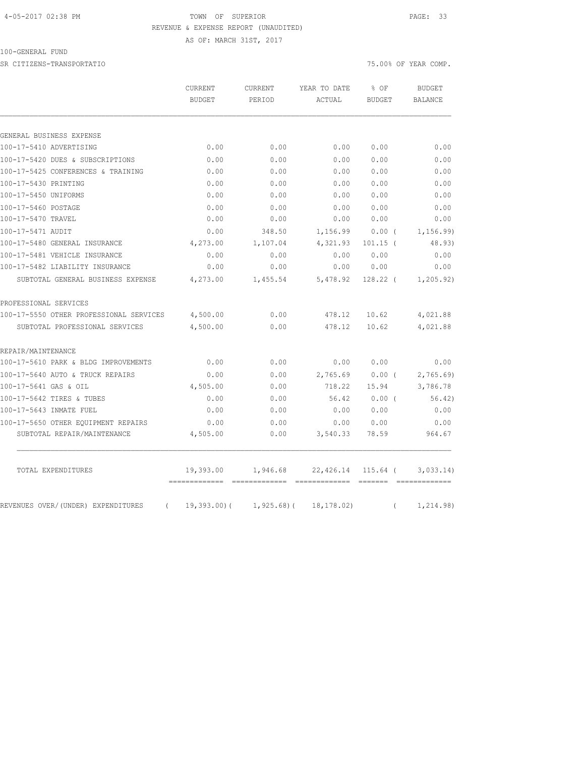4-05-2017 02:38 PM TOWN OF SUPERIOR

REVENUE & EXPENSE REPORT (UNAUDITED)

AS OF: MARCH 31ST, 2017

100-GENERAL FUND

SR CITIZENS-TRANSPORTATIO 75.00% OF YEAR COMP.

| | CURRENT BUDGET | CURRENT PERIOD | YEAR TO DATE ACTUAL | % OF BUDGET | BUDGET BALANCE |
|---|---|---|---|---|---|
| GENERAL BUSINESS EXPENSE | | | | | |
| 100-17-5410 ADVERTISING | 0.00 | 0.00 | 0.00 | 0.00 | 0.00 |
| 100-17-5420 DUES & SUBSCRIPTIONS | 0.00 | 0.00 | 0.00 | 0.00 | 0.00 |
| 100-17-5425 CONFERENCES & TRAINING | 0.00 | 0.00 | 0.00 | 0.00 | 0.00 |
| 100-17-5430 PRINTING | 0.00 | 0.00 | 0.00 | 0.00 | 0.00 |
| 100-17-5450 UNIFORMS | 0.00 | 0.00 | 0.00 | 0.00 | 0.00 |
| 100-17-5460 POSTAGE | 0.00 | 0.00 | 0.00 | 0.00 | 0.00 |
| 100-17-5470 TRAVEL | 0.00 | 0.00 | 0.00 | 0.00 | 0.00 |
| 100-17-5471 AUDIT | 0.00 | 348.50 | 1,156.99 | 0.00 ( | 1,156.99) |
| 100-17-5480 GENERAL INSURANCE | 4,273.00 | 1,107.04 | 4,321.93 | 101.15 ( | 48.93) |
| 100-17-5481 VEHICLE INSURANCE | 0.00 | 0.00 | 0.00 | 0.00 | 0.00 |
| 100-17-5482 LIABILITY INSURANCE | 0.00 | 0.00 | 0.00 | 0.00 | 0.00 |
| SUBTOTAL GENERAL BUSINESS EXPENSE | 4,273.00 | 1,455.54 | 5,478.92 | 128.22 ( | 1,205.92) |
| PROFESSIONAL SERVICES | | | | | |
| 100-17-5550 OTHER PROFESSIONAL SERVICES | 4,500.00 | 0.00 | 478.12 | 10.62 | 4,021.88 |
| SUBTOTAL PROFESSIONAL SERVICES | 4,500.00 | 0.00 | 478.12 | 10.62 | 4,021.88 |
| REPAIR/MAINTENANCE | | | | | |
| 100-17-5610 PARK & BLDG IMPROVEMENTS | 0.00 | 0.00 | 0.00 | 0.00 | 0.00 |
| 100-17-5640 AUTO & TRUCK REPAIRS | 0.00 | 0.00 | 2,765.69 | 0.00 ( | 2,765.69) |
| 100-17-5641 GAS & OIL | 4,505.00 | 0.00 | 718.22 | 15.94 | 3,786.78 |
| 100-17-5642 TIRES & TUBES | 0.00 | 0.00 | 56.42 | 0.00 ( | 56.42) |
| 100-17-5643 INMATE FUEL | 0.00 | 0.00 | 0.00 | 0.00 | 0.00 |
| 100-17-5650 OTHER EQUIPMENT REPAIRS | 0.00 | 0.00 | 0.00 | 0.00 | 0.00 |
| SUBTOTAL REPAIR/MAINTENANCE | 4,505.00 | 0.00 | 3,540.33 | 78.59 | 964.67 |
| TOTAL EXPENDITURES | 19,393.00 | 1,946.68 | 22,426.14 | 115.64 ( | 3,033.14) |
| REVENUES OVER/(UNDER) EXPENDITURES | ( 19,393.00)( | 1,925.68)( | 18,178.02) | ( | 1,214.98) |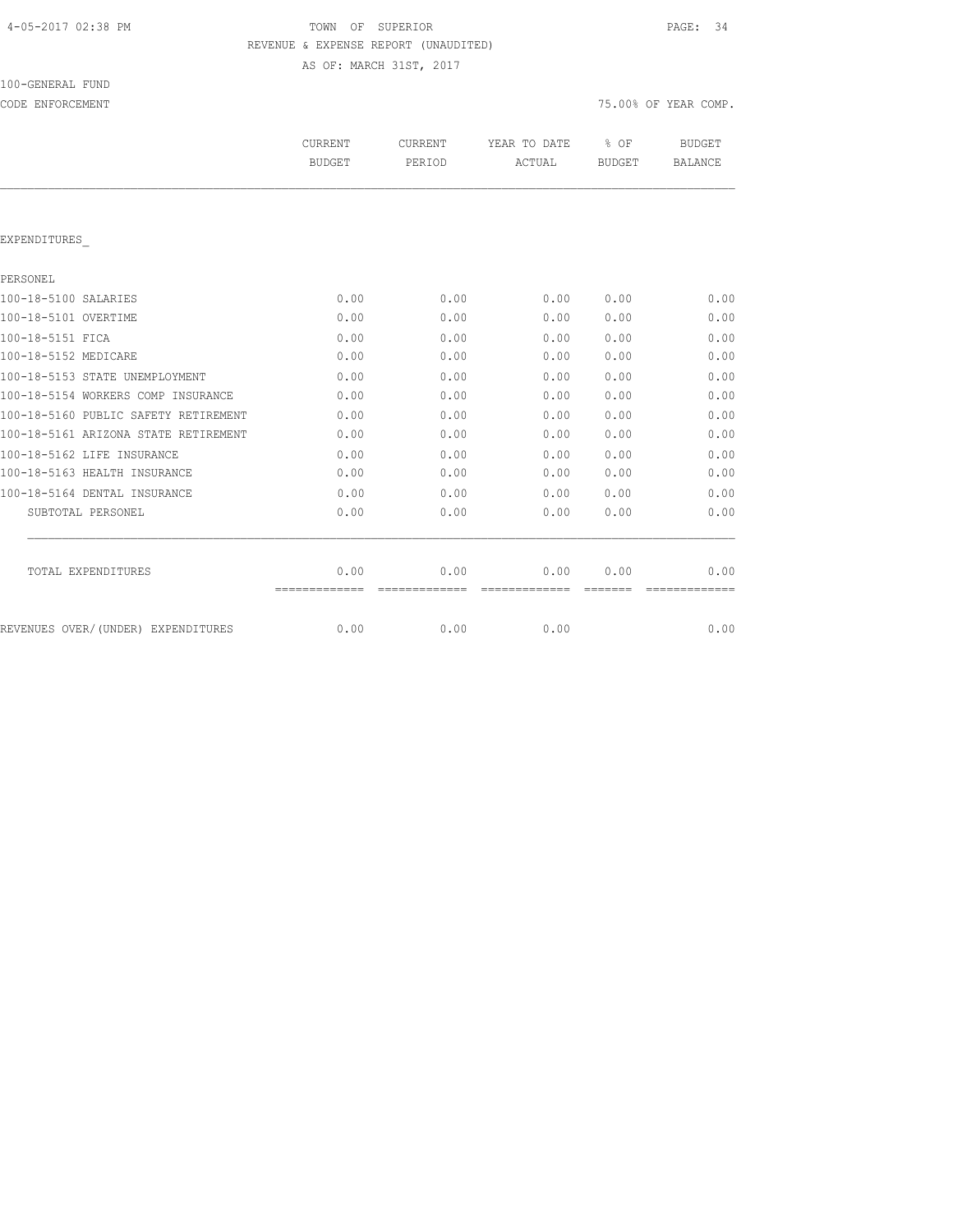4-05-2017 02:38 PM

TOWN OF SUPERIOR

REVENUE & EXPENSE REPORT (UNAUDITED)

AS OF: MARCH 31ST, 2017

100-GENERAL FUND

CODE ENFORCEMENT — 75.00% OF YEAR COMP.

| | CURRENT BUDGET | CURRENT PERIOD | YEAR TO DATE ACTUAL | % OF BUDGET | BUDGET BALANCE |
|---|---|---|---|---|---|
| EXPENDITURES_ | | | | | |
| PERSONEL | | | | | |
| 100-18-5100 SALARIES | 0.00 | 0.00 | 0.00 | 0.00 | 0.00 |
| 100-18-5101 OVERTIME | 0.00 | 0.00 | 0.00 | 0.00 | 0.00 |
| 100-18-5151 FICA | 0.00 | 0.00 | 0.00 | 0.00 | 0.00 |
| 100-18-5152 MEDICARE | 0.00 | 0.00 | 0.00 | 0.00 | 0.00 |
| 100-18-5153 STATE UNEMPLOYMENT | 0.00 | 0.00 | 0.00 | 0.00 | 0.00 |
| 100-18-5154 WORKERS COMP INSURANCE | 0.00 | 0.00 | 0.00 | 0.00 | 0.00 |
| 100-18-5160 PUBLIC SAFETY RETIREMENT | 0.00 | 0.00 | 0.00 | 0.00 | 0.00 |
| 100-18-5161 ARIZONA STATE RETIREMENT | 0.00 | 0.00 | 0.00 | 0.00 | 0.00 |
| 100-18-5162 LIFE INSURANCE | 0.00 | 0.00 | 0.00 | 0.00 | 0.00 |
| 100-18-5163 HEALTH INSURANCE | 0.00 | 0.00 | 0.00 | 0.00 | 0.00 |
| 100-18-5164 DENTAL INSURANCE | 0.00 | 0.00 | 0.00 | 0.00 | 0.00 |
| SUBTOTAL PERSONEL | 0.00 | 0.00 | 0.00 | 0.00 | 0.00 |
| TOTAL EXPENDITURES | 0.00 | 0.00 | 0.00 | 0.00 | 0.00 |
| REVENUES OVER/(UNDER) EXPENDITURES | 0.00 | 0.00 | 0.00 | | 0.00 |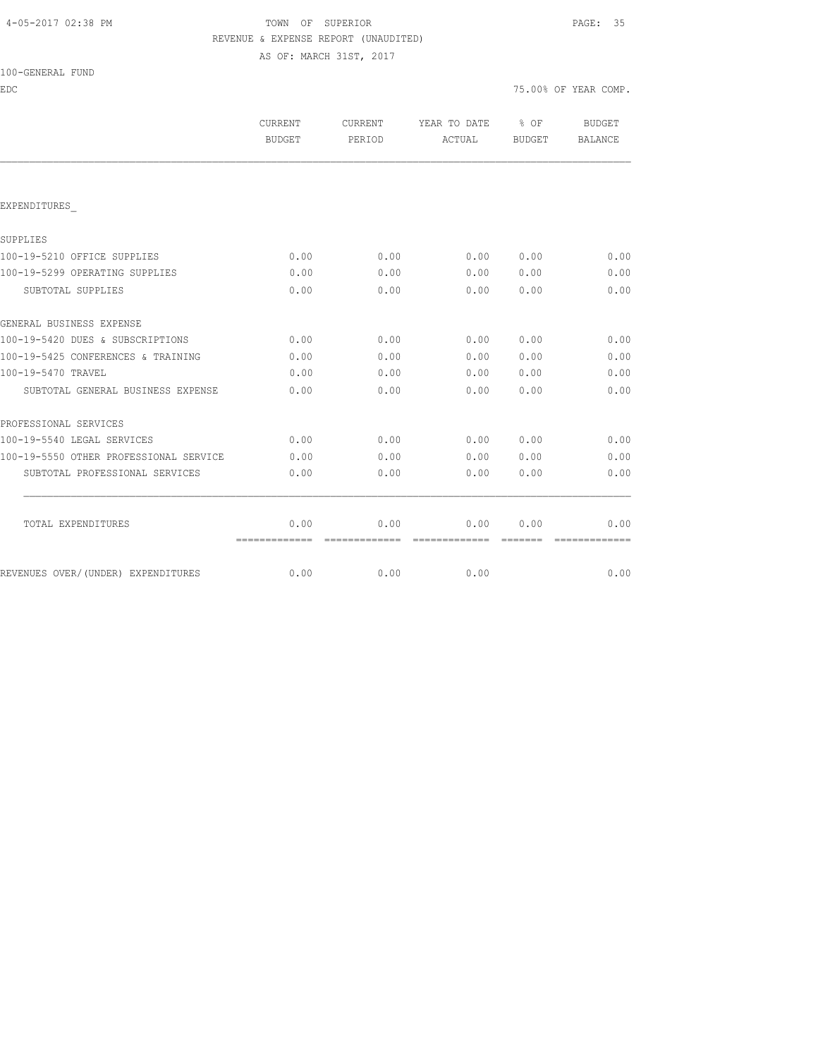4-05-2017 02:38 PM

TOWN OF SUPERIOR

REVENUE & EXPENSE REPORT (UNAUDITED)

AS OF: MARCH 31ST, 2017

100-GENERAL FUND

EDC

75.00% OF YEAR COMP.

| | CURRENT BUDGET | CURRENT PERIOD | YEAR TO DATE ACTUAL | % OF BUDGET | BUDGET BALANCE |
|---|---|---|---|---|---|
| EXPENDITURES_ | | | | | |
| SUPPLIES | | | | | |
| 100-19-5210 OFFICE SUPPLIES | 0.00 | 0.00 | 0.00 | 0.00 | 0.00 |
| 100-19-5299 OPERATING SUPPLIES | 0.00 | 0.00 | 0.00 | 0.00 | 0.00 |
| SUBTOTAL SUPPLIES | 0.00 | 0.00 | 0.00 | 0.00 | 0.00 |
| GENERAL BUSINESS EXPENSE | | | | | |
| 100-19-5420 DUES & SUBSCRIPTIONS | 0.00 | 0.00 | 0.00 | 0.00 | 0.00 |
| 100-19-5425 CONFERENCES & TRAINING | 0.00 | 0.00 | 0.00 | 0.00 | 0.00 |
| 100-19-5470 TRAVEL | 0.00 | 0.00 | 0.00 | 0.00 | 0.00 |
| SUBTOTAL GENERAL BUSINESS EXPENSE | 0.00 | 0.00 | 0.00 | 0.00 | 0.00 |
| PROFESSIONAL SERVICES | | | | | |
| 100-19-5540 LEGAL SERVICES | 0.00 | 0.00 | 0.00 | 0.00 | 0.00 |
| 100-19-5550 OTHER PROFESSIONAL SERVICE | 0.00 | 0.00 | 0.00 | 0.00 | 0.00 |
| SUBTOTAL PROFESSIONAL SERVICES | 0.00 | 0.00 | 0.00 | 0.00 | 0.00 |
| TOTAL EXPENDITURES | 0.00 | 0.00 | 0.00 | 0.00 | 0.00 |
| REVENUES OVER/(UNDER) EXPENDITURES | 0.00 | 0.00 | 0.00 | | 0.00 |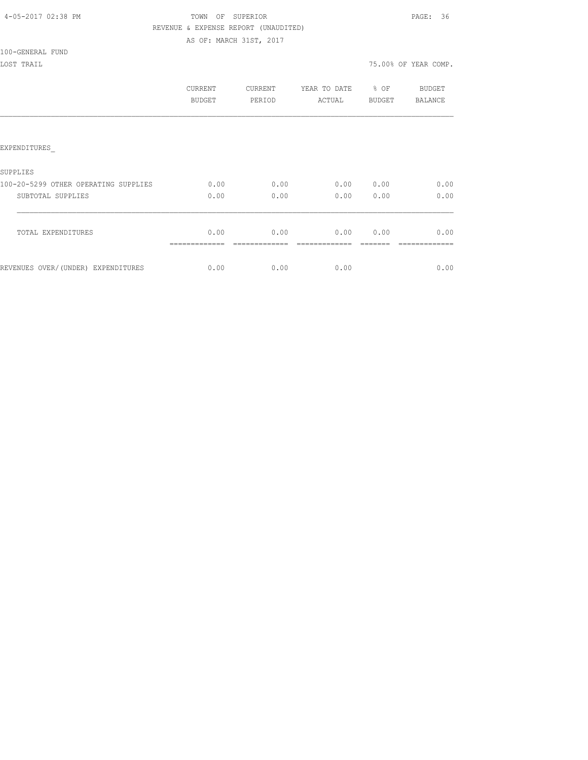TOWN OF SUPERIOR
REVENUE & EXPENSE REPORT (UNAUDITED)
AS OF: MARCH 31ST, 2017

4-05-2017 02:38 PM

100-GENERAL FUND

LOST TRAIL

75.00% OF YEAR COMP.

| | CURRENT BUDGET | CURRENT PERIOD | YEAR TO DATE ACTUAL | % OF BUDGET | BUDGET BALANCE |
|---|---|---|---|---|---|
| EXPENDITURES_ | | | | | |
| SUPPLIES | | | | | |
| 100-20-5299 OTHER OPERATING SUPPLIES | 0.00 | 0.00 | 0.00 | 0.00 | 0.00 |
| SUBTOTAL SUPPLIES | 0.00 | 0.00 | 0.00 | 0.00 | 0.00 |
| TOTAL EXPENDITURES | 0.00 | 0.00 | 0.00 | 0.00 | 0.00 |
| REVENUES OVER/(UNDER) EXPENDITURES | 0.00 | 0.00 | 0.00 | | 0.00 |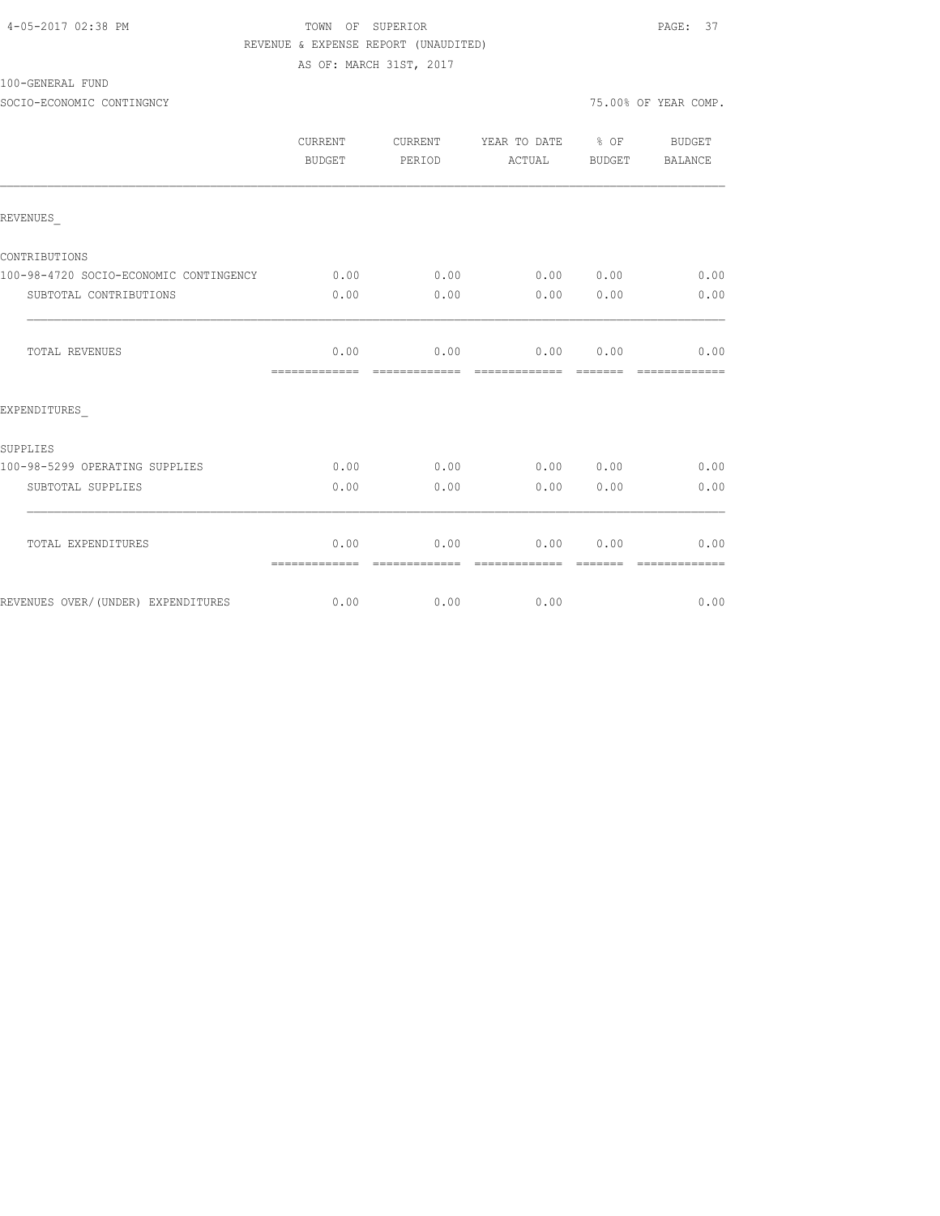TOWN OF SUPERIOR
REVENUE & EXPENSE REPORT (UNAUDITED)
AS OF: MARCH 31ST, 2017

100-GENERAL FUND
SOCIO-ECONOMIC CONTINGNCY — 75.00% OF YEAR COMP.

| | CURRENT BUDGET | CURRENT PERIOD | YEAR TO DATE ACTUAL | % OF BUDGET | BUDGET BALANCE |
|---|---|---|---|---|---|
| REVENUES_ | | | | | |
| CONTRIBUTIONS | | | | | |
| 100-98-4720 SOCIO-ECONOMIC CONTINGENCY | 0.00 | 0.00 | 0.00 | 0.00 | 0.00 |
| SUBTOTAL CONTRIBUTIONS | 0.00 | 0.00 | 0.00 | 0.00 | 0.00 |
| TOTAL REVENUES | 0.00 | 0.00 | 0.00 | 0.00 | 0.00 |
| EXPENDITURES_ | | | | | |
| SUPPLIES | | | | | |
| 100-98-5299 OPERATING SUPPLIES | 0.00 | 0.00 | 0.00 | 0.00 | 0.00 |
| SUBTOTAL SUPPLIES | 0.00 | 0.00 | 0.00 | 0.00 | 0.00 |
| TOTAL EXPENDITURES | 0.00 | 0.00 | 0.00 | 0.00 | 0.00 |
| REVENUES OVER/(UNDER) EXPENDITURES | 0.00 | 0.00 | 0.00 | | 0.00 |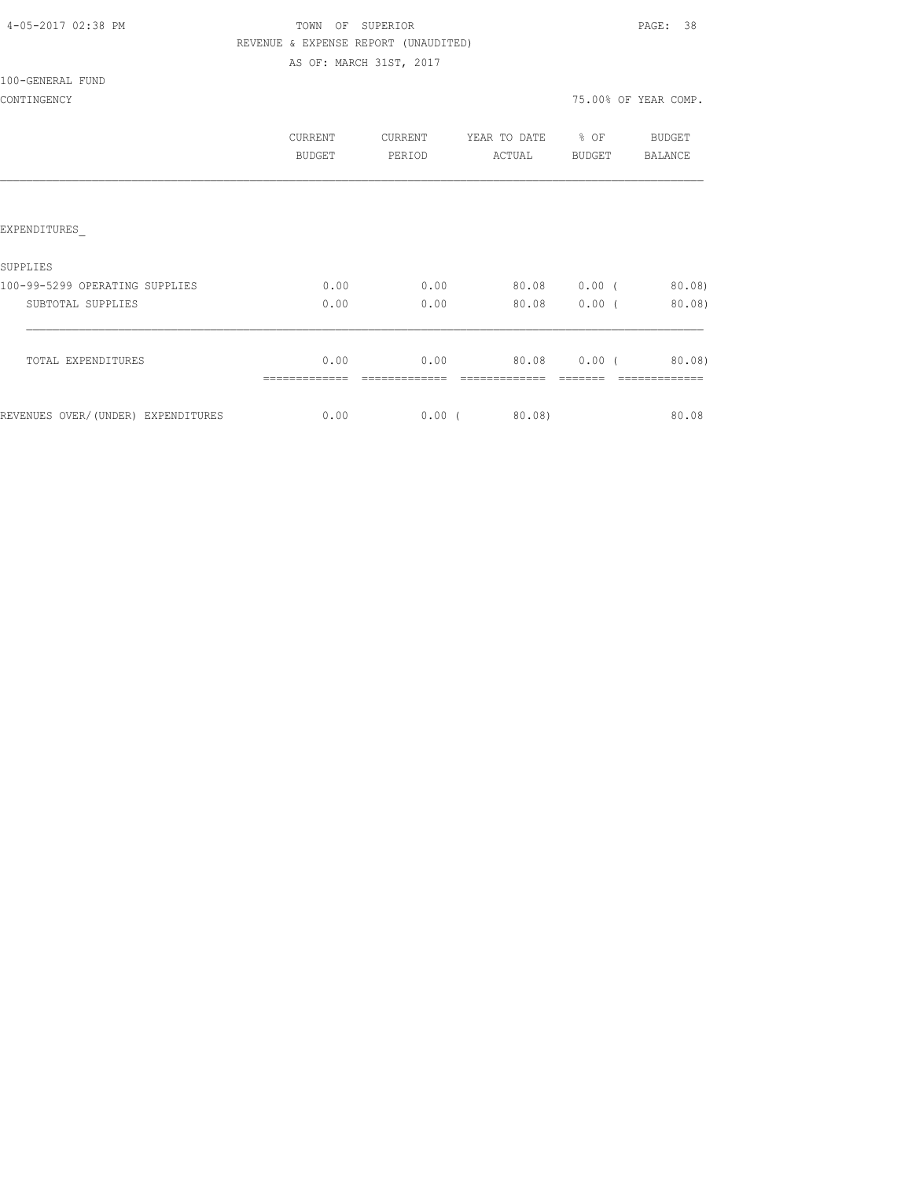TOWN OF SUPERIOR

REVENUE & EXPENSE REPORT (UNAUDITED)

AS OF: MARCH 31ST, 2017

100-GENERAL FUND

CONTINGENCY

75.00% OF YEAR COMP.

| | CURRENT BUDGET | CURRENT PERIOD | YEAR TO DATE ACTUAL | % OF BUDGET | BUDGET BALANCE |
|---|---|---|---|---|---|
| EXPENDITURES_ | | | | | |
| SUPPLIES | | | | | |
| 100-99-5299 OPERATING SUPPLIES | 0.00 | 0.00 | 80.08 | 0.00 | ( 80.08) |
| SUBTOTAL SUPPLIES | 0.00 | 0.00 | 80.08 | 0.00 | ( 80.08) |
| TOTAL EXPENDITURES | 0.00 | 0.00 | 80.08 | 0.00 | ( 80.08) |
| REVENUES OVER/(UNDER) EXPENDITURES | 0.00 | 0.00 | ( 80.08) | | 80.08 |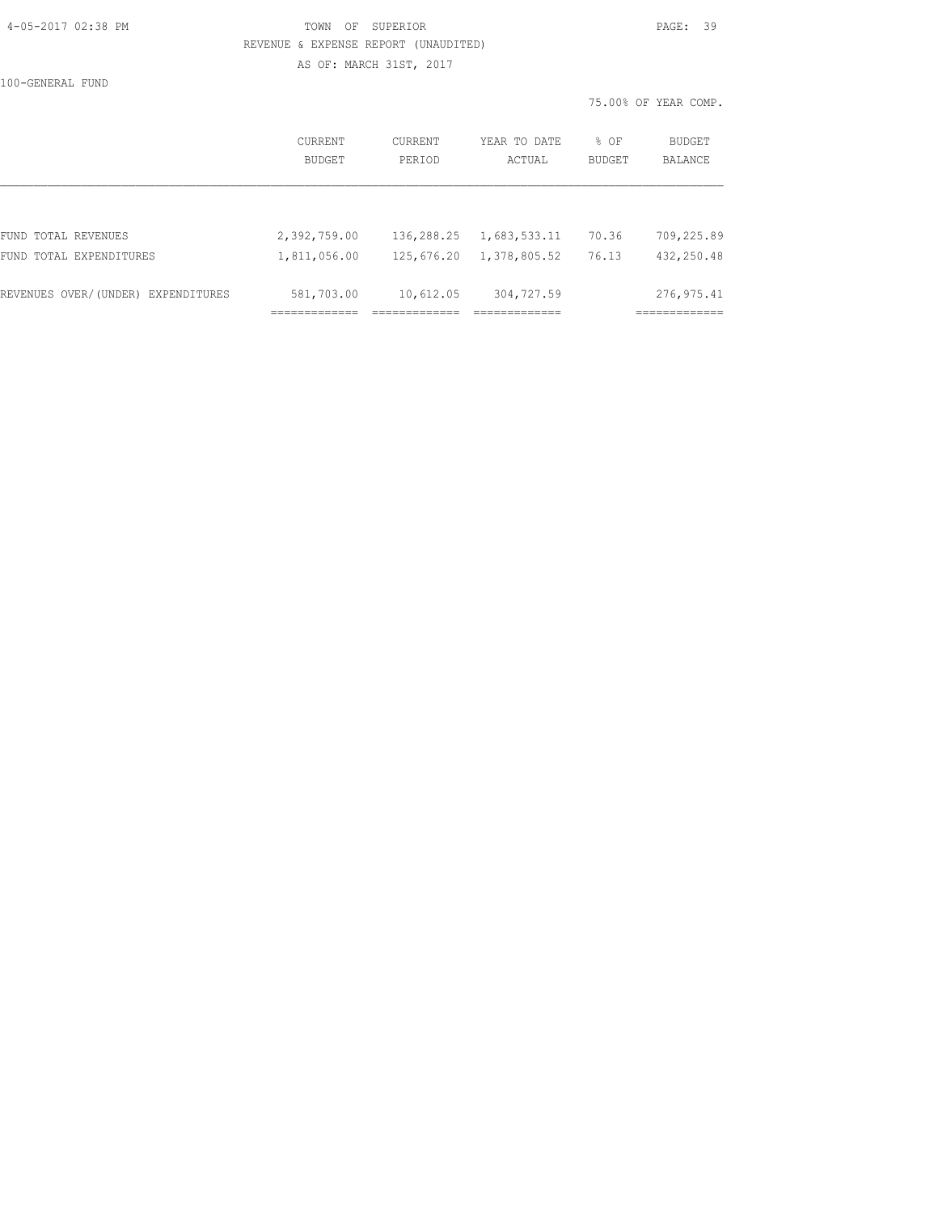TOWN OF SUPERIOR

REVENUE & EXPENSE REPORT (UNAUDITED)

AS OF: MARCH 31ST, 2017

100-GENERAL FUND

75.00% OF YEAR COMP.

| | CURRENT BUDGET | CURRENT PERIOD | YEAR TO DATE ACTUAL | % OF BUDGET | BUDGET BALANCE |
|---|---|---|---|---|---|
| FUND TOTAL REVENUES | 2,392,759.00 | 136,288.25 | 1,683,533.11 | 70.36 | 709,225.89 |
| FUND TOTAL EXPENDITURES | 1,811,056.00 | 125,676.20 | 1,378,805.52 | 76.13 | 432,250.48 |
| REVENUES OVER/(UNDER) EXPENDITURES | 581,703.00 | 10,612.05 | 304,727.59 | | 276,975.41 |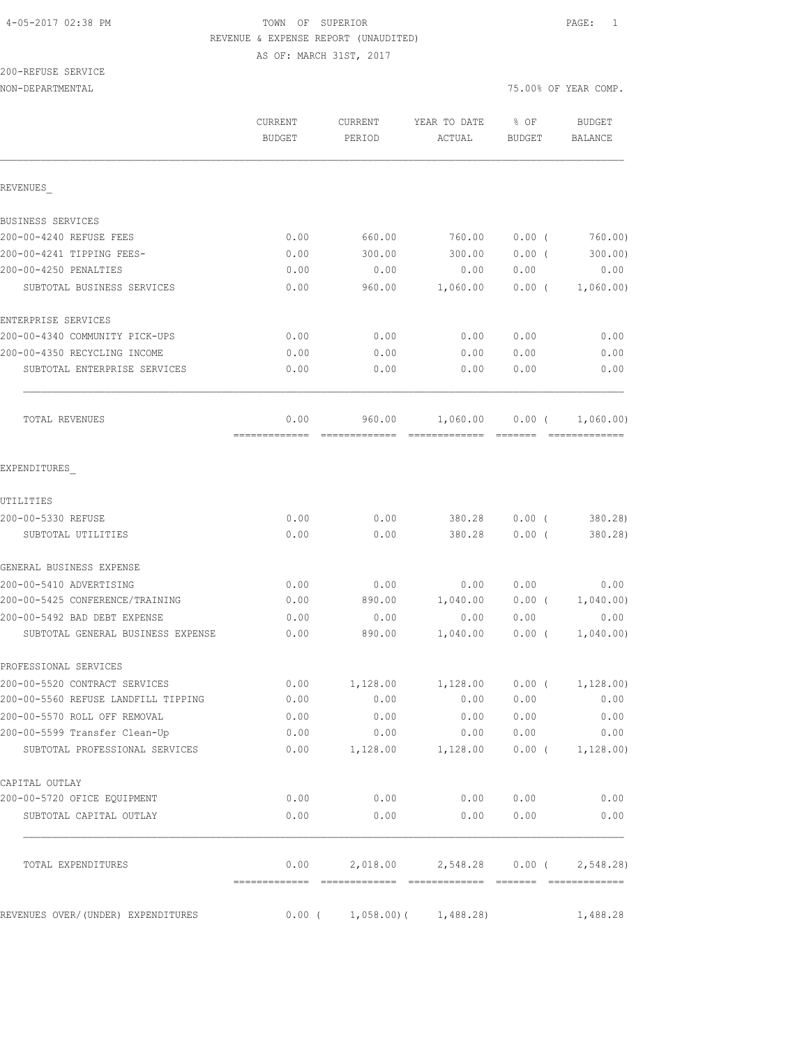4-05-2017 02:38 PM

# TOWN OF SUPERIOR

REVENUE & EXPENSE REPORT (UNAUDITED)

AS OF: MARCH 31ST, 2017

200-REFUSE SERVICE

NON-DEPARTMENTAL

75.00% OF YEAR COMP.

| | CURRENT BUDGET | CURRENT PERIOD | YEAR TO DATE ACTUAL | % OF BUDGET | BUDGET BALANCE |
|---|---|---|---|---|---|
| **REVENUES** | | | | | |
| BUSINESS SERVICES | | | | | |
| 200-00-4240 REFUSE FEES | 0.00 | 660.00 | 760.00 | 0.00 ( | 760.00) |
| 200-00-4241 TIPPING FEES- | 0.00 | 300.00 | 300.00 | 0.00 ( | 300.00) |
| 200-00-4250 PENALTIES | 0.00 | 0.00 | 0.00 | 0.00 | 0.00 |
| SUBTOTAL BUSINESS SERVICES | 0.00 | 960.00 | 1,060.00 | 0.00 ( | 1,060.00) |
| ENTERPRISE SERVICES | | | | | |
| 200-00-4340 COMMUNITY PICK-UPS | 0.00 | 0.00 | 0.00 | 0.00 | 0.00 |
| 200-00-4350 RECYCLING INCOME | 0.00 | 0.00 | 0.00 | 0.00 | 0.00 |
| SUBTOTAL ENTERPRISE SERVICES | 0.00 | 0.00 | 0.00 | 0.00 | 0.00 |
| TOTAL REVENUES | 0.00 | 960.00 | 1,060.00 | 0.00 ( | 1,060.00) |
| **EXPENDITURES** | | | | | |
| UTILITIES | | | | | |
| 200-00-5330 REFUSE | 0.00 | 0.00 | 380.28 | 0.00 ( | 380.28) |
| SUBTOTAL UTILITIES | 0.00 | 0.00 | 380.28 | 0.00 ( | 380.28) |
| GENERAL BUSINESS EXPENSE | | | | | |
| 200-00-5410 ADVERTISING | 0.00 | 0.00 | 0.00 | 0.00 | 0.00 |
| 200-00-5425 CONFERENCE/TRAINING | 0.00 | 890.00 | 1,040.00 | 0.00 ( | 1,040.00) |
| 200-00-5492 BAD DEBT EXPENSE | 0.00 | 0.00 | 0.00 | 0.00 | 0.00 |
| SUBTOTAL GENERAL BUSINESS EXPENSE | 0.00 | 890.00 | 1,040.00 | 0.00 ( | 1,040.00) |
| PROFESSIONAL SERVICES | | | | | |
| 200-00-5520 CONTRACT SERVICES | 0.00 | 1,128.00 | 1,128.00 | 0.00 ( | 1,128.00) |
| 200-00-5560 REFUSE LANDFILL TIPPING | 0.00 | 0.00 | 0.00 | 0.00 | 0.00 |
| 200-00-5570 ROLL OFF REMOVAL | 0.00 | 0.00 | 0.00 | 0.00 | 0.00 |
| 200-00-5599 Transfer Clean-Up | 0.00 | 0.00 | 0.00 | 0.00 | 0.00 |
| SUBTOTAL PROFESSIONAL SERVICES | 0.00 | 1,128.00 | 1,128.00 | 0.00 ( | 1,128.00) |
| CAPITAL OUTLAY | | | | | |
| 200-00-5720 OFICE EQUIPMENT | 0.00 | 0.00 | 0.00 | 0.00 | 0.00 |
| SUBTOTAL CAPITAL OUTLAY | 0.00 | 0.00 | 0.00 | 0.00 | 0.00 |
| TOTAL EXPENDITURES | 0.00 | 2,018.00 | 2,548.28 | 0.00 ( | 2,548.28) |
| REVENUES OVER/(UNDER) EXPENDITURES | 0.00 ( | 1,058.00)( | 1,488.28) | | 1,488.28 |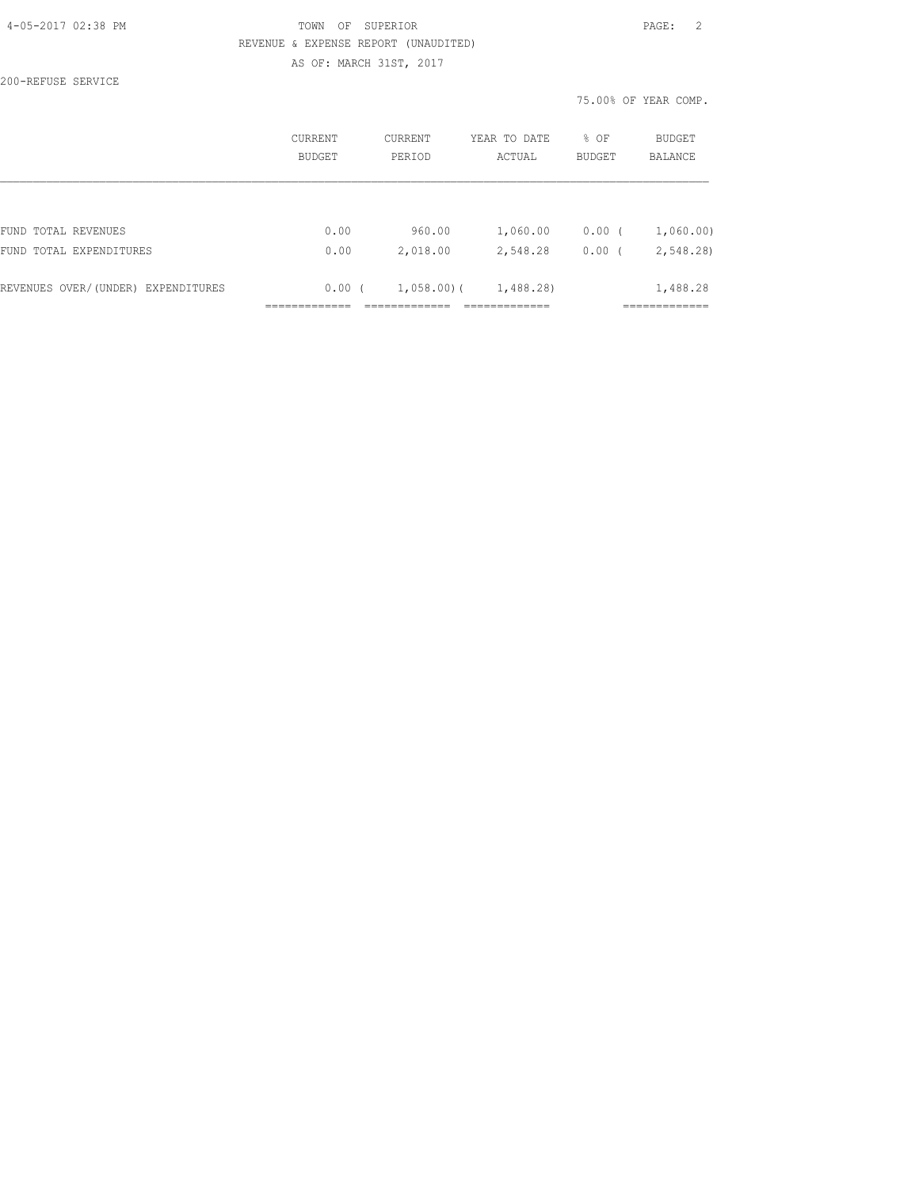TOWN OF SUPERIOR

REVENUE & EXPENSE REPORT (UNAUDITED)

AS OF: MARCH 31ST, 2017

200-REFUSE SERVICE

75.00% OF YEAR COMP.

| | CURRENT BUDGET | CURRENT PERIOD | YEAR TO DATE ACTUAL | % OF BUDGET | BUDGET BALANCE |
|---|---|---|---|---|---|
| FUND TOTAL REVENUES | 0.00 | 960.00 | 1,060.00 | 0.00 | ( 1,060.00) |
| FUND TOTAL EXPENDITURES | 0.00 | 2,018.00 | 2,548.28 | 0.00 | ( 2,548.28) |
| REVENUES OVER/(UNDER) EXPENDITURES | 0.00 | ( 1,058.00) | ( 1,488.28) | | 1,488.28 |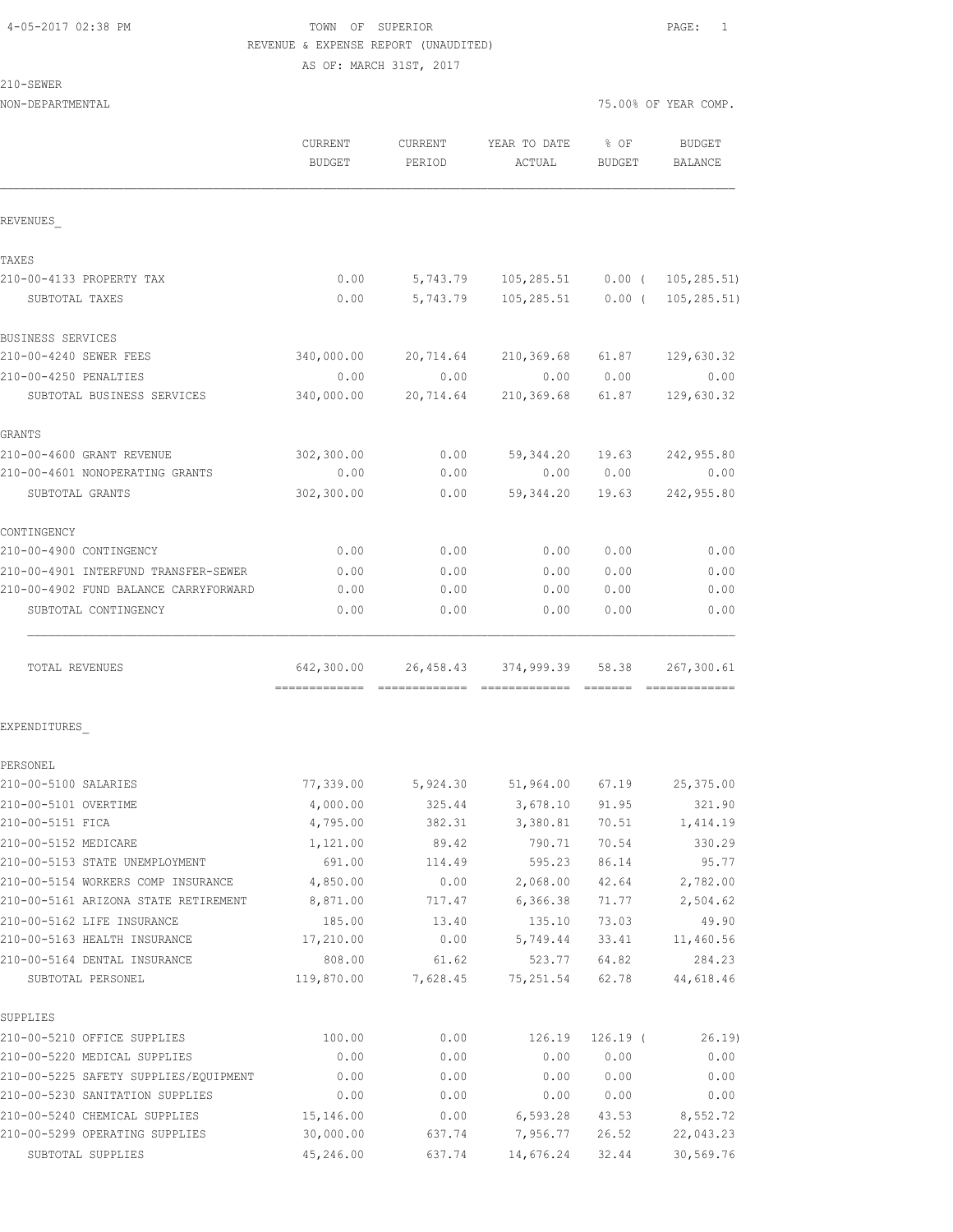4-05-2017 02:38 PM

# TOWN OF SUPERIOR

REVENUE & EXPENSE REPORT (UNAUDITED)

AS OF: MARCH 31ST, 2017

210-SEWER

NON-DEPARTMENTAL — 75.00% OF YEAR COMP.

| | CURRENT BUDGET | CURRENT PERIOD | YEAR TO DATE ACTUAL | % OF BUDGET | BUDGET BALANCE |
|---|---|---|---|---|---|
| **REVENUES** | | | | | |
| **TAXES** | | | | | |
| 210-00-4133 PROPERTY TAX | 0.00 | 5,743.79 | 105,285.51 | 0.00 | ( 105,285.51) |
| SUBTOTAL TAXES | 0.00 | 5,743.79 | 105,285.51 | 0.00 | ( 105,285.51) |
| **BUSINESS SERVICES** | | | | | |
| 210-00-4240 SEWER FEES | 340,000.00 | 20,714.64 | 210,369.68 | 61.87 | 129,630.32 |
| 210-00-4250 PENALTIES | 0.00 | 0.00 | 0.00 | 0.00 | 0.00 |
| SUBTOTAL BUSINESS SERVICES | 340,000.00 | 20,714.64 | 210,369.68 | 61.87 | 129,630.32 |
| **GRANTS** | | | | | |
| 210-00-4600 GRANT REVENUE | 302,300.00 | 0.00 | 59,344.20 | 19.63 | 242,955.80 |
| 210-00-4601 NONOPERATING GRANTS | 0.00 | 0.00 | 0.00 | 0.00 | 0.00 |
| SUBTOTAL GRANTS | 302,300.00 | 0.00 | 59,344.20 | 19.63 | 242,955.80 |
| **CONTINGENCY** | | | | | |
| 210-00-4900 CONTINGENCY | 0.00 | 0.00 | 0.00 | 0.00 | 0.00 |
| 210-00-4901 INTERFUND TRANSFER-SEWER | 0.00 | 0.00 | 0.00 | 0.00 | 0.00 |
| 210-00-4902 FUND BALANCE CARRYFORWARD | 0.00 | 0.00 | 0.00 | 0.00 | 0.00 |
| SUBTOTAL CONTINGENCY | 0.00 | 0.00 | 0.00 | 0.00 | 0.00 |
| TOTAL REVENUES | 642,300.00 | 26,458.43 | 374,999.39 | 58.38 | 267,300.61 |
| **EXPENDITURES** | | | | | |
| **PERSONEL** | | | | | |
| 210-00-5100 SALARIES | 77,339.00 | 5,924.30 | 51,964.00 | 67.19 | 25,375.00 |
| 210-00-5101 OVERTIME | 4,000.00 | 325.44 | 3,678.10 | 91.95 | 321.90 |
| 210-00-5151 FICA | 4,795.00 | 382.31 | 3,380.81 | 70.51 | 1,414.19 |
| 210-00-5152 MEDICARE | 1,121.00 | 89.42 | 790.71 | 70.54 | 330.29 |
| 210-00-5153 STATE UNEMPLOYMENT | 691.00 | 114.49 | 595.23 | 86.14 | 95.77 |
| 210-00-5154 WORKERS COMP INSURANCE | 4,850.00 | 0.00 | 2,068.00 | 42.64 | 2,782.00 |
| 210-00-5161 ARIZONA STATE RETIREMENT | 8,871.00 | 717.47 | 6,366.38 | 71.77 | 2,504.62 |
| 210-00-5162 LIFE INSURANCE | 185.00 | 13.40 | 135.10 | 73.03 | 49.90 |
| 210-00-5163 HEALTH INSURANCE | 17,210.00 | 0.00 | 5,749.44 | 33.41 | 11,460.56 |
| 210-00-5164 DENTAL INSURANCE | 808.00 | 61.62 | 523.77 | 64.82 | 284.23 |
| SUBTOTAL PERSONEL | 119,870.00 | 7,628.45 | 75,251.54 | 62.78 | 44,618.46 |
| **SUPPLIES** | | | | | |
| 210-00-5210 OFFICE SUPPLIES | 100.00 | 0.00 | 126.19 | 126.19 | ( 26.19) |
| 210-00-5220 MEDICAL SUPPLIES | 0.00 | 0.00 | 0.00 | 0.00 | 0.00 |
| 210-00-5225 SAFETY SUPPLIES/EQUIPMENT | 0.00 | 0.00 | 0.00 | 0.00 | 0.00 |
| 210-00-5230 SANITATION SUPPLIES | 0.00 | 0.00 | 0.00 | 0.00 | 0.00 |
| 210-00-5240 CHEMICAL SUPPLIES | 15,146.00 | 0.00 | 6,593.28 | 43.53 | 8,552.72 |
| 210-00-5299 OPERATING SUPPLIES | 30,000.00 | 637.74 | 7,956.77 | 26.52 | 22,043.23 |
| SUBTOTAL SUPPLIES | 45,246.00 | 637.74 | 14,676.24 | 32.44 | 30,569.76 |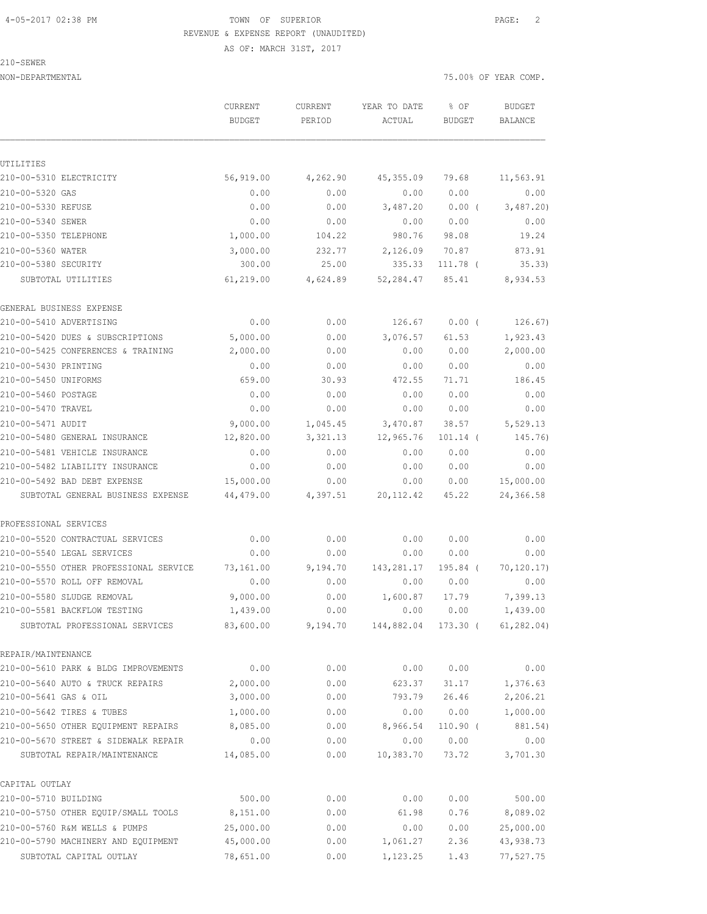4-05-2017 02:38 PM TOWN OF SUPERIOR

REVENUE & EXPENSE REPORT (UNAUDITED)

AS OF: MARCH 31ST, 2017

210-SEWER

NON-DEPARTMENTAL 75.00% OF YEAR COMP.

| | CURRENT BUDGET | CURRENT PERIOD | YEAR TO DATE ACTUAL | % OF BUDGET | BUDGET BALANCE |
|---|---|---|---|---|---|
| UTILITIES | | | | | |
| 210-00-5310 ELECTRICITY | 56,919.00 | 4,262.90 | 45,355.09 | 79.68 | 11,563.91 |
| 210-00-5320 GAS | 0.00 | 0.00 | 0.00 | 0.00 | 0.00 |
| 210-00-5330 REFUSE | 0.00 | 0.00 | 3,487.20 | 0.00 ( | 3,487.20) |
| 210-00-5340 SEWER | 0.00 | 0.00 | 0.00 | 0.00 | 0.00 |
| 210-00-5350 TELEPHONE | 1,000.00 | 104.22 | 980.76 | 98.08 | 19.24 |
| 210-00-5360 WATER | 3,000.00 | 232.77 | 2,126.09 | 70.87 | 873.91 |
| 210-00-5380 SECURITY | 300.00 | 25.00 | 335.33 | 111.78 ( | 35.33) |
| SUBTOTAL UTILITIES | 61,219.00 | 4,624.89 | 52,284.47 | 85.41 | 8,934.53 |
| GENERAL BUSINESS EXPENSE | | | | | |
| 210-00-5410 ADVERTISING | 0.00 | 0.00 | 126.67 | 0.00 ( | 126.67) |
| 210-00-5420 DUES & SUBSCRIPTIONS | 5,000.00 | 0.00 | 3,076.57 | 61.53 | 1,923.43 |
| 210-00-5425 CONFERENCES & TRAINING | 2,000.00 | 0.00 | 0.00 | 0.00 | 2,000.00 |
| 210-00-5430 PRINTING | 0.00 | 0.00 | 0.00 | 0.00 | 0.00 |
| 210-00-5450 UNIFORMS | 659.00 | 30.93 | 472.55 | 71.71 | 186.45 |
| 210-00-5460 POSTAGE | 0.00 | 0.00 | 0.00 | 0.00 | 0.00 |
| 210-00-5470 TRAVEL | 0.00 | 0.00 | 0.00 | 0.00 | 0.00 |
| 210-00-5471 AUDIT | 9,000.00 | 1,045.45 | 3,470.87 | 38.57 | 5,529.13 |
| 210-00-5480 GENERAL INSURANCE | 12,820.00 | 3,321.13 | 12,965.76 | 101.14 ( | 145.76) |
| 210-00-5481 VEHICLE INSURANCE | 0.00 | 0.00 | 0.00 | 0.00 | 0.00 |
| 210-00-5482 LIABILITY INSURANCE | 0.00 | 0.00 | 0.00 | 0.00 | 0.00 |
| 210-00-5492 BAD DEBT EXPENSE | 15,000.00 | 0.00 | 0.00 | 0.00 | 15,000.00 |
| SUBTOTAL GENERAL BUSINESS EXPENSE | 44,479.00 | 4,397.51 | 20,112.42 | 45.22 | 24,366.58 |
| PROFESSIONAL SERVICES | | | | | |
| 210-00-5520 CONTRACTUAL SERVICES | 0.00 | 0.00 | 0.00 | 0.00 | 0.00 |
| 210-00-5540 LEGAL SERVICES | 0.00 | 0.00 | 0.00 | 0.00 | 0.00 |
| 210-00-5550 OTHER PROFESSIONAL SERVICE | 73,161.00 | 9,194.70 | 143,281.17 | 195.84 ( | 70,120.17) |
| 210-00-5570 ROLL OFF REMOVAL | 0.00 | 0.00 | 0.00 | 0.00 | 0.00 |
| 210-00-5580 SLUDGE REMOVAL | 9,000.00 | 0.00 | 1,600.87 | 17.79 | 7,399.13 |
| 210-00-5581 BACKFLOW TESTING | 1,439.00 | 0.00 | 0.00 | 0.00 | 1,439.00 |
| SUBTOTAL PROFESSIONAL SERVICES | 83,600.00 | 9,194.70 | 144,882.04 | 173.30 ( | 61,282.04) |
| REPAIR/MAINTENANCE | | | | | |
| 210-00-5610 PARK & BLDG IMPROVEMENTS | 0.00 | 0.00 | 0.00 | 0.00 | 0.00 |
| 210-00-5640 AUTO & TRUCK REPAIRS | 2,000.00 | 0.00 | 623.37 | 31.17 | 1,376.63 |
| 210-00-5641 GAS & OIL | 3,000.00 | 0.00 | 793.79 | 26.46 | 2,206.21 |
| 210-00-5642 TIRES & TUBES | 1,000.00 | 0.00 | 0.00 | 0.00 | 1,000.00 |
| 210-00-5650 OTHER EQUIPMENT REPAIRS | 8,085.00 | 0.00 | 8,966.54 | 110.90 ( | 881.54) |
| 210-00-5670 STREET & SIDEWALK REPAIR | 0.00 | 0.00 | 0.00 | 0.00 | 0.00 |
| SUBTOTAL REPAIR/MAINTENANCE | 14,085.00 | 0.00 | 10,383.70 | 73.72 | 3,701.30 |
| CAPITAL OUTLAY | | | | | |
| 210-00-5710 BUILDING | 500.00 | 0.00 | 0.00 | 0.00 | 500.00 |
| 210-00-5750 OTHER EQUIP/SMALL TOOLS | 8,151.00 | 0.00 | 61.98 | 0.76 | 8,089.02 |
| 210-00-5760 R&M WELLS & PUMPS | 25,000.00 | 0.00 | 0.00 | 0.00 | 25,000.00 |
| 210-00-5790 MACHINERY AND EQUIPMENT | 45,000.00 | 0.00 | 1,061.27 | 2.36 | 43,938.73 |
| SUBTOTAL CAPITAL OUTLAY | 78,651.00 | 0.00 | 1,123.25 | 1.43 | 77,527.75 |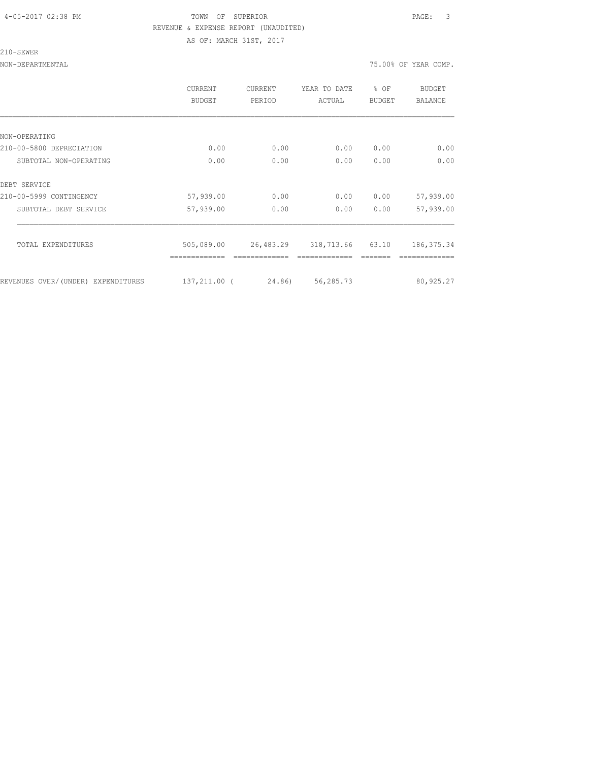TOWN OF SUPERIOR

REVENUE & EXPENSE REPORT (UNAUDITED)

AS OF: MARCH 31ST, 2017

210-SEWER

NON-DEPARTMENTAL

75.00% OF YEAR COMP.

| | CURRENT BUDGET | CURRENT PERIOD | YEAR TO DATE ACTUAL | % OF BUDGET | BUDGET BALANCE |
|---|---|---|---|---|---|
| NON-OPERATING | | | | | |
| 210-00-5800 DEPRECIATION | 0.00 | 0.00 | 0.00 | 0.00 | 0.00 |
| SUBTOTAL NON-OPERATING | 0.00 | 0.00 | 0.00 | 0.00 | 0.00 |
| DEBT SERVICE | | | | | |
| 210-00-5999 CONTINGENCY | 57,939.00 | 0.00 | 0.00 | 0.00 | 57,939.00 |
| SUBTOTAL DEBT SERVICE | 57,939.00 | 0.00 | 0.00 | 0.00 | 57,939.00 |
| TOTAL EXPENDITURES | 505,089.00 | 26,483.29 | 318,713.66 | 63.10 | 186,375.34 |
| REVENUES OVER/(UNDER) EXPENDITURES | 137,211.00 | ( 24.86) | 56,285.73 | | 80,925.27 |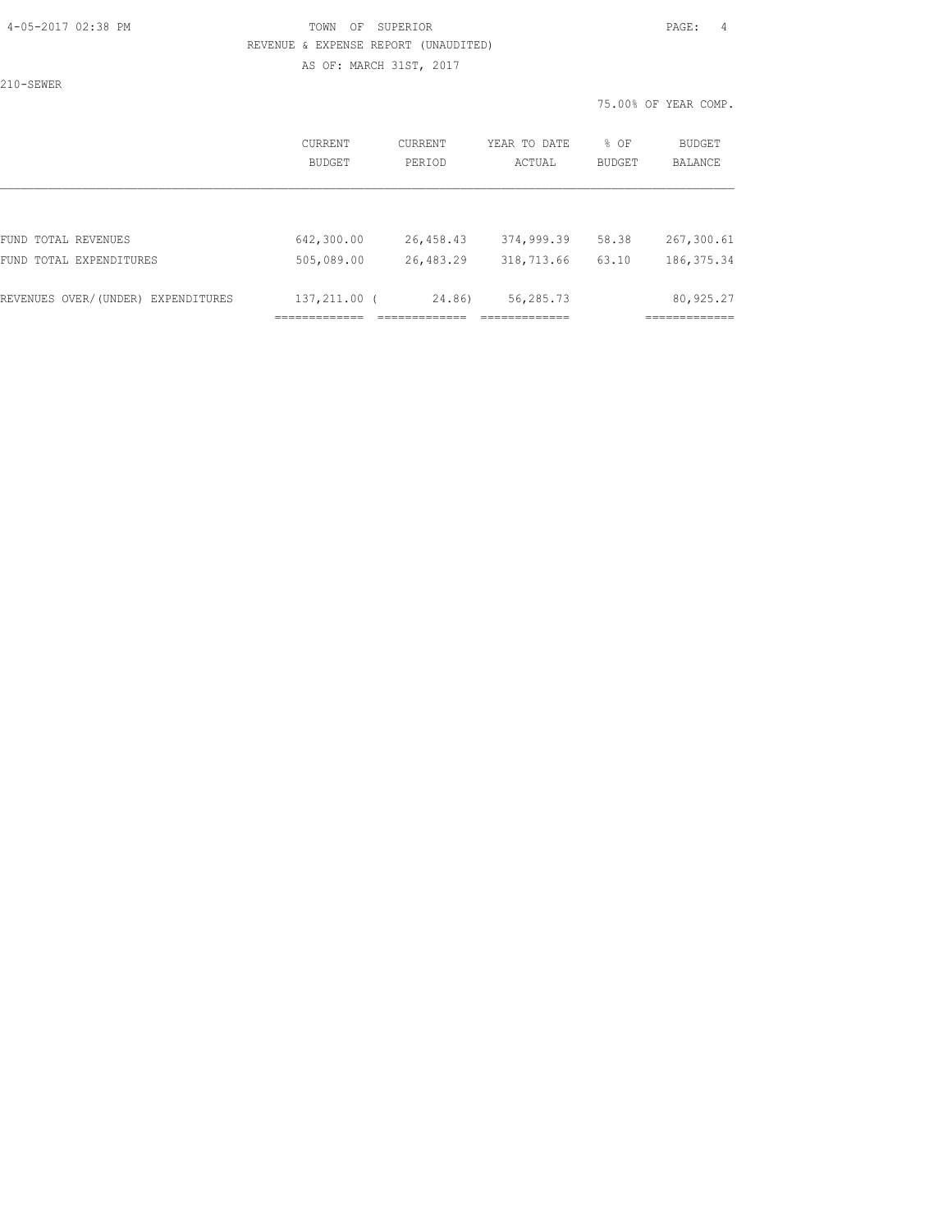TOWN OF SUPERIOR

REVENUE & EXPENSE REPORT (UNAUDITED)

AS OF: MARCH 31ST, 2017

210-SEWER

75.00% OF YEAR COMP.

| | CURRENT BUDGET | CURRENT PERIOD | YEAR TO DATE ACTUAL | % OF BUDGET | BUDGET BALANCE |
|---|---|---|---|---|---|
| FUND TOTAL REVENUES | 642,300.00 | 26,458.43 | 374,999.39 | 58.38 | 267,300.61 |
| FUND TOTAL EXPENDITURES | 505,089.00 | 26,483.29 | 318,713.66 | 63.10 | 186,375.34 |
| REVENUES OVER/(UNDER) EXPENDITURES | 137,211.00 | ( 24.86) | 56,285.73 | | 80,925.27 |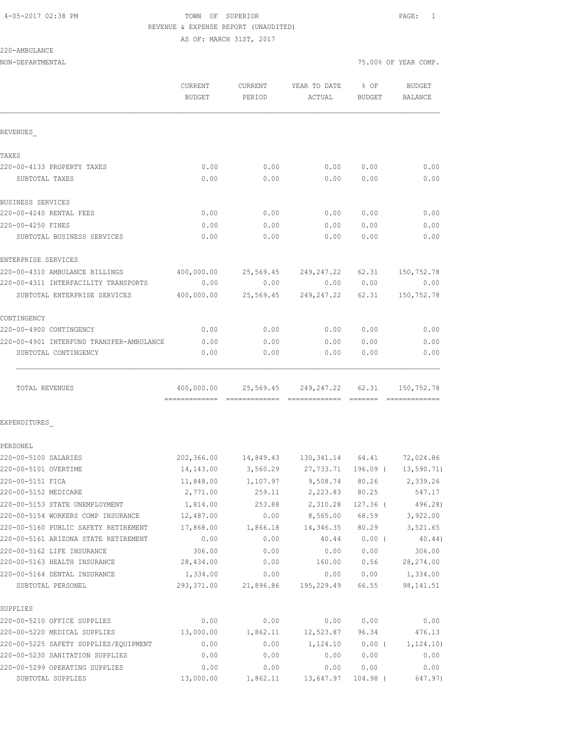4-05-2017 02:38 PM TOWN OF SUPERIOR

REVENUE & EXPENSE REPORT (UNAUDITED)

AS OF: MARCH 31ST, 2017

220-AMBULANCE

NON-DEPARTMENTAL 75.00% OF YEAR COMP.

| | CURRENT BUDGET | CURRENT PERIOD | YEAR TO DATE ACTUAL | % OF BUDGET | BUDGET BALANCE |
|---|---|---|---|---|---|
| **REVENUES** | | | | | |
| TAXES | | | | | |
| 220-00-4133 PROPERTY TAXES | 0.00 | 0.00 | 0.00 | 0.00 | 0.00 |
| SUBTOTAL TAXES | 0.00 | 0.00 | 0.00 | 0.00 | 0.00 |
| BUSINESS SERVICES | | | | | |
| 220-00-4240 RENTAL FEES | 0.00 | 0.00 | 0.00 | 0.00 | 0.00 |
| 220-00-4250 FINES | 0.00 | 0.00 | 0.00 | 0.00 | 0.00 |
| SUBTOTAL BUSINESS SERVICES | 0.00 | 0.00 | 0.00 | 0.00 | 0.00 |
| ENTERPRISE SERVICES | | | | | |
| 220-00-4310 AMBULANCE BILLINGS | 400,000.00 | 25,569.45 | 249,247.22 | 62.31 | 150,752.78 |
| 220-00-4311 INTERFACILITY TRANSPORTS | 0.00 | 0.00 | 0.00 | 0.00 | 0.00 |
| SUBTOTAL ENTERPRISE SERVICES | 400,000.00 | 25,569.45 | 249,247.22 | 62.31 | 150,752.78 |
| CONTINGENCY | | | | | |
| 220-00-4900 CONTINGENCY | 0.00 | 0.00 | 0.00 | 0.00 | 0.00 |
| 220-00-4901 INTERFUND TRANSFER-AMBULANCE | 0.00 | 0.00 | 0.00 | 0.00 | 0.00 |
| SUBTOTAL CONTINGENCY | 0.00 | 0.00 | 0.00 | 0.00 | 0.00 |
| TOTAL REVENUES | 400,000.00 | 25,569.45 | 249,247.22 | 62.31 | 150,752.78 |
| **EXPENDITURES** | | | | | |
| PERSONEL | | | | | |
| 220-00-5100 SALARIES | 202,366.00 | 14,849.43 | 130,341.14 | 64.41 | 72,024.86 |
| 220-00-5101 OVERTIME | 14,143.00 | 3,560.29 | 27,733.71 | 196.09 | ( 13,590.71) |
| 220-00-5151 FICA | 11,848.00 | 1,107.97 | 9,508.74 | 80.26 | 2,339.26 |
| 220-00-5152 MEDICARE | 2,771.00 | 259.11 | 2,223.83 | 80.25 | 547.17 |
| 220-00-5153 STATE UNEMPLOYMENT | 1,814.00 | 253.88 | 2,310.28 | 127.36 | ( 496.28) |
| 220-00-5154 WORKERS COMP INSURANCE | 12,487.00 | 0.00 | 8,565.00 | 68.59 | 3,922.00 |
| 220-00-5160 PUBLIC SAFETY RETIREMENT | 17,868.00 | 1,866.18 | 14,346.35 | 80.29 | 3,521.65 |
| 220-00-5161 ARIZONA STATE RETIREMENT | 0.00 | 0.00 | 40.44 | 0.00 | ( 40.44) |
| 220-00-5162 LIFE INSURANCE | 306.00 | 0.00 | 0.00 | 0.00 | 306.00 |
| 220-00-5163 HEALTH INSURANCE | 28,434.00 | 0.00 | 160.00 | 0.56 | 28,274.00 |
| 220-00-5164 DENTAL INSURANCE | 1,334.00 | 0.00 | 0.00 | 0.00 | 1,334.00 |
| SUBTOTAL PERSONEL | 293,371.00 | 21,896.86 | 195,229.49 | 66.55 | 98,141.51 |
| SUPPLIES | | | | | |
| 220-00-5210 OFFICE SUPPLIES | 0.00 | 0.00 | 0.00 | 0.00 | 0.00 |
| 220-00-5220 MEDICAL SUPPLIES | 13,000.00 | 1,862.11 | 12,523.87 | 96.34 | 476.13 |
| 220-00-5225 SAFETY SUPPLIES/EQUIPMENT | 0.00 | 0.00 | 1,124.10 | 0.00 | ( 1,124.10) |
| 220-00-5230 SANITATION SUPPLIES | 0.00 | 0.00 | 0.00 | 0.00 | 0.00 |
| 220-00-5299 OPERATING SUPPLIES | 0.00 | 0.00 | 0.00 | 0.00 | 0.00 |
| SUBTOTAL SUPPLIES | 13,000.00 | 1,862.11 | 13,647.97 | 104.98 | ( 647.97) |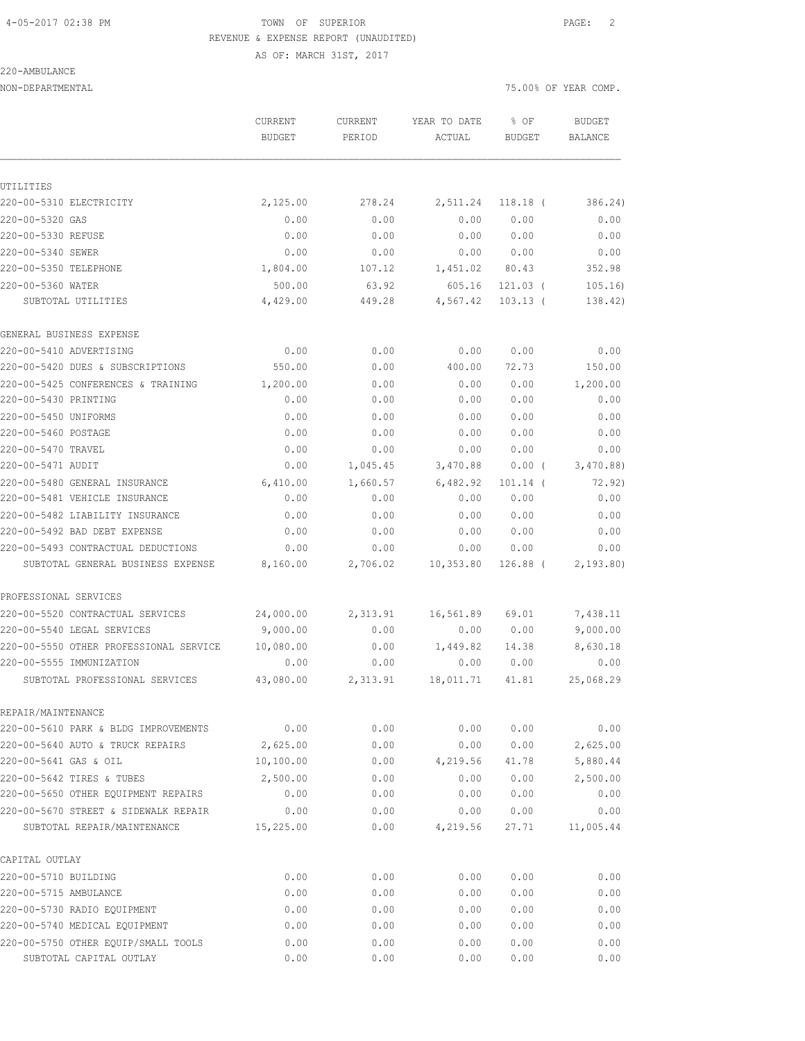TOWN OF SUPERIOR
REVENUE & EXPENSE REPORT (UNAUDITED)
AS OF: MARCH 31ST, 2017

220-AMBULANCE
NON-DEPARTMENTAL

75.00% OF YEAR COMP.

| | CURRENT BUDGET | CURRENT PERIOD | YEAR TO DATE ACTUAL | % OF BUDGET | BUDGET BALANCE |
|---|---|---|---|---|---|
| **UTILITIES** | | | | | |
| 220-00-5310 ELECTRICITY | 2,125.00 | 278.24 | 2,511.24 | 118.18 ( | 386.24) |
| 220-00-5320 GAS | 0.00 | 0.00 | 0.00 | 0.00 | 0.00 |
| 220-00-5330 REFUSE | 0.00 | 0.00 | 0.00 | 0.00 | 0.00 |
| 220-00-5340 SEWER | 0.00 | 0.00 | 0.00 | 0.00 | 0.00 |
| 220-00-5350 TELEPHONE | 1,804.00 | 107.12 | 1,451.02 | 80.43 | 352.98 |
| 220-00-5360 WATER | 500.00 | 63.92 | 605.16 | 121.03 ( | 105.16) |
| SUBTOTAL UTILITIES | 4,429.00 | 449.28 | 4,567.42 | 103.13 ( | 138.42) |
| **GENERAL BUSINESS EXPENSE** | | | | | |
| 220-00-5410 ADVERTISING | 0.00 | 0.00 | 0.00 | 0.00 | 0.00 |
| 220-00-5420 DUES & SUBSCRIPTIONS | 550.00 | 0.00 | 400.00 | 72.73 | 150.00 |
| 220-00-5425 CONFERENCES & TRAINING | 1,200.00 | 0.00 | 0.00 | 0.00 | 1,200.00 |
| 220-00-5430 PRINTING | 0.00 | 0.00 | 0.00 | 0.00 | 0.00 |
| 220-00-5450 UNIFORMS | 0.00 | 0.00 | 0.00 | 0.00 | 0.00 |
| 220-00-5460 POSTAGE | 0.00 | 0.00 | 0.00 | 0.00 | 0.00 |
| 220-00-5470 TRAVEL | 0.00 | 0.00 | 0.00 | 0.00 | 0.00 |
| 220-00-5471 AUDIT | 0.00 | 1,045.45 | 3,470.88 | 0.00 ( | 3,470.88) |
| 220-00-5480 GENERAL INSURANCE | 6,410.00 | 1,660.57 | 6,482.92 | 101.14 ( | 72.92) |
| 220-00-5481 VEHICLE INSURANCE | 0.00 | 0.00 | 0.00 | 0.00 | 0.00 |
| 220-00-5482 LIABILITY INSURANCE | 0.00 | 0.00 | 0.00 | 0.00 | 0.00 |
| 220-00-5492 BAD DEBT EXPENSE | 0.00 | 0.00 | 0.00 | 0.00 | 0.00 |
| 220-00-5493 CONTRACTUAL DEDUCTIONS | 0.00 | 0.00 | 0.00 | 0.00 | 0.00 |
| SUBTOTAL GENERAL BUSINESS EXPENSE | 8,160.00 | 2,706.02 | 10,353.80 | 126.88 ( | 2,193.80) |
| **PROFESSIONAL SERVICES** | | | | | |
| 220-00-5520 CONTRACTUAL SERVICES | 24,000.00 | 2,313.91 | 16,561.89 | 69.01 | 7,438.11 |
| 220-00-5540 LEGAL SERVICES | 9,000.00 | 0.00 | 0.00 | 0.00 | 9,000.00 |
| 220-00-5550 OTHER PROFESSIONAL SERVICE | 10,080.00 | 0.00 | 1,449.82 | 14.38 | 8,630.18 |
| 220-00-5555 IMMUNIZATION | 0.00 | 0.00 | 0.00 | 0.00 | 0.00 |
| SUBTOTAL PROFESSIONAL SERVICES | 43,080.00 | 2,313.91 | 18,011.71 | 41.81 | 25,068.29 |
| **REPAIR/MAINTENANCE** | | | | | |
| 220-00-5610 PARK & BLDG IMPROVEMENTS | 0.00 | 0.00 | 0.00 | 0.00 | 0.00 |
| 220-00-5640 AUTO & TRUCK REPAIRS | 2,625.00 | 0.00 | 0.00 | 0.00 | 2,625.00 |
| 220-00-5641 GAS & OIL | 10,100.00 | 0.00 | 4,219.56 | 41.78 | 5,880.44 |
| 220-00-5642 TIRES & TUBES | 2,500.00 | 0.00 | 0.00 | 0.00 | 2,500.00 |
| 220-00-5650 OTHER EQUIPMENT REPAIRS | 0.00 | 0.00 | 0.00 | 0.00 | 0.00 |
| 220-00-5670 STREET & SIDEWALK REPAIR | 0.00 | 0.00 | 0.00 | 0.00 | 0.00 |
| SUBTOTAL REPAIR/MAINTENANCE | 15,225.00 | 0.00 | 4,219.56 | 27.71 | 11,005.44 |
| **CAPITAL OUTLAY** | | | | | |
| 220-00-5710 BUILDING | 0.00 | 0.00 | 0.00 | 0.00 | 0.00 |
| 220-00-5715 AMBULANCE | 0.00 | 0.00 | 0.00 | 0.00 | 0.00 |
| 220-00-5730 RADIO EQUIPMENT | 0.00 | 0.00 | 0.00 | 0.00 | 0.00 |
| 220-00-5740 MEDICAL EQUIPMENT | 0.00 | 0.00 | 0.00 | 0.00 | 0.00 |
| 220-00-5750 OTHER EQUIP/SMALL TOOLS | 0.00 | 0.00 | 0.00 | 0.00 | 0.00 |
| SUBTOTAL CAPITAL OUTLAY | 0.00 | 0.00 | 0.00 | 0.00 | 0.00 |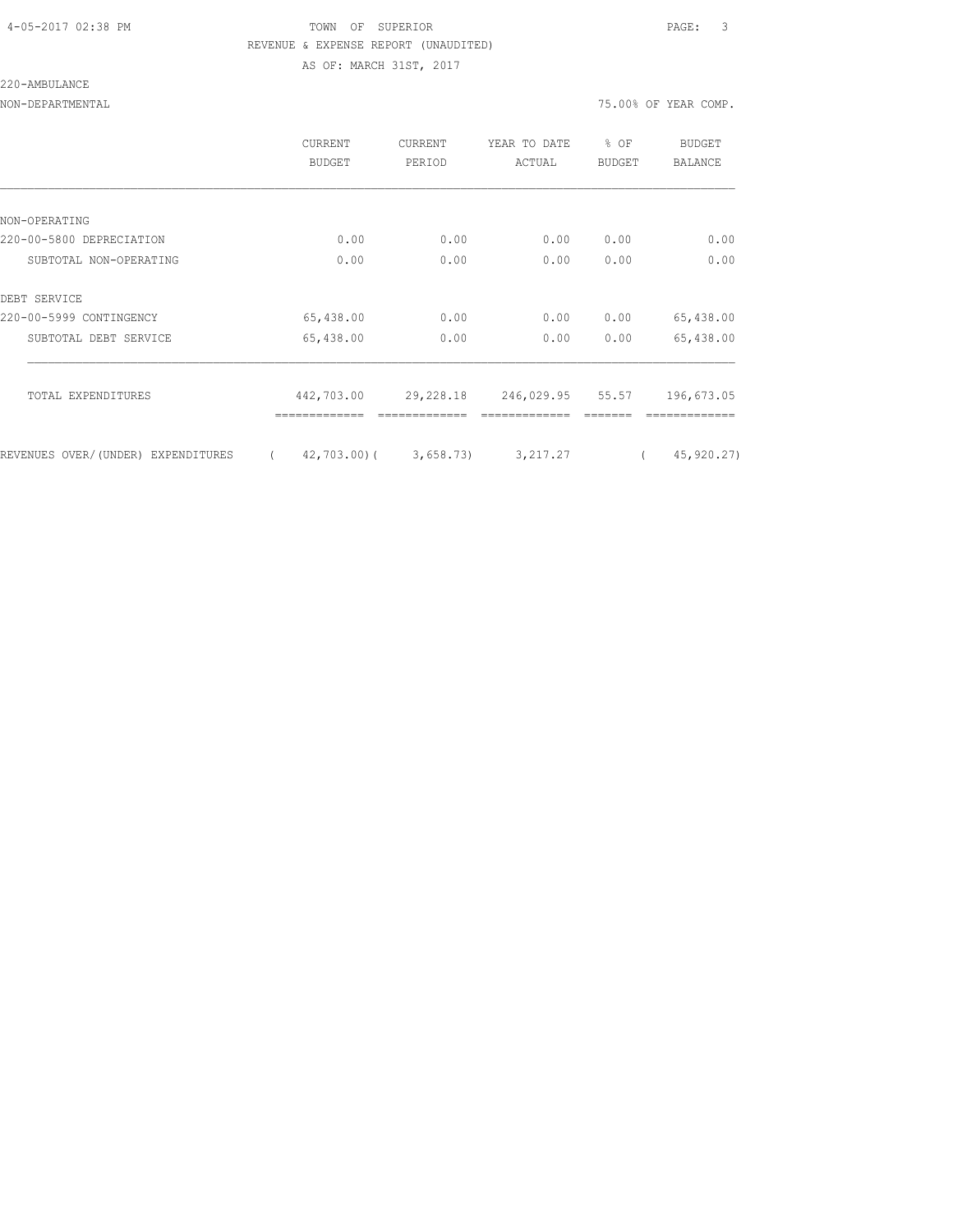TOWN OF SUPERIOR

REVENUE & EXPENSE REPORT (UNAUDITED)

AS OF: MARCH 31ST, 2017

220-AMBULANCE

NON-DEPARTMENTAL 75.00% OF YEAR COMP.

| | CURRENT BUDGET | CURRENT PERIOD | YEAR TO DATE ACTUAL | % OF BUDGET | BUDGET BALANCE |
|---|---|---|---|---|---|
| NON-OPERATING | | | | | |
| 220-00-5800 DEPRECIATION | 0.00 | 0.00 | 0.00 | 0.00 | 0.00 |
| SUBTOTAL NON-OPERATING | 0.00 | 0.00 | 0.00 | 0.00 | 0.00 |
| DEBT SERVICE | | | | | |
| 220-00-5999 CONTINGENCY | 65,438.00 | 0.00 | 0.00 | 0.00 | 65,438.00 |
| SUBTOTAL DEBT SERVICE | 65,438.00 | 0.00 | 0.00 | 0.00 | 65,438.00 |
| TOTAL EXPENDITURES | 442,703.00 | 29,228.18 | 246,029.95 | 55.57 | 196,673.05 |
| REVENUES OVER/(UNDER) EXPENDITURES | ( 42,703.00) | ( 3,658.73) | 3,217.27 | | ( 45,920.27) |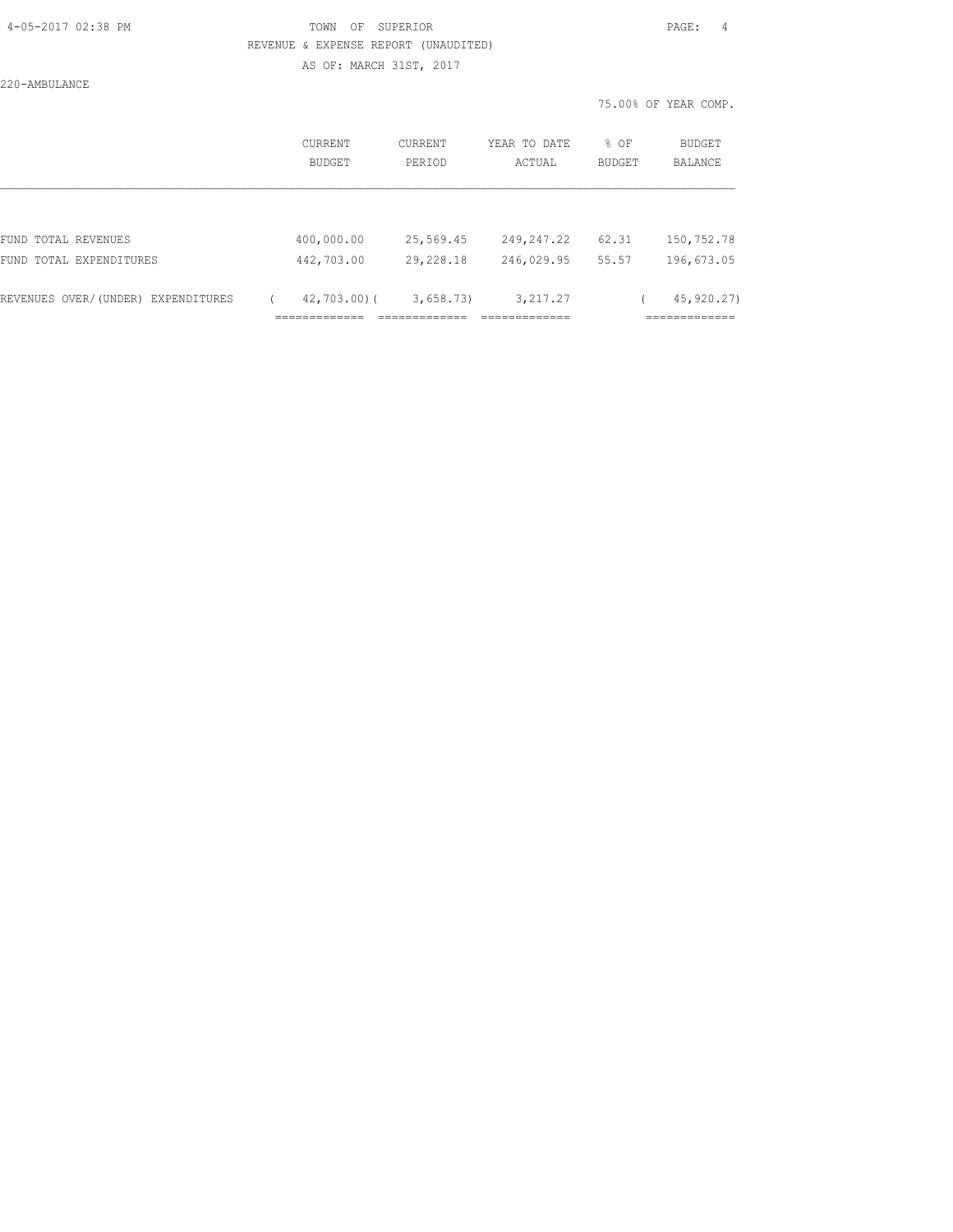TOWN OF SUPERIOR
REVENUE & EXPENSE REPORT (UNAUDITED)
AS OF: MARCH 31ST, 2017

220-AMBULANCE

75.00% OF YEAR COMP.

| | CURRENT BUDGET | CURRENT PERIOD | YEAR TO DATE ACTUAL | % OF BUDGET | BUDGET BALANCE |
|---|---|---|---|---|---|
| FUND TOTAL REVENUES | 400,000.00 | 25,569.45 | 249,247.22 | 62.31 | 150,752.78 |
| FUND TOTAL EXPENDITURES | 442,703.00 | 29,228.18 | 246,029.95 | 55.57 | 196,673.05 |
| REVENUES OVER/(UNDER) EXPENDITURES | ( 42,703.00) | ( 3,658.73) | 3,217.27 | | ( 45,920.27) |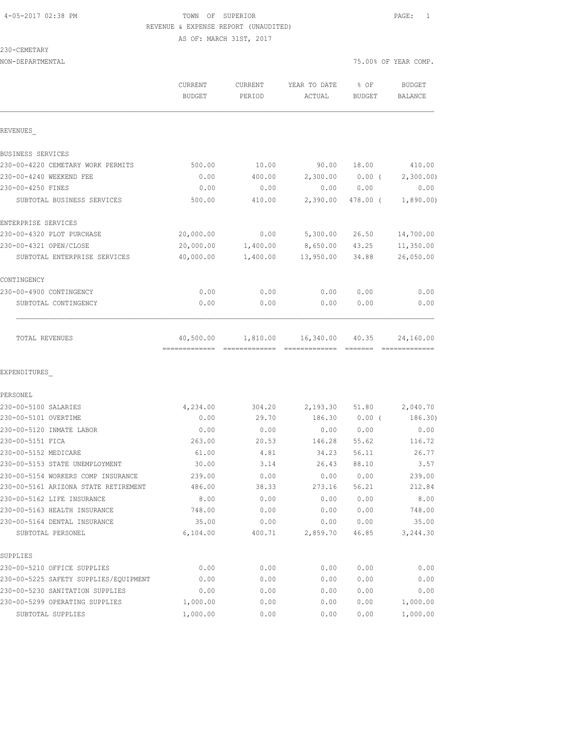# TOWN OF SUPERIOR

REVENUE & EXPENSE REPORT (UNAUDITED)

AS OF: MARCH 31ST, 2017

4-05-2017 02:38 PM

230-CEMETARY

NON-DEPARTMENTAL

75.00% OF YEAR COMP.

| | CURRENT BUDGET | CURRENT PERIOD | YEAR TO DATE ACTUAL | % OF BUDGET | BUDGET BALANCE |
|---|---|---|---|---|---|
| **REVENUES** | | | | | |
| BUSINESS SERVICES | | | | | |
| 230-00-4220 CEMETARY WORK PERMITS | 500.00 | 10.00 | 90.00 | 18.00 | 410.00 |
| 230-00-4240 WEEKEND FEE | 0.00 | 400.00 | 2,300.00 | 0.00 | ( 2,300.00) |
| 230-00-4250 FINES | 0.00 | 0.00 | 0.00 | 0.00 | 0.00 |
| SUBTOTAL BUSINESS SERVICES | 500.00 | 410.00 | 2,390.00 | 478.00 | ( 1,890.00) |
| ENTERPRISE SERVICES | | | | | |
| 230-00-4320 PLOT PURCHASE | 20,000.00 | 0.00 | 5,300.00 | 26.50 | 14,700.00 |
| 230-00-4321 OPEN/CLOSE | 20,000.00 | 1,400.00 | 8,650.00 | 43.25 | 11,350.00 |
| SUBTOTAL ENTERPRISE SERVICES | 40,000.00 | 1,400.00 | 13,950.00 | 34.88 | 26,050.00 |
| CONTINGENCY | | | | | |
| 230-00-4900 CONTINGENCY | 0.00 | 0.00 | 0.00 | 0.00 | 0.00 |
| SUBTOTAL CONTINGENCY | 0.00 | 0.00 | 0.00 | 0.00 | 0.00 |
| TOTAL REVENUES | 40,500.00 | 1,810.00 | 16,340.00 | 40.35 | 24,160.00 |
| **EXPENDITURES** | | | | | |
| PERSONEL | | | | | |
| 230-00-5100 SALARIES | 4,234.00 | 304.20 | 2,193.30 | 51.80 | 2,040.70 |
| 230-00-5101 OVERTIME | 0.00 | 29.70 | 186.30 | 0.00 | ( 186.30) |
| 230-00-5120 INMATE LABOR | 0.00 | 0.00 | 0.00 | 0.00 | 0.00 |
| 230-00-5151 FICA | 263.00 | 20.53 | 146.28 | 55.62 | 116.72 |
| 230-00-5152 MEDICARE | 61.00 | 4.81 | 34.23 | 56.11 | 26.77 |
| 230-00-5153 STATE UNEMPLOYMENT | 30.00 | 3.14 | 26.43 | 88.10 | 3.57 |
| 230-00-5154 WORKERS COMP INSURANCE | 239.00 | 0.00 | 0.00 | 0.00 | 239.00 |
| 230-00-5161 ARIZONA STATE RETIREMENT | 486.00 | 38.33 | 273.16 | 56.21 | 212.84 |
| 230-00-5162 LIFE INSURANCE | 8.00 | 0.00 | 0.00 | 0.00 | 8.00 |
| 230-00-5163 HEALTH INSURANCE | 748.00 | 0.00 | 0.00 | 0.00 | 748.00 |
| 230-00-5164 DENTAL INSURANCE | 35.00 | 0.00 | 0.00 | 0.00 | 35.00 |
| SUBTOTAL PERSONEL | 6,104.00 | 400.71 | 2,859.70 | 46.85 | 3,244.30 |
| SUPPLIES | | | | | |
| 230-00-5210 OFFICE SUPPLIES | 0.00 | 0.00 | 0.00 | 0.00 | 0.00 |
| 230-00-5225 SAFETY SUPPLIES/EQUIPMENT | 0.00 | 0.00 | 0.00 | 0.00 | 0.00 |
| 230-00-5230 SANITATION SUPPLIES | 0.00 | 0.00 | 0.00 | 0.00 | 0.00 |
| 230-00-5299 OPERATING SUPPLIES | 1,000.00 | 0.00 | 0.00 | 0.00 | 1,000.00 |
| SUBTOTAL SUPPLIES | 1,000.00 | 0.00 | 0.00 | 0.00 | 1,000.00 |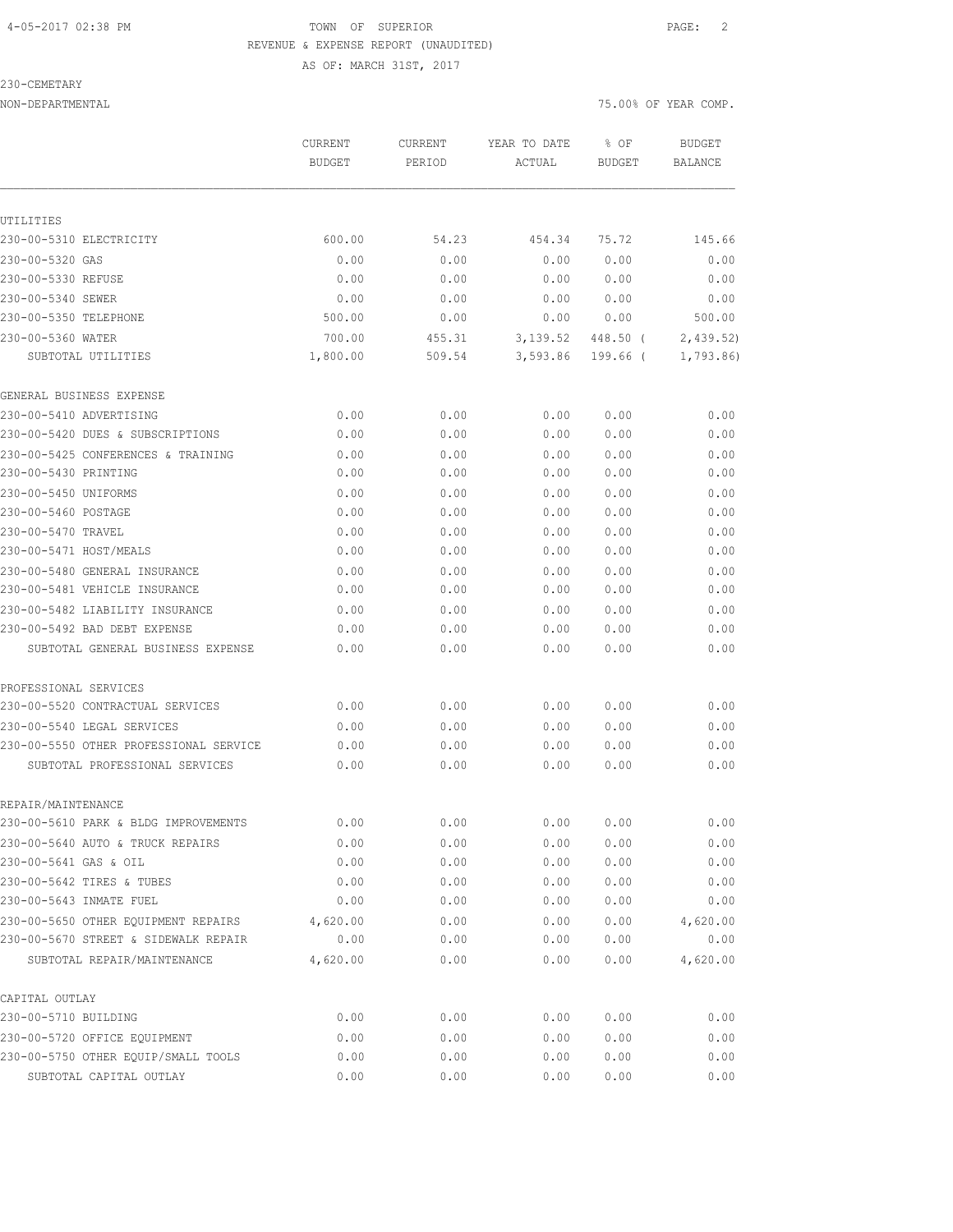TOWN OF SUPERIOR
REVENUE & EXPENSE REPORT (UNAUDITED)
AS OF: MARCH 31ST, 2017

230-CEMETARY

NON-DEPARTMENTAL 75.00% OF YEAR COMP.

| | CURRENT BUDGET | CURRENT PERIOD | YEAR TO DATE ACTUAL | % OF BUDGET | BUDGET BALANCE |
|---|---|---|---|---|---|
| UTILITIES | | | | | |
| 230-00-5310 ELECTRICITY | 600.00 | 54.23 | 454.34 | 75.72 | 145.66 |
| 230-00-5320 GAS | 0.00 | 0.00 | 0.00 | 0.00 | 0.00 |
| 230-00-5330 REFUSE | 0.00 | 0.00 | 0.00 | 0.00 | 0.00 |
| 230-00-5340 SEWER | 0.00 | 0.00 | 0.00 | 0.00 | 0.00 |
| 230-00-5350 TELEPHONE | 500.00 | 0.00 | 0.00 | 0.00 | 500.00 |
| 230-00-5360 WATER | 700.00 | 455.31 | 3,139.52 | 448.50 ( | 2,439.52) |
| SUBTOTAL UTILITIES | 1,800.00 | 509.54 | 3,593.86 | 199.66 ( | 1,793.86) |
| GENERAL BUSINESS EXPENSE | | | | | |
| 230-00-5410 ADVERTISING | 0.00 | 0.00 | 0.00 | 0.00 | 0.00 |
| 230-00-5420 DUES & SUBSCRIPTIONS | 0.00 | 0.00 | 0.00 | 0.00 | 0.00 |
| 230-00-5425 CONFERENCES & TRAINING | 0.00 | 0.00 | 0.00 | 0.00 | 0.00 |
| 230-00-5430 PRINTING | 0.00 | 0.00 | 0.00 | 0.00 | 0.00 |
| 230-00-5450 UNIFORMS | 0.00 | 0.00 | 0.00 | 0.00 | 0.00 |
| 230-00-5460 POSTAGE | 0.00 | 0.00 | 0.00 | 0.00 | 0.00 |
| 230-00-5470 TRAVEL | 0.00 | 0.00 | 0.00 | 0.00 | 0.00 |
| 230-00-5471 HOST/MEALS | 0.00 | 0.00 | 0.00 | 0.00 | 0.00 |
| 230-00-5480 GENERAL INSURANCE | 0.00 | 0.00 | 0.00 | 0.00 | 0.00 |
| 230-00-5481 VEHICLE INSURANCE | 0.00 | 0.00 | 0.00 | 0.00 | 0.00 |
| 230-00-5482 LIABILITY INSURANCE | 0.00 | 0.00 | 0.00 | 0.00 | 0.00 |
| 230-00-5492 BAD DEBT EXPENSE | 0.00 | 0.00 | 0.00 | 0.00 | 0.00 |
| SUBTOTAL GENERAL BUSINESS EXPENSE | 0.00 | 0.00 | 0.00 | 0.00 | 0.00 |
| PROFESSIONAL SERVICES | | | | | |
| 230-00-5520 CONTRACTUAL SERVICES | 0.00 | 0.00 | 0.00 | 0.00 | 0.00 |
| 230-00-5540 LEGAL SERVICES | 0.00 | 0.00 | 0.00 | 0.00 | 0.00 |
| 230-00-5550 OTHER PROFESSIONAL SERVICE | 0.00 | 0.00 | 0.00 | 0.00 | 0.00 |
| SUBTOTAL PROFESSIONAL SERVICES | 0.00 | 0.00 | 0.00 | 0.00 | 0.00 |
| REPAIR/MAINTENANCE | | | | | |
| 230-00-5610 PARK & BLDG IMPROVEMENTS | 0.00 | 0.00 | 0.00 | 0.00 | 0.00 |
| 230-00-5640 AUTO & TRUCK REPAIRS | 0.00 | 0.00 | 0.00 | 0.00 | 0.00 |
| 230-00-5641 GAS & OIL | 0.00 | 0.00 | 0.00 | 0.00 | 0.00 |
| 230-00-5642 TIRES & TUBES | 0.00 | 0.00 | 0.00 | 0.00 | 0.00 |
| 230-00-5643 INMATE FUEL | 0.00 | 0.00 | 0.00 | 0.00 | 0.00 |
| 230-00-5650 OTHER EQUIPMENT REPAIRS | 4,620.00 | 0.00 | 0.00 | 0.00 | 4,620.00 |
| 230-00-5670 STREET & SIDEWALK REPAIR | 0.00 | 0.00 | 0.00 | 0.00 | 0.00 |
| SUBTOTAL REPAIR/MAINTENANCE | 4,620.00 | 0.00 | 0.00 | 0.00 | 4,620.00 |
| CAPITAL OUTLAY | | | | | |
| 230-00-5710 BUILDING | 0.00 | 0.00 | 0.00 | 0.00 | 0.00 |
| 230-00-5720 OFFICE EQUIPMENT | 0.00 | 0.00 | 0.00 | 0.00 | 0.00 |
| 230-00-5750 OTHER EQUIP/SMALL TOOLS | 0.00 | 0.00 | 0.00 | 0.00 | 0.00 |
| SUBTOTAL CAPITAL OUTLAY | 0.00 | 0.00 | 0.00 | 0.00 | 0.00 |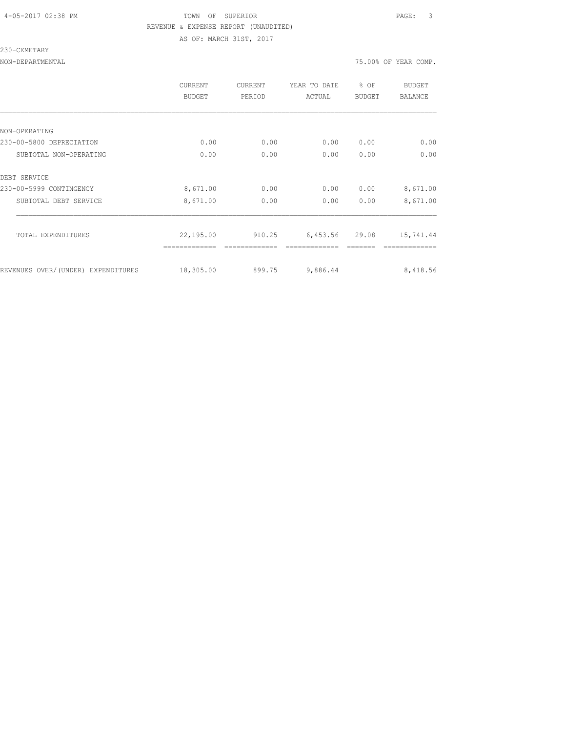TOWN OF SUPERIOR

REVENUE & EXPENSE REPORT (UNAUDITED)

AS OF: MARCH 31ST, 2017

230-CEMETARY

NON-DEPARTMENTAL

75.00% OF YEAR COMP.

| | CURRENT BUDGET | CURRENT PERIOD | YEAR TO DATE ACTUAL | % OF BUDGET | BUDGET BALANCE |
|---|---|---|---|---|---|
| NON-OPERATING | | | | | |
| 230-00-5800 DEPRECIATION | 0.00 | 0.00 | 0.00 | 0.00 | 0.00 |
| SUBTOTAL NON-OPERATING | 0.00 | 0.00 | 0.00 | 0.00 | 0.00 |
| DEBT SERVICE | | | | | |
| 230-00-5999 CONTINGENCY | 8,671.00 | 0.00 | 0.00 | 0.00 | 8,671.00 |
| SUBTOTAL DEBT SERVICE | 8,671.00 | 0.00 | 0.00 | 0.00 | 8,671.00 |
| TOTAL EXPENDITURES | 22,195.00 | 910.25 | 6,453.56 | 29.08 | 15,741.44 |
| REVENUES OVER/(UNDER) EXPENDITURES | 18,305.00 | 899.75 | 9,886.44 | | 8,418.56 |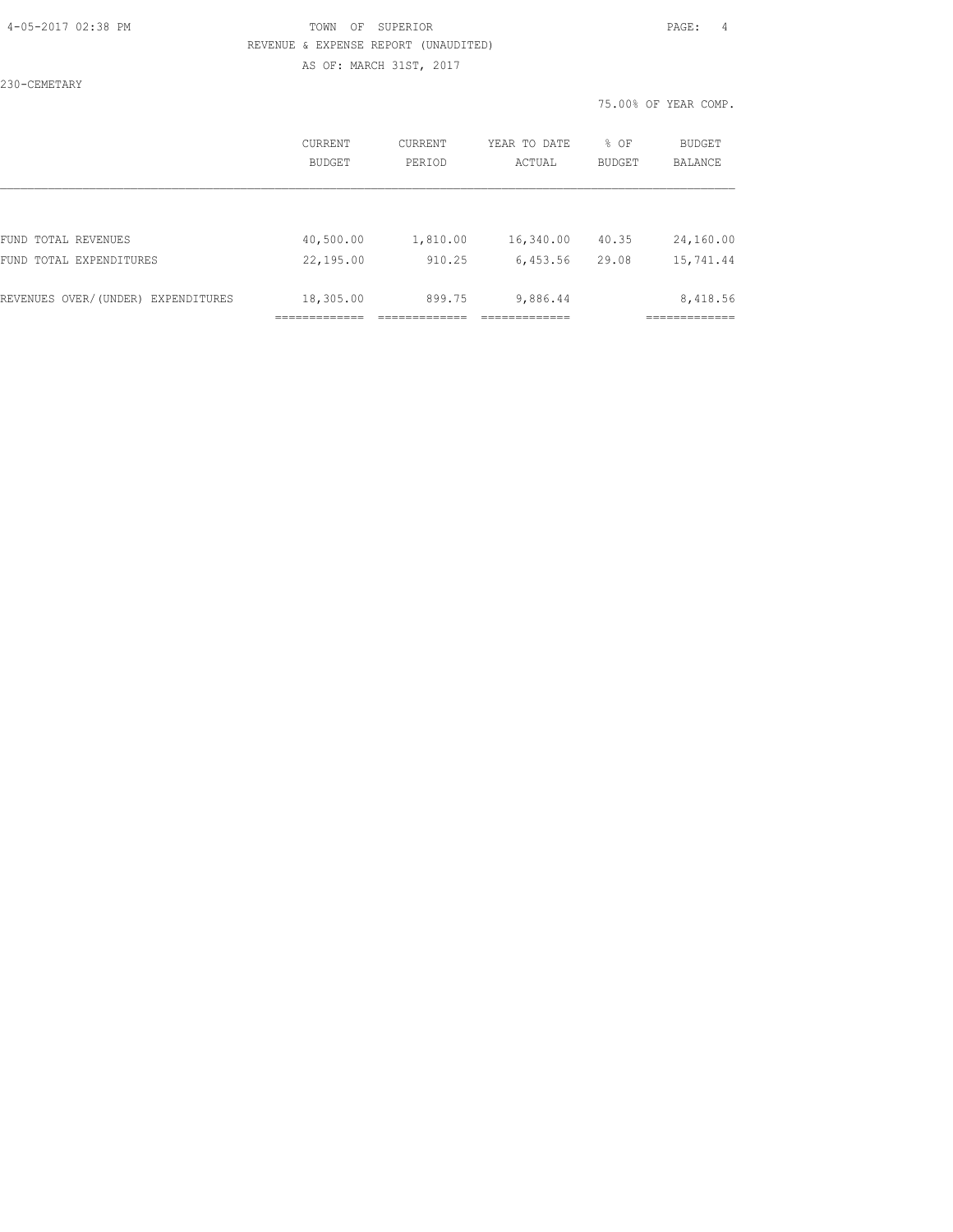TOWN OF SUPERIOR

REVENUE & EXPENSE REPORT (UNAUDITED)

AS OF: MARCH 31ST, 2017

230-CEMETARY

75.00% OF YEAR COMP.

| | CURRENT BUDGET | CURRENT PERIOD | YEAR TO DATE ACTUAL | % OF BUDGET | BUDGET BALANCE |
|---|---|---|---|---|---|
| FUND TOTAL REVENUES | 40,500.00 | 1,810.00 | 16,340.00 | 40.35 | 24,160.00 |
| FUND TOTAL EXPENDITURES | 22,195.00 | 910.25 | 6,453.56 | 29.08 | 15,741.44 |
| REVENUES OVER/(UNDER) EXPENDITURES | 18,305.00 | 899.75 | 9,886.44 | | 8,418.56 |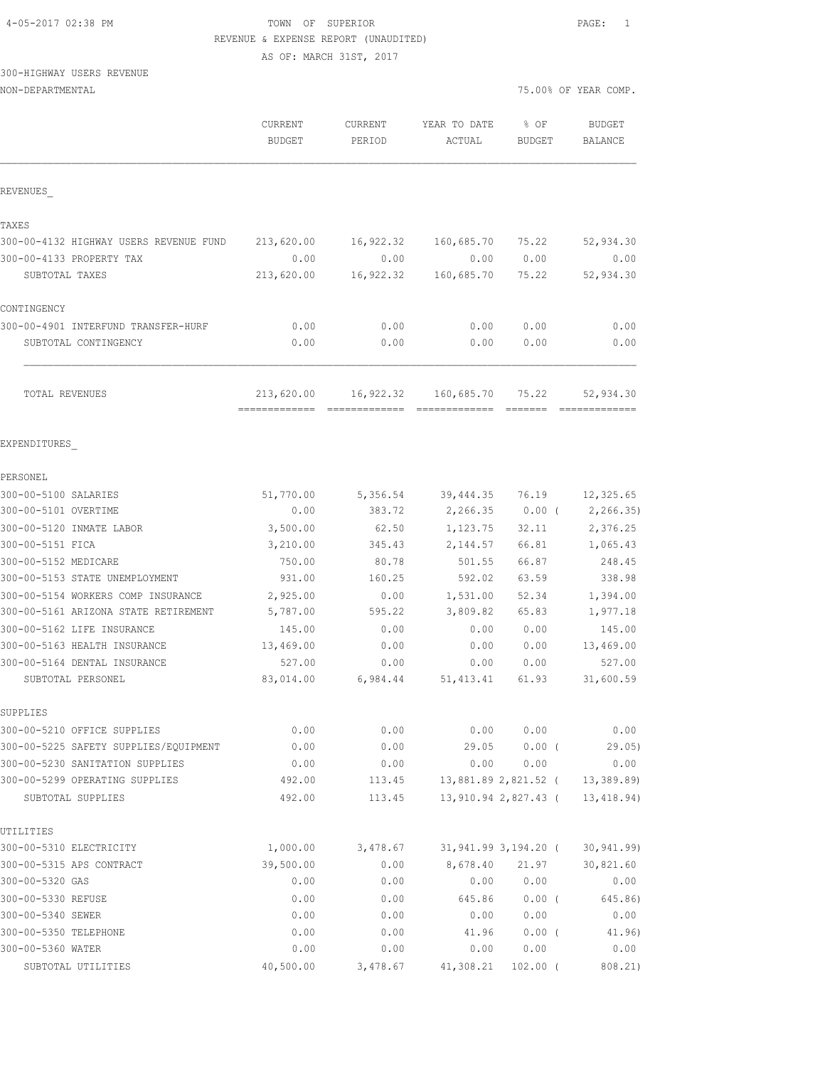TOWN OF SUPERIOR
REVENUE & EXPENSE REPORT (UNAUDITED)
AS OF: MARCH 31ST, 2017

300-HIGHWAY USERS REVENUE
NON-DEPARTMENTAL

75.00% OF YEAR COMP.

| | CURRENT BUDGET | CURRENT PERIOD | YEAR TO DATE ACTUAL | % OF BUDGET | BUDGET BALANCE |
|---|---|---|---|---|---|
| **REVENUES** | | | | | |
| **TAXES** | | | | | |
| 300-00-4132 HIGHWAY USERS REVENUE FUND | 213,620.00 | 16,922.32 | 160,685.70 | 75.22 | 52,934.30 |
| 300-00-4133 PROPERTY TAX | 0.00 | 0.00 | 0.00 | 0.00 | 0.00 |
| SUBTOTAL TAXES | 213,620.00 | 16,922.32 | 160,685.70 | 75.22 | 52,934.30 |
| **CONTINGENCY** | | | | | |
| 300-00-4901 INTERFUND TRANSFER-HURF | 0.00 | 0.00 | 0.00 | 0.00 | 0.00 |
| SUBTOTAL CONTINGENCY | 0.00 | 0.00 | 0.00 | 0.00 | 0.00 |
| TOTAL REVENUES | 213,620.00 | 16,922.32 | 160,685.70 | 75.22 | 52,934.30 |
| **EXPENDITURES** | | | | | |
| **PERSONEL** | | | | | |
| 300-00-5100 SALARIES | 51,770.00 | 5,356.54 | 39,444.35 | 76.19 | 12,325.65 |
| 300-00-5101 OVERTIME | 0.00 | 383.72 | 2,266.35 | 0.00 | ( 2,266.35) |
| 300-00-5120 INMATE LABOR | 3,500.00 | 62.50 | 1,123.75 | 32.11 | 2,376.25 |
| 300-00-5151 FICA | 3,210.00 | 345.43 | 2,144.57 | 66.81 | 1,065.43 |
| 300-00-5152 MEDICARE | 750.00 | 80.78 | 501.55 | 66.87 | 248.45 |
| 300-00-5153 STATE UNEMPLOYMENT | 931.00 | 160.25 | 592.02 | 63.59 | 338.98 |
| 300-00-5154 WORKERS COMP INSURANCE | 2,925.00 | 0.00 | 1,531.00 | 52.34 | 1,394.00 |
| 300-00-5161 ARIZONA STATE RETIREMENT | 5,787.00 | 595.22 | 3,809.82 | 65.83 | 1,977.18 |
| 300-00-5162 LIFE INSURANCE | 145.00 | 0.00 | 0.00 | 0.00 | 145.00 |
| 300-00-5163 HEALTH INSURANCE | 13,469.00 | 0.00 | 0.00 | 0.00 | 13,469.00 |
| 300-00-5164 DENTAL INSURANCE | 527.00 | 0.00 | 0.00 | 0.00 | 527.00 |
| SUBTOTAL PERSONEL | 83,014.00 | 6,984.44 | 51,413.41 | 61.93 | 31,600.59 |
| **SUPPLIES** | | | | | |
| 300-00-5210 OFFICE SUPPLIES | 0.00 | 0.00 | 0.00 | 0.00 | 0.00 |
| 300-00-5225 SAFETY SUPPLIES/EQUIPMENT | 0.00 | 0.00 | 29.05 | 0.00 | ( 29.05) |
| 300-00-5230 SANITATION SUPPLIES | 0.00 | 0.00 | 0.00 | 0.00 | 0.00 |
| 300-00-5299 OPERATING SUPPLIES | 492.00 | 113.45 | 13,881.89 | 2,821.52 | ( 13,389.89) |
| SUBTOTAL SUPPLIES | 492.00 | 113.45 | 13,910.94 | 2,827.43 | ( 13,418.94) |
| **UTILITIES** | | | | | |
| 300-00-5310 ELECTRICITY | 1,000.00 | 3,478.67 | 31,941.99 | 3,194.20 | ( 30,941.99) |
| 300-00-5315 APS CONTRACT | 39,500.00 | 0.00 | 8,678.40 | 21.97 | 30,821.60 |
| 300-00-5320 GAS | 0.00 | 0.00 | 0.00 | 0.00 | 0.00 |
| 300-00-5330 REFUSE | 0.00 | 0.00 | 645.86 | 0.00 | ( 645.86) |
| 300-00-5340 SEWER | 0.00 | 0.00 | 0.00 | 0.00 | 0.00 |
| 300-00-5350 TELEPHONE | 0.00 | 0.00 | 41.96 | 0.00 | ( 41.96) |
| 300-00-5360 WATER | 0.00 | 0.00 | 0.00 | 0.00 | 0.00 |
| SUBTOTAL UTILITIES | 40,500.00 | 3,478.67 | 41,308.21 | 102.00 | ( 808.21) |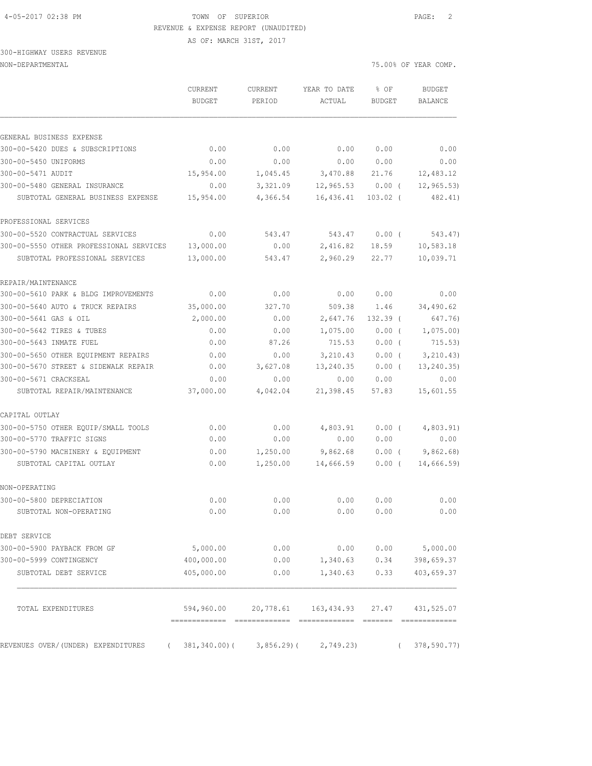TOWN OF SUPERIOR
REVENUE & EXPENSE REPORT (UNAUDITED)
AS OF: MARCH 31ST, 2017

300-HIGHWAY USERS REVENUE
NON-DEPARTMENTAL

75.00% OF YEAR COMP.

| | CURRENT BUDGET | CURRENT PERIOD | YEAR TO DATE ACTUAL | % OF BUDGET | BUDGET BALANCE |
|---|---|---|---|---|---|
| **GENERAL BUSINESS EXPENSE** | | | | | |
| 300-00-5420 DUES & SUBSCRIPTIONS | 0.00 | 0.00 | 0.00 | 0.00 | 0.00 |
| 300-00-5450 UNIFORMS | 0.00 | 0.00 | 0.00 | 0.00 | 0.00 |
| 300-00-5471 AUDIT | 15,954.00 | 1,045.45 | 3,470.88 | 21.76 | 12,483.12 |
| 300-00-5480 GENERAL INSURANCE | 0.00 | 3,321.09 | 12,965.53 | 0.00 | ( 12,965.53) |
| SUBTOTAL GENERAL BUSINESS EXPENSE | 15,954.00 | 4,366.54 | 16,436.41 | 103.02 | ( 482.41) |
| **PROFESSIONAL SERVICES** | | | | | |
| 300-00-5520 CONTRACTUAL SERVICES | 0.00 | 543.47 | 543.47 | 0.00 | ( 543.47) |
| 300-00-5550 OTHER PROFESSIONAL SERVICES | 13,000.00 | 0.00 | 2,416.82 | 18.59 | 10,583.18 |
| SUBTOTAL PROFESSIONAL SERVICES | 13,000.00 | 543.47 | 2,960.29 | 22.77 | 10,039.71 |
| **REPAIR/MAINTENANCE** | | | | | |
| 300-00-5610 PARK & BLDG IMPROVEMENTS | 0.00 | 0.00 | 0.00 | 0.00 | 0.00 |
| 300-00-5640 AUTO & TRUCK REPAIRS | 35,000.00 | 327.70 | 509.38 | 1.46 | 34,490.62 |
| 300-00-5641 GAS & OIL | 2,000.00 | 0.00 | 2,647.76 | 132.39 | ( 647.76) |
| 300-00-5642 TIRES & TUBES | 0.00 | 0.00 | 1,075.00 | 0.00 | ( 1,075.00) |
| 300-00-5643 INMATE FUEL | 0.00 | 87.26 | 715.53 | 0.00 | ( 715.53) |
| 300-00-5650 OTHER EQUIPMENT REPAIRS | 0.00 | 0.00 | 3,210.43 | 0.00 | ( 3,210.43) |
| 300-00-5670 STREET & SIDEWALK REPAIR | 0.00 | 3,627.08 | 13,240.35 | 0.00 | ( 13,240.35) |
| 300-00-5671 CRACKSEAL | 0.00 | 0.00 | 0.00 | 0.00 | 0.00 |
| SUBTOTAL REPAIR/MAINTENANCE | 37,000.00 | 4,042.04 | 21,398.45 | 57.83 | 15,601.55 |
| **CAPITAL OUTLAY** | | | | | |
| 300-00-5750 OTHER EQUIP/SMALL TOOLS | 0.00 | 0.00 | 4,803.91 | 0.00 | ( 4,803.91) |
| 300-00-5770 TRAFFIC SIGNS | 0.00 | 0.00 | 0.00 | 0.00 | 0.00 |
| 300-00-5790 MACHINERY & EQUIPMENT | 0.00 | 1,250.00 | 9,862.68 | 0.00 | ( 9,862.68) |
| SUBTOTAL CAPITAL OUTLAY | 0.00 | 1,250.00 | 14,666.59 | 0.00 | ( 14,666.59) |
| **NON-OPERATING** | | | | | |
| 300-00-5800 DEPRECIATION | 0.00 | 0.00 | 0.00 | 0.00 | 0.00 |
| SUBTOTAL NON-OPERATING | 0.00 | 0.00 | 0.00 | 0.00 | 0.00 |
| **DEBT SERVICE** | | | | | |
| 300-00-5900 PAYBACK FROM GF | 5,000.00 | 0.00 | 0.00 | 0.00 | 5,000.00 |
| 300-00-5999 CONTINGENCY | 400,000.00 | 0.00 | 1,340.63 | 0.34 | 398,659.37 |
| SUBTOTAL DEBT SERVICE | 405,000.00 | 0.00 | 1,340.63 | 0.33 | 403,659.37 |
| TOTAL EXPENDITURES | 594,960.00 | 20,778.61 | 163,434.93 | 27.47 | 431,525.07 |
| REVENUES OVER/(UNDER) EXPENDITURES | ( 381,340.00) | ( 3,856.29) | ( 2,749.23) | | ( 378,590.77) |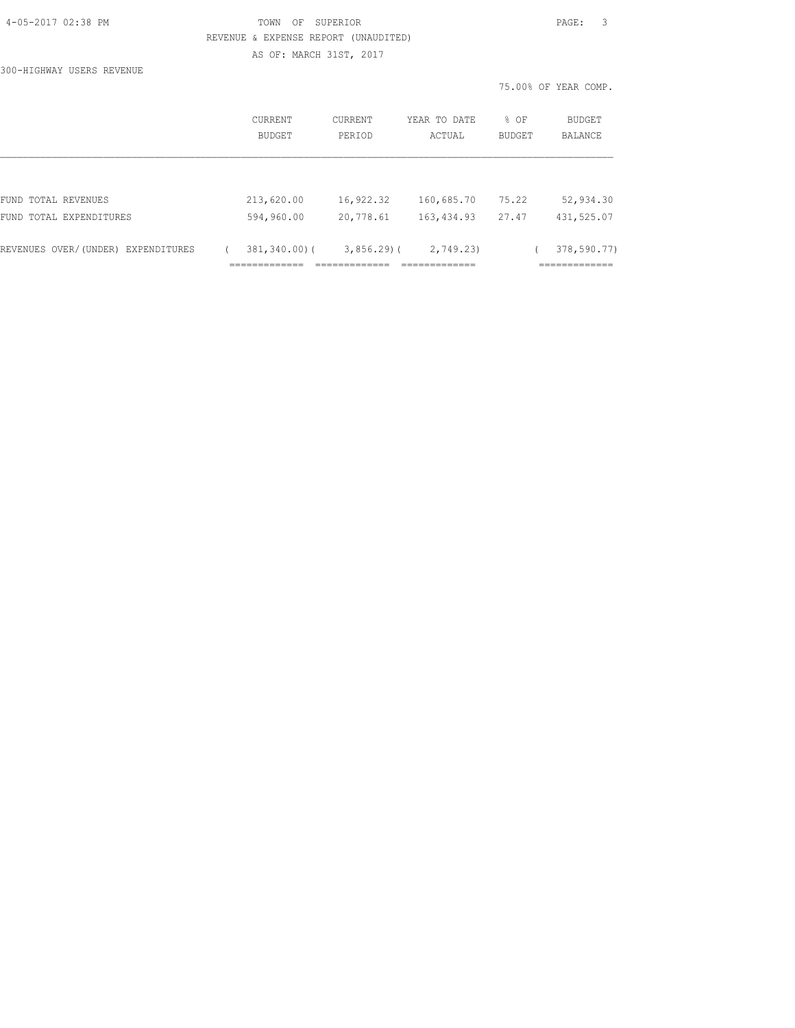TOWN OF SUPERIOR

REVENUE & EXPENSE REPORT (UNAUDITED)

AS OF: MARCH 31ST, 2017

300-HIGHWAY USERS REVENUE

75.00% OF YEAR COMP.

| | CURRENT BUDGET | CURRENT PERIOD | YEAR TO DATE ACTUAL | % OF BUDGET | BUDGET BALANCE |
|---|---|---|---|---|---|
| FUND TOTAL REVENUES | 213,620.00 | 16,922.32 | 160,685.70 | 75.22 | 52,934.30 |
| FUND TOTAL EXPENDITURES | 594,960.00 | 20,778.61 | 163,434.93 | 27.47 | 431,525.07 |
| REVENUES OVER/(UNDER) EXPENDITURES | ( 381,340.00) | ( 3,856.29) | ( 2,749.23) | | ( 378,590.77) |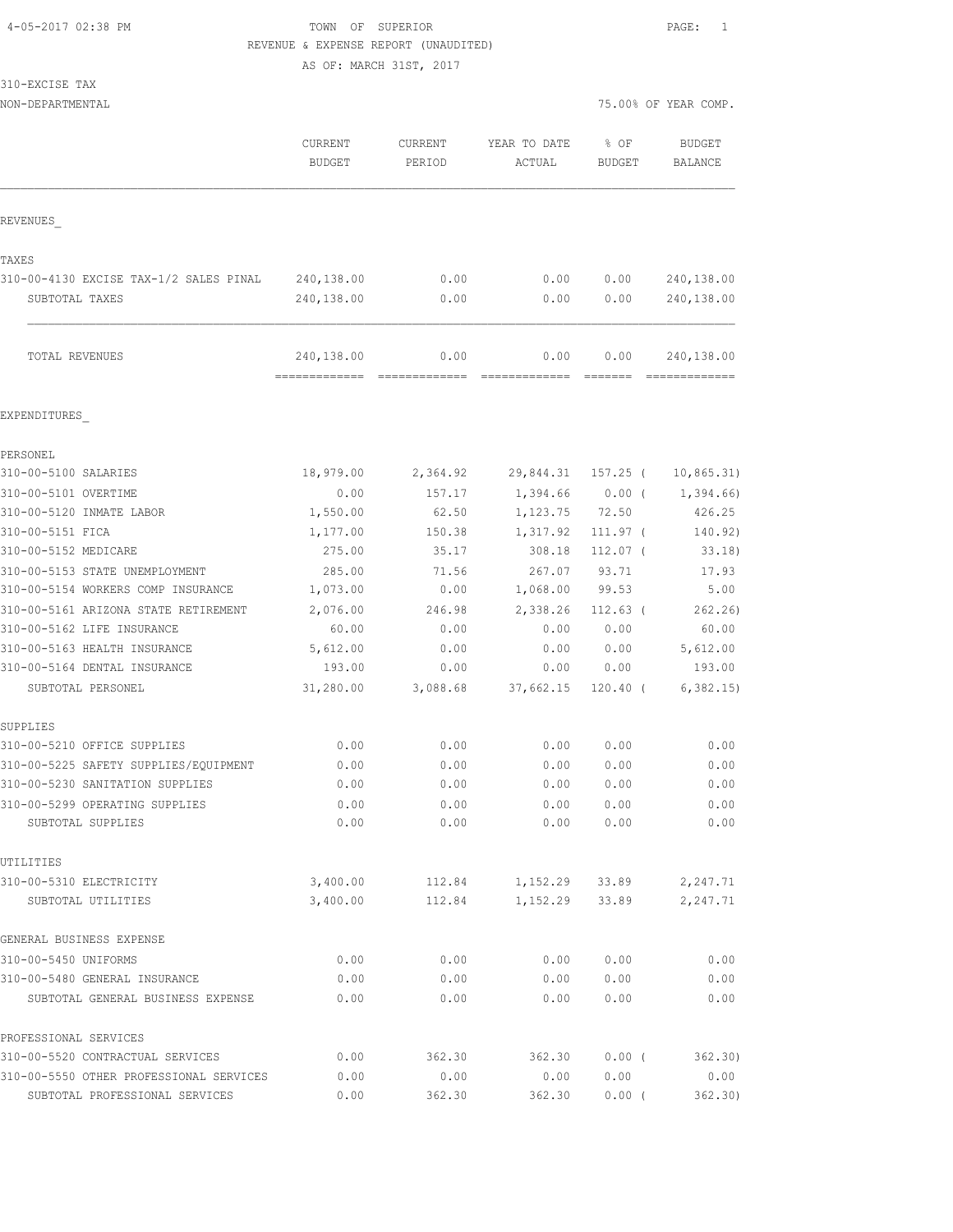4-05-2017 02:38 PM

TOWN OF SUPERIOR

REVENUE & EXPENSE REPORT (UNAUDITED)

AS OF: MARCH 31ST, 2017

310-EXCISE TAX

NON-DEPARTMENTAL — 75.00% OF YEAR COMP.

| | CURRENT BUDGET | CURRENT PERIOD | YEAR TO DATE ACTUAL | % OF BUDGET | BUDGET BALANCE |
|---|---|---|---|---|---|
| **REVENUES** | | | | | |
| **TAXES** | | | | | |
| 310-00-4130 EXCISE TAX-1/2 SALES PINAL | 240,138.00 | 0.00 | 0.00 | 0.00 | 240,138.00 |
| SUBTOTAL TAXES | 240,138.00 | 0.00 | 0.00 | 0.00 | 240,138.00 |
| TOTAL REVENUES | 240,138.00 | 0.00 | 0.00 | 0.00 | 240,138.00 |
| **EXPENDITURES** | | | | | |
| **PERSONEL** | | | | | |
| 310-00-5100 SALARIES | 18,979.00 | 2,364.92 | 29,844.31 | 157.25 ( | 10,865.31) |
| 310-00-5101 OVERTIME | 0.00 | 157.17 | 1,394.66 | 0.00 ( | 1,394.66) |
| 310-00-5120 INMATE LABOR | 1,550.00 | 62.50 | 1,123.75 | 72.50 | 426.25 |
| 310-00-5151 FICA | 1,177.00 | 150.38 | 1,317.92 | 111.97 ( | 140.92) |
| 310-00-5152 MEDICARE | 275.00 | 35.17 | 308.18 | 112.07 ( | 33.18) |
| 310-00-5153 STATE UNEMPLOYMENT | 285.00 | 71.56 | 267.07 | 93.71 | 17.93 |
| 310-00-5154 WORKERS COMP INSURANCE | 1,073.00 | 0.00 | 1,068.00 | 99.53 | 5.00 |
| 310-00-5161 ARIZONA STATE RETIREMENT | 2,076.00 | 246.98 | 2,338.26 | 112.63 ( | 262.26) |
| 310-00-5162 LIFE INSURANCE | 60.00 | 0.00 | 0.00 | 0.00 | 60.00 |
| 310-00-5163 HEALTH INSURANCE | 5,612.00 | 0.00 | 0.00 | 0.00 | 5,612.00 |
| 310-00-5164 DENTAL INSURANCE | 193.00 | 0.00 | 0.00 | 0.00 | 193.00 |
| SUBTOTAL PERSONEL | 31,280.00 | 3,088.68 | 37,662.15 | 120.40 ( | 6,382.15) |
| **SUPPLIES** | | | | | |
| 310-00-5210 OFFICE SUPPLIES | 0.00 | 0.00 | 0.00 | 0.00 | 0.00 |
| 310-00-5225 SAFETY SUPPLIES/EQUIPMENT | 0.00 | 0.00 | 0.00 | 0.00 | 0.00 |
| 310-00-5230 SANITATION SUPPLIES | 0.00 | 0.00 | 0.00 | 0.00 | 0.00 |
| 310-00-5299 OPERATING SUPPLIES | 0.00 | 0.00 | 0.00 | 0.00 | 0.00 |
| SUBTOTAL SUPPLIES | 0.00 | 0.00 | 0.00 | 0.00 | 0.00 |
| **UTILITIES** | | | | | |
| 310-00-5310 ELECTRICITY | 3,400.00 | 112.84 | 1,152.29 | 33.89 | 2,247.71 |
| SUBTOTAL UTILITIES | 3,400.00 | 112.84 | 1,152.29 | 33.89 | 2,247.71 |
| **GENERAL BUSINESS EXPENSE** | | | | | |
| 310-00-5450 UNIFORMS | 0.00 | 0.00 | 0.00 | 0.00 | 0.00 |
| 310-00-5480 GENERAL INSURANCE | 0.00 | 0.00 | 0.00 | 0.00 | 0.00 |
| SUBTOTAL GENERAL BUSINESS EXPENSE | 0.00 | 0.00 | 0.00 | 0.00 | 0.00 |
| **PROFESSIONAL SERVICES** | | | | | |
| 310-00-5520 CONTRACTUAL SERVICES | 0.00 | 362.30 | 362.30 | 0.00 ( | 362.30) |
| 310-00-5550 OTHER PROFESSIONAL SERVICES | 0.00 | 0.00 | 0.00 | 0.00 | 0.00 |
| SUBTOTAL PROFESSIONAL SERVICES | 0.00 | 362.30 | 362.30 | 0.00 ( | 362.30) |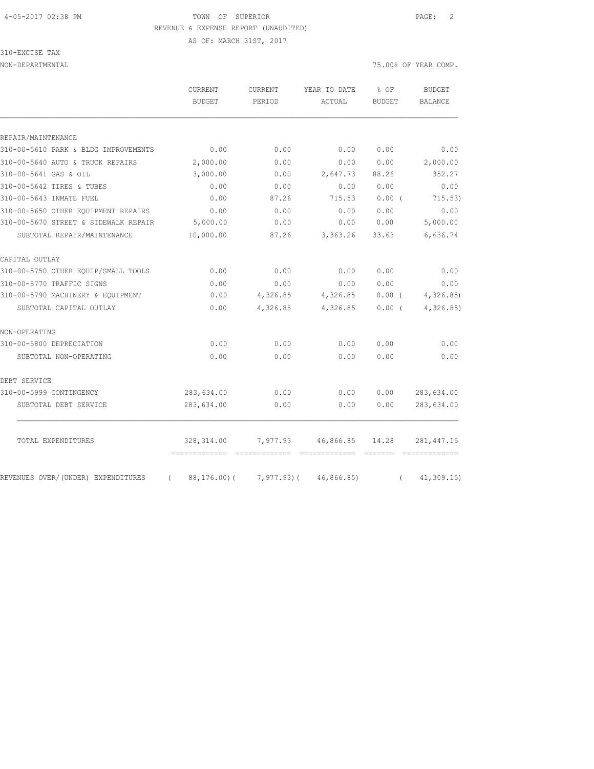TOWN OF SUPERIOR
REVENUE & EXPENSE REPORT (UNAUDITED)
AS OF: MARCH 31ST, 2017

310-EXCISE TAX
NON-DEPARTMENTAL

75.00% OF YEAR COMP.

| | CURRENT BUDGET | CURRENT PERIOD | YEAR TO DATE ACTUAL | % OF BUDGET | BUDGET BALANCE |
|---|---|---|---|---|---|
| REPAIR/MAINTENANCE | | | | | |
| 310-00-5610 PARK & BLDG IMPROVEMENTS | 0.00 | 0.00 | 0.00 | 0.00 | 0.00 |
| 310-00-5640 AUTO & TRUCK REPAIRS | 2,000.00 | 0.00 | 0.00 | 0.00 | 2,000.00 |
| 310-00-5641 GAS & OIL | 3,000.00 | 0.00 | 2,647.73 | 88.26 | 352.27 |
| 310-00-5642 TIRES & TUBES | 0.00 | 0.00 | 0.00 | 0.00 | 0.00 |
| 310-00-5643 INMATE FUEL | 0.00 | 87.26 | 715.53 | 0.00 | ( 715.53) |
| 310-00-5650 OTHER EQUIPMENT REPAIRS | 0.00 | 0.00 | 0.00 | 0.00 | 0.00 |
| 310-00-5670 STREET & SIDEWALK REPAIR | 5,000.00 | 0.00 | 0.00 | 0.00 | 5,000.00 |
| SUBTOTAL REPAIR/MAINTENANCE | 10,000.00 | 87.26 | 3,363.26 | 33.63 | 6,636.74 |
| CAPITAL OUTLAY | | | | | |
| 310-00-5750 OTHER EQUIP/SMALL TOOLS | 0.00 | 0.00 | 0.00 | 0.00 | 0.00 |
| 310-00-5770 TRAFFIC SIGNS | 0.00 | 0.00 | 0.00 | 0.00 | 0.00 |
| 310-00-5790 MACHINERY & EQUIPMENT | 0.00 | 4,326.85 | 4,326.85 | 0.00 | ( 4,326.85) |
| SUBTOTAL CAPITAL OUTLAY | 0.00 | 4,326.85 | 4,326.85 | 0.00 | ( 4,326.85) |
| NON-OPERATING | | | | | |
| 310-00-5800 DEPRECIATION | 0.00 | 0.00 | 0.00 | 0.00 | 0.00 |
| SUBTOTAL NON-OPERATING | 0.00 | 0.00 | 0.00 | 0.00 | 0.00 |
| DEBT SERVICE | | | | | |
| 310-00-5999 CONTINGENCY | 283,634.00 | 0.00 | 0.00 | 0.00 | 283,634.00 |
| SUBTOTAL DEBT SERVICE | 283,634.00 | 0.00 | 0.00 | 0.00 | 283,634.00 |
| TOTAL EXPENDITURES | 328,314.00 | 7,977.93 | 46,866.85 | 14.28 | 281,447.15 |
| REVENUES OVER/(UNDER) EXPENDITURES | ( 88,176.00) | ( 7,977.93) | ( 46,866.85) | | ( 41,309.15) |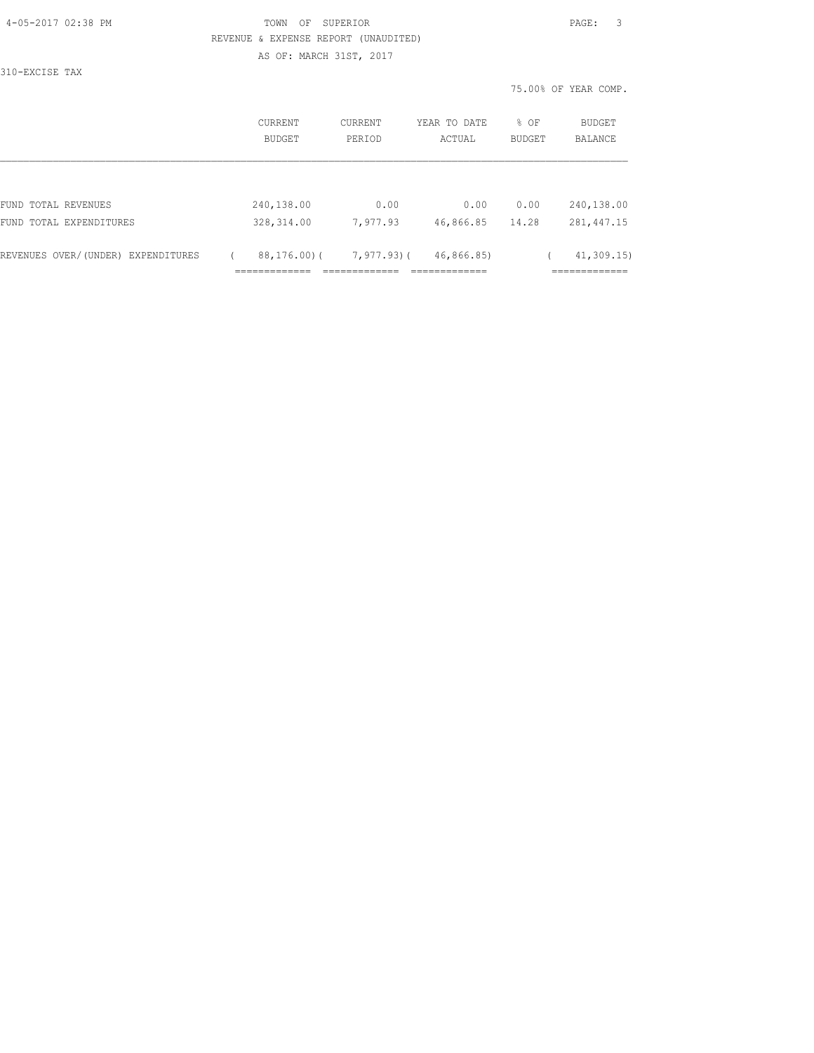TOWN OF SUPERIOR

REVENUE & EXPENSE REPORT (UNAUDITED)

AS OF: MARCH 31ST, 2017

310-EXCISE TAX

75.00% OF YEAR COMP.

|  | CURRENT BUDGET | CURRENT PERIOD | YEAR TO DATE ACTUAL | % OF BUDGET | BUDGET BALANCE |
|---|---|---|---|---|---|
| FUND TOTAL REVENUES | 240,138.00 | 0.00 | 0.00 | 0.00 | 240,138.00 |
| FUND TOTAL EXPENDITURES | 328,314.00 | 7,977.93 | 46,866.85 | 14.28 | 281,447.15 |
| REVENUES OVER/(UNDER) EXPENDITURES | ( 88,176.00) | ( 7,977.93) | ( 46,866.85) |  | ( 41,309.15) |
|  | ============= | ============= | ============= |  | ============= |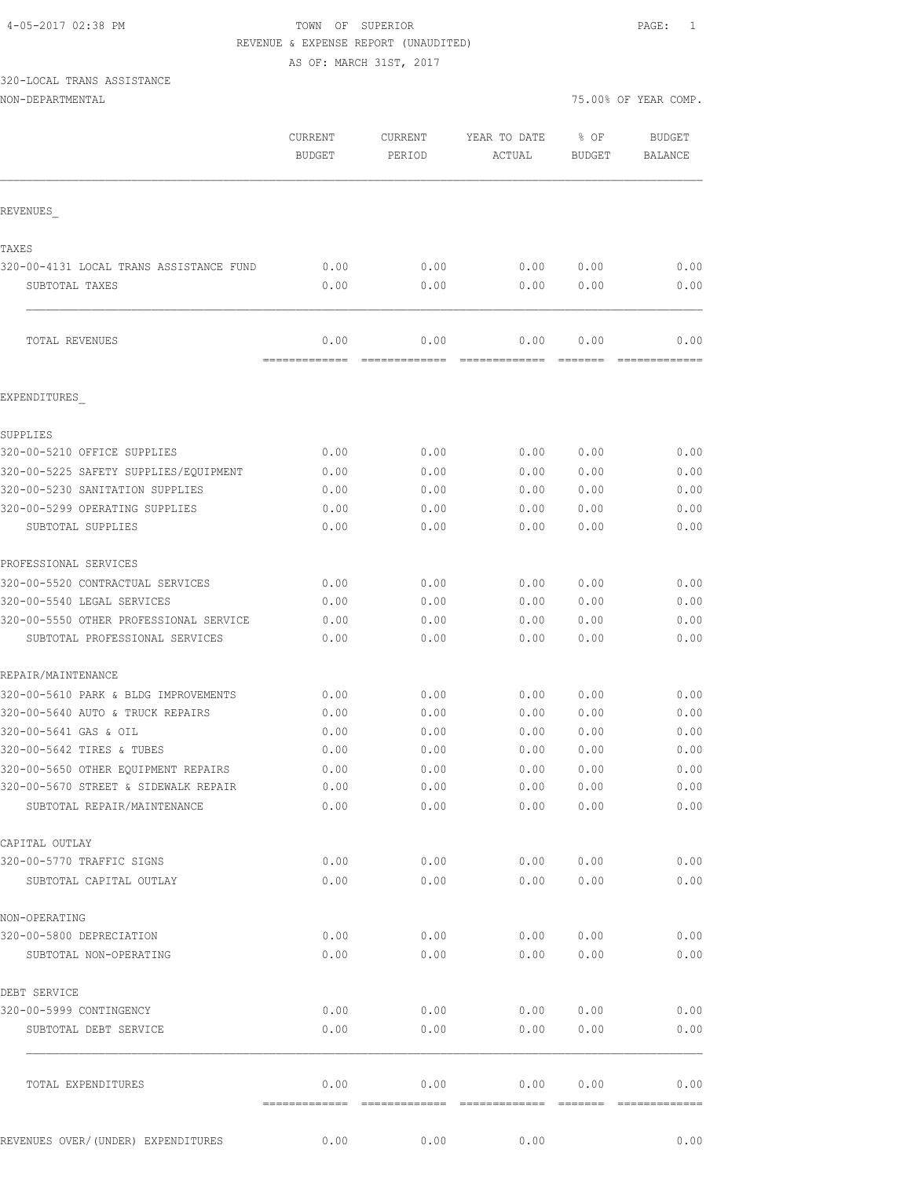4-05-2017 02:38 PM

TOWN OF SUPERIOR

REVENUE & EXPENSE REPORT (UNAUDITED)

AS OF: MARCH 31ST, 2017

320-LOCAL TRANS ASSISTANCE

NON-DEPARTMENTAL

75.00% OF YEAR COMP.

| | CURRENT BUDGET | CURRENT PERIOD | YEAR TO DATE ACTUAL | % OF BUDGET | BUDGET BALANCE |
|---|---|---|---|---|---|
| REVENUES_ | | | | | |
| TAXES | | | | | |
| 320-00-4131 LOCAL TRANS ASSISTANCE FUND | 0.00 | 0.00 | 0.00 | 0.00 | 0.00 |
| SUBTOTAL TAXES | 0.00 | 0.00 | 0.00 | 0.00 | 0.00 |
| TOTAL REVENUES | 0.00 | 0.00 | 0.00 | 0.00 | 0.00 |
| EXPENDITURES_ | | | | | |
| SUPPLIES | | | | | |
| 320-00-5210 OFFICE SUPPLIES | 0.00 | 0.00 | 0.00 | 0.00 | 0.00 |
| 320-00-5225 SAFETY SUPPLIES/EQUIPMENT | 0.00 | 0.00 | 0.00 | 0.00 | 0.00 |
| 320-00-5230 SANITATION SUPPLIES | 0.00 | 0.00 | 0.00 | 0.00 | 0.00 |
| 320-00-5299 OPERATING SUPPLIES | 0.00 | 0.00 | 0.00 | 0.00 | 0.00 |
| SUBTOTAL SUPPLIES | 0.00 | 0.00 | 0.00 | 0.00 | 0.00 |
| PROFESSIONAL SERVICES | | | | | |
| 320-00-5520 CONTRACTUAL SERVICES | 0.00 | 0.00 | 0.00 | 0.00 | 0.00 |
| 320-00-5540 LEGAL SERVICES | 0.00 | 0.00 | 0.00 | 0.00 | 0.00 |
| 320-00-5550 OTHER PROFESSIONAL SERVICE | 0.00 | 0.00 | 0.00 | 0.00 | 0.00 |
| SUBTOTAL PROFESSIONAL SERVICES | 0.00 | 0.00 | 0.00 | 0.00 | 0.00 |
| REPAIR/MAINTENANCE | | | | | |
| 320-00-5610 PARK & BLDG IMPROVEMENTS | 0.00 | 0.00 | 0.00 | 0.00 | 0.00 |
| 320-00-5640 AUTO & TRUCK REPAIRS | 0.00 | 0.00 | 0.00 | 0.00 | 0.00 |
| 320-00-5641 GAS & OIL | 0.00 | 0.00 | 0.00 | 0.00 | 0.00 |
| 320-00-5642 TIRES & TUBES | 0.00 | 0.00 | 0.00 | 0.00 | 0.00 |
| 320-00-5650 OTHER EQUIPMENT REPAIRS | 0.00 | 0.00 | 0.00 | 0.00 | 0.00 |
| 320-00-5670 STREET & SIDEWALK REPAIR | 0.00 | 0.00 | 0.00 | 0.00 | 0.00 |
| SUBTOTAL REPAIR/MAINTENANCE | 0.00 | 0.00 | 0.00 | 0.00 | 0.00 |
| CAPITAL OUTLAY | | | | | |
| 320-00-5770 TRAFFIC SIGNS | 0.00 | 0.00 | 0.00 | 0.00 | 0.00 |
| SUBTOTAL CAPITAL OUTLAY | 0.00 | 0.00 | 0.00 | 0.00 | 0.00 |
| NON-OPERATING | | | | | |
| 320-00-5800 DEPRECIATION | 0.00 | 0.00 | 0.00 | 0.00 | 0.00 |
| SUBTOTAL NON-OPERATING | 0.00 | 0.00 | 0.00 | 0.00 | 0.00 |
| DEBT SERVICE | | | | | |
| 320-00-5999 CONTINGENCY | 0.00 | 0.00 | 0.00 | 0.00 | 0.00 |
| SUBTOTAL DEBT SERVICE | 0.00 | 0.00 | 0.00 | 0.00 | 0.00 |
| TOTAL EXPENDITURES | 0.00 | 0.00 | 0.00 | 0.00 | 0.00 |
| REVENUES OVER/(UNDER) EXPENDITURES | 0.00 | 0.00 | 0.00 | | 0.00 |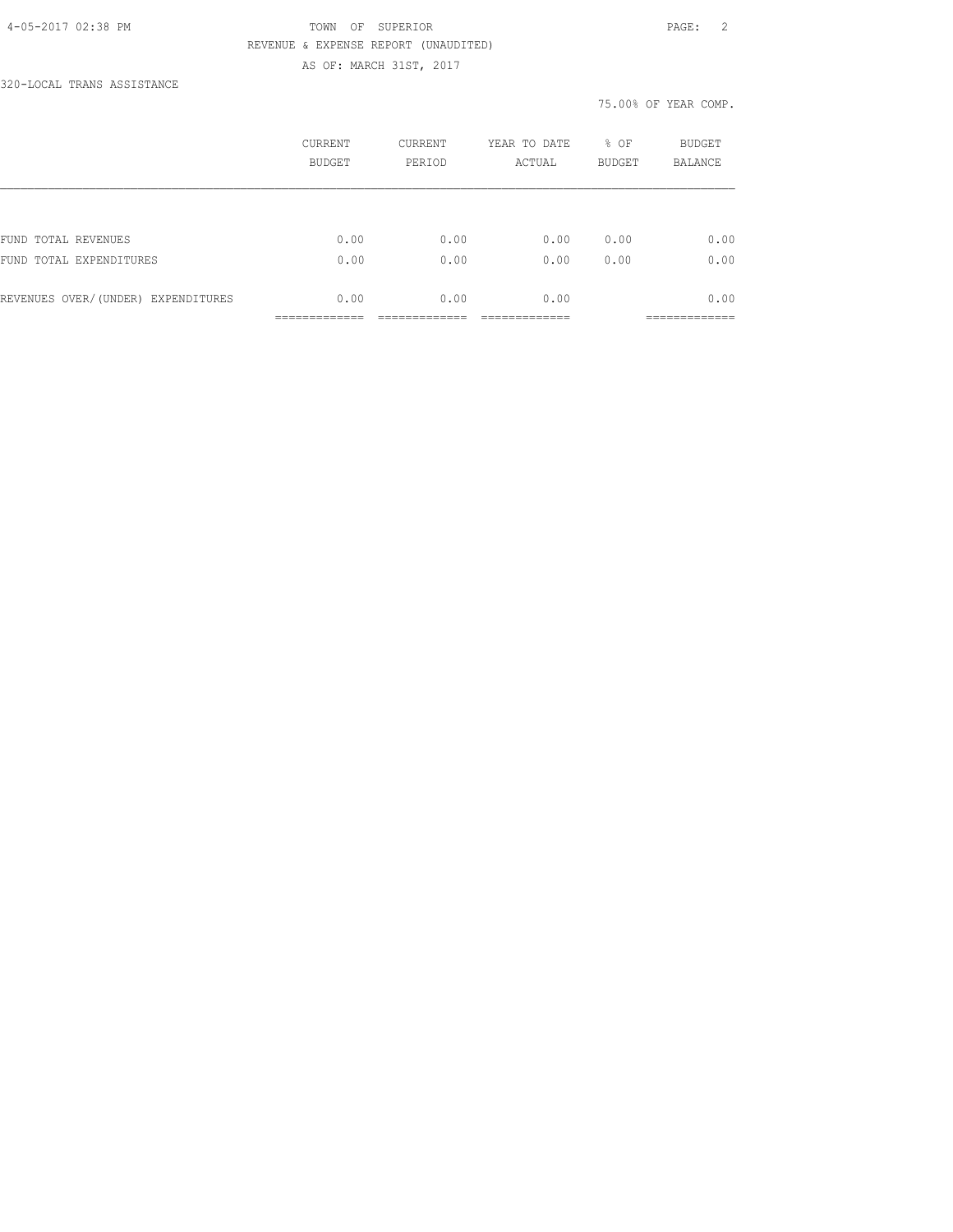TOWN OF SUPERIOR

REVENUE & EXPENSE REPORT (UNAUDITED)

AS OF: MARCH 31ST, 2017

320-LOCAL TRANS ASSISTANCE

75.00% OF YEAR COMP.

| | CURRENT BUDGET | CURRENT PERIOD | YEAR TO DATE ACTUAL | % OF BUDGET | BUDGET BALANCE |
|---|---|---|---|---|---|
| FUND TOTAL REVENUES | 0.00 | 0.00 | 0.00 | 0.00 | 0.00 |
| FUND TOTAL EXPENDITURES | 0.00 | 0.00 | 0.00 | 0.00 | 0.00 |
| REVENUES OVER/(UNDER) EXPENDITURES | 0.00 | 0.00 | 0.00 | | 0.00 |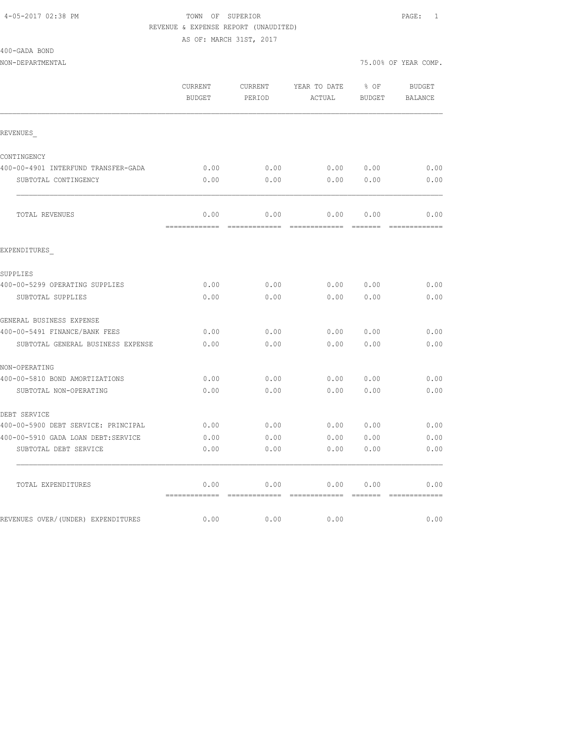4-05-2017 02:38 PM

TOWN OF SUPERIOR

REVENUE & EXPENSE REPORT (UNAUDITED)

AS OF: MARCH 31ST, 2017

400-GADA BOND

NON-DEPARTMENTAL

75.00% OF YEAR COMP.

| | CURRENT BUDGET | CURRENT PERIOD | YEAR TO DATE ACTUAL | % OF BUDGET | BUDGET BALANCE |
|---|---|---|---|---|---|
| REVENUES_ | | | | | |
| CONTINGENCY | | | | | |
| 400-00-4901 INTERFUND TRANSFER-GADA | 0.00 | 0.00 | 0.00 | 0.00 | 0.00 |
| SUBTOTAL CONTINGENCY | 0.00 | 0.00 | 0.00 | 0.00 | 0.00 |
| TOTAL REVENUES | 0.00 | 0.00 | 0.00 | 0.00 | 0.00 |
| EXPENDITURES_ | | | | | |
| SUPPLIES | | | | | |
| 400-00-5299 OPERATING SUPPLIES | 0.00 | 0.00 | 0.00 | 0.00 | 0.00 |
| SUBTOTAL SUPPLIES | 0.00 | 0.00 | 0.00 | 0.00 | 0.00 |
| GENERAL BUSINESS EXPENSE | | | | | |
| 400-00-5491 FINANCE/BANK FEES | 0.00 | 0.00 | 0.00 | 0.00 | 0.00 |
| SUBTOTAL GENERAL BUSINESS EXPENSE | 0.00 | 0.00 | 0.00 | 0.00 | 0.00 |
| NON-OPERATING | | | | | |
| 400-00-5810 BOND AMORTIZATIONS | 0.00 | 0.00 | 0.00 | 0.00 | 0.00 |
| SUBTOTAL NON-OPERATING | 0.00 | 0.00 | 0.00 | 0.00 | 0.00 |
| DEBT SERVICE | | | | | |
| 400-00-5900 DEBT SERVICE: PRINCIPAL | 0.00 | 0.00 | 0.00 | 0.00 | 0.00 |
| 400-00-5910 GADA LOAN DEBT:SERVICE | 0.00 | 0.00 | 0.00 | 0.00 | 0.00 |
| SUBTOTAL DEBT SERVICE | 0.00 | 0.00 | 0.00 | 0.00 | 0.00 |
| TOTAL EXPENDITURES | 0.00 | 0.00 | 0.00 | 0.00 | 0.00 |
| REVENUES OVER/(UNDER) EXPENDITURES | 0.00 | 0.00 | 0.00 | | 0.00 |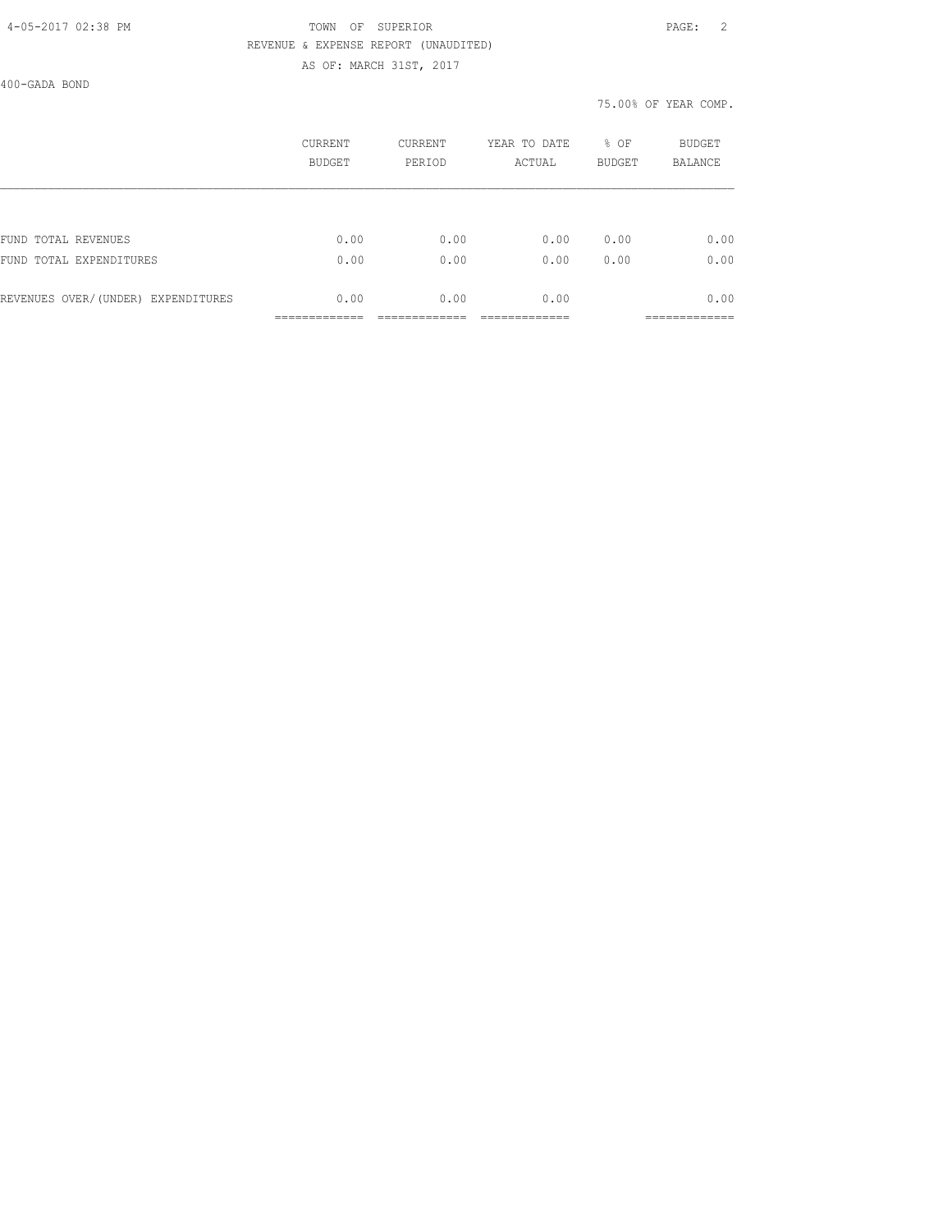4-05-2017 02:38 PM TOWN OF SUPERIOR

REVENUE & EXPENSE REPORT (UNAUDITED)

AS OF: MARCH 31ST, 2017

400-GADA BOND

75.00% OF YEAR COMP.

| | CURRENT BUDGET | CURRENT PERIOD | YEAR TO DATE ACTUAL | % OF BUDGET | BUDGET BALANCE |
|---|---|---|---|---|---|
| FUND TOTAL REVENUES | 0.00 | 0.00 | 0.00 | 0.00 | 0.00 |
| FUND TOTAL EXPENDITURES | 0.00 | 0.00 | 0.00 | 0.00 | 0.00 |
| REVENUES OVER/(UNDER) EXPENDITURES | 0.00 | 0.00 | 0.00 | | 0.00 |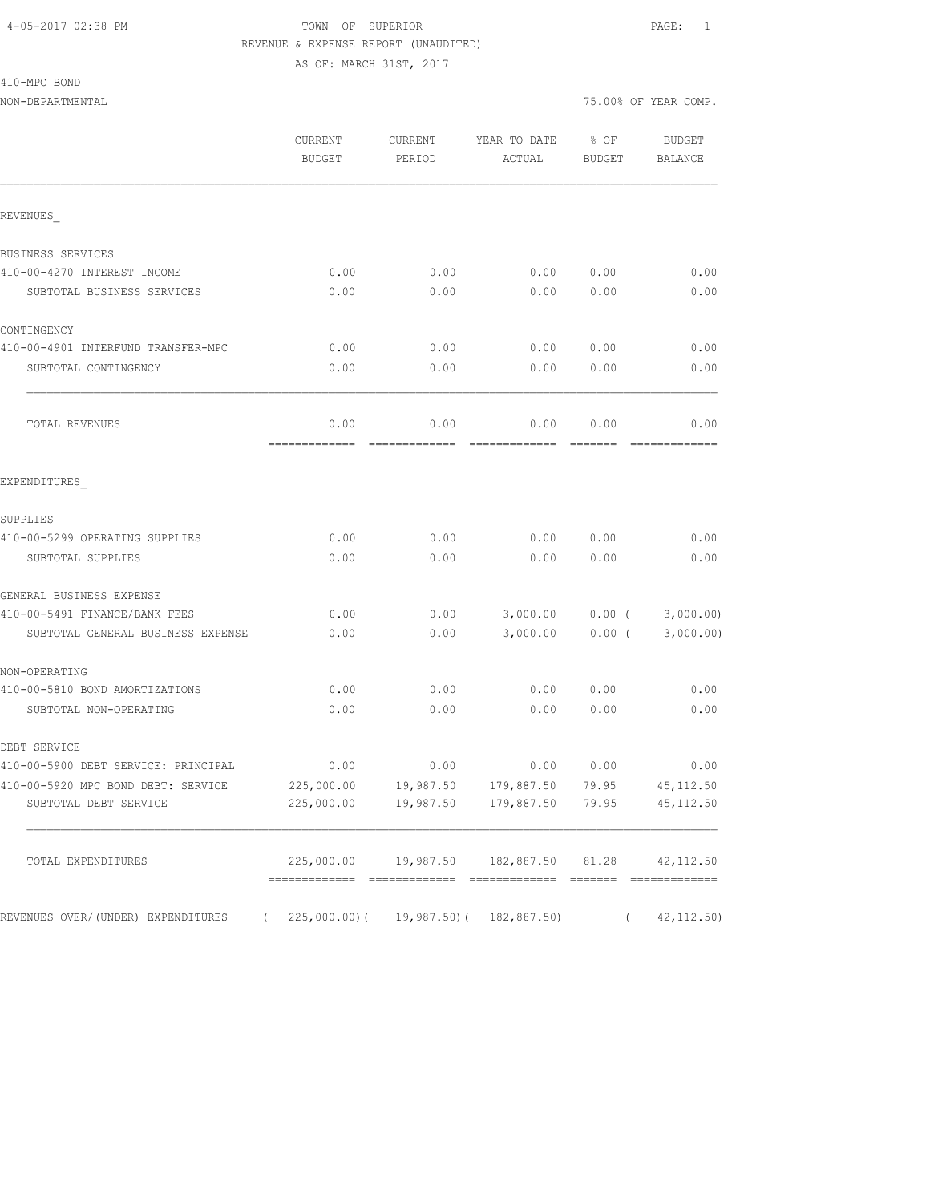TOWN OF SUPERIOR

REVENUE & EXPENSE REPORT (UNAUDITED)

AS OF: MARCH 31ST, 2017

410-MPC BOND

NON-DEPARTMENTAL

75.00% OF YEAR COMP.

| | CURRENT BUDGET | CURRENT PERIOD | YEAR TO DATE ACTUAL | % OF BUDGET | BUDGET BALANCE |
|---|---|---|---|---|---|
| REVENUES_ | | | | | |
| BUSINESS SERVICES | | | | | |
| 410-00-4270 INTEREST INCOME | 0.00 | 0.00 | 0.00 | 0.00 | 0.00 |
| SUBTOTAL BUSINESS SERVICES | 0.00 | 0.00 | 0.00 | 0.00 | 0.00 |
| CONTINGENCY | | | | | |
| 410-00-4901 INTERFUND TRANSFER-MPC | 0.00 | 0.00 | 0.00 | 0.00 | 0.00 |
| SUBTOTAL CONTINGENCY | 0.00 | 0.00 | 0.00 | 0.00 | 0.00 |
| TOTAL REVENUES | 0.00 | 0.00 | 0.00 | 0.00 | 0.00 |
| EXPENDITURES_ | | | | | |
| SUPPLIES | | | | | |
| 410-00-5299 OPERATING SUPPLIES | 0.00 | 0.00 | 0.00 | 0.00 | 0.00 |
| SUBTOTAL SUPPLIES | 0.00 | 0.00 | 0.00 | 0.00 | 0.00 |
| GENERAL BUSINESS EXPENSE | | | | | |
| 410-00-5491 FINANCE/BANK FEES | 0.00 | 0.00 | 3,000.00 | 0.00 | ( 3,000.00) |
| SUBTOTAL GENERAL BUSINESS EXPENSE | 0.00 | 0.00 | 3,000.00 | 0.00 | ( 3,000.00) |
| NON-OPERATING | | | | | |
| 410-00-5810 BOND AMORTIZATIONS | 0.00 | 0.00 | 0.00 | 0.00 | 0.00 |
| SUBTOTAL NON-OPERATING | 0.00 | 0.00 | 0.00 | 0.00 | 0.00 |
| DEBT SERVICE | | | | | |
| 410-00-5900 DEBT SERVICE: PRINCIPAL | 0.00 | 0.00 | 0.00 | 0.00 | 0.00 |
| 410-00-5920 MPC BOND DEBT: SERVICE | 225,000.00 | 19,987.50 | 179,887.50 | 79.95 | 45,112.50 |
| SUBTOTAL DEBT SERVICE | 225,000.00 | 19,987.50 | 179,887.50 | 79.95 | 45,112.50 |
| TOTAL EXPENDITURES | 225,000.00 | 19,987.50 | 182,887.50 | 81.28 | 42,112.50 |
| REVENUES OVER/(UNDER) EXPENDITURES | ( 225,000.00) | ( 19,987.50) | ( 182,887.50) | | ( 42,112.50) |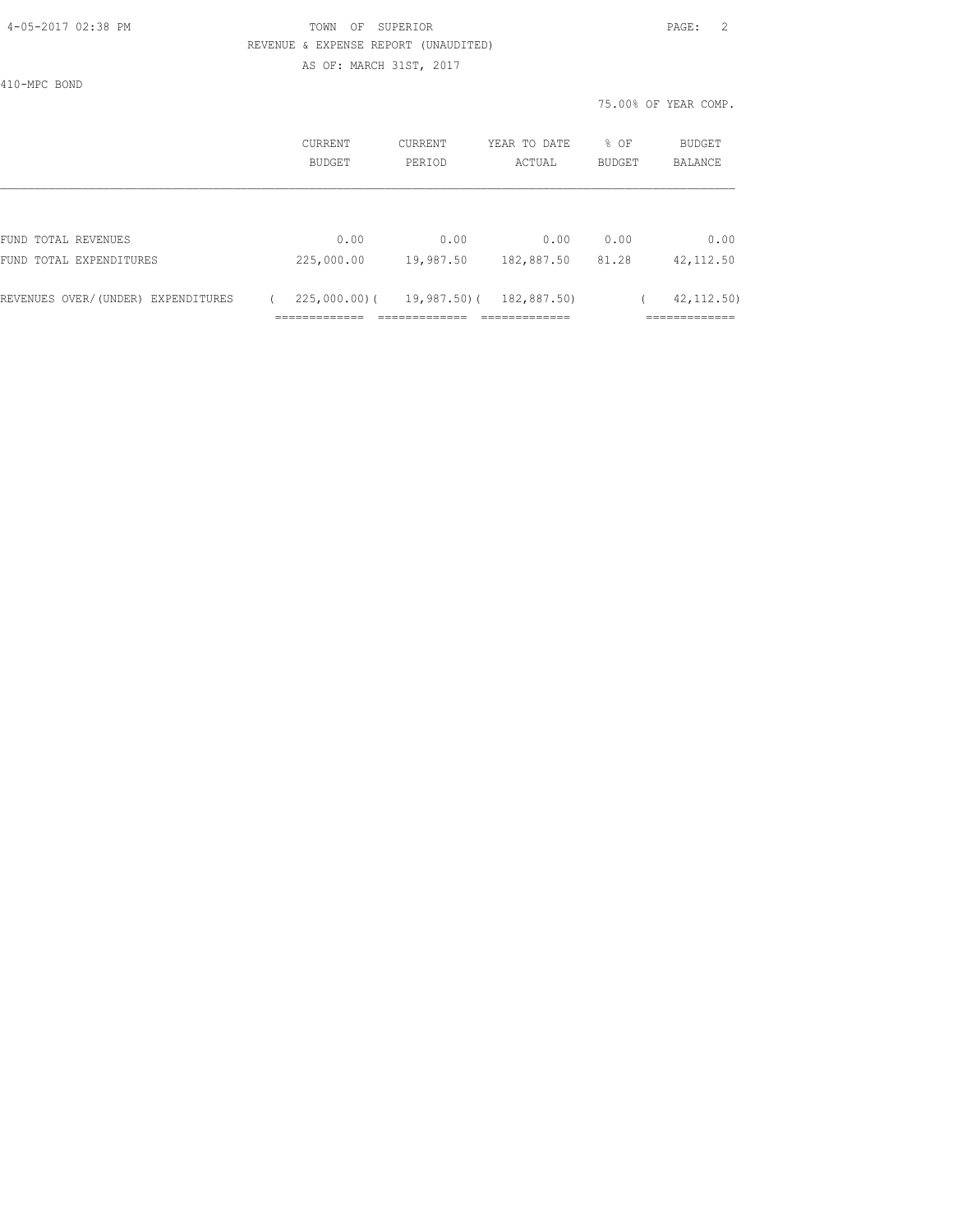TOWN OF SUPERIOR

REVENUE & EXPENSE REPORT (UNAUDITED)

AS OF: MARCH 31ST, 2017

410-MPC BOND

75.00% OF YEAR COMP.

| | CURRENT BUDGET | CURRENT PERIOD | YEAR TO DATE ACTUAL | % OF BUDGET | BUDGET BALANCE |
|---|---|---|---|---|---|
| FUND TOTAL REVENUES | 0.00 | 0.00 | 0.00 | 0.00 | 0.00 |
| FUND TOTAL EXPENDITURES | 225,000.00 | 19,987.50 | 182,887.50 | 81.28 | 42,112.50 |
| REVENUES OVER/(UNDER) EXPENDITURES | ( 225,000.00) | ( 19,987.50) | ( 182,887.50) | | ( 42,112.50) |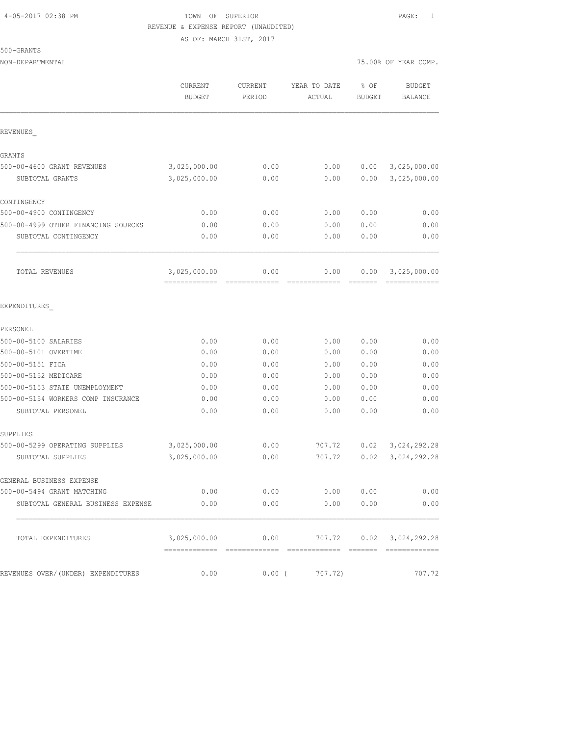TOWN OF SUPERIOR
REVENUE & EXPENSE REPORT (UNAUDITED)
AS OF: MARCH 31ST, 2017

500-GRANTS
NON-DEPARTMENTAL

75.00% OF YEAR COMP.

| | CURRENT BUDGET | CURRENT PERIOD | YEAR TO DATE ACTUAL | % OF BUDGET | BUDGET BALANCE |
|---|---|---|---|---|---|
| **REVENUES_** | | | | | |
| **GRANTS** | | | | | |
| 500-00-4600 GRANT REVENUES | 3,025,000.00 | 0.00 | 0.00 | 0.00 | 3,025,000.00 |
| SUBTOTAL GRANTS | 3,025,000.00 | 0.00 | 0.00 | 0.00 | 3,025,000.00 |
| **CONTINGENCY** | | | | | |
| 500-00-4900 CONTINGENCY | 0.00 | 0.00 | 0.00 | 0.00 | 0.00 |
| 500-00-4999 OTHER FINANCING SOURCES | 0.00 | 0.00 | 0.00 | 0.00 | 0.00 |
| SUBTOTAL CONTINGENCY | 0.00 | 0.00 | 0.00 | 0.00 | 0.00 |
| TOTAL REVENUES | 3,025,000.00 | 0.00 | 0.00 | 0.00 | 3,025,000.00 |
| **EXPENDITURES_** | | | | | |
| **PERSONEL** | | | | | |
| 500-00-5100 SALARIES | 0.00 | 0.00 | 0.00 | 0.00 | 0.00 |
| 500-00-5101 OVERTIME | 0.00 | 0.00 | 0.00 | 0.00 | 0.00 |
| 500-00-5151 FICA | 0.00 | 0.00 | 0.00 | 0.00 | 0.00 |
| 500-00-5152 MEDICARE | 0.00 | 0.00 | 0.00 | 0.00 | 0.00 |
| 500-00-5153 STATE UNEMPLOYMENT | 0.00 | 0.00 | 0.00 | 0.00 | 0.00 |
| 500-00-5154 WORKERS COMP INSURANCE | 0.00 | 0.00 | 0.00 | 0.00 | 0.00 |
| SUBTOTAL PERSONEL | 0.00 | 0.00 | 0.00 | 0.00 | 0.00 |
| **SUPPLIES** | | | | | |
| 500-00-5299 OPERATING SUPPLIES | 3,025,000.00 | 0.00 | 707.72 | 0.02 | 3,024,292.28 |
| SUBTOTAL SUPPLIES | 3,025,000.00 | 0.00 | 707.72 | 0.02 | 3,024,292.28 |
| **GENERAL BUSINESS EXPENSE** | | | | | |
| 500-00-5494 GRANT MATCHING | 0.00 | 0.00 | 0.00 | 0.00 | 0.00 |
| SUBTOTAL GENERAL BUSINESS EXPENSE | 0.00 | 0.00 | 0.00 | 0.00 | 0.00 |
| TOTAL EXPENDITURES | 3,025,000.00 | 0.00 | 707.72 | 0.02 | 3,024,292.28 |
| REVENUES OVER/(UNDER) EXPENDITURES | 0.00 | 0.00 | ( 707.72) | | 707.72 |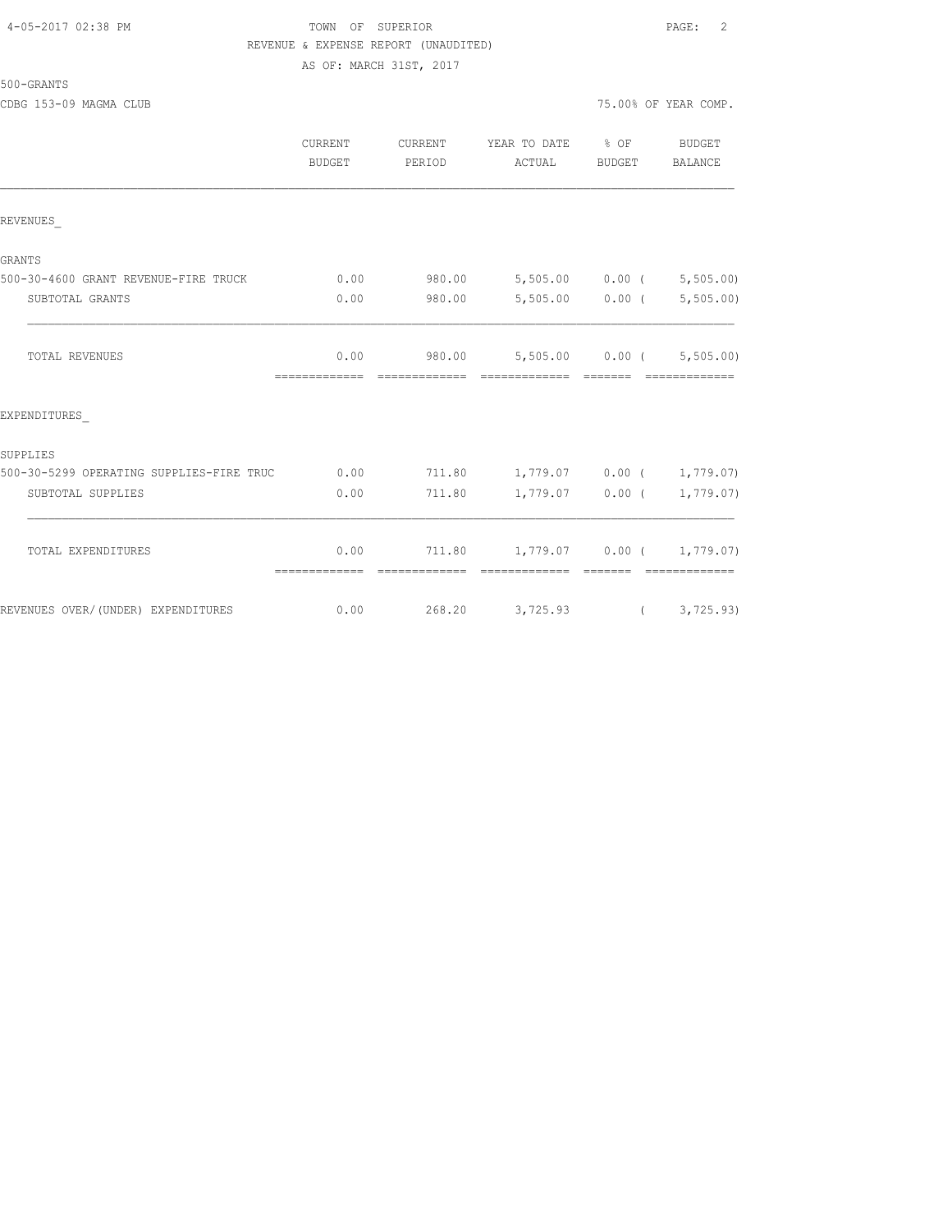TOWN OF SUPERIOR
REVENUE & EXPENSE REPORT (UNAUDITED)
AS OF: MARCH 31ST, 2017

500-GRANTS
CDBG 153-09 MAGMA CLUB

75.00% OF YEAR COMP.

| | CURRENT BUDGET | CURRENT PERIOD | YEAR TO DATE ACTUAL | % OF BUDGET | BUDGET BALANCE |
|---|---|---|---|---|---|
| **REVENUES_** | | | | | |
| **GRANTS** | | | | | |
| 500-30-4600 GRANT REVENUE-FIRE TRUCK | 0.00 | 980.00 | 5,505.00 | 0.00 | ( 5,505.00) |
| SUBTOTAL GRANTS | 0.00 | 980.00 | 5,505.00 | 0.00 | ( 5,505.00) |
| TOTAL REVENUES | 0.00 | 980.00 | 5,505.00 | 0.00 | ( 5,505.00) |
| **EXPENDITURES_** | | | | | |
| **SUPPLIES** | | | | | |
| 500-30-5299 OPERATING SUPPLIES-FIRE TRUC | 0.00 | 711.80 | 1,779.07 | 0.00 | ( 1,779.07) |
| SUBTOTAL SUPPLIES | 0.00 | 711.80 | 1,779.07 | 0.00 | ( 1,779.07) |
| TOTAL EXPENDITURES | 0.00 | 711.80 | 1,779.07 | 0.00 | ( 1,779.07) |
| REVENUES OVER/(UNDER) EXPENDITURES | 0.00 | 268.20 | 3,725.93 | | ( 3,725.93) |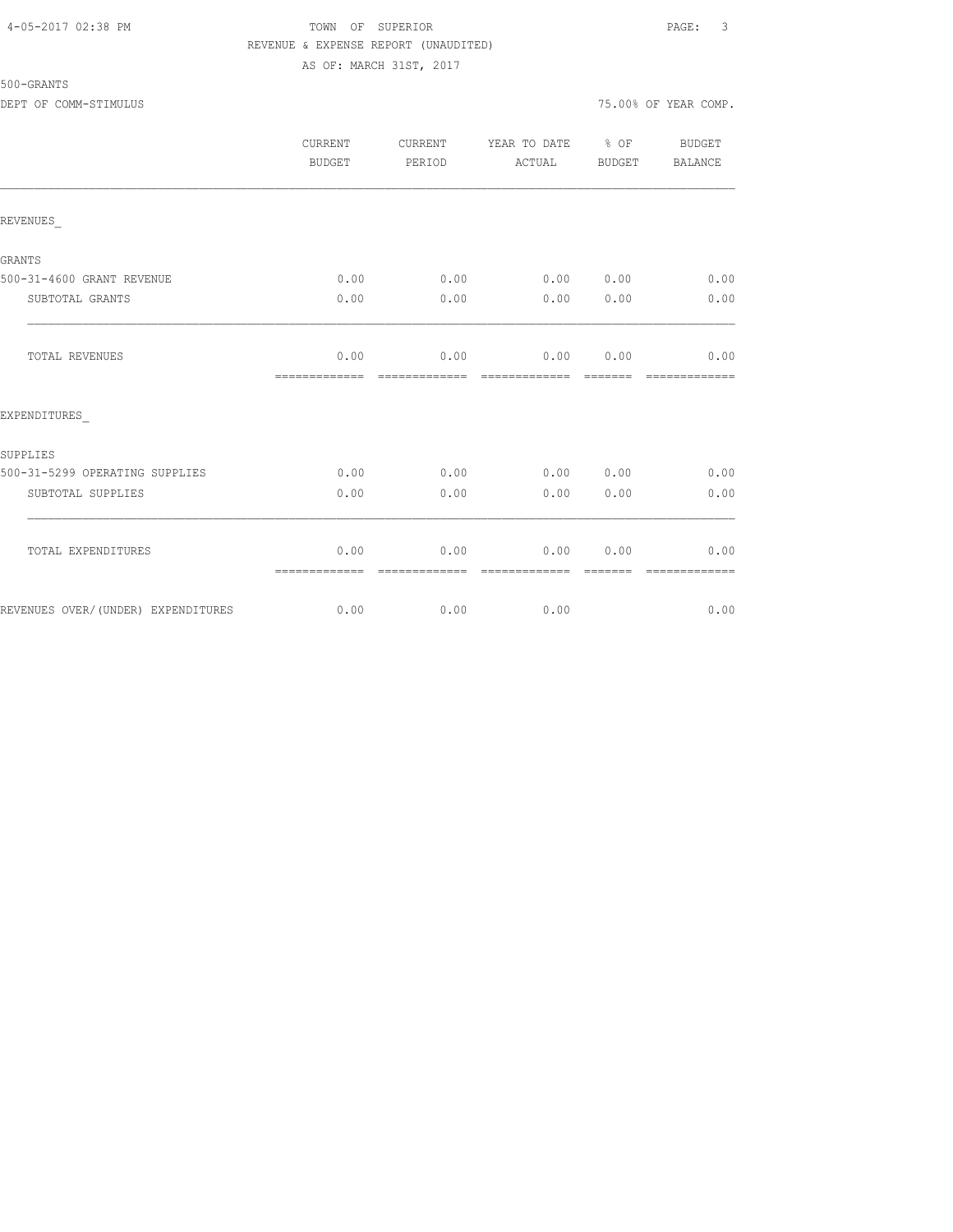TOWN OF SUPERIOR
REVENUE & EXPENSE REPORT (UNAUDITED)
AS OF: MARCH 31ST, 2017

500-GRANTS

DEPT OF COMM-STIMULUS — 75.00% OF YEAR COMP.

| | CURRENT BUDGET | CURRENT PERIOD | YEAR TO DATE ACTUAL | % OF BUDGET | BUDGET BALANCE |
|---|---|---|---|---|---|
| **REVENUES_** | | | | | |
| GRANTS | | | | | |
| 500-31-4600 GRANT REVENUE | 0.00 | 0.00 | 0.00 | 0.00 | 0.00 |
| SUBTOTAL GRANTS | 0.00 | 0.00 | 0.00 | 0.00 | 0.00 |
| TOTAL REVENUES | 0.00 | 0.00 | 0.00 | 0.00 | 0.00 |
| **EXPENDITURES_** | | | | | |
| SUPPLIES | | | | | |
| 500-31-5299 OPERATING SUPPLIES | 0.00 | 0.00 | 0.00 | 0.00 | 0.00 |
| SUBTOTAL SUPPLIES | 0.00 | 0.00 | 0.00 | 0.00 | 0.00 |
| TOTAL EXPENDITURES | 0.00 | 0.00 | 0.00 | 0.00 | 0.00 |
| REVENUES OVER/(UNDER) EXPENDITURES | 0.00 | 0.00 | 0.00 | | 0.00 |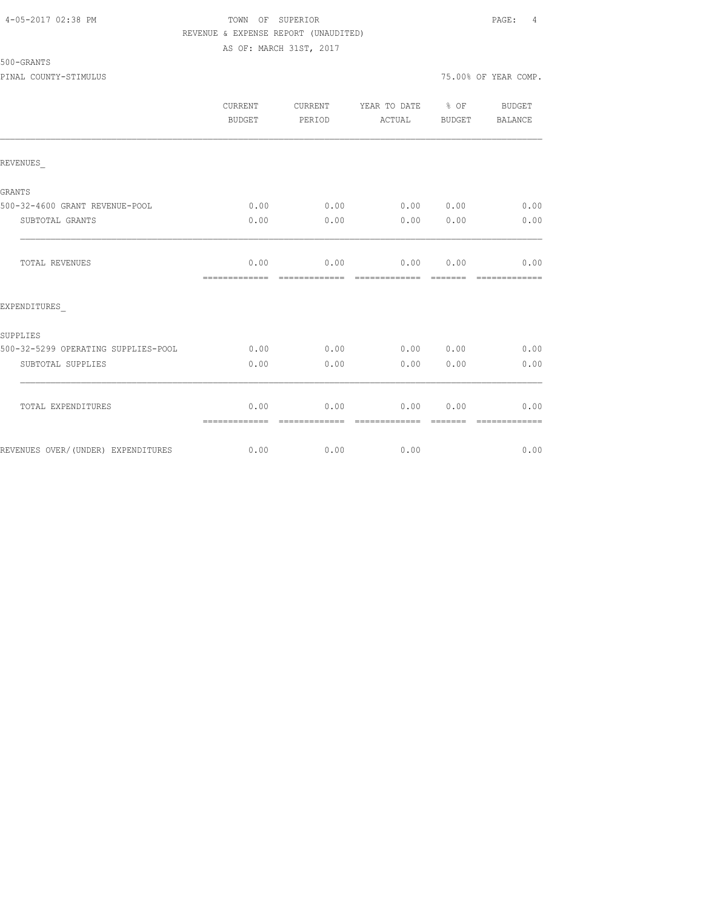TOWN OF SUPERIOR

REVENUE & EXPENSE REPORT (UNAUDITED)

AS OF: MARCH 31ST, 2017

500-GRANTS

PINAL COUNTY-STIMULUS 75.00% OF YEAR COMP.

| | CURRENT BUDGET | CURRENT PERIOD | YEAR TO DATE ACTUAL | % OF BUDGET | BUDGET BALANCE |
|---|---|---|---|---|---|
| REVENUES_ | | | | | |
| GRANTS | | | | | |
| 500-32-4600 GRANT REVENUE-POOL | 0.00 | 0.00 | 0.00 | 0.00 | 0.00 |
| SUBTOTAL GRANTS | 0.00 | 0.00 | 0.00 | 0.00 | 0.00 |
| TOTAL REVENUES | 0.00 | 0.00 | 0.00 | 0.00 | 0.00 |
| EXPENDITURES_ | | | | | |
| SUPPLIES | | | | | |
| 500-32-5299 OPERATING SUPPLIES-POOL | 0.00 | 0.00 | 0.00 | 0.00 | 0.00 |
| SUBTOTAL SUPPLIES | 0.00 | 0.00 | 0.00 | 0.00 | 0.00 |
| TOTAL EXPENDITURES | 0.00 | 0.00 | 0.00 | 0.00 | 0.00 |
| REVENUES OVER/(UNDER) EXPENDITURES | 0.00 | 0.00 | 0.00 | | 0.00 |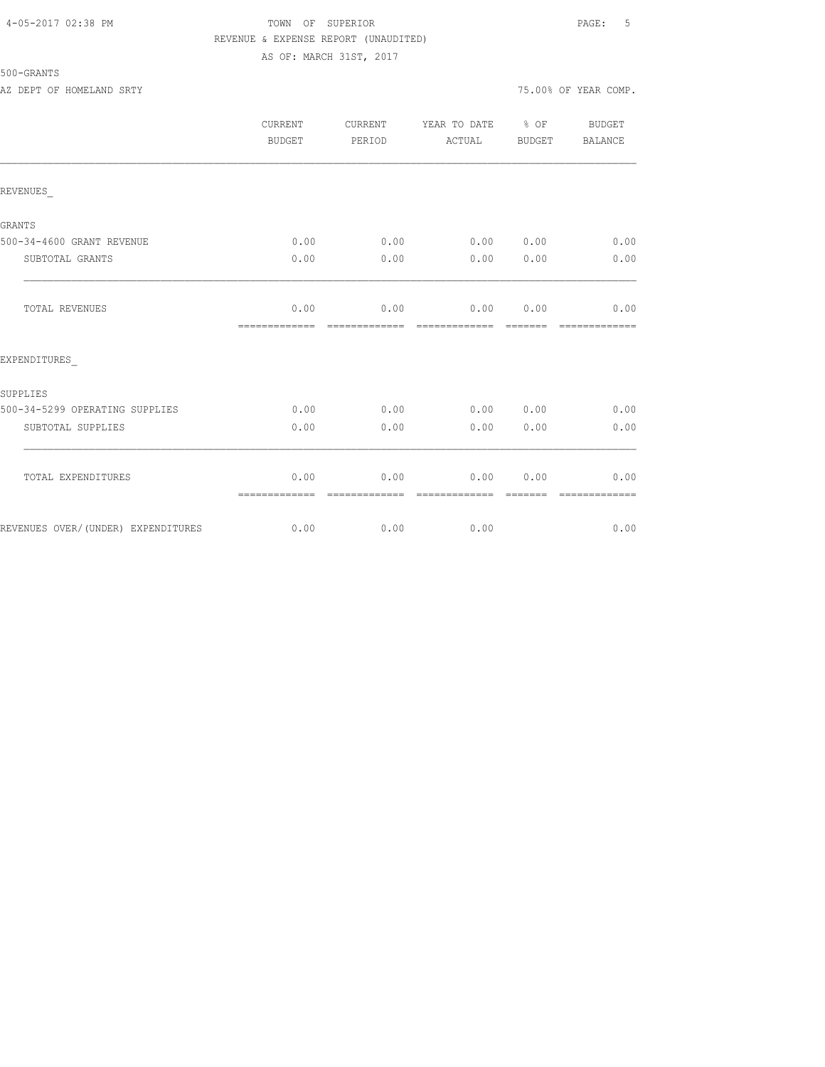4-05-2017 02:38 PM

TOWN OF SUPERIOR

REVENUE & EXPENSE REPORT (UNAUDITED)

AS OF: MARCH 31ST, 2017

500-GRANTS

AZ DEPT OF HOMELAND SRTY

75.00% OF YEAR COMP.

| | CURRENT BUDGET | CURRENT PERIOD | YEAR TO DATE ACTUAL | % OF BUDGET | BUDGET BALANCE |
|---|---|---|---|---|---|
| REVENUES_ | | | | | |
| GRANTS | | | | | |
| 500-34-4600 GRANT REVENUE | 0.00 | 0.00 | 0.00 | 0.00 | 0.00 |
| SUBTOTAL GRANTS | 0.00 | 0.00 | 0.00 | 0.00 | 0.00 |
| TOTAL REVENUES | 0.00 | 0.00 | 0.00 | 0.00 | 0.00 |
| EXPENDITURES_ | | | | | |
| SUPPLIES | | | | | |
| 500-34-5299 OPERATING SUPPLIES | 0.00 | 0.00 | 0.00 | 0.00 | 0.00 |
| SUBTOTAL SUPPLIES | 0.00 | 0.00 | 0.00 | 0.00 | 0.00 |
| TOTAL EXPENDITURES | 0.00 | 0.00 | 0.00 | 0.00 | 0.00 |
| REVENUES OVER/(UNDER) EXPENDITURES | 0.00 | 0.00 | 0.00 | | 0.00 |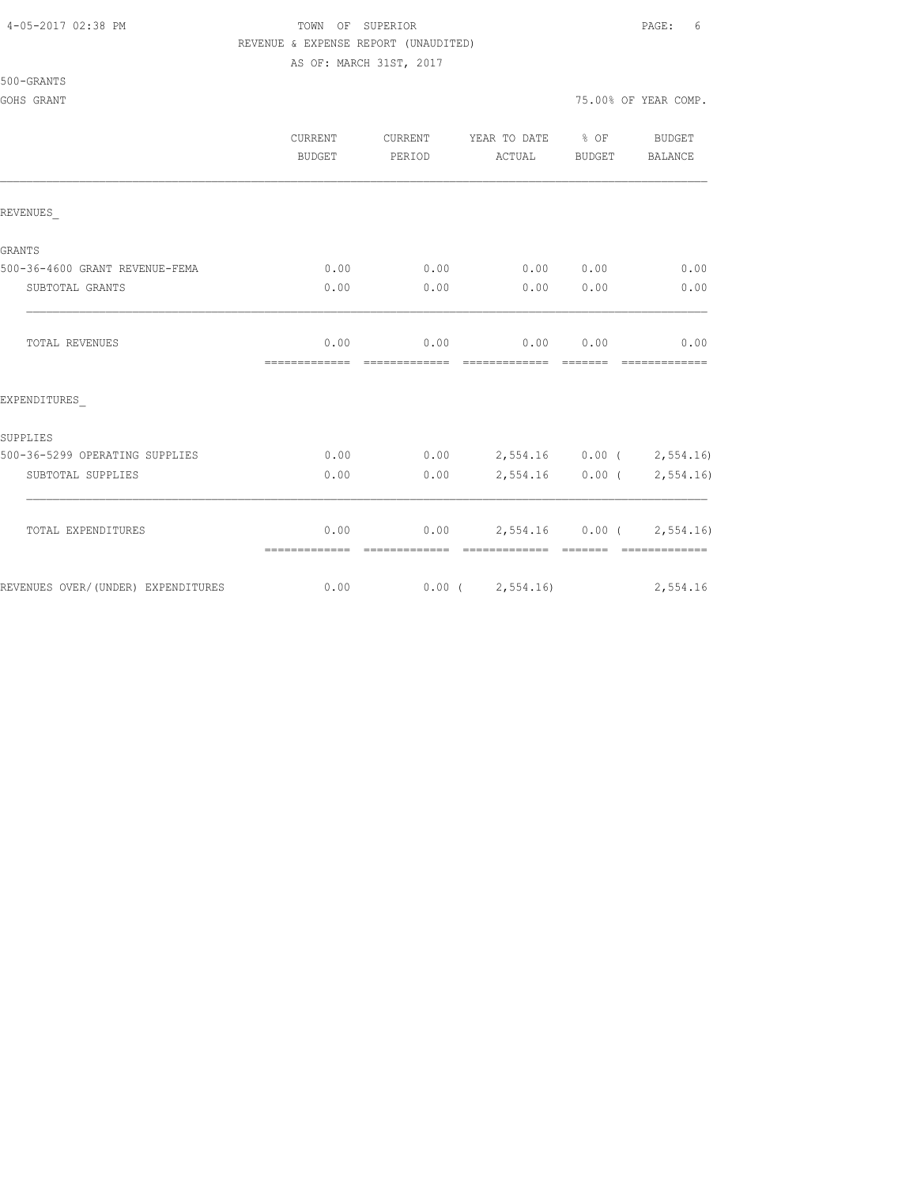4-05-2017 02:38 PM

TOWN OF SUPERIOR

REVENUE & EXPENSE REPORT (UNAUDITED)

AS OF: MARCH 31ST, 2017

500-GRANTS

GOHS GRANT

75.00% OF YEAR COMP.

| | CURRENT BUDGET | CURRENT PERIOD | YEAR TO DATE ACTUAL | % OF BUDGET | BUDGET BALANCE |
|---|---|---|---|---|---|
| REVENUES_ | | | | | |
| GRANTS | | | | | |
| 500-36-4600 GRANT REVENUE-FEMA | 0.00 | 0.00 | 0.00 | 0.00 | 0.00 |
| SUBTOTAL GRANTS | 0.00 | 0.00 | 0.00 | 0.00 | 0.00 |
| TOTAL REVENUES | 0.00 | 0.00 | 0.00 | 0.00 | 0.00 |
| EXPENDITURES_ | | | | | |
| SUPPLIES | | | | | |
| 500-36-5299 OPERATING SUPPLIES | 0.00 | 0.00 | 2,554.16 | 0.00 | ( 2,554.16) |
| SUBTOTAL SUPPLIES | 0.00 | 0.00 | 2,554.16 | 0.00 | ( 2,554.16) |
| TOTAL EXPENDITURES | 0.00 | 0.00 | 2,554.16 | 0.00 | ( 2,554.16) |
| REVENUES OVER/(UNDER) EXPENDITURES | 0.00 | 0.00 | ( 2,554.16) | | 2,554.16 |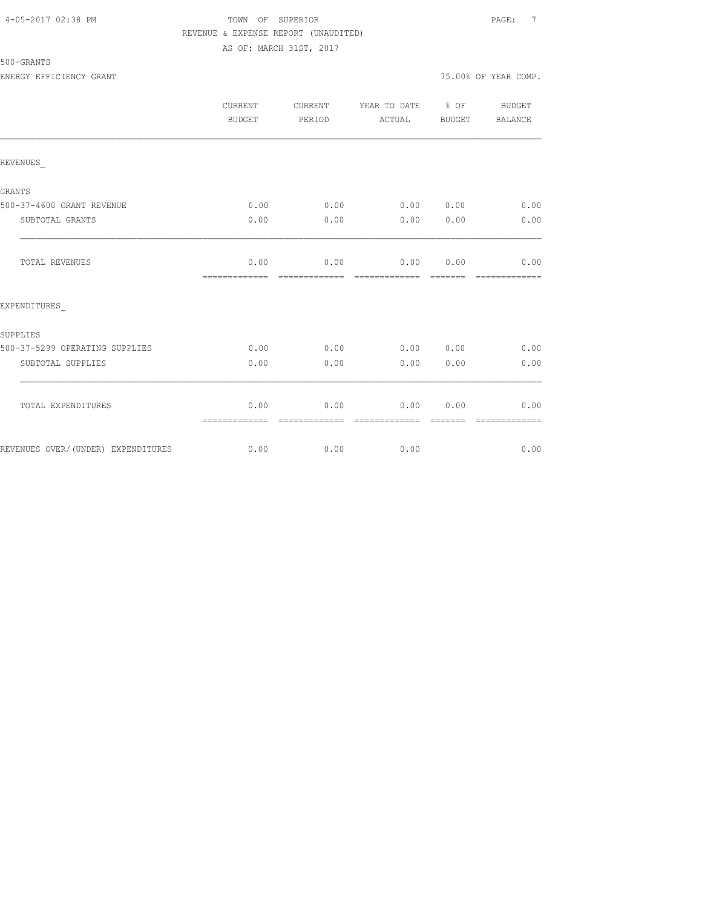TOWN OF SUPERIOR

REVENUE & EXPENSE REPORT (UNAUDITED)

AS OF: MARCH 31ST, 2017

500-GRANTS

ENERGY EFFICIENCY GRANT — 75.00% OF YEAR COMP.

| | CURRENT BUDGET | CURRENT PERIOD | YEAR TO DATE ACTUAL | % OF BUDGET | BUDGET BALANCE |
|---|---|---|---|---|---|
| REVENUES_ | | | | | |
| GRANTS | | | | | |
| 500-37-4600 GRANT REVENUE | 0.00 | 0.00 | 0.00 | 0.00 | 0.00 |
| SUBTOTAL GRANTS | 0.00 | 0.00 | 0.00 | 0.00 | 0.00 |
| TOTAL REVENUES | 0.00 | 0.00 | 0.00 | 0.00 | 0.00 |
| EXPENDITURES_ | | | | | |
| SUPPLIES | | | | | |
| 500-37-5299 OPERATING SUPPLIES | 0.00 | 0.00 | 0.00 | 0.00 | 0.00 |
| SUBTOTAL SUPPLIES | 0.00 | 0.00 | 0.00 | 0.00 | 0.00 |
| TOTAL EXPENDITURES | 0.00 | 0.00 | 0.00 | 0.00 | 0.00 |
| REVENUES OVER/(UNDER) EXPENDITURES | 0.00 | 0.00 | 0.00 | | 0.00 |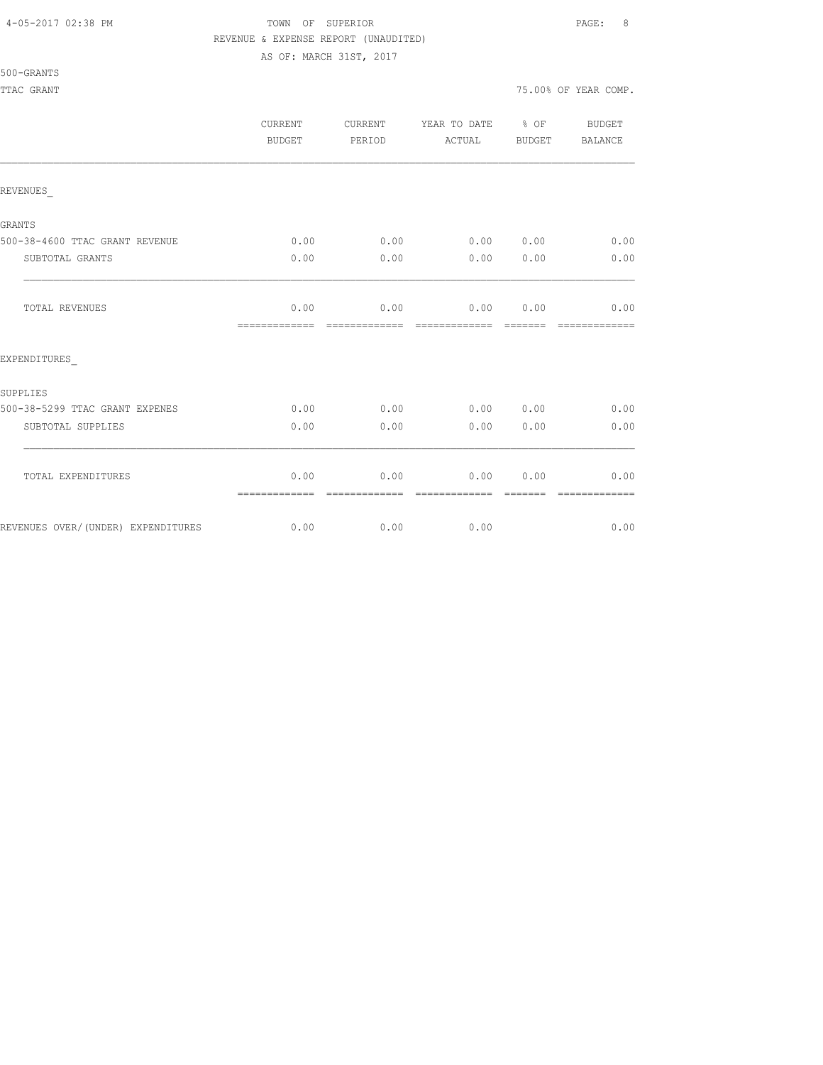TOWN OF SUPERIOR

REVENUE & EXPENSE REPORT (UNAUDITED)

AS OF: MARCH 31ST, 2017

500-GRANTS

TTAC GRANT — 75.00% OF YEAR COMP.

| | CURRENT BUDGET | CURRENT PERIOD | YEAR TO DATE ACTUAL | % OF BUDGET | BUDGET BALANCE |
|---|---|---|---|---|---|
| REVENUES_ | | | | | |
| GRANTS | | | | | |
| 500-38-4600 TTAC GRANT REVENUE | 0.00 | 0.00 | 0.00 | 0.00 | 0.00 |
| SUBTOTAL GRANTS | 0.00 | 0.00 | 0.00 | 0.00 | 0.00 |
| TOTAL REVENUES | 0.00 | 0.00 | 0.00 | 0.00 | 0.00 |
| EXPENDITURES_ | | | | | |
| SUPPLIES | | | | | |
| 500-38-5299 TTAC GRANT EXPENES | 0.00 | 0.00 | 0.00 | 0.00 | 0.00 |
| SUBTOTAL SUPPLIES | 0.00 | 0.00 | 0.00 | 0.00 | 0.00 |
| TOTAL EXPENDITURES | 0.00 | 0.00 | 0.00 | 0.00 | 0.00 |
| REVENUES OVER/(UNDER) EXPENDITURES | 0.00 | 0.00 | 0.00 | | 0.00 |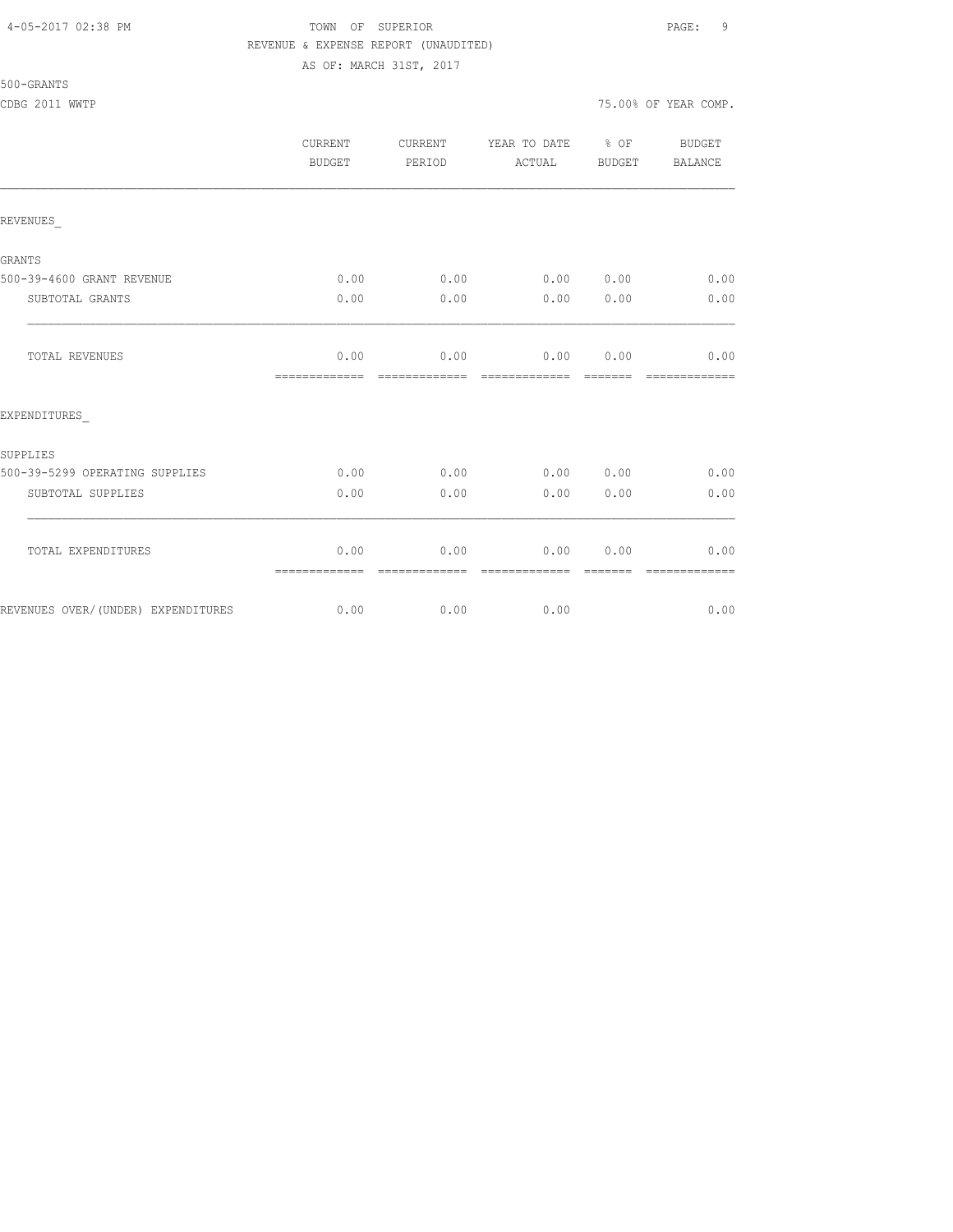TOWN OF SUPERIOR

REVENUE & EXPENSE REPORT (UNAUDITED)

AS OF: MARCH 31ST, 2017

500-GRANTS

CDBG 2011 WWTP

75.00% OF YEAR COMP.

| | CURRENT BUDGET | CURRENT PERIOD | YEAR TO DATE ACTUAL | % OF BUDGET | BUDGET BALANCE |
|---|---|---|---|---|---|
| REVENUES_ | | | | | |
| GRANTS | | | | | |
| 500-39-4600 GRANT REVENUE | 0.00 | 0.00 | 0.00 | 0.00 | 0.00 |
| SUBTOTAL GRANTS | 0.00 | 0.00 | 0.00 | 0.00 | 0.00 |
| TOTAL REVENUES | 0.00 | 0.00 | 0.00 | 0.00 | 0.00 |
| EXPENDITURES_ | | | | | |
| SUPPLIES | | | | | |
| 500-39-5299 OPERATING SUPPLIES | 0.00 | 0.00 | 0.00 | 0.00 | 0.00 |
| SUBTOTAL SUPPLIES | 0.00 | 0.00 | 0.00 | 0.00 | 0.00 |
| TOTAL EXPENDITURES | 0.00 | 0.00 | 0.00 | 0.00 | 0.00 |
| REVENUES OVER/(UNDER) EXPENDITURES | 0.00 | 0.00 | 0.00 | | 0.00 |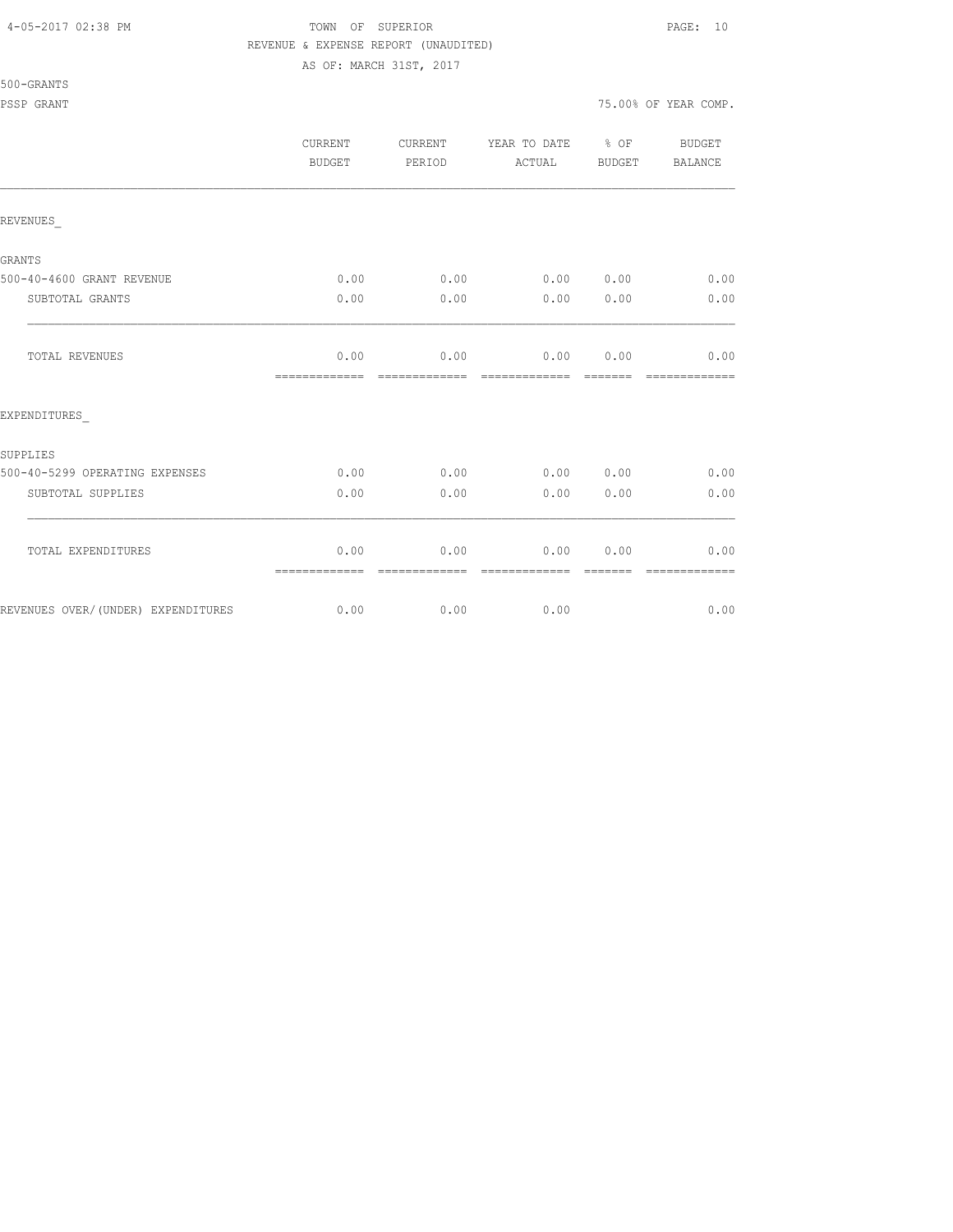TOWN OF SUPERIOR

REVENUE & EXPENSE REPORT (UNAUDITED)

AS OF: MARCH 31ST, 2017

500-GRANTS

PSSP GRANT

75.00% OF YEAR COMP.

| | CURRENT BUDGET | CURRENT PERIOD | YEAR TO DATE ACTUAL | % OF BUDGET | BUDGET BALANCE |
|---|---|---|---|---|---|
| REVENUES_ | | | | | |
| GRANTS | | | | | |
| 500-40-4600 GRANT REVENUE | 0.00 | 0.00 | 0.00 | 0.00 | 0.00 |
| SUBTOTAL GRANTS | 0.00 | 0.00 | 0.00 | 0.00 | 0.00 |
| TOTAL REVENUES | 0.00 | 0.00 | 0.00 | 0.00 | 0.00 |
| EXPENDITURES_ | | | | | |
| SUPPLIES | | | | | |
| 500-40-5299 OPERATING EXPENSES | 0.00 | 0.00 | 0.00 | 0.00 | 0.00 |
| SUBTOTAL SUPPLIES | 0.00 | 0.00 | 0.00 | 0.00 | 0.00 |
| TOTAL EXPENDITURES | 0.00 | 0.00 | 0.00 | 0.00 | 0.00 |
| REVENUES OVER/(UNDER) EXPENDITURES | 0.00 | 0.00 | 0.00 | | 0.00 |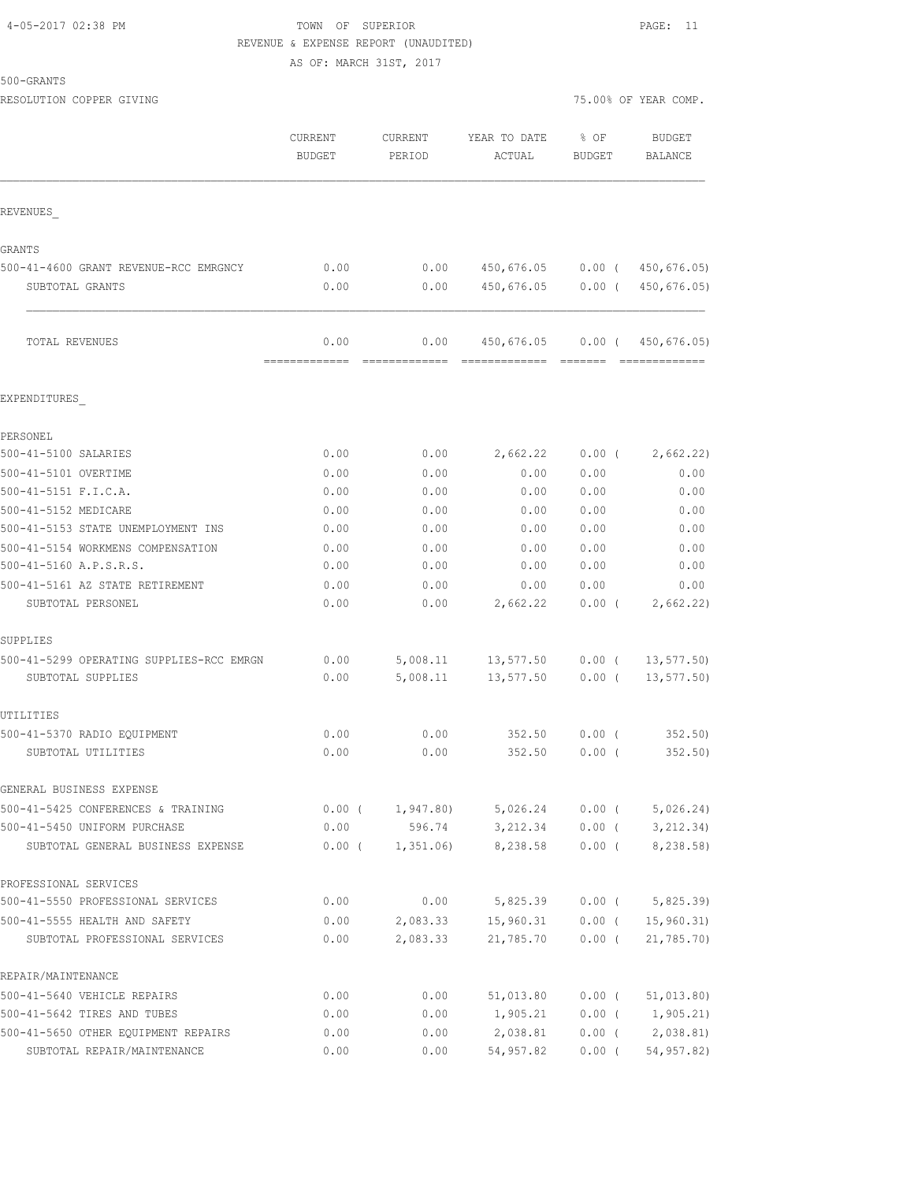4-05-2017 02:38 PM

TOWN OF SUPERIOR

REVENUE & EXPENSE REPORT (UNAUDITED)

AS OF: MARCH 31ST, 2017

500-GRANTS

RESOLUTION COPPER GIVING — 75.00% OF YEAR COMP.

| | CURRENT BUDGET | CURRENT PERIOD | YEAR TO DATE ACTUAL | % OF BUDGET | BUDGET BALANCE |
|---|---|---|---|---|---|
| **REVENUES** | | | | | |
| GRANTS | | | | | |
| 500-41-4600 GRANT REVENUE-RCC EMRGNCY | 0.00 | 0.00 | 450,676.05 | 0.00 ( | 450,676.05) |
| SUBTOTAL GRANTS | 0.00 | 0.00 | 450,676.05 | 0.00 ( | 450,676.05) |
| TOTAL REVENUES | 0.00 | 0.00 | 450,676.05 | 0.00 ( | 450,676.05) |
| **EXPENDITURES** | | | | | |
| PERSONEL | | | | | |
| 500-41-5100 SALARIES | 0.00 | 0.00 | 2,662.22 | 0.00 ( | 2,662.22) |
| 500-41-5101 OVERTIME | 0.00 | 0.00 | 0.00 | 0.00 | 0.00 |
| 500-41-5151 F.I.C.A. | 0.00 | 0.00 | 0.00 | 0.00 | 0.00 |
| 500-41-5152 MEDICARE | 0.00 | 0.00 | 0.00 | 0.00 | 0.00 |
| 500-41-5153 STATE UNEMPLOYMENT INS | 0.00 | 0.00 | 0.00 | 0.00 | 0.00 |
| 500-41-5154 WORKMENS COMPENSATION | 0.00 | 0.00 | 0.00 | 0.00 | 0.00 |
| 500-41-5160 A.P.S.R.S. | 0.00 | 0.00 | 0.00 | 0.00 | 0.00 |
| 500-41-5161 AZ STATE RETIREMENT | 0.00 | 0.00 | 0.00 | 0.00 | 0.00 |
| SUBTOTAL PERSONEL | 0.00 | 0.00 | 2,662.22 | 0.00 ( | 2,662.22) |
| SUPPLIES | | | | | |
| 500-41-5299 OPERATING SUPPLIES-RCC EMRGN | 0.00 | 5,008.11 | 13,577.50 | 0.00 ( | 13,577.50) |
| SUBTOTAL SUPPLIES | 0.00 | 5,008.11 | 13,577.50 | 0.00 ( | 13,577.50) |
| UTILITIES | | | | | |
| 500-41-5370 RADIO EQUIPMENT | 0.00 | 0.00 | 352.50 | 0.00 ( | 352.50) |
| SUBTOTAL UTILITIES | 0.00 | 0.00 | 352.50 | 0.00 ( | 352.50) |
| GENERAL BUSINESS EXPENSE | | | | | |
| 500-41-5425 CONFERENCES & TRAINING | 0.00 ( | 1,947.80) | 5,026.24 | 0.00 ( | 5,026.24) |
| 500-41-5450 UNIFORM PURCHASE | 0.00 | 596.74 | 3,212.34 | 0.00 ( | 3,212.34) |
| SUBTOTAL GENERAL BUSINESS EXPENSE | 0.00 ( | 1,351.06) | 8,238.58 | 0.00 ( | 8,238.58) |
| PROFESSIONAL SERVICES | | | | | |
| 500-41-5550 PROFESSIONAL SERVICES | 0.00 | 0.00 | 5,825.39 | 0.00 ( | 5,825.39) |
| 500-41-5555 HEALTH AND SAFETY | 0.00 | 2,083.33 | 15,960.31 | 0.00 ( | 15,960.31) |
| SUBTOTAL PROFESSIONAL SERVICES | 0.00 | 2,083.33 | 21,785.70 | 0.00 ( | 21,785.70) |
| REPAIR/MAINTENANCE | | | | | |
| 500-41-5640 VEHICLE REPAIRS | 0.00 | 0.00 | 51,013.80 | 0.00 ( | 51,013.80) |
| 500-41-5642 TIRES AND TUBES | 0.00 | 0.00 | 1,905.21 | 0.00 ( | 1,905.21) |
| 500-41-5650 OTHER EQUIPMENT REPAIRS | 0.00 | 0.00 | 2,038.81 | 0.00 ( | 2,038.81) |
| SUBTOTAL REPAIR/MAINTENANCE | 0.00 | 0.00 | 54,957.82 | 0.00 ( | 54,957.82) |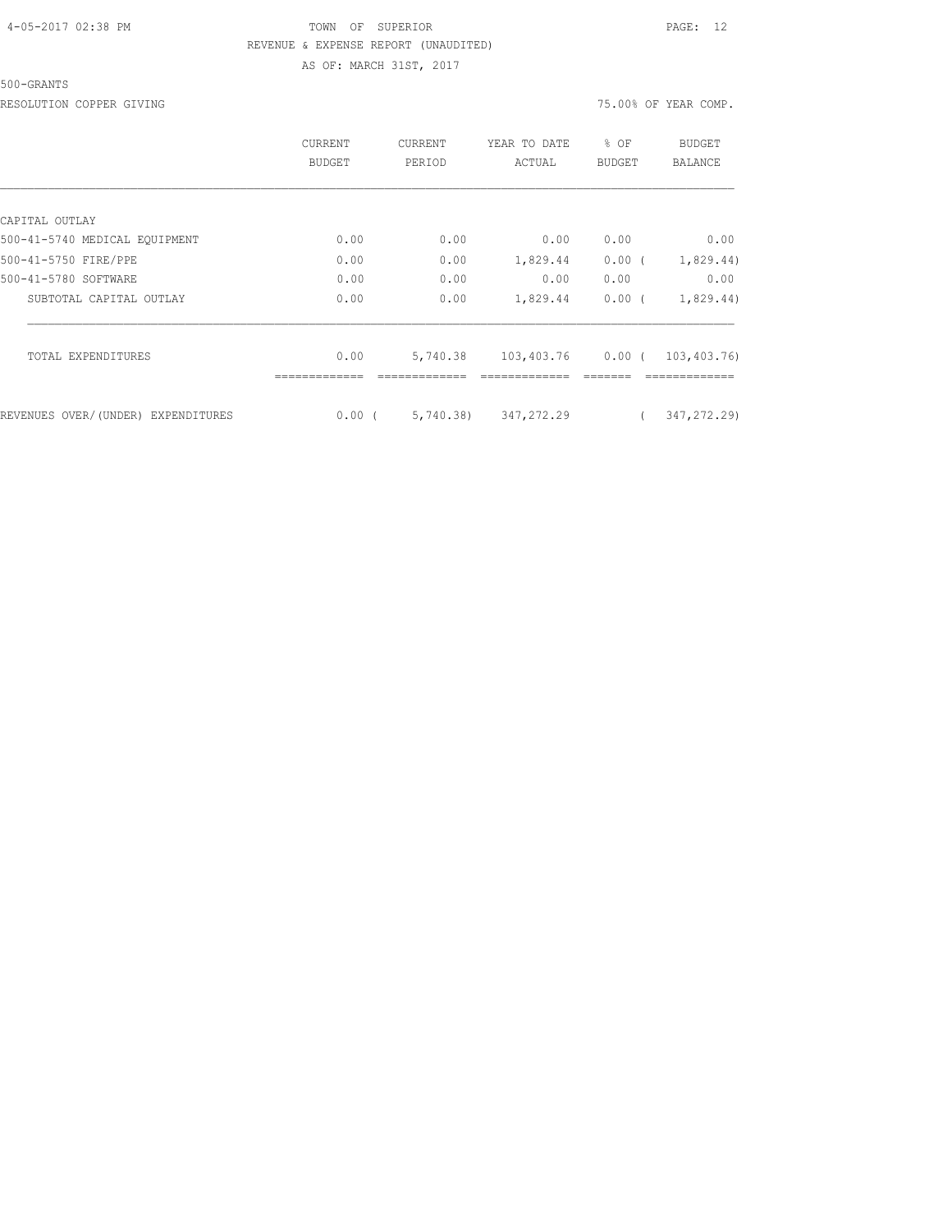4-05-2017 02:38 PM TOWN OF SUPERIOR

REVENUE & EXPENSE REPORT (UNAUDITED)

AS OF: MARCH 31ST, 2017

500-GRANTS

RESOLUTION COPPER GIVING 75.00% OF YEAR COMP.

| | CURRENT BUDGET | CURRENT PERIOD | YEAR TO DATE ACTUAL | % OF BUDGET | BUDGET BALANCE |
|---|---|---|---|---|---|
| CAPITAL OUTLAY | | | | | |
| 500-41-5740 MEDICAL EQUIPMENT | 0.00 | 0.00 | 0.00 | 0.00 | 0.00 |
| 500-41-5750 FIRE/PPE | 0.00 | 0.00 | 1,829.44 | 0.00 | ( 1,829.44) |
| 500-41-5780 SOFTWARE | 0.00 | 0.00 | 0.00 | 0.00 | 0.00 |
| SUBTOTAL CAPITAL OUTLAY | 0.00 | 0.00 | 1,829.44 | 0.00 | ( 1,829.44) |
| TOTAL EXPENDITURES | 0.00 | 5,740.38 | 103,403.76 | 0.00 | ( 103,403.76) |
| REVENUES OVER/(UNDER) EXPENDITURES | 0.00 | ( 5,740.38) | 347,272.29 | | ( 347,272.29) |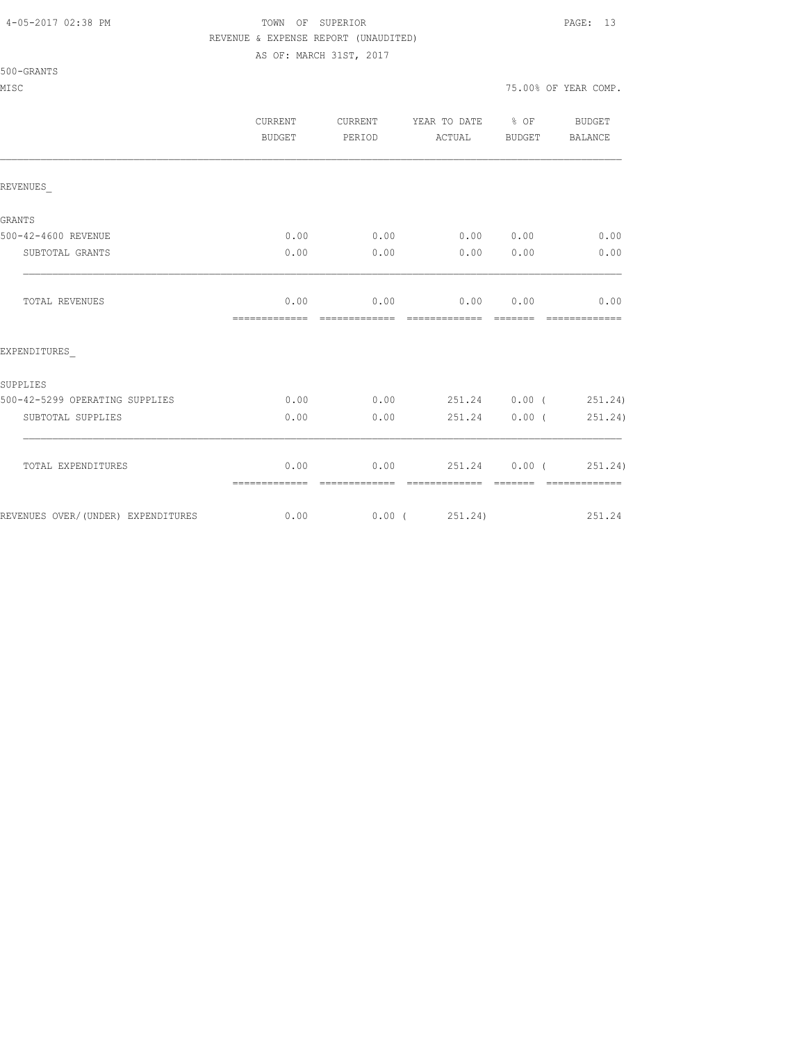TOWN OF SUPERIOR
REVENUE & EXPENSE REPORT (UNAUDITED)
AS OF: MARCH 31ST, 2017

500-GRANTS
MISC

75.00% OF YEAR COMP.

| | CURRENT BUDGET | CURRENT PERIOD | YEAR TO DATE ACTUAL | % OF BUDGET | BUDGET BALANCE |
|---|---|---|---|---|---|
| REVENUES_ | | | | | |
| GRANTS | | | | | |
| 500-42-4600 REVENUE | 0.00 | 0.00 | 0.00 | 0.00 | 0.00 |
| SUBTOTAL GRANTS | 0.00 | 0.00 | 0.00 | 0.00 | 0.00 |
| TOTAL REVENUES | 0.00 | 0.00 | 0.00 | 0.00 | 0.00 |
| EXPENDITURES_ | | | | | |
| SUPPLIES | | | | | |
| 500-42-5299 OPERATING SUPPLIES | 0.00 | 0.00 | 251.24 | 0.00 | ( 251.24) |
| SUBTOTAL SUPPLIES | 0.00 | 0.00 | 251.24 | 0.00 | ( 251.24) |
| TOTAL EXPENDITURES | 0.00 | 0.00 | 251.24 | 0.00 | ( 251.24) |
| REVENUES OVER/(UNDER) EXPENDITURES | 0.00 | 0.00 | ( 251.24) | | 251.24 |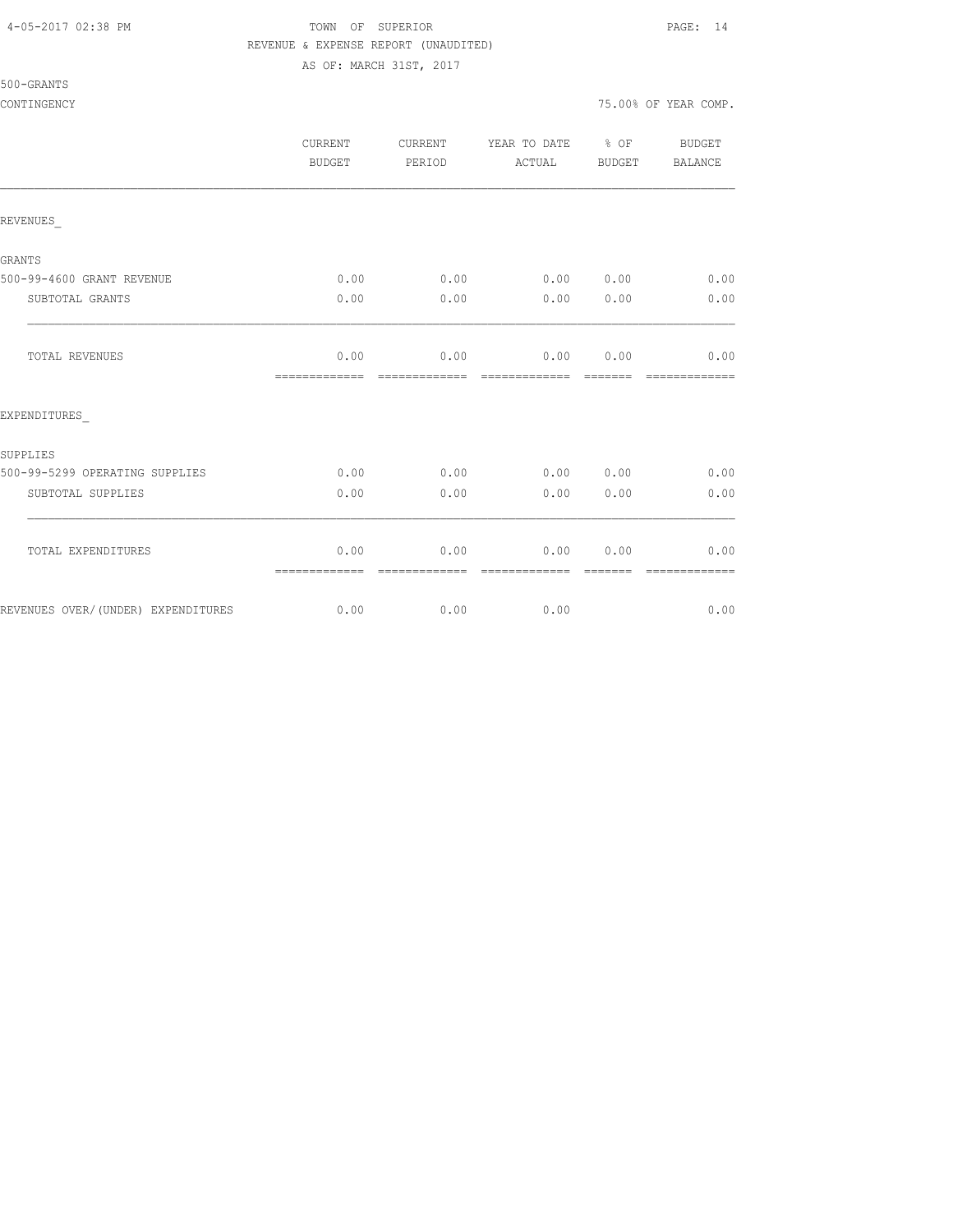TOWN OF SUPERIOR
REVENUE & EXPENSE REPORT (UNAUDITED)
AS OF: MARCH 31ST, 2017

500-GRANTS
CONTINGENCY

75.00% OF YEAR COMP.

| | CURRENT BUDGET | CURRENT PERIOD | YEAR TO DATE ACTUAL | % OF BUDGET | BUDGET BALANCE |
|---|---|---|---|---|---|
| REVENUES_ | | | | | |
| GRANTS | | | | | |
| 500-99-4600 GRANT REVENUE | 0.00 | 0.00 | 0.00 | 0.00 | 0.00 |
| SUBTOTAL GRANTS | 0.00 | 0.00 | 0.00 | 0.00 | 0.00 |
| TOTAL REVENUES | 0.00 | 0.00 | 0.00 | 0.00 | 0.00 |
| EXPENDITURES_ | | | | | |
| SUPPLIES | | | | | |
| 500-99-5299 OPERATING SUPPLIES | 0.00 | 0.00 | 0.00 | 0.00 | 0.00 |
| SUBTOTAL SUPPLIES | 0.00 | 0.00 | 0.00 | 0.00 | 0.00 |
| TOTAL EXPENDITURES | 0.00 | 0.00 | 0.00 | 0.00 | 0.00 |
| REVENUES OVER/(UNDER) EXPENDITURES | 0.00 | 0.00 | 0.00 | | 0.00 |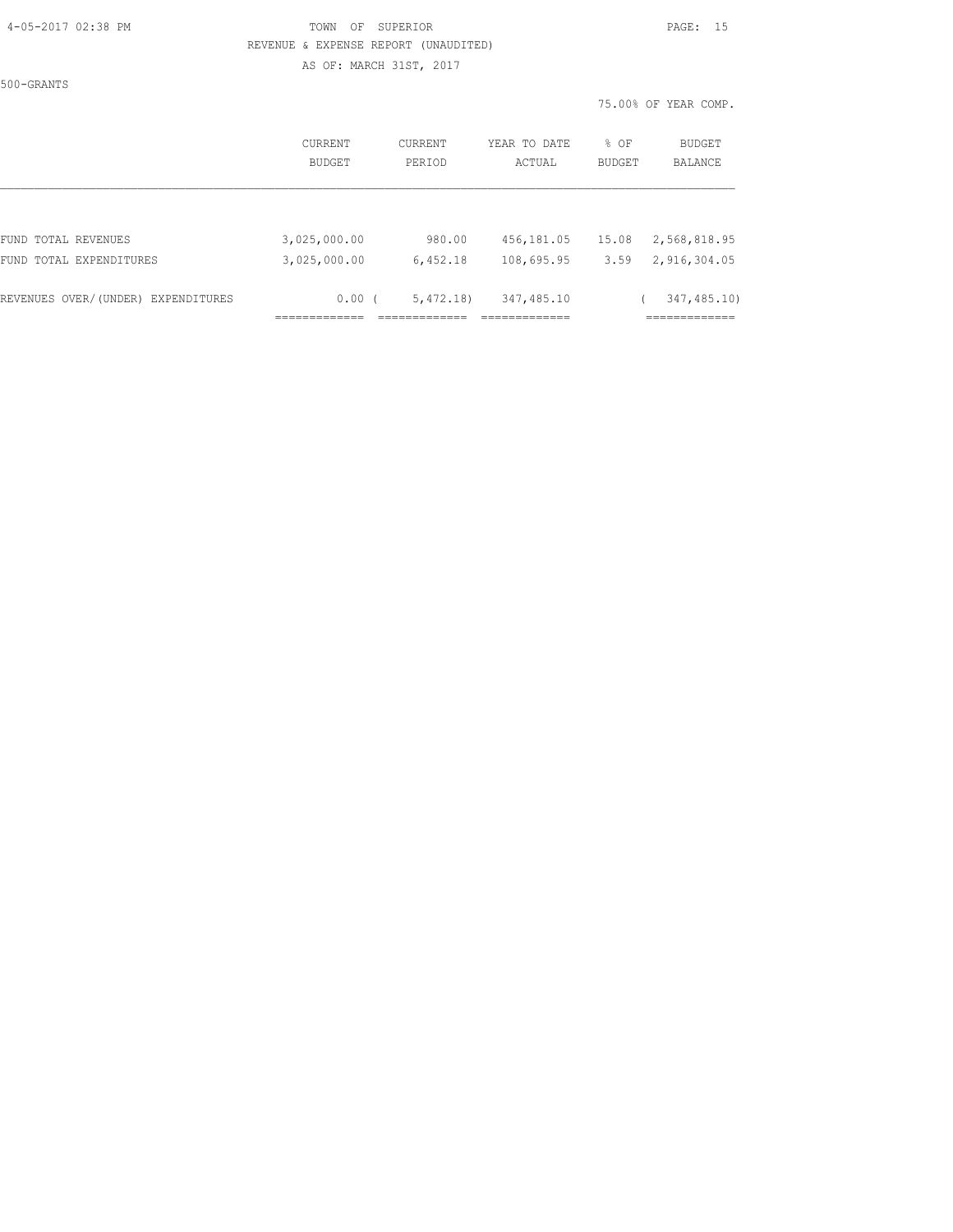4-05-2017 02:38 PM — TOWN OF SUPERIOR

REVENUE & EXPENSE REPORT (UNAUDITED)

AS OF: MARCH 31ST, 2017

500-GRANTS

75.00% OF YEAR COMP.

| | CURRENT BUDGET | CURRENT PERIOD | YEAR TO DATE ACTUAL | % OF BUDGET | BUDGET BALANCE |
|---|---|---|---|---|---|
| FUND TOTAL REVENUES | 3,025,000.00 | 980.00 | 456,181.05 | 15.08 | 2,568,818.95 |
| FUND TOTAL EXPENDITURES | 3,025,000.00 | 6,452.18 | 108,695.95 | 3.59 | 2,916,304.05 |
| REVENUES OVER/(UNDER) EXPENDITURES | 0.00 | ( 5,472.18) | 347,485.10 | | ( 347,485.10) |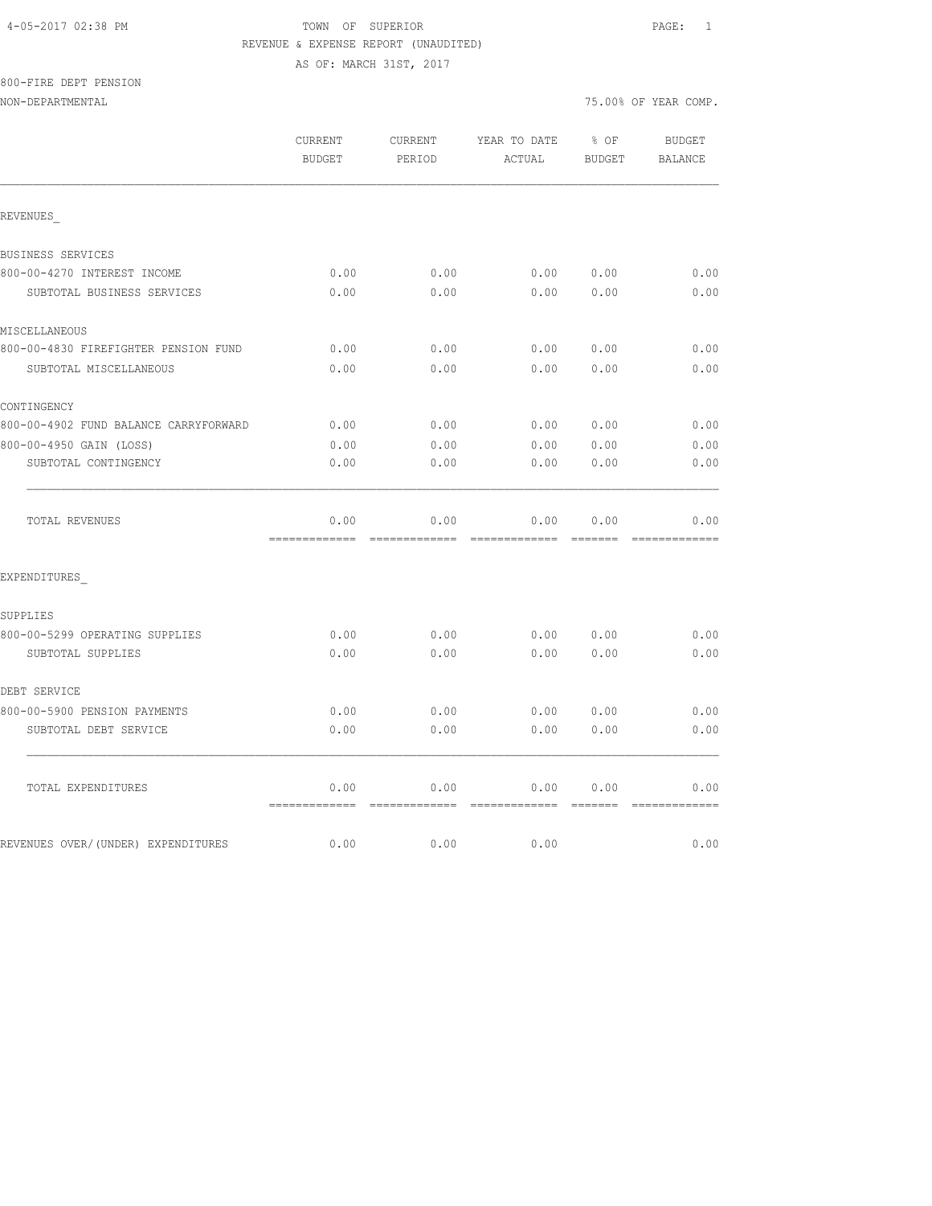TOWN OF SUPERIOR

REVENUE & EXPENSE REPORT (UNAUDITED)

AS OF: MARCH 31ST, 2017

800-FIRE DEPT PENSION

NON-DEPARTMENTAL

75.00% OF YEAR COMP.

| | CURRENT BUDGET | CURRENT PERIOD | YEAR TO DATE ACTUAL | % OF BUDGET | BUDGET BALANCE |
|---|---|---|---|---|---|
| REVENUES_ | | | | | |
| BUSINESS SERVICES | | | | | |
| 800-00-4270 INTEREST INCOME | 0.00 | 0.00 | 0.00 | 0.00 | 0.00 |
| SUBTOTAL BUSINESS SERVICES | 0.00 | 0.00 | 0.00 | 0.00 | 0.00 |
| MISCELLANEOUS | | | | | |
| 800-00-4830 FIREFIGHTER PENSION FUND | 0.00 | 0.00 | 0.00 | 0.00 | 0.00 |
| SUBTOTAL MISCELLANEOUS | 0.00 | 0.00 | 0.00 | 0.00 | 0.00 |
| CONTINGENCY | | | | | |
| 800-00-4902 FUND BALANCE CARRYFORWARD | 0.00 | 0.00 | 0.00 | 0.00 | 0.00 |
| 800-00-4950 GAIN (LOSS) | 0.00 | 0.00 | 0.00 | 0.00 | 0.00 |
| SUBTOTAL CONTINGENCY | 0.00 | 0.00 | 0.00 | 0.00 | 0.00 |
| TOTAL REVENUES | 0.00 | 0.00 | 0.00 | 0.00 | 0.00 |
| EXPENDITURES_ | | | | | |
| SUPPLIES | | | | | |
| 800-00-5299 OPERATING SUPPLIES | 0.00 | 0.00 | 0.00 | 0.00 | 0.00 |
| SUBTOTAL SUPPLIES | 0.00 | 0.00 | 0.00 | 0.00 | 0.00 |
| DEBT SERVICE | | | | | |
| 800-00-5900 PENSION PAYMENTS | 0.00 | 0.00 | 0.00 | 0.00 | 0.00 |
| SUBTOTAL DEBT SERVICE | 0.00 | 0.00 | 0.00 | 0.00 | 0.00 |
| TOTAL EXPENDITURES | 0.00 | 0.00 | 0.00 | 0.00 | 0.00 |
| REVENUES OVER/(UNDER) EXPENDITURES | 0.00 | 0.00 | 0.00 | | 0.00 |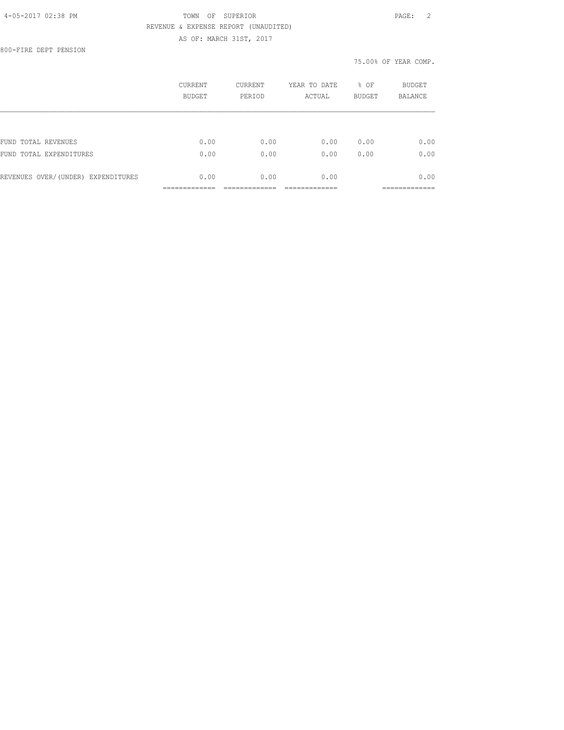TOWN OF SUPERIOR

REVENUE & EXPENSE REPORT (UNAUDITED)

AS OF: MARCH 31ST, 2017

800-FIRE DEPT PENSION

75.00% OF YEAR COMP.

| | CURRENT BUDGET | CURRENT PERIOD | YEAR TO DATE ACTUAL | % OF BUDGET | BUDGET BALANCE |
|---|---|---|---|---|---|
| FUND TOTAL REVENUES | 0.00 | 0.00 | 0.00 | 0.00 | 0.00 |
| FUND TOTAL EXPENDITURES | 0.00 | 0.00 | 0.00 | 0.00 | 0.00 |
| REVENUES OVER/(UNDER) EXPENDITURES | 0.00 | 0.00 | 0.00 | | 0.00 |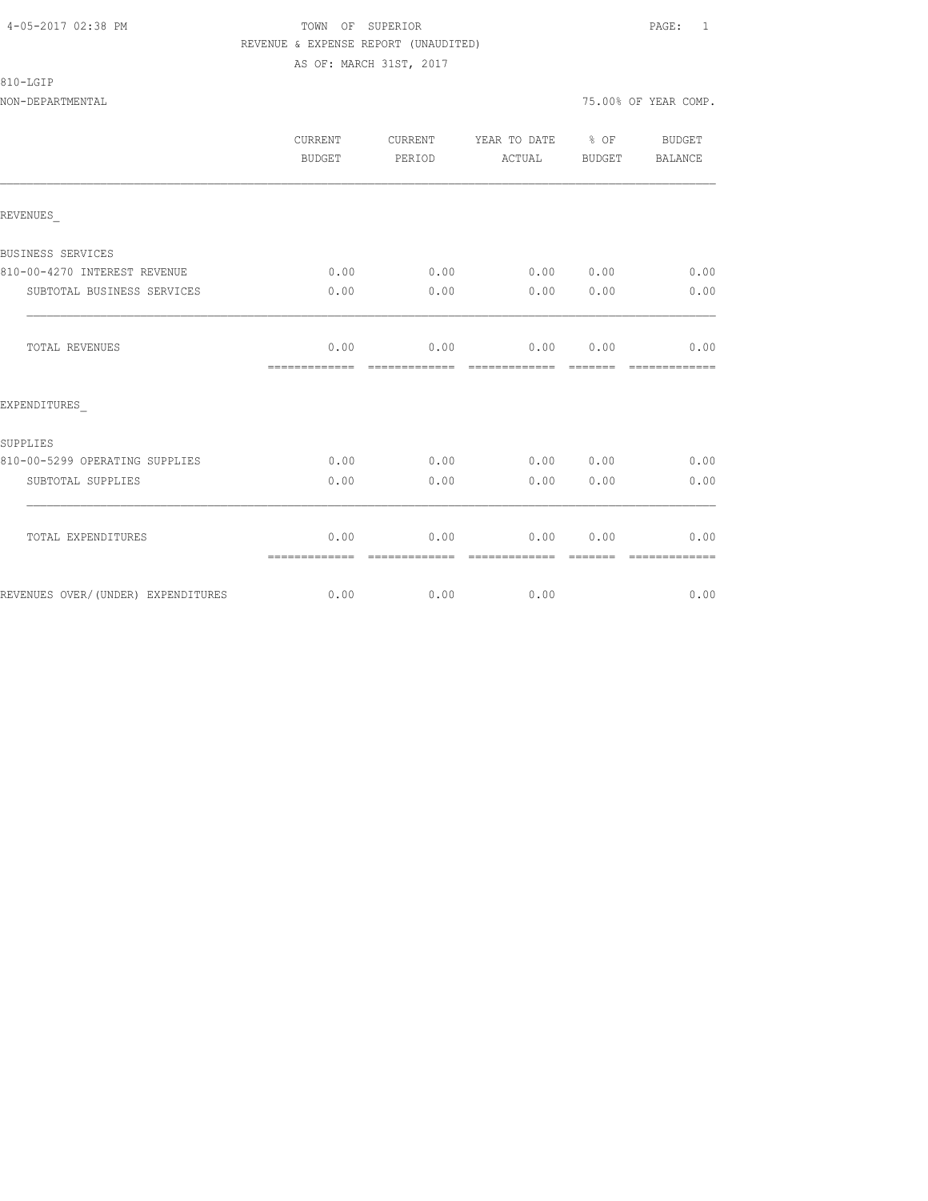TOWN OF SUPERIOR

REVENUE & EXPENSE REPORT (UNAUDITED)

AS OF: MARCH 31ST, 2017

4-05-2017 02:38 PM

810-LGIP

NON-DEPARTMENTAL

75.00% OF YEAR COMP.

| | CURRENT BUDGET | CURRENT PERIOD | YEAR TO DATE ACTUAL | % OF BUDGET | BUDGET BALANCE |
|---|---|---|---|---|---|
| REVENUES_ | | | | | |
| BUSINESS SERVICES | | | | | |
| 810-00-4270 INTEREST REVENUE | 0.00 | 0.00 | 0.00 | 0.00 | 0.00 |
| SUBTOTAL BUSINESS SERVICES | 0.00 | 0.00 | 0.00 | 0.00 | 0.00 |
| TOTAL REVENUES | 0.00 | 0.00 | 0.00 | 0.00 | 0.00 |
| EXPENDITURES_ | | | | | |
| SUPPLIES | | | | | |
| 810-00-5299 OPERATING SUPPLIES | 0.00 | 0.00 | 0.00 | 0.00 | 0.00 |
| SUBTOTAL SUPPLIES | 0.00 | 0.00 | 0.00 | 0.00 | 0.00 |
| TOTAL EXPENDITURES | 0.00 | 0.00 | 0.00 | 0.00 | 0.00 |
| REVENUES OVER/(UNDER) EXPENDITURES | 0.00 | 0.00 | 0.00 | | 0.00 |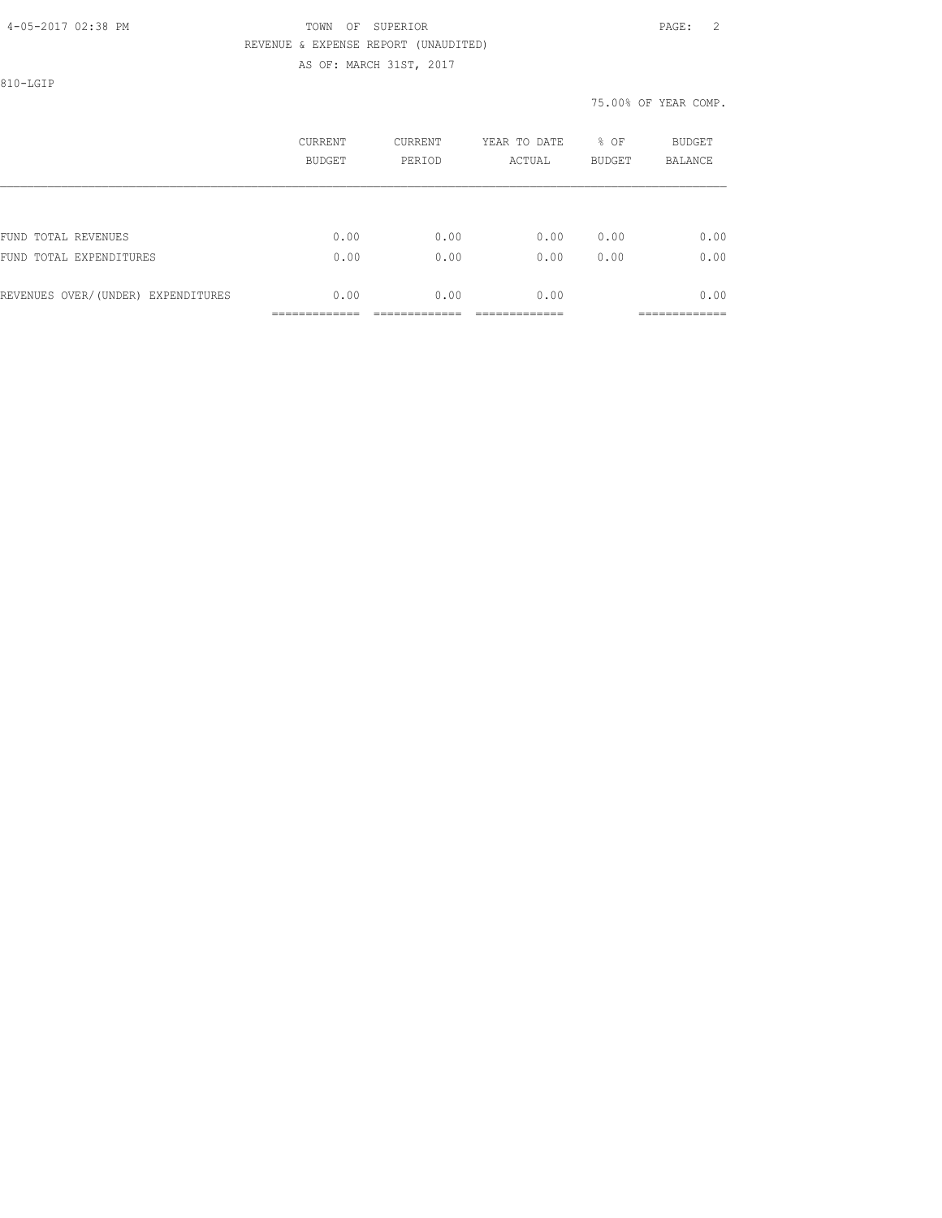TOWN OF SUPERIOR
REVENUE & EXPENSE REPORT (UNAUDITED)
AS OF: MARCH 31ST, 2017

810-LGIP

75.00% OF YEAR COMP.

| | CURRENT BUDGET | CURRENT PERIOD | YEAR TO DATE ACTUAL | % OF BUDGET | BUDGET BALANCE |
|---|---|---|---|---|---|
| FUND TOTAL REVENUES | 0.00 | 0.00 | 0.00 | 0.00 | 0.00 |
| FUND TOTAL EXPENDITURES | 0.00 | 0.00 | 0.00 | 0.00 | 0.00 |
| REVENUES OVER/(UNDER) EXPENDITURES | 0.00 | 0.00 | 0.00 | | 0.00 |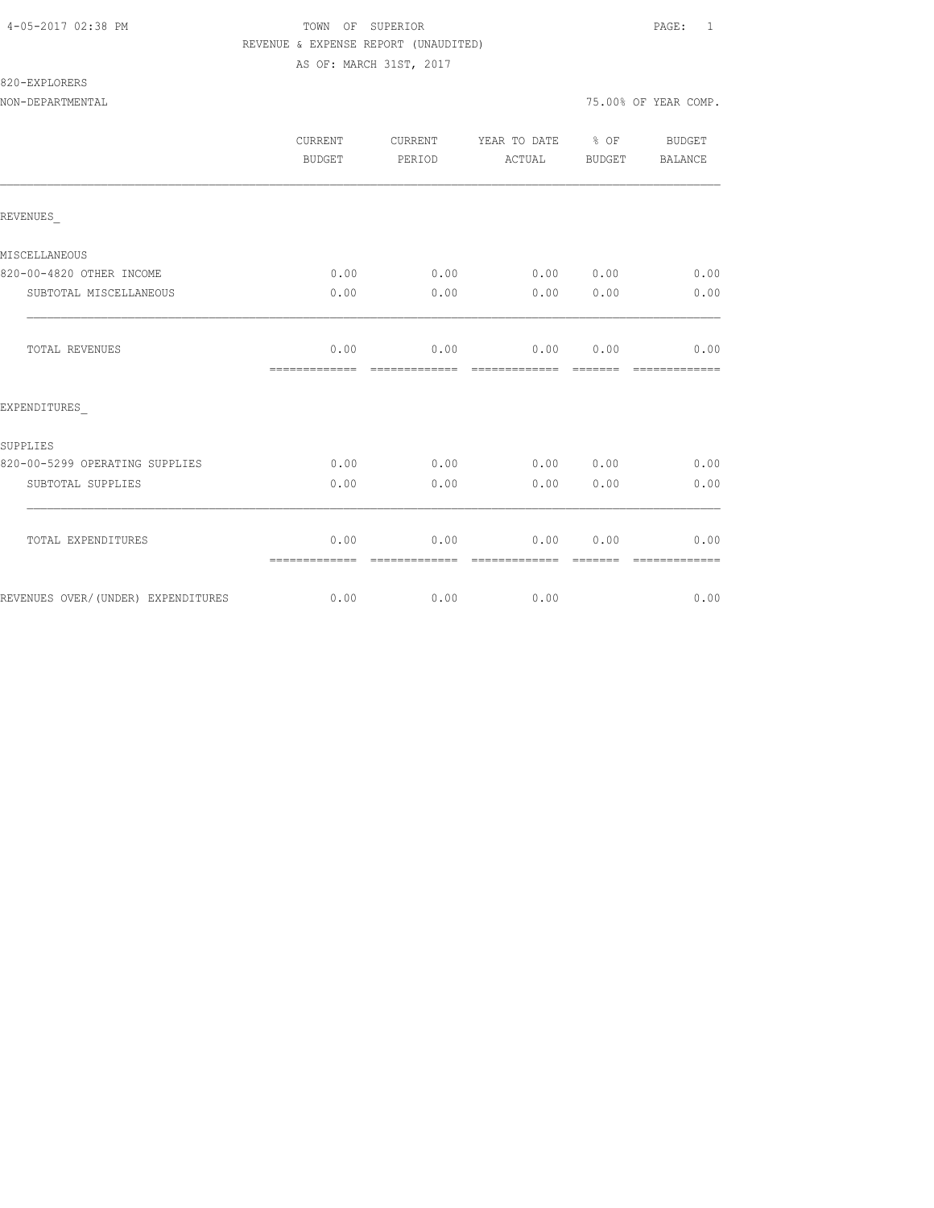4-05-2017 02:38 PM

# TOWN OF SUPERIOR

REVENUE & EXPENSE REPORT (UNAUDITED)

AS OF: MARCH 31ST, 2017

820-EXPLORERS

NON-DEPARTMENTAL

75.00% OF YEAR COMP.

| | CURRENT BUDGET | CURRENT PERIOD | YEAR TO DATE ACTUAL | % OF BUDGET | BUDGET BALANCE |
|---|---|---|---|---|---|
| REVENUES_ | | | | | |
| MISCELLANEOUS | | | | | |
| 820-00-4820 OTHER INCOME | 0.00 | 0.00 | 0.00 | 0.00 | 0.00 |
| SUBTOTAL MISCELLANEOUS | 0.00 | 0.00 | 0.00 | 0.00 | 0.00 |
| TOTAL REVENUES | 0.00 | 0.00 | 0.00 | 0.00 | 0.00 |
| EXPENDITURES_ | | | | | |
| SUPPLIES | | | | | |
| 820-00-5299 OPERATING SUPPLIES | 0.00 | 0.00 | 0.00 | 0.00 | 0.00 |
| SUBTOTAL SUPPLIES | 0.00 | 0.00 | 0.00 | 0.00 | 0.00 |
| TOTAL EXPENDITURES | 0.00 | 0.00 | 0.00 | 0.00 | 0.00 |
| REVENUES OVER/(UNDER) EXPENDITURES | 0.00 | 0.00 | 0.00 | | 0.00 |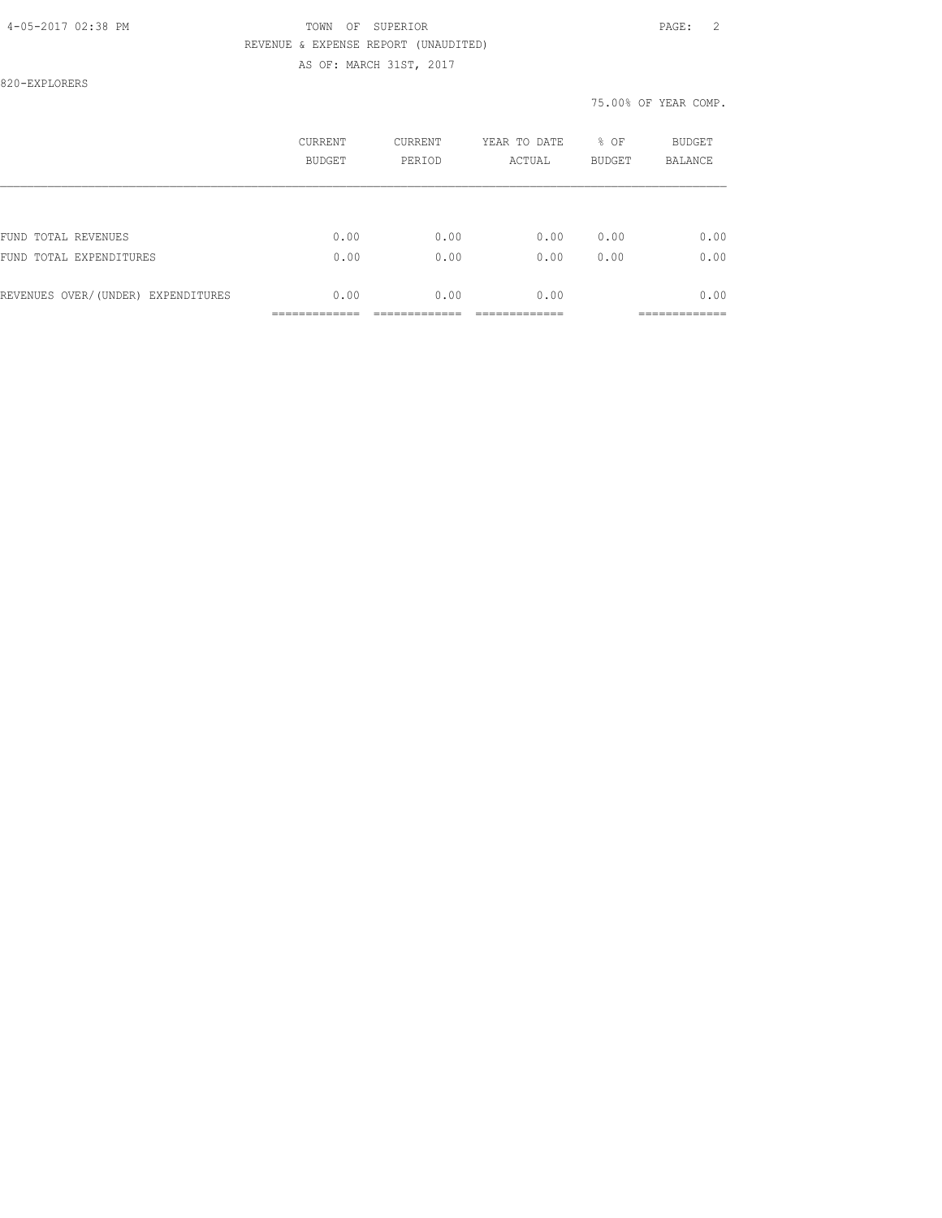TOWN OF SUPERIOR

REVENUE & EXPENSE REPORT (UNAUDITED)

AS OF: MARCH 31ST, 2017

820-EXPLORERS

75.00% OF YEAR COMP.

| | CURRENT BUDGET | CURRENT PERIOD | YEAR TO DATE ACTUAL | % OF BUDGET | BUDGET BALANCE |
|---|---|---|---|---|---|
| FUND TOTAL REVENUES | 0.00 | 0.00 | 0.00 | 0.00 | 0.00 |
| FUND TOTAL EXPENDITURES | 0.00 | 0.00 | 0.00 | 0.00 | 0.00 |
| REVENUES OVER/(UNDER) EXPENDITURES | 0.00 | 0.00 | 0.00 | | 0.00 |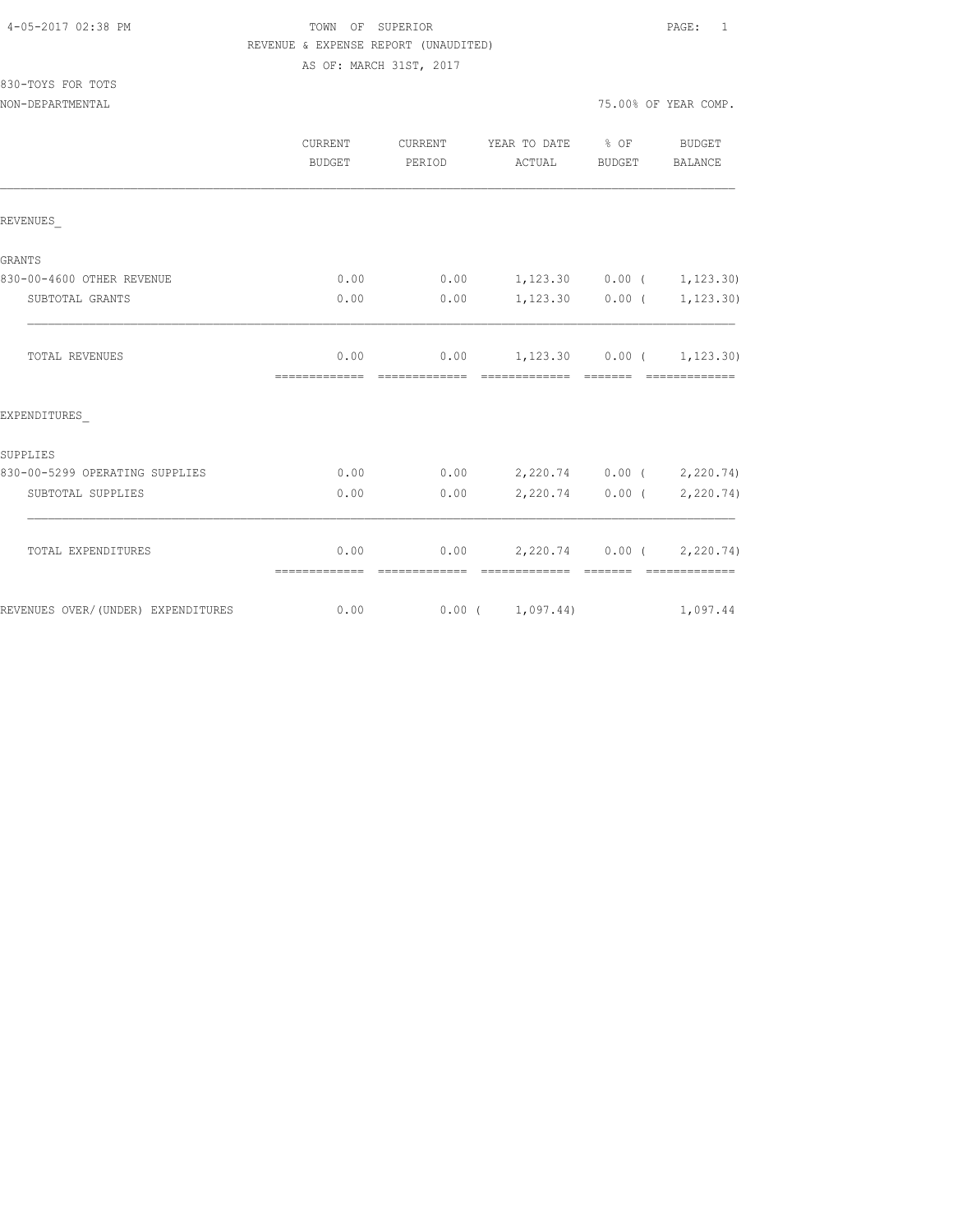TOWN OF SUPERIOR
REVENUE & EXPENSE REPORT (UNAUDITED)
AS OF: MARCH 31ST, 2017

830-TOYS FOR TOTS
NON-DEPARTMENTAL

75.00% OF YEAR COMP.

| | CURRENT BUDGET | CURRENT PERIOD | YEAR TO DATE ACTUAL | % OF BUDGET | BUDGET BALANCE |
|---|---|---|---|---|---|
| REVENUES_ | | | | | |
| GRANTS | | | | | |
| 830-00-4600 OTHER REVENUE | 0.00 | 0.00 | 1,123.30 | 0.00 | ( 1,123.30) |
| SUBTOTAL GRANTS | 0.00 | 0.00 | 1,123.30 | 0.00 | ( 1,123.30) |
| TOTAL REVENUES | 0.00 | 0.00 | 1,123.30 | 0.00 | ( 1,123.30) |
| EXPENDITURES_ | | | | | |
| SUPPLIES | | | | | |
| 830-00-5299 OPERATING SUPPLIES | 0.00 | 0.00 | 2,220.74 | 0.00 | ( 2,220.74) |
| SUBTOTAL SUPPLIES | 0.00 | 0.00 | 2,220.74 | 0.00 | ( 2,220.74) |
| TOTAL EXPENDITURES | 0.00 | 0.00 | 2,220.74 | 0.00 | ( 2,220.74) |
| REVENUES OVER/(UNDER) EXPENDITURES | 0.00 | 0.00 | ( 1,097.44) | | 1,097.44 |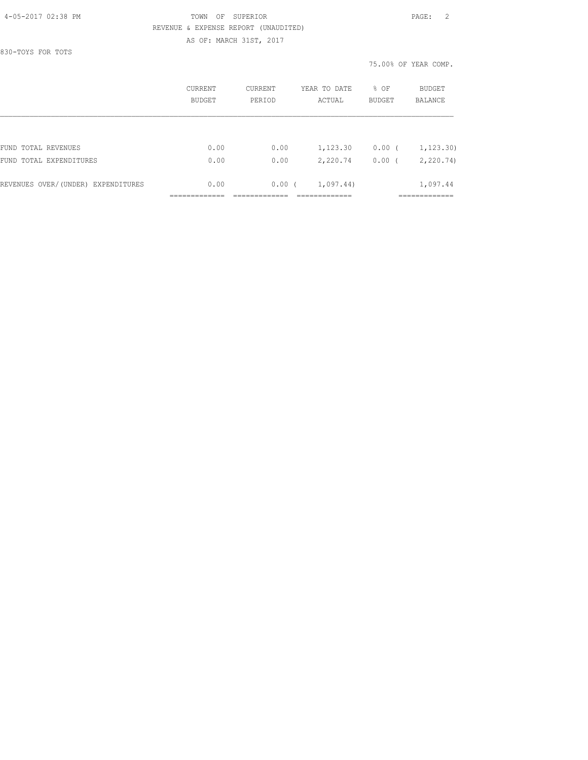4-05-2017 02:38 PM TOWN OF SUPERIOR

REVENUE & EXPENSE REPORT (UNAUDITED)

AS OF: MARCH 31ST, 2017

830-TOYS FOR TOTS

75.00% OF YEAR COMP.

| | CURRENT BUDGET | CURRENT PERIOD | YEAR TO DATE ACTUAL | % OF BUDGET | BUDGET BALANCE |
|---|---|---|---|---|---|
| FUND TOTAL REVENUES | 0.00 | 0.00 | 1,123.30 | 0.00 ( | 1,123.30) |
| FUND TOTAL EXPENDITURES | 0.00 | 0.00 | 2,220.74 | 0.00 ( | 2,220.74) |
| REVENUES OVER/(UNDER) EXPENDITURES | 0.00 | 0.00 ( | 1,097.44) | | 1,097.44 |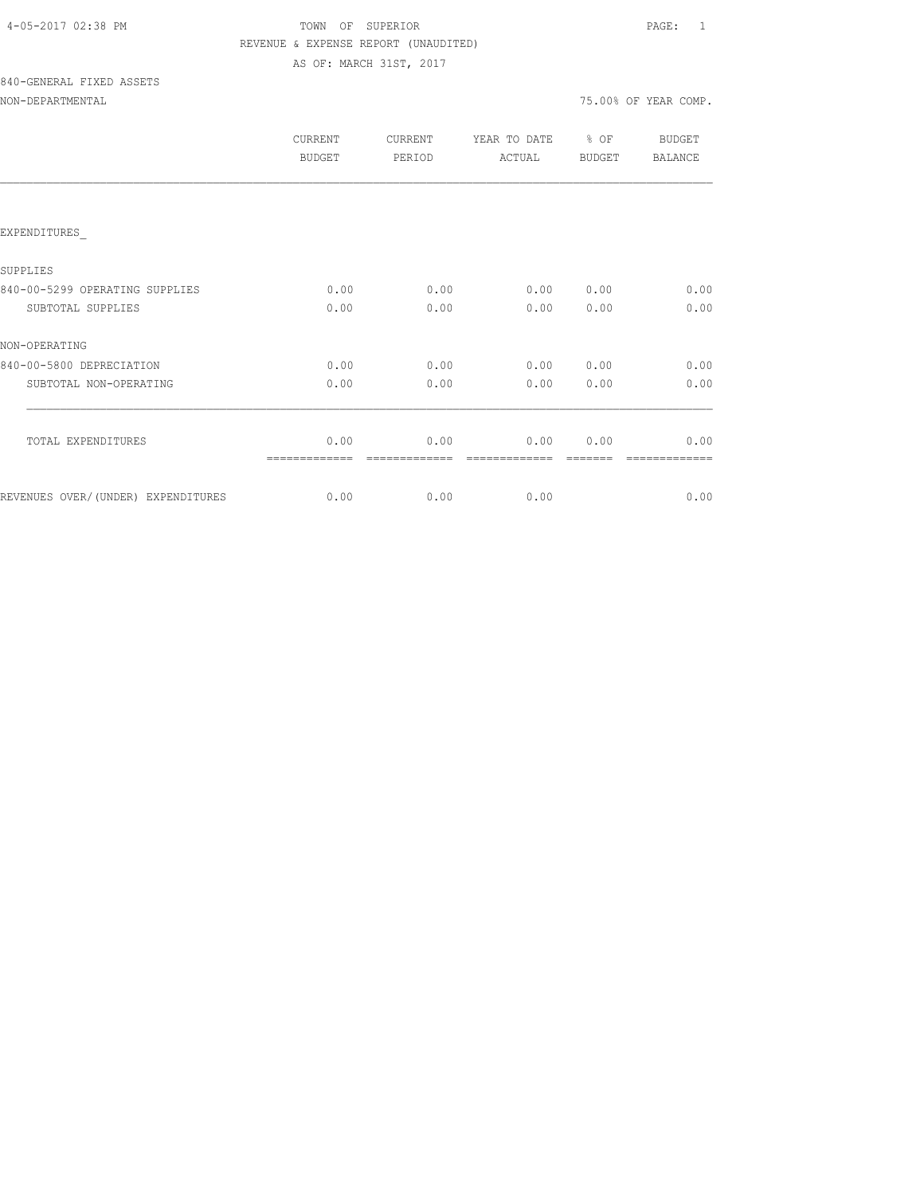TOWN OF SUPERIOR
REVENUE & EXPENSE REPORT (UNAUDITED)
AS OF: MARCH 31ST, 2017

840-GENERAL FIXED ASSETS
NON-DEPARTMENTAL

75.00% OF YEAR COMP.

| | CURRENT BUDGET | CURRENT PERIOD | YEAR TO DATE ACTUAL | % OF BUDGET | BUDGET BALANCE |
|---|---|---|---|---|---|
| EXPENDITURES_ | | | | | |
| SUPPLIES | | | | | |
| 840-00-5299 OPERATING SUPPLIES | 0.00 | 0.00 | 0.00 | 0.00 | 0.00 |
| SUBTOTAL SUPPLIES | 0.00 | 0.00 | 0.00 | 0.00 | 0.00 |
| NON-OPERATING | | | | | |
| 840-00-5800 DEPRECIATION | 0.00 | 0.00 | 0.00 | 0.00 | 0.00 |
| SUBTOTAL NON-OPERATING | 0.00 | 0.00 | 0.00 | 0.00 | 0.00 |
| TOTAL EXPENDITURES | 0.00 | 0.00 | 0.00 | 0.00 | 0.00 |
| REVENUES OVER/(UNDER) EXPENDITURES | 0.00 | 0.00 | 0.00 | | 0.00 |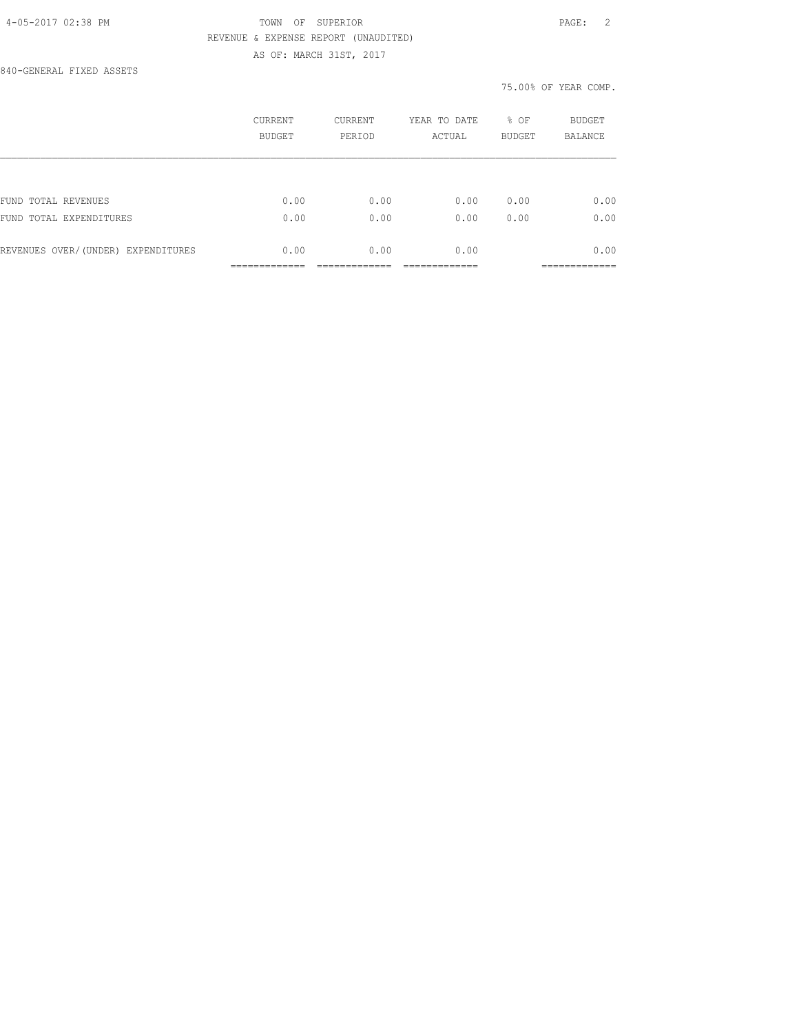4-05-2017 02:38 PM TOWN OF SUPERIOR

REVENUE & EXPENSE REPORT (UNAUDITED)

AS OF: MARCH 31ST, 2017

840-GENERAL FIXED ASSETS

75.00% OF YEAR COMP.

| | CURRENT BUDGET | CURRENT PERIOD | YEAR TO DATE ACTUAL | % OF BUDGET | BUDGET BALANCE |
|---|---|---|---|---|---|
| FUND TOTAL REVENUES | 0.00 | 0.00 | 0.00 | 0.00 | 0.00 |
| FUND TOTAL EXPENDITURES | 0.00 | 0.00 | 0.00 | 0.00 | 0.00 |
| REVENUES OVER/(UNDER) EXPENDITURES | 0.00 | 0.00 | 0.00 | | 0.00 |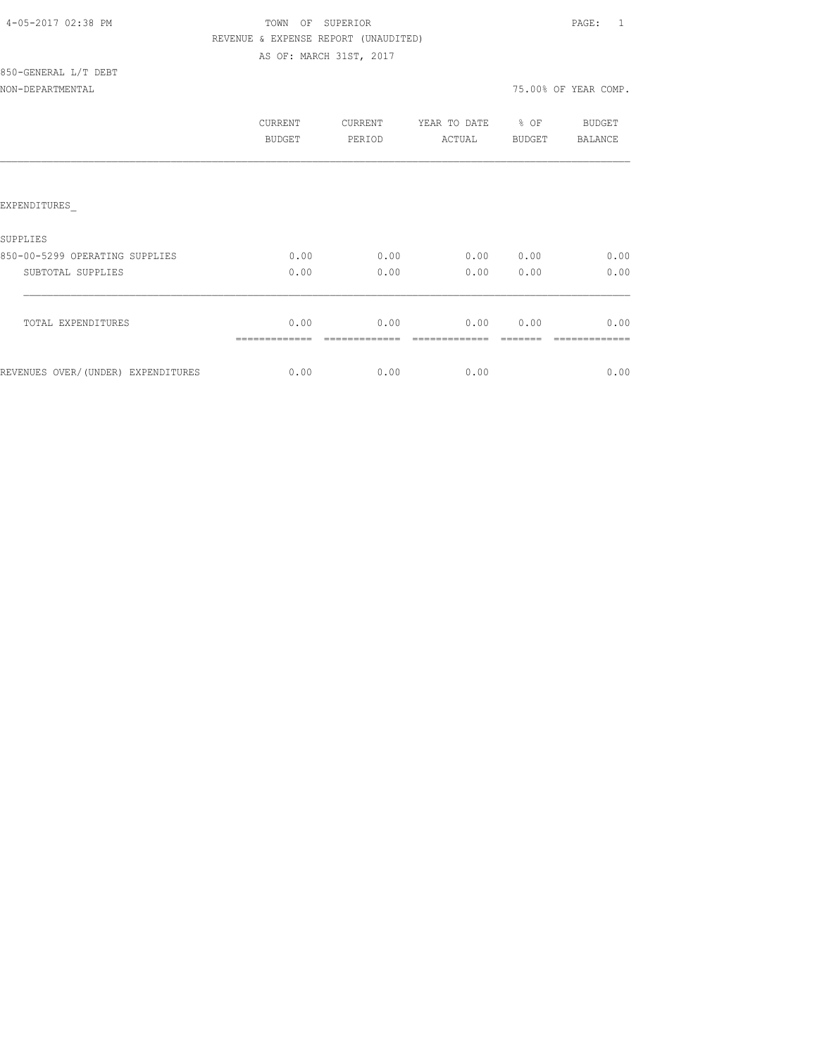TOWN OF SUPERIOR
REVENUE & EXPENSE REPORT (UNAUDITED)
AS OF: MARCH 31ST, 2017

850-GENERAL L/T DEBT
NON-DEPARTMENTAL

75.00% OF YEAR COMP.

| | CURRENT BUDGET | CURRENT PERIOD | YEAR TO DATE ACTUAL | % OF BUDGET | BUDGET BALANCE |
|---|---|---|---|---|---|
| EXPENDITURES_ | | | | | |
| SUPPLIES | | | | | |
| 850-00-5299 OPERATING SUPPLIES | 0.00 | 0.00 | 0.00 | 0.00 | 0.00 |
| SUBTOTAL SUPPLIES | 0.00 | 0.00 | 0.00 | 0.00 | 0.00 |
| TOTAL EXPENDITURES | 0.00 | 0.00 | 0.00 | 0.00 | 0.00 |
| REVENUES OVER/(UNDER) EXPENDITURES | 0.00 | 0.00 | 0.00 | | 0.00 |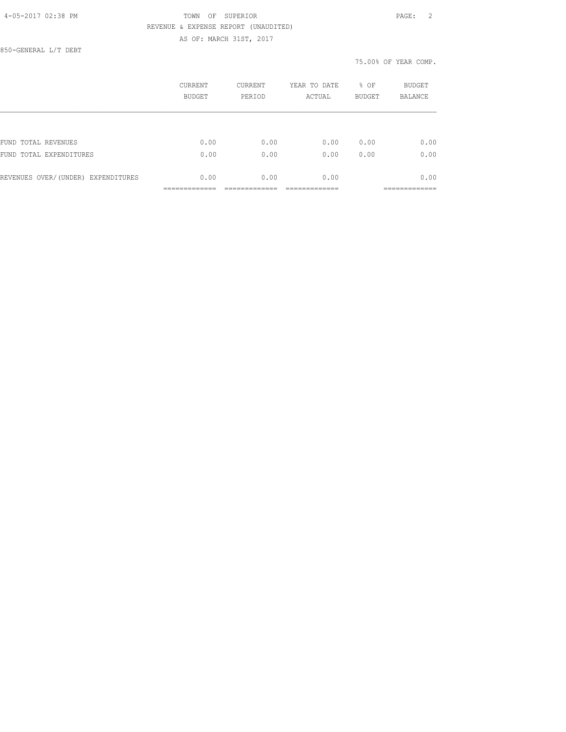TOWN OF SUPERIOR

REVENUE & EXPENSE REPORT (UNAUDITED)

AS OF: MARCH 31ST, 2017

850-GENERAL L/T DEBT

75.00% OF YEAR COMP.

| | CURRENT BUDGET | CURRENT PERIOD | YEAR TO DATE ACTUAL | % OF BUDGET | BUDGET BALANCE |
|---|---|---|---|---|---|
| FUND TOTAL REVENUES | 0.00 | 0.00 | 0.00 | 0.00 | 0.00 |
| FUND TOTAL EXPENDITURES | 0.00 | 0.00 | 0.00 | 0.00 | 0.00 |
| REVENUES OVER/(UNDER) EXPENDITURES | 0.00 | 0.00 | 0.00 | | 0.00 |